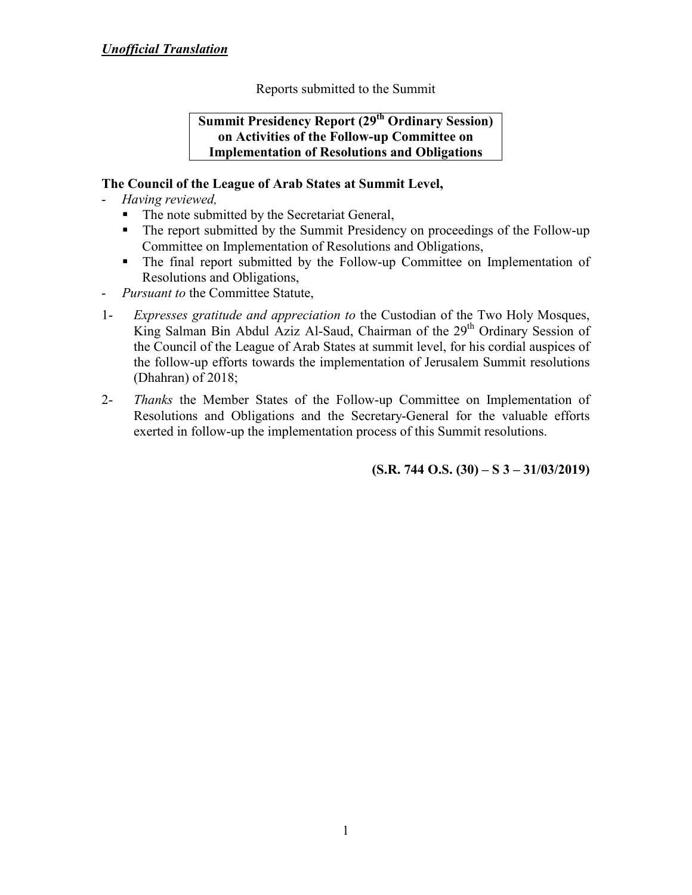***Unofficial Translation***

Reports submitted to the Summit

**Summit Presidency Report (29th Ordinary Session) on Activities of the Follow-up Committee on Implementation of Resolutions and Obligations**

**The Council of the League of Arab States at Summit Level,**

- *Having reviewed,*
  - The note submitted by the Secretariat General,
  - The report submitted by the Summit Presidency on proceedings of the Follow-up Committee on Implementation of Resolutions and Obligations,
  - The final report submitted by the Follow-up Committee on Implementation of Resolutions and Obligations,
- *Pursuant to* the Committee Statute,

1- *Expresses gratitude and appreciation to* the Custodian of the Two Holy Mosques, King Salman Bin Abdul Aziz Al-Saud, Chairman of the 29th Ordinary Session of the Council of the League of Arab States at summit level, for his cordial auspices of the follow-up efforts towards the implementation of Jerusalem Summit resolutions (Dhahran) of 2018;

2- *Thanks* the Member States of the Follow-up Committee on Implementation of Resolutions and Obligations and the Secretary-General for the valuable efforts exerted in follow-up the implementation process of this Summit resolutions.

**(S.R. 744 O.S. (30) – S 3 – 31/03/2019)**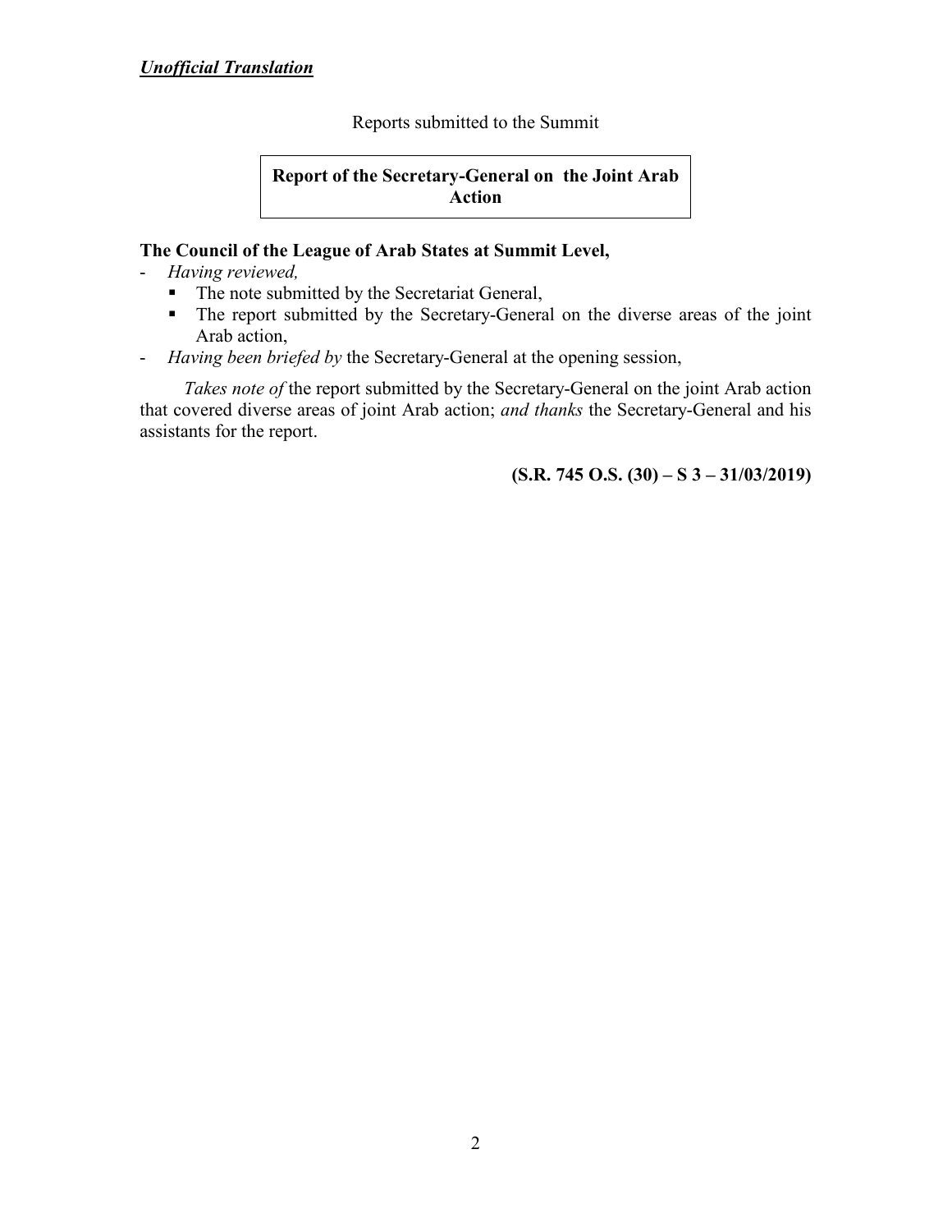***Unofficial Translation***

Reports submitted to the Summit

**Report of the Secretary-General on the Joint Arab Action**

**The Council of the League of Arab States at Summit Level,**

- *Having reviewed,*
  - The note submitted by the Secretariat General,
  - The report submitted by the Secretary-General on the diverse areas of the joint Arab action,
- *Having been briefed by* the Secretary-General at the opening session,

*Takes note of* the report submitted by the Secretary-General on the joint Arab action that covered diverse areas of joint Arab action; *and thanks* the Secretary-General and his assistants for the report.

**(S.R. 745 O.S. (30) – S 3 – 31/03/2019)**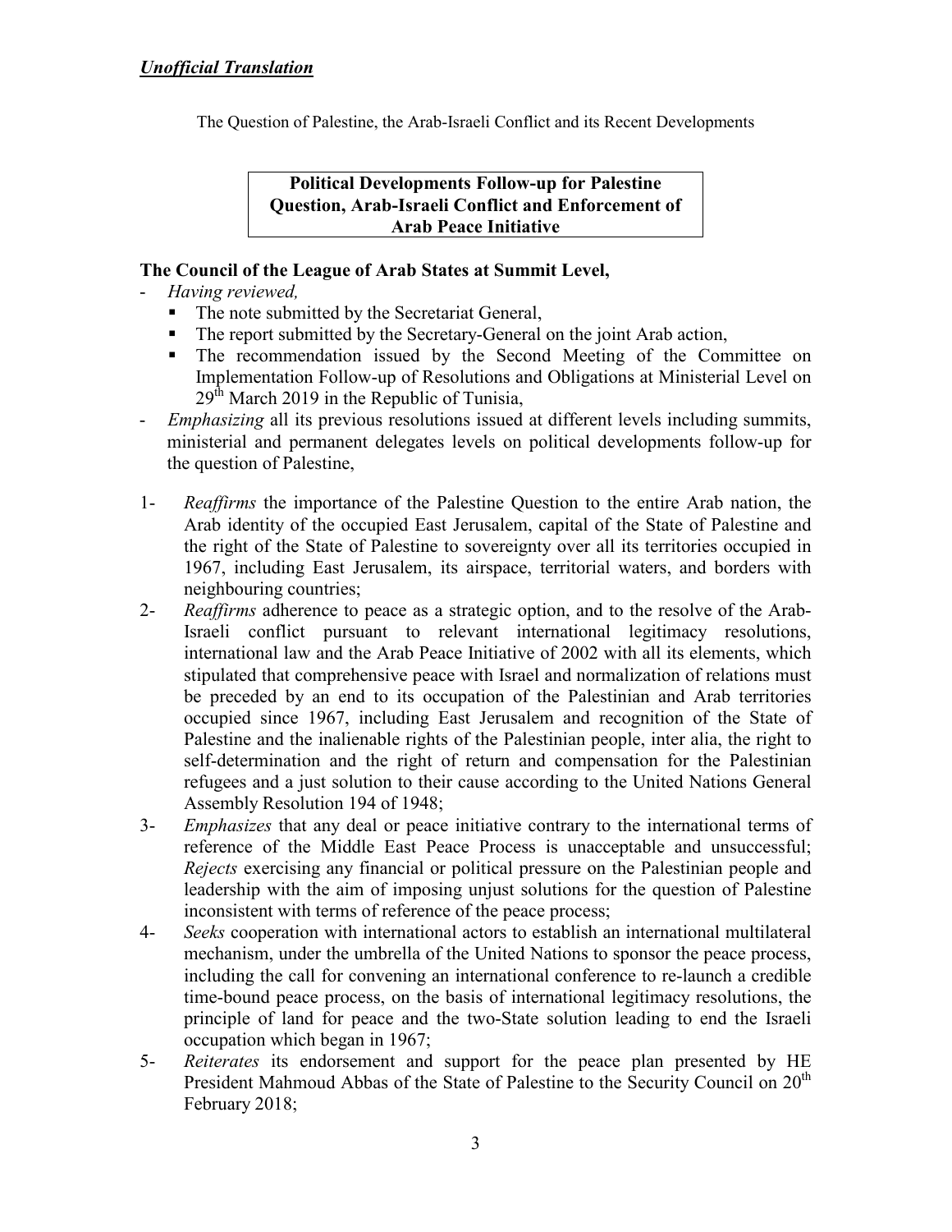***Unofficial Translation***

The Question of Palestine, the Arab-Israeli Conflict and its Recent Developments

**Political Developments Follow-up for Palestine Question, Arab-Israeli Conflict and Enforcement of Arab Peace Initiative**

**The Council of the League of Arab States at Summit Level,**

- *Having reviewed,*
  - The note submitted by the Secretariat General,
  - The report submitted by the Secretary-General on the joint Arab action,
  - The recommendation issued by the Second Meeting of the Committee on Implementation Follow-up of Resolutions and Obligations at Ministerial Level on 29th March 2019 in the Republic of Tunisia,
- *Emphasizing* all its previous resolutions issued at different levels including summits, ministerial and permanent delegates levels on political developments follow-up for the question of Palestine,

1- *Reaffirms* the importance of the Palestine Question to the entire Arab nation, the Arab identity of the occupied East Jerusalem, capital of the State of Palestine and the right of the State of Palestine to sovereignty over all its territories occupied in 1967, including East Jerusalem, its airspace, territorial waters, and borders with neighbouring countries;

2- *Reaffirms* adherence to peace as a strategic option, and to the resolve of the Arab-Israeli conflict pursuant to relevant international legitimacy resolutions, international law and the Arab Peace Initiative of 2002 with all its elements, which stipulated that comprehensive peace with Israel and normalization of relations must be preceded by an end to its occupation of the Palestinian and Arab territories occupied since 1967, including East Jerusalem and recognition of the State of Palestine and the inalienable rights of the Palestinian people, inter alia, the right to self-determination and the right of return and compensation for the Palestinian refugees and a just solution to their cause according to the United Nations General Assembly Resolution 194 of 1948;

3- *Emphasizes* that any deal or peace initiative contrary to the international terms of reference of the Middle East Peace Process is unacceptable and unsuccessful; *Rejects* exercising any financial or political pressure on the Palestinian people and leadership with the aim of imposing unjust solutions for the question of Palestine inconsistent with terms of reference of the peace process;

4- *Seeks* cooperation with international actors to establish an international multilateral mechanism, under the umbrella of the United Nations to sponsor the peace process, including the call for convening an international conference to re-launch a credible time-bound peace process, on the basis of international legitimacy resolutions, the principle of land for peace and the two-State solution leading to end the Israeli occupation which began in 1967;

5- *Reiterates* its endorsement and support for the peace plan presented by HE President Mahmoud Abbas of the State of Palestine to the Security Council on 20th February 2018;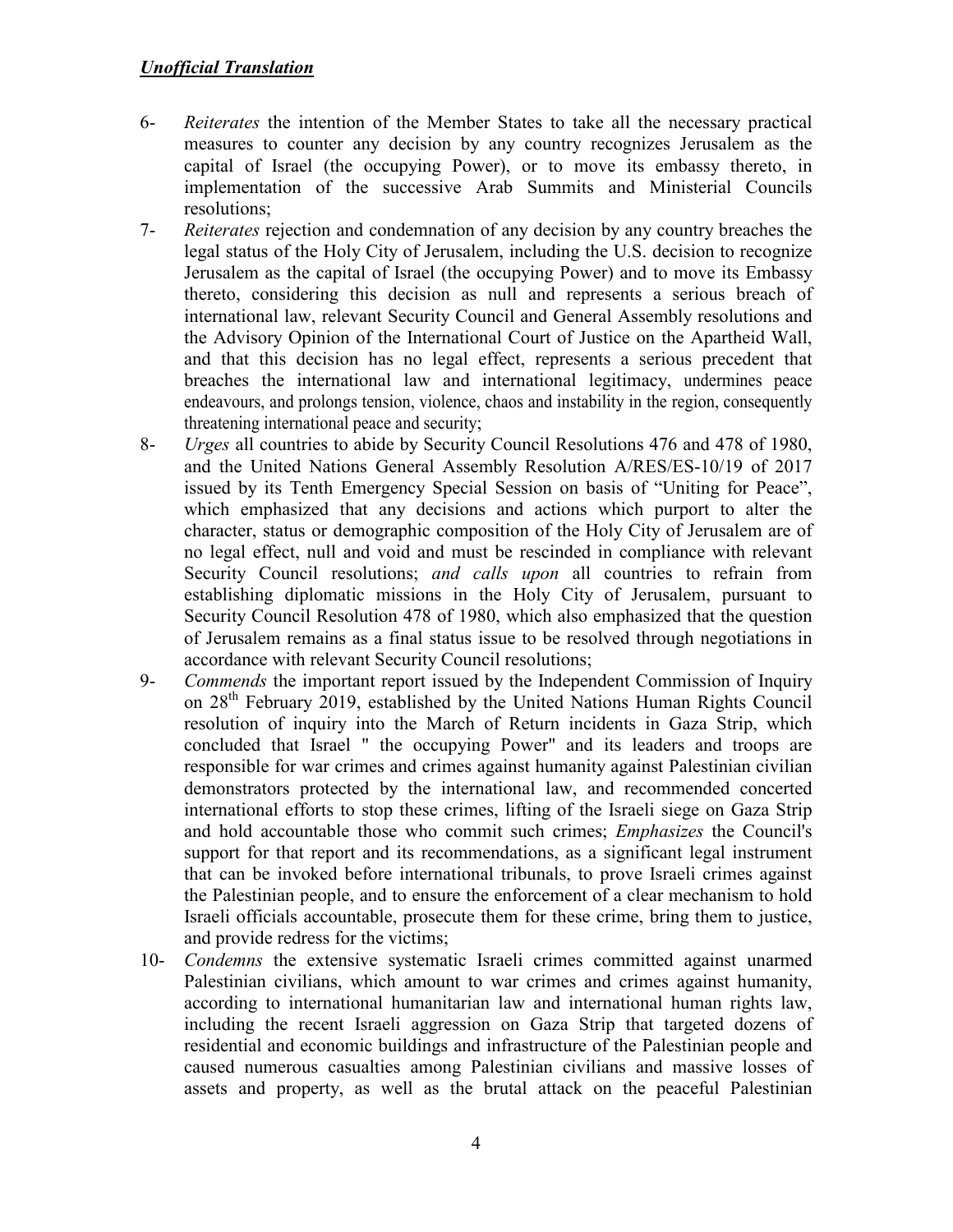***Unofficial Translation***

6- *Reiterates* the intention of the Member States to take all the necessary practical measures to counter any decision by any country recognizes Jerusalem as the capital of Israel (the occupying Power), or to move its embassy thereto, in implementation of the successive Arab Summits and Ministerial Councils resolutions;

7- *Reiterates* rejection and condemnation of any decision by any country breaches the legal status of the Holy City of Jerusalem, including the U.S. decision to recognize Jerusalem as the capital of Israel (the occupying Power) and to move its Embassy thereto, considering this decision as null and represents a serious breach of international law, relevant Security Council and General Assembly resolutions and the Advisory Opinion of the International Court of Justice on the Apartheid Wall, and that this decision has no legal effect, represents a serious precedent that breaches the international law and international legitimacy, undermines peace endeavours, and prolongs tension, violence, chaos and instability in the region, consequently threatening international peace and security;

8- *Urges* all countries to abide by Security Council Resolutions 476 and 478 of 1980, and the United Nations General Assembly Resolution A/RES/ES-10/19 of 2017 issued by its Tenth Emergency Special Session on basis of "Uniting for Peace", which emphasized that any decisions and actions which purport to alter the character, status or demographic composition of the Holy City of Jerusalem are of no legal effect, null and void and must be rescinded in compliance with relevant Security Council resolutions; *and calls upon* all countries to refrain from establishing diplomatic missions in the Holy City of Jerusalem, pursuant to Security Council Resolution 478 of 1980, which also emphasized that the question of Jerusalem remains as a final status issue to be resolved through negotiations in accordance with relevant Security Council resolutions;

9- *Commends* the important report issued by the Independent Commission of Inquiry on 28th February 2019, established by the United Nations Human Rights Council resolution of inquiry into the March of Return incidents in Gaza Strip, which concluded that Israel " the occupying Power" and its leaders and troops are responsible for war crimes and crimes against humanity against Palestinian civilian demonstrators protected by the international law, and recommended concerted international efforts to stop these crimes, lifting of the Israeli siege on Gaza Strip and hold accountable those who commit such crimes; *Emphasizes* the Council's support for that report and its recommendations, as a significant legal instrument that can be invoked before international tribunals, to prove Israeli crimes against the Palestinian people, and to ensure the enforcement of a clear mechanism to hold Israeli officials accountable, prosecute them for these crime, bring them to justice, and provide redress for the victims;

10- *Condemns* the extensive systematic Israeli crimes committed against unarmed Palestinian civilians, which amount to war crimes and crimes against humanity, according to international humanitarian law and international human rights law, including the recent Israeli aggression on Gaza Strip that targeted dozens of residential and economic buildings and infrastructure of the Palestinian people and caused numerous casualties among Palestinian civilians and massive losses of assets and property, as well as the brutal attack on the peaceful Palestinian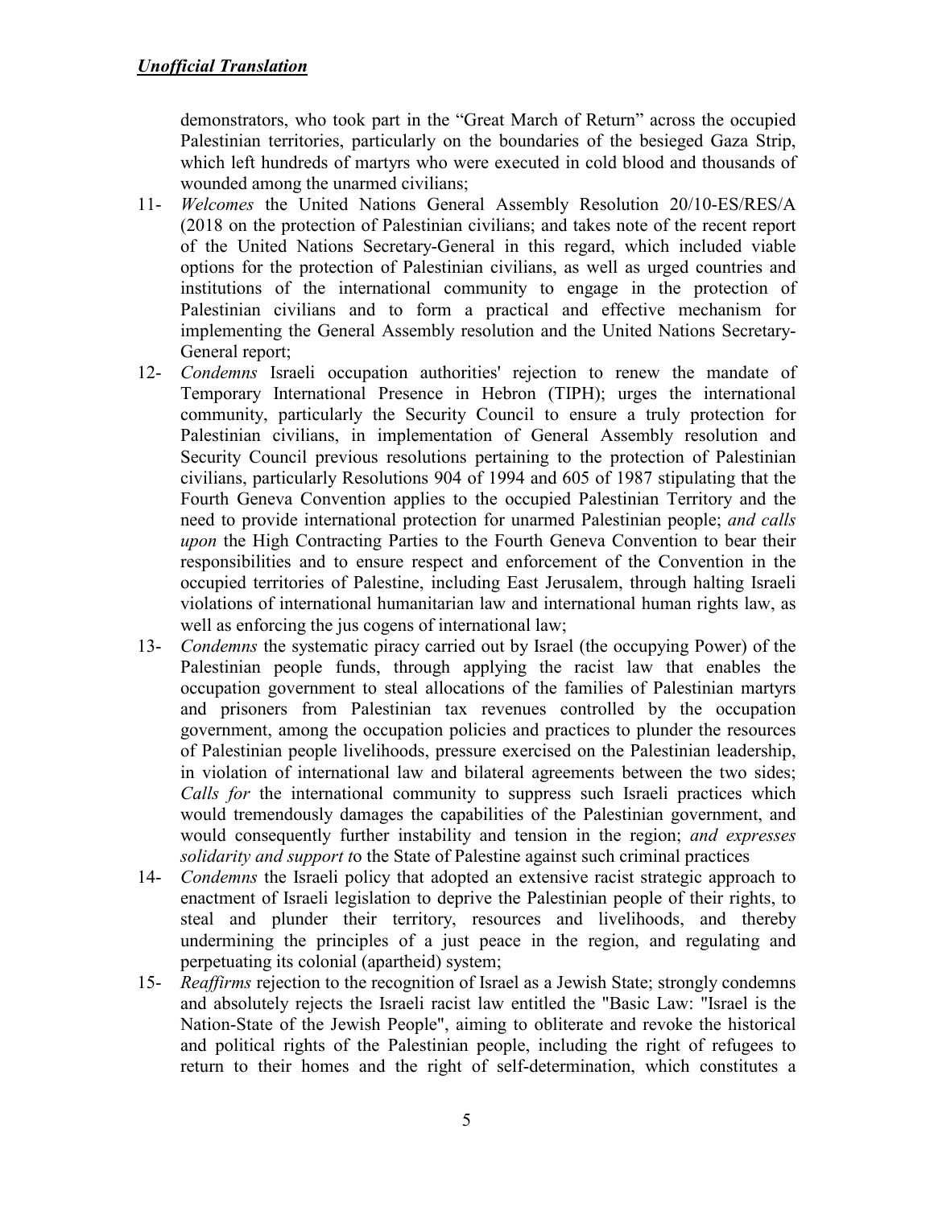*Unofficial Translation*

demonstrators, who took part in the “Great March of Return” across the occupied Palestinian territories, particularly on the boundaries of the besieged Gaza Strip, which left hundreds of martyrs who were executed in cold blood and thousands of wounded among the unarmed civilians;

11- *Welcomes* the United Nations General Assembly Resolution 20/10-ES/RES/A (2018 on the protection of Palestinian civilians; and takes note of the recent report of the United Nations Secretary-General in this regard, which included viable options for the protection of Palestinian civilians, as well as urged countries and institutions of the international community to engage in the protection of Palestinian civilians and to form a practical and effective mechanism for implementing the General Assembly resolution and the United Nations Secretary-General report;

12- *Condemns* Israeli occupation authorities' rejection to renew the mandate of Temporary International Presence in Hebron (TIPH); urges the international community, particularly the Security Council to ensure a truly protection for Palestinian civilians, in implementation of General Assembly resolution and Security Council previous resolutions pertaining to the protection of Palestinian civilians, particularly Resolutions 904 of 1994 and 605 of 1987 stipulating that the Fourth Geneva Convention applies to the occupied Palestinian Territory and the need to provide international protection for unarmed Palestinian people; *and calls upon* the High Contracting Parties to the Fourth Geneva Convention to bear their responsibilities and to ensure respect and enforcement of the Convention in the occupied territories of Palestine, including East Jerusalem, through halting Israeli violations of international humanitarian law and international human rights law, as well as enforcing the jus cogens of international law;

13- *Condemns* the systematic piracy carried out by Israel (the occupying Power) of the Palestinian people funds, through applying the racist law that enables the occupation government to steal allocations of the families of Palestinian martyrs and prisoners from Palestinian tax revenues controlled by the occupation government, among the occupation policies and practices to plunder the resources of Palestinian people livelihoods, pressure exercised on the Palestinian leadership, in violation of international law and bilateral agreements between the two sides; *Calls for* the international community to suppress such Israeli practices which would tremendously damages the capabilities of the Palestinian government, and would consequently further instability and tension in the region; *and expresses solidarity and support t*o the State of Palestine against such criminal practices

14- *Condemns* the Israeli policy that adopted an extensive racist strategic approach to enactment of Israeli legislation to deprive the Palestinian people of their rights, to steal and plunder their territory, resources and livelihoods, and thereby undermining the principles of a just peace in the region, and regulating and perpetuating its colonial (apartheid) system;

15- *Reaffirms* rejection to the recognition of Israel as a Jewish State; strongly condemns and absolutely rejects the Israeli racist law entitled the "Basic Law: "Israel is the Nation-State of the Jewish People", aiming to obliterate and revoke the historical and political rights of the Palestinian people, including the right of refugees to return to their homes and the right of self-determination, which constitutes a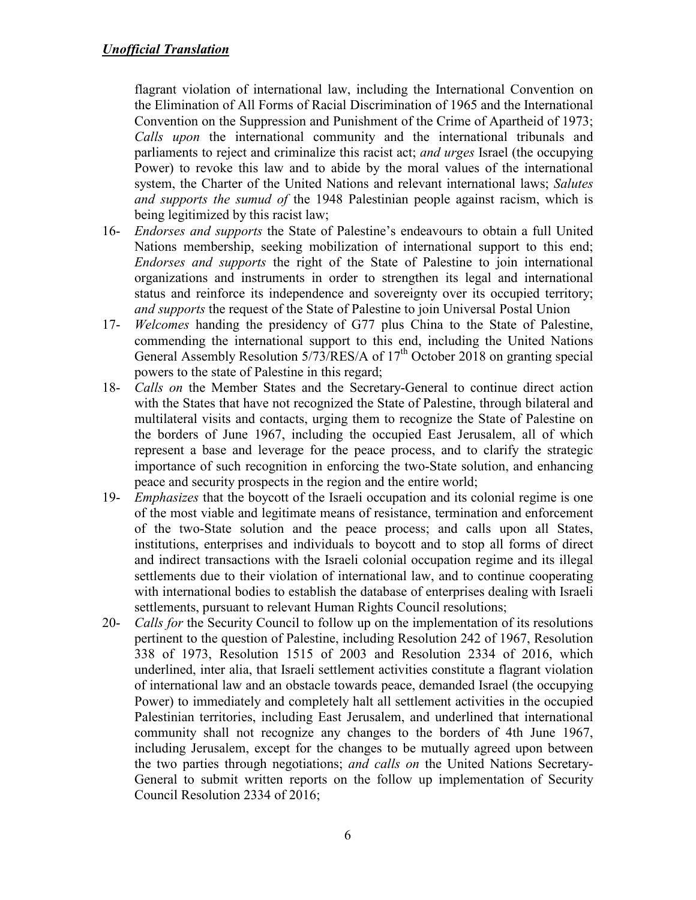***Unofficial Translation***

flagrant violation of international law, including the International Convention on the Elimination of All Forms of Racial Discrimination of 1965 and the International Convention on the Suppression and Punishment of the Crime of Apartheid of 1973; *Calls upon* the international community and the international tribunals and parliaments to reject and criminalize this racist act; *and urges* Israel (the occupying Power) to revoke this law and to abide by the moral values of the international system, the Charter of the United Nations and relevant international laws; *Salutes and supports the sumud of* the 1948 Palestinian people against racism, which is being legitimized by this racist law;

16- *Endorses and supports* the State of Palestine's endeavours to obtain a full United Nations membership, seeking mobilization of international support to this end; *Endorses and supports* the right of the State of Palestine to join international organizations and instruments in order to strengthen its legal and international status and reinforce its independence and sovereignty over its occupied territory; *and supports* the request of the State of Palestine to join Universal Postal Union

17- *Welcomes* handing the presidency of G77 plus China to the State of Palestine, commending the international support to this end, including the United Nations General Assembly Resolution 5/73/RES/A of 17th October 2018 on granting special powers to the state of Palestine in this regard;

18- *Calls on* the Member States and the Secretary-General to continue direct action with the States that have not recognized the State of Palestine, through bilateral and multilateral visits and contacts, urging them to recognize the State of Palestine on the borders of June 1967, including the occupied East Jerusalem, all of which represent a base and leverage for the peace process, and to clarify the strategic importance of such recognition in enforcing the two-State solution, and enhancing peace and security prospects in the region and the entire world;

19- *Emphasizes* that the boycott of the Israeli occupation and its colonial regime is one of the most viable and legitimate means of resistance, termination and enforcement of the two-State solution and the peace process; and calls upon all States, institutions, enterprises and individuals to boycott and to stop all forms of direct and indirect transactions with the Israeli colonial occupation regime and its illegal settlements due to their violation of international law, and to continue cooperating with international bodies to establish the database of enterprises dealing with Israeli settlements, pursuant to relevant Human Rights Council resolutions;

20- *Calls for* the Security Council to follow up on the implementation of its resolutions pertinent to the question of Palestine, including Resolution 242 of 1967, Resolution 338 of 1973, Resolution 1515 of 2003 and Resolution 2334 of 2016, which underlined, inter alia, that Israeli settlement activities constitute a flagrant violation of international law and an obstacle towards peace, demanded Israel (the occupying Power) to immediately and completely halt all settlement activities in the occupied Palestinian territories, including East Jerusalem, and underlined that international community shall not recognize any changes to the borders of 4th June 1967, including Jerusalem, except for the changes to be mutually agreed upon between the two parties through negotiations; *and calls on* the United Nations Secretary-General to submit written reports on the follow up implementation of Security Council Resolution 2334 of 2016;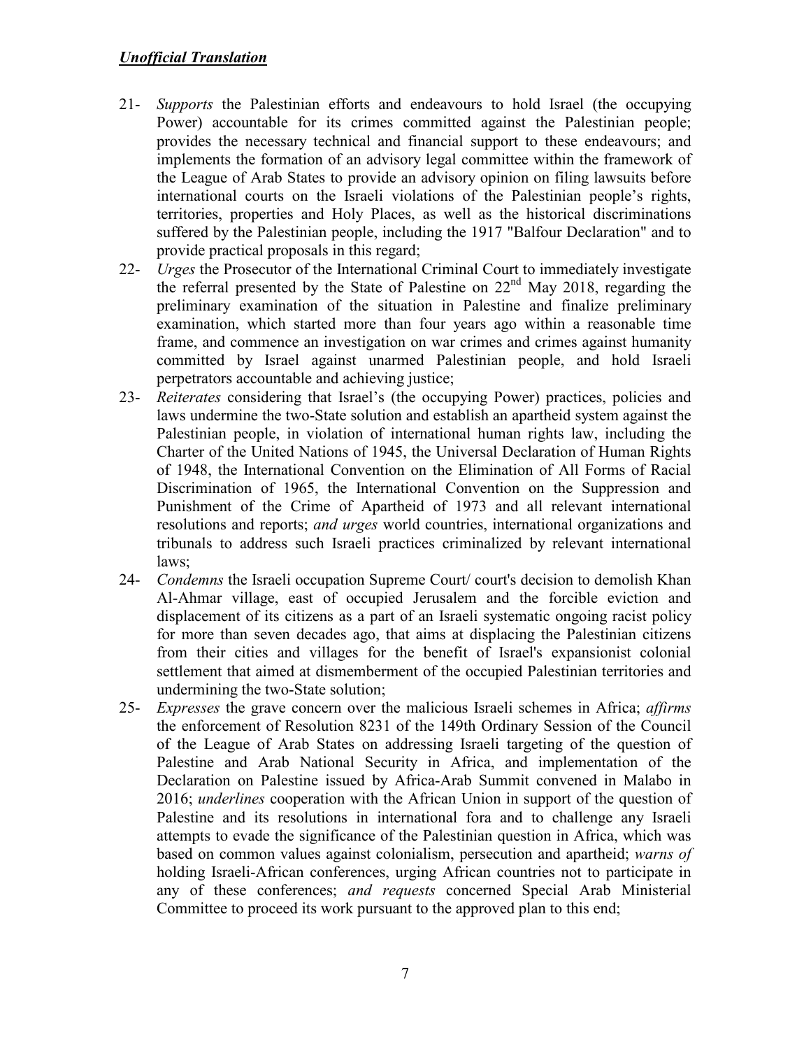***Unofficial Translation***

21- *Supports* the Palestinian efforts and endeavours to hold Israel (the occupying Power) accountable for its crimes committed against the Palestinian people; provides the necessary technical and financial support to these endeavours; and implements the formation of an advisory legal committee within the framework of the League of Arab States to provide an advisory opinion on filing lawsuits before international courts on the Israeli violations of the Palestinian people's rights, territories, properties and Holy Places, as well as the historical discriminations suffered by the Palestinian people, including the 1917 "Balfour Declaration" and to provide practical proposals in this regard;

22- *Urges* the Prosecutor of the International Criminal Court to immediately investigate the referral presented by the State of Palestine on 22nd May 2018, regarding the preliminary examination of the situation in Palestine and finalize preliminary examination, which started more than four years ago within a reasonable time frame, and commence an investigation on war crimes and crimes against humanity committed by Israel against unarmed Palestinian people, and hold Israeli perpetrators accountable and achieving justice;

23- *Reiterates* considering that Israel's (the occupying Power) practices, policies and laws undermine the two-State solution and establish an apartheid system against the Palestinian people, in violation of international human rights law, including the Charter of the United Nations of 1945, the Universal Declaration of Human Rights of 1948, the International Convention on the Elimination of All Forms of Racial Discrimination of 1965, the International Convention on the Suppression and Punishment of the Crime of Apartheid of 1973 and all relevant international resolutions and reports; *and urges* world countries, international organizations and tribunals to address such Israeli practices criminalized by relevant international laws;

24- *Condemns* the Israeli occupation Supreme Court/ court's decision to demolish Khan Al-Ahmar village, east of occupied Jerusalem and the forcible eviction and displacement of its citizens as a part of an Israeli systematic ongoing racist policy for more than seven decades ago, that aims at displacing the Palestinian citizens from their cities and villages for the benefit of Israel's expansionist colonial settlement that aimed at dismemberment of the occupied Palestinian territories and undermining the two-State solution;

25- *Expresses* the grave concern over the malicious Israeli schemes in Africa; *affirms* the enforcement of Resolution 8231 of the 149th Ordinary Session of the Council of the League of Arab States on addressing Israeli targeting of the question of Palestine and Arab National Security in Africa, and implementation of the Declaration on Palestine issued by Africa-Arab Summit convened in Malabo in 2016; *underlines* cooperation with the African Union in support of the question of Palestine and its resolutions in international fora and to challenge any Israeli attempts to evade the significance of the Palestinian question in Africa, which was based on common values against colonialism, persecution and apartheid; *warns of* holding Israeli-African conferences, urging African countries not to participate in any of these conferences; *and requests* concerned Special Arab Ministerial Committee to proceed its work pursuant to the approved plan to this end;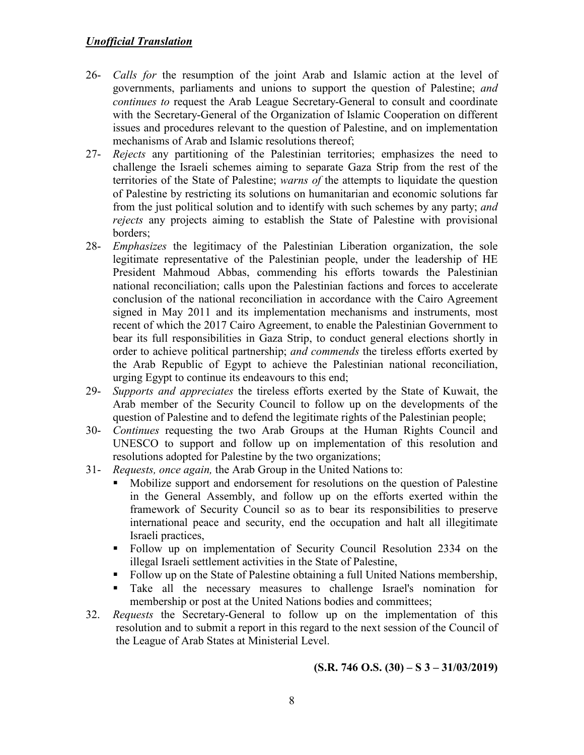***Unofficial Translation***

26- *Calls for* the resumption of the joint Arab and Islamic action at the level of governments, parliaments and unions to support the question of Palestine; *and continues to* request the Arab League Secretary-General to consult and coordinate with the Secretary-General of the Organization of Islamic Cooperation on different issues and procedures relevant to the question of Palestine, and on implementation mechanisms of Arab and Islamic resolutions thereof;

27- *Rejects* any partitioning of the Palestinian territories; emphasizes the need to challenge the Israeli schemes aiming to separate Gaza Strip from the rest of the territories of the State of Palestine; *warns of* the attempts to liquidate the question of Palestine by restricting its solutions on humanitarian and economic solutions far from the just political solution and to identify with such schemes by any party; *and rejects* any projects aiming to establish the State of Palestine with provisional borders;

28- *Emphasizes* the legitimacy of the Palestinian Liberation organization, the sole legitimate representative of the Palestinian people, under the leadership of HE President Mahmoud Abbas, commending his efforts towards the Palestinian national reconciliation; calls upon the Palestinian factions and forces to accelerate conclusion of the national reconciliation in accordance with the Cairo Agreement signed in May 2011 and its implementation mechanisms and instruments, most recent of which the 2017 Cairo Agreement, to enable the Palestinian Government to bear its full responsibilities in Gaza Strip, to conduct general elections shortly in order to achieve political partnership; *and commends* the tireless efforts exerted by the Arab Republic of Egypt to achieve the Palestinian national reconciliation, urging Egypt to continue its endeavours to this end;

29- *Supports and appreciates* the tireless efforts exerted by the State of Kuwait, the Arab member of the Security Council to follow up on the developments of the question of Palestine and to defend the legitimate rights of the Palestinian people;

30- *Continues* requesting the two Arab Groups at the Human Rights Council and UNESCO to support and follow up on implementation of this resolution and resolutions adopted for Palestine by the two organizations;

31- *Requests, once again,* the Arab Group in the United Nations to:
   - Mobilize support and endorsement for resolutions on the question of Palestine in the General Assembly, and follow up on the efforts exerted within the framework of Security Council so as to bear its responsibilities to preserve international peace and security, end the occupation and halt all illegitimate Israeli practices,
   - Follow up on implementation of Security Council Resolution 2334 on the illegal Israeli settlement activities in the State of Palestine,
   - Follow up on the State of Palestine obtaining a full United Nations membership,
   - Take all the necessary measures to challenge Israel's nomination for membership or post at the United Nations bodies and committees;

32. *Requests* the Secretary-General to follow up on the implementation of this resolution and to submit a report in this regard to the next session of the Council of the League of Arab States at Ministerial Level.

**(S.R. 746 O.S. (30) – S 3 – 31/03/2019)**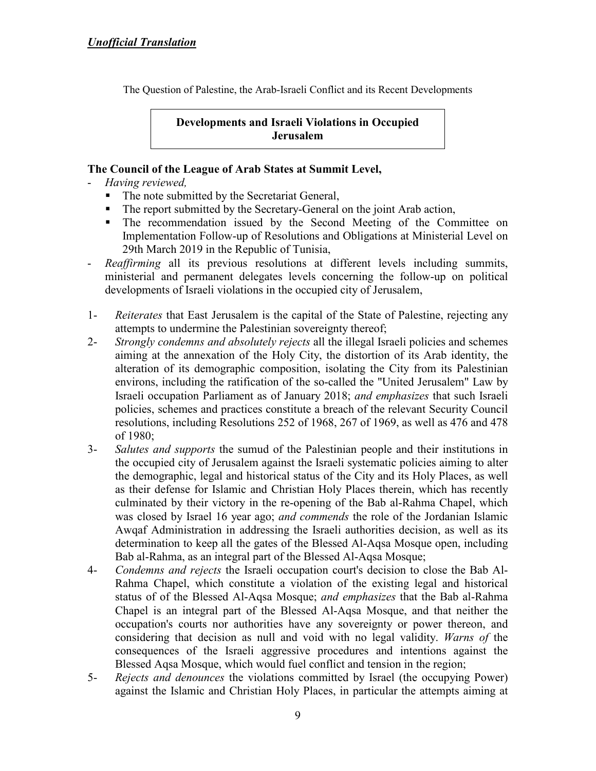***Unofficial Translation***

The Question of Palestine, the Arab-Israeli Conflict and its Recent Developments

**Developments and Israeli Violations in Occupied Jerusalem**

**The Council of the League of Arab States at Summit Level,**

- *Having reviewed,*
  - The note submitted by the Secretariat General,
  - The report submitted by the Secretary-General on the joint Arab action,
  - The recommendation issued by the Second Meeting of the Committee on Implementation Follow-up of Resolutions and Obligations at Ministerial Level on 29th March 2019 in the Republic of Tunisia,
- *Reaffirming* all its previous resolutions at different levels including summits, ministerial and permanent delegates levels concerning the follow-up on political developments of Israeli violations in the occupied city of Jerusalem,

1- *Reiterates* that East Jerusalem is the capital of the State of Palestine, rejecting any attempts to undermine the Palestinian sovereignty thereof;

2- *Strongly condemns and absolutely rejects* all the illegal Israeli policies and schemes aiming at the annexation of the Holy City, the distortion of its Arab identity, the alteration of its demographic composition, isolating the City from its Palestinian environs, including the ratification of the so-called the "United Jerusalem" Law by Israeli occupation Parliament as of January 2018; *and emphasizes* that such Israeli policies, schemes and practices constitute a breach of the relevant Security Council resolutions, including Resolutions 252 of 1968, 267 of 1969, as well as 476 and 478 of 1980;

3- *Salutes and supports* the sumud of the Palestinian people and their institutions in the occupied city of Jerusalem against the Israeli systematic policies aiming to alter the demographic, legal and historical status of the City and its Holy Places, as well as their defense for Islamic and Christian Holy Places therein, which has recently culminated by their victory in the re-opening of the Bab al-Rahma Chapel, which was closed by Israel 16 year ago; *and commends* the role of the Jordanian Islamic Awqaf Administration in addressing the Israeli authorities decision, as well as its determination to keep all the gates of the Blessed Al-Aqsa Mosque open, including Bab al-Rahma, as an integral part of the Blessed Al-Aqsa Mosque;

4- *Condemns and rejects* the Israeli occupation court's decision to close the Bab Al-Rahma Chapel, which constitute a violation of the existing legal and historical status of of the Blessed Al-Aqsa Mosque; *and emphasizes* that the Bab al-Rahma Chapel is an integral part of the Blessed Al-Aqsa Mosque, and that neither the occupation's courts nor authorities have any sovereignty or power thereon, and considering that decision as null and void with no legal validity. *Warns of* the consequences of the Israeli aggressive procedures and intentions against the Blessed Aqsa Mosque, which would fuel conflict and tension in the region;

5- *Rejects and denounces* the violations committed by Israel (the occupying Power) against the Islamic and Christian Holy Places, in particular the attempts aiming at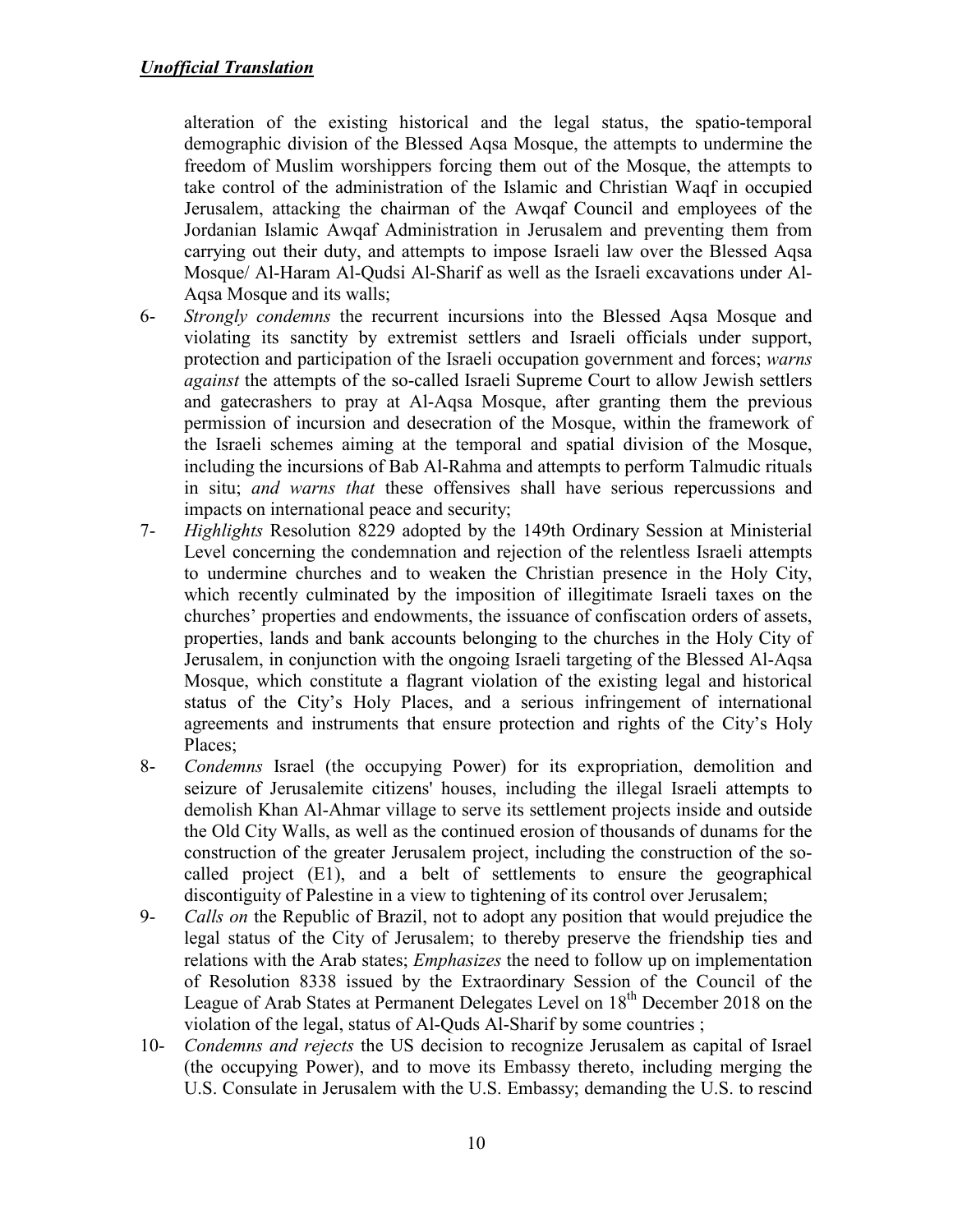*Unofficial Translation*

alteration of the existing historical and the legal status, the spatio-temporal demographic division of the Blessed Aqsa Mosque, the attempts to undermine the freedom of Muslim worshippers forcing them out of the Mosque, the attempts to take control of the administration of the Islamic and Christian Waqf in occupied Jerusalem, attacking the chairman of the Awqaf Council and employees of the Jordanian Islamic Awqaf Administration in Jerusalem and preventing them from carrying out their duty, and attempts to impose Israeli law over the Blessed Aqsa Mosque/ Al-Haram Al-Qudsi Al-Sharif as well as the Israeli excavations under Al-Aqsa Mosque and its walls;

6- *Strongly condemns* the recurrent incursions into the Blessed Aqsa Mosque and violating its sanctity by extremist settlers and Israeli officials under support, protection and participation of the Israeli occupation government and forces; *warns against* the attempts of the so-called Israeli Supreme Court to allow Jewish settlers and gatecrashers to pray at Al-Aqsa Mosque, after granting them the previous permission of incursion and desecration of the Mosque, within the framework of the Israeli schemes aiming at the temporal and spatial division of the Mosque, including the incursions of Bab Al-Rahma and attempts to perform Talmudic rituals in situ; *and warns that* these offensives shall have serious repercussions and impacts on international peace and security;

7- *Highlights* Resolution 8229 adopted by the 149th Ordinary Session at Ministerial Level concerning the condemnation and rejection of the relentless Israeli attempts to undermine churches and to weaken the Christian presence in the Holy City, which recently culminated by the imposition of illegitimate Israeli taxes on the churches' properties and endowments, the issuance of confiscation orders of assets, properties, lands and bank accounts belonging to the churches in the Holy City of Jerusalem, in conjunction with the ongoing Israeli targeting of the Blessed Al-Aqsa Mosque, which constitute a flagrant violation of the existing legal and historical status of the City's Holy Places, and a serious infringement of international agreements and instruments that ensure protection and rights of the City's Holy Places;

8- *Condemns* Israel (the occupying Power) for its expropriation, demolition and seizure of Jerusalemite citizens' houses, including the illegal Israeli attempts to demolish Khan Al-Ahmar village to serve its settlement projects inside and outside the Old City Walls, as well as the continued erosion of thousands of dunams for the construction of the greater Jerusalem project, including the construction of the so-called project (E1), and a belt of settlements to ensure the geographical discontiguity of Palestine in a view to tightening of its control over Jerusalem;

9- *Calls on* the Republic of Brazil, not to adopt any position that would prejudice the legal status of the City of Jerusalem; to thereby preserve the friendship ties and relations with the Arab states; *Emphasizes* the need to follow up on implementation of Resolution 8338 issued by the Extraordinary Session of the Council of the League of Arab States at Permanent Delegates Level on 18th December 2018 on the violation of the legal, status of Al-Quds Al-Sharif by some countries ;

10- *Condemns and rejects* the US decision to recognize Jerusalem as capital of Israel (the occupying Power), and to move its Embassy thereto, including merging the U.S. Consulate in Jerusalem with the U.S. Embassy; demanding the U.S. to rescind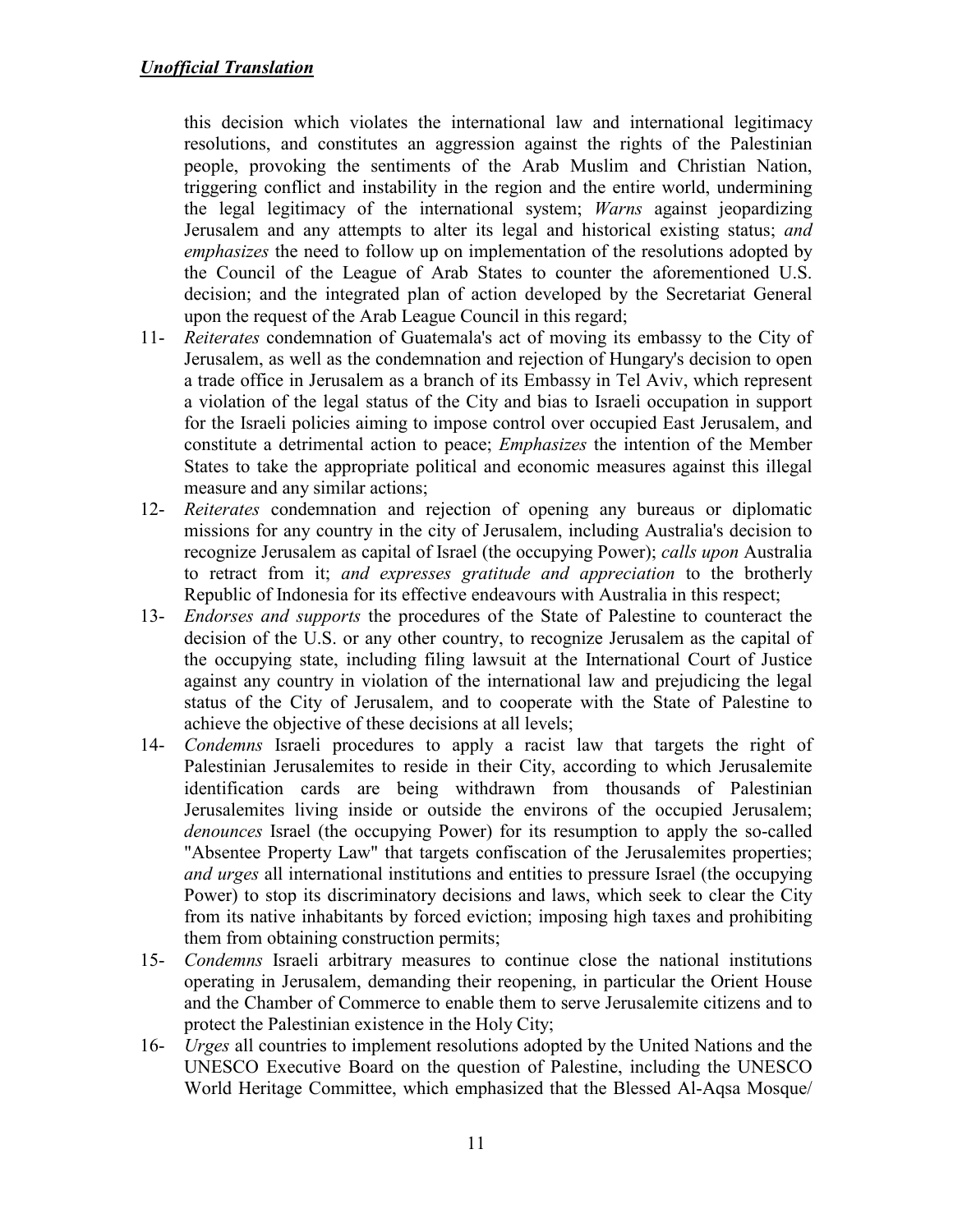*Unofficial Translation*

this decision which violates the international law and international legitimacy resolutions, and constitutes an aggression against the rights of the Palestinian people, provoking the sentiments of the Arab Muslim and Christian Nation, triggering conflict and instability in the region and the entire world, undermining the legal legitimacy of the international system; *Warns* against jeopardizing Jerusalem and any attempts to alter its legal and historical existing status; *and emphasizes* the need to follow up on implementation of the resolutions adopted by the Council of the League of Arab States to counter the aforementioned U.S. decision; and the integrated plan of action developed by the Secretariat General upon the request of the Arab League Council in this regard;

11- *Reiterates* condemnation of Guatemala's act of moving its embassy to the City of Jerusalem, as well as the condemnation and rejection of Hungary's decision to open a trade office in Jerusalem as a branch of its Embassy in Tel Aviv, which represent a violation of the legal status of the City and bias to Israeli occupation in support for the Israeli policies aiming to impose control over occupied East Jerusalem, and constitute a detrimental action to peace; *Emphasizes* the intention of the Member States to take the appropriate political and economic measures against this illegal measure and any similar actions;

12- *Reiterates* condemnation and rejection of opening any bureaus or diplomatic missions for any country in the city of Jerusalem, including Australia's decision to recognize Jerusalem as capital of Israel (the occupying Power); *calls upon* Australia to retract from it; *and expresses gratitude and appreciation* to the brotherly Republic of Indonesia for its effective endeavours with Australia in this respect;

13- *Endorses and supports* the procedures of the State of Palestine to counteract the decision of the U.S. or any other country, to recognize Jerusalem as the capital of the occupying state, including filing lawsuit at the International Court of Justice against any country in violation of the international law and prejudicing the legal status of the City of Jerusalem, and to cooperate with the State of Palestine to achieve the objective of these decisions at all levels;

14- *Condemns* Israeli procedures to apply a racist law that targets the right of Palestinian Jerusalemites to reside in their City, according to which Jerusalemite identification cards are being withdrawn from thousands of Palestinian Jerusalemites living inside or outside the environs of the occupied Jerusalem; *denounces* Israel (the occupying Power) for its resumption to apply the so-called "Absentee Property Law" that targets confiscation of the Jerusalemites properties; *and urges* all international institutions and entities to pressure Israel (the occupying Power) to stop its discriminatory decisions and laws, which seek to clear the City from its native inhabitants by forced eviction; imposing high taxes and prohibiting them from obtaining construction permits;

15- *Condemns* Israeli arbitrary measures to continue close the national institutions operating in Jerusalem, demanding their reopening, in particular the Orient House and the Chamber of Commerce to enable them to serve Jerusalemite citizens and to protect the Palestinian existence in the Holy City;

16- *Urges* all countries to implement resolutions adopted by the United Nations and the UNESCO Executive Board on the question of Palestine, including the UNESCO World Heritage Committee, which emphasized that the Blessed Al-Aqsa Mosque/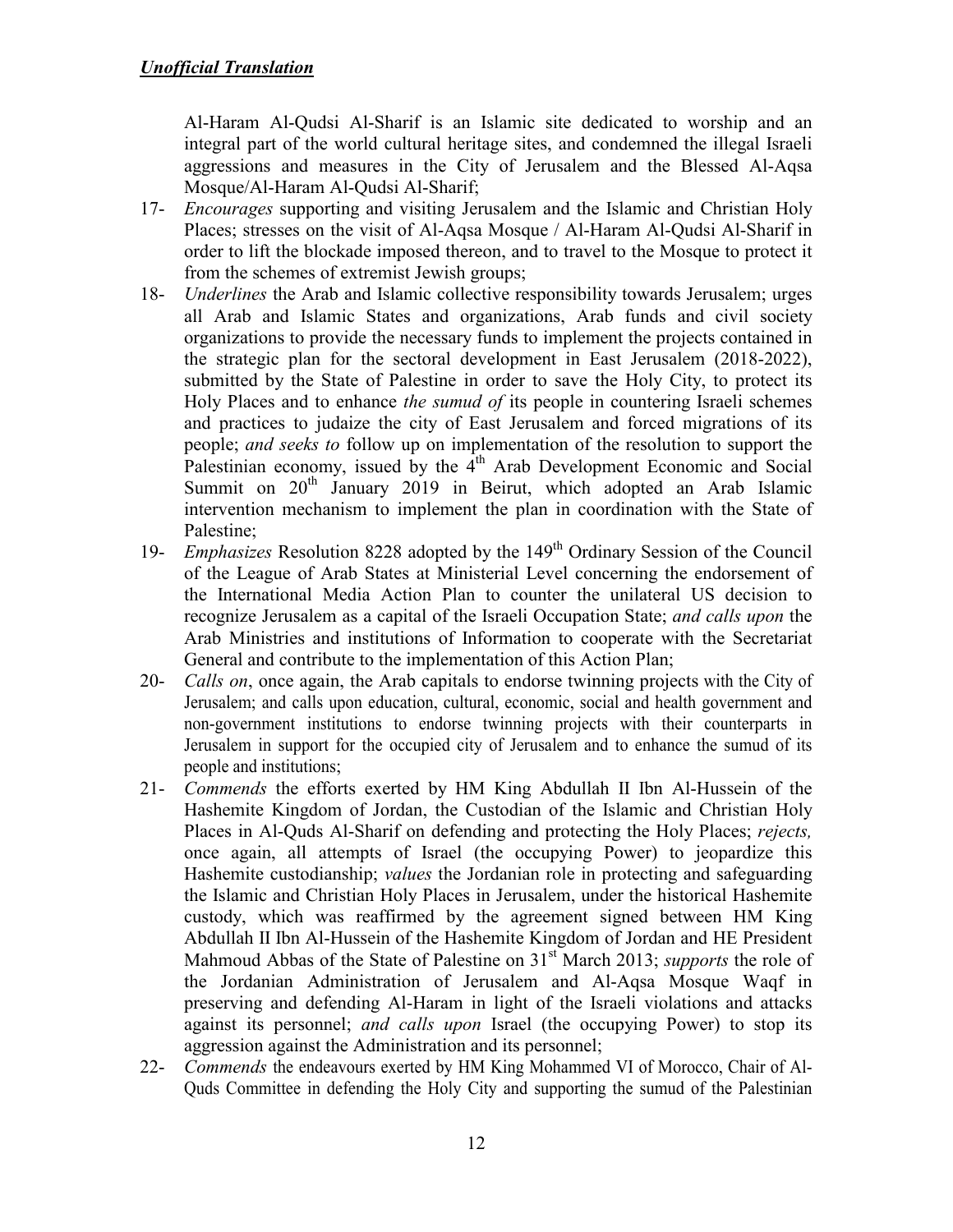***Unofficial Translation***

Al-Haram Al-Qudsi Al-Sharif is an Islamic site dedicated to worship and an integral part of the world cultural heritage sites, and condemned the illegal Israeli aggressions and measures in the City of Jerusalem and the Blessed Al-Aqsa Mosque/Al-Haram Al-Qudsi Al-Sharif;

17- *Encourages* supporting and visiting Jerusalem and the Islamic and Christian Holy Places; stresses on the visit of Al-Aqsa Mosque / Al-Haram Al-Qudsi Al-Sharif in order to lift the blockade imposed thereon, and to travel to the Mosque to protect it from the schemes of extremist Jewish groups;

18- *Underlines* the Arab and Islamic collective responsibility towards Jerusalem; urges all Arab and Islamic States and organizations, Arab funds and civil society organizations to provide the necessary funds to implement the projects contained in the strategic plan for the sectoral development in East Jerusalem (2018-2022), submitted by the State of Palestine in order to save the Holy City, to protect its Holy Places and to enhance *the sumud of* its people in countering Israeli schemes and practices to judaize the city of East Jerusalem and forced migrations of its people; *and seeks to* follow up on implementation of the resolution to support the Palestinian economy, issued by the 4th Arab Development Economic and Social Summit on 20th January 2019 in Beirut, which adopted an Arab Islamic intervention mechanism to implement the plan in coordination with the State of Palestine;

19- *Emphasizes* Resolution 8228 adopted by the 149th Ordinary Session of the Council of the League of Arab States at Ministerial Level concerning the endorsement of the International Media Action Plan to counter the unilateral US decision to recognize Jerusalem as a capital of the Israeli Occupation State; *and calls upon* the Arab Ministries and institutions of Information to cooperate with the Secretariat General and contribute to the implementation of this Action Plan;

20- *Calls on*, once again, the Arab capitals to endorse twinning projects with the City of Jerusalem; and calls upon education, cultural, economic, social and health government and non-government institutions to endorse twinning projects with their counterparts in Jerusalem in support for the occupied city of Jerusalem and to enhance the sumud of its people and institutions;

21- *Commends* the efforts exerted by HM King Abdullah II Ibn Al-Hussein of the Hashemite Kingdom of Jordan, the Custodian of the Islamic and Christian Holy Places in Al-Quds Al-Sharif on defending and protecting the Holy Places; *rejects,* once again, all attempts of Israel (the occupying Power) to jeopardize this Hashemite custodianship; *values* the Jordanian role in protecting and safeguarding the Islamic and Christian Holy Places in Jerusalem, under the historical Hashemite custody, which was reaffirmed by the agreement signed between HM King Abdullah II Ibn Al-Hussein of the Hashemite Kingdom of Jordan and HE President Mahmoud Abbas of the State of Palestine on 31st March 2013; *supports* the role of the Jordanian Administration of Jerusalem and Al-Aqsa Mosque Waqf in preserving and defending Al-Haram in light of the Israeli violations and attacks against its personnel; *and calls upon* Israel (the occupying Power) to stop its aggression against the Administration and its personnel;

22- *Commends* the endeavours exerted by HM King Mohammed VI of Morocco, Chair of Al-Quds Committee in defending the Holy City and supporting the sumud of the Palestinian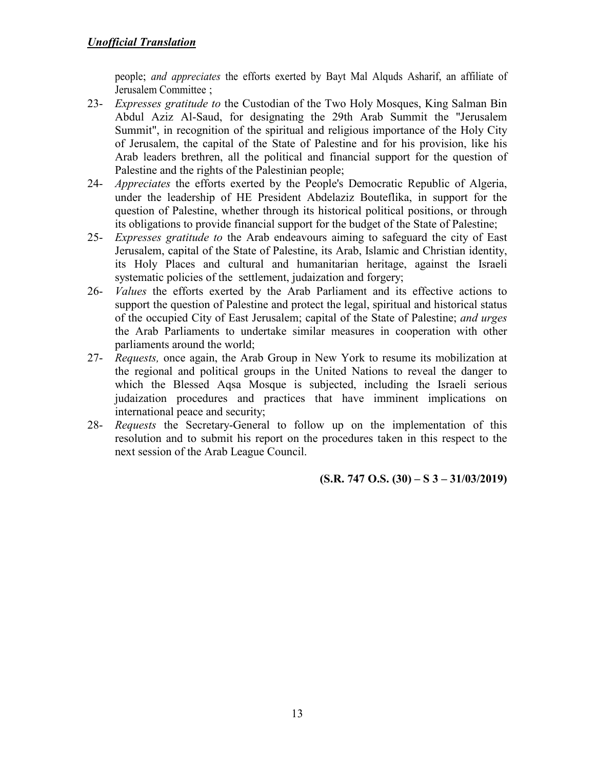***Unofficial Translation***

people; *and appreciates* the efforts exerted by Bayt Mal Alquds Asharif, an affiliate of Jerusalem Committee ;

23- *Expresses gratitude to* the Custodian of the Two Holy Mosques, King Salman Bin Abdul Aziz Al-Saud, for designating the 29th Arab Summit the "Jerusalem Summit", in recognition of the spiritual and religious importance of the Holy City of Jerusalem, the capital of the State of Palestine and for his provision, like his Arab leaders brethren, all the political and financial support for the question of Palestine and the rights of the Palestinian people;

24- *Appreciates* the efforts exerted by the People's Democratic Republic of Algeria, under the leadership of HE President Abdelaziz Bouteflika, in support for the question of Palestine, whether through its historical political positions, or through its obligations to provide financial support for the budget of the State of Palestine;

25- *Expresses gratitude to* the Arab endeavours aiming to safeguard the city of East Jerusalem, capital of the State of Palestine, its Arab, Islamic and Christian identity, its Holy Places and cultural and humanitarian heritage, against the Israeli systematic policies of the settlement, judaization and forgery;

26- *Values* the efforts exerted by the Arab Parliament and its effective actions to support the question of Palestine and protect the legal, spiritual and historical status of the occupied City of East Jerusalem; capital of the State of Palestine; *and urges* the Arab Parliaments to undertake similar measures in cooperation with other parliaments around the world;

27- *Requests,* once again, the Arab Group in New York to resume its mobilization at the regional and political groups in the United Nations to reveal the danger to which the Blessed Aqsa Mosque is subjected, including the Israeli serious judaization procedures and practices that have imminent implications on international peace and security;

28- *Requests* the Secretary-General to follow up on the implementation of this resolution and to submit his report on the procedures taken in this respect to the next session of the Arab League Council.

**(S.R. 747 O.S. (30) – S 3 – 31/03/2019)**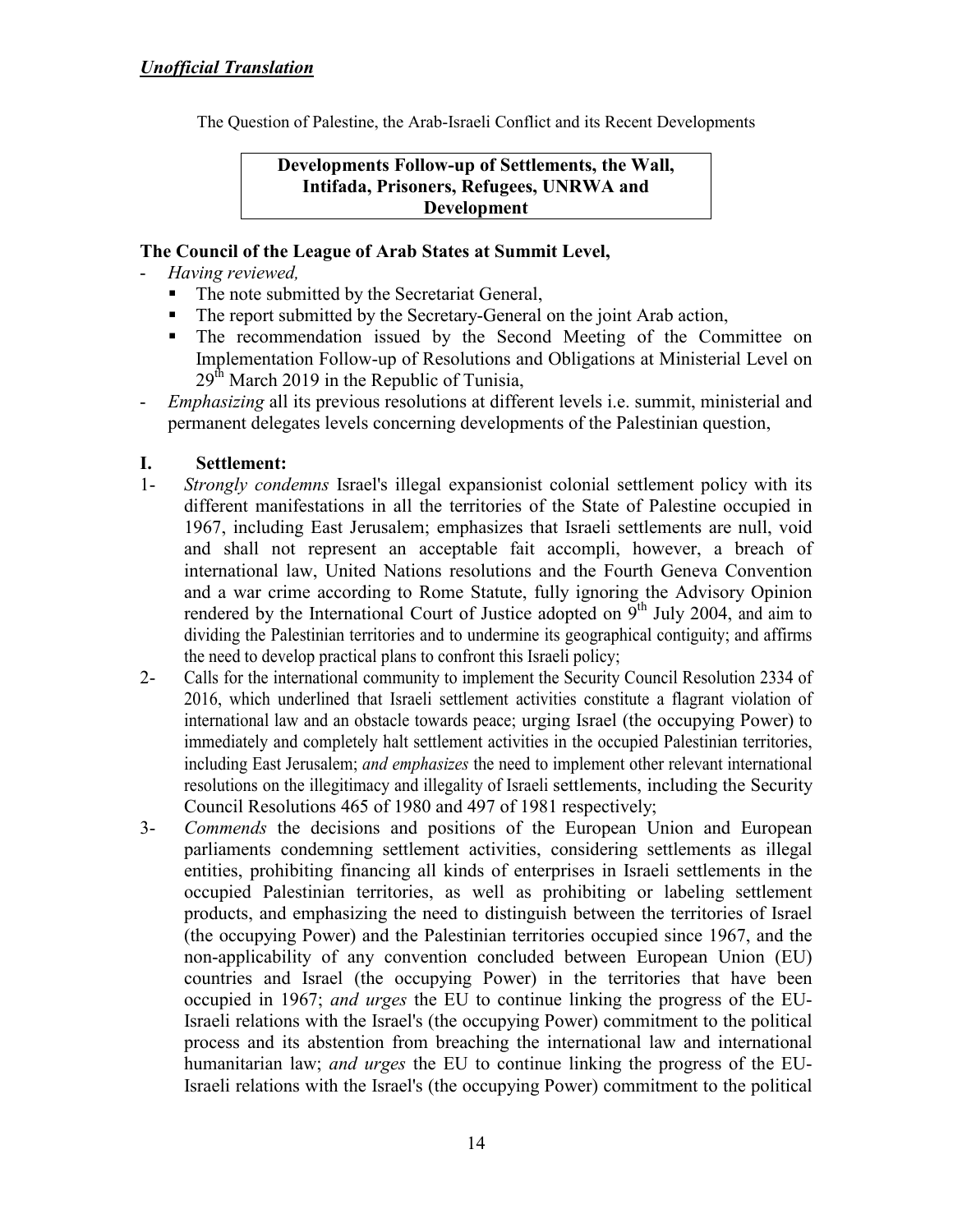***Unofficial Translation***

The Question of Palestine, the Arab-Israeli Conflict and its Recent Developments

**Developments Follow-up of Settlements, the Wall, Intifada, Prisoners, Refugees, UNRWA and Development**

**The Council of the League of Arab States at Summit Level,**

- *Having reviewed,*
  - The note submitted by the Secretariat General,
  - The report submitted by the Secretary-General on the joint Arab action,
  - The recommendation issued by the Second Meeting of the Committee on Implementation Follow-up of Resolutions and Obligations at Ministerial Level on 29th March 2019 in the Republic of Tunisia,
- *Emphasizing* all its previous resolutions at different levels i.e. summit, ministerial and permanent delegates levels concerning developments of the Palestinian question,

## I. Settlement:

1- *Strongly condemns* Israel's illegal expansionist colonial settlement policy with its different manifestations in all the territories of the State of Palestine occupied in 1967, including East Jerusalem; emphasizes that Israeli settlements are null, void and shall not represent an acceptable fait accompli, however, a breach of international law, United Nations resolutions and the Fourth Geneva Convention and a war crime according to Rome Statute, fully ignoring the Advisory Opinion rendered by the International Court of Justice adopted on 9th July 2004, and aim to dividing the Palestinian territories and to undermine its geographical contiguity; and affirms the need to develop practical plans to confront this Israeli policy;

2- Calls for the international community to implement the Security Council Resolution 2334 of 2016, which underlined that Israeli settlement activities constitute a flagrant violation of international law and an obstacle towards peace; urging Israel (the occupying Power) to immediately and completely halt settlement activities in the occupied Palestinian territories, including East Jerusalem; *and emphasizes* the need to implement other relevant international resolutions on the illegitimacy and illegality of Israeli settlements, including the Security Council Resolutions 465 of 1980 and 497 of 1981 respectively;

3- *Commends* the decisions and positions of the European Union and European parliaments condemning settlement activities, considering settlements as illegal entities, prohibiting financing all kinds of enterprises in Israeli settlements in the occupied Palestinian territories, as well as prohibiting or labeling settlement products, and emphasizing the need to distinguish between the territories of Israel (the occupying Power) and the Palestinian territories occupied since 1967, and the non-applicability of any convention concluded between European Union (EU) countries and Israel (the occupying Power) in the territories that have been occupied in 1967; *and urges* the EU to continue linking the progress of the EU-Israeli relations with the Israel's (the occupying Power) commitment to the political process and its abstention from breaching the international law and international humanitarian law; *and urges* the EU to continue linking the progress of the EU-Israeli relations with the Israel's (the occupying Power) commitment to the political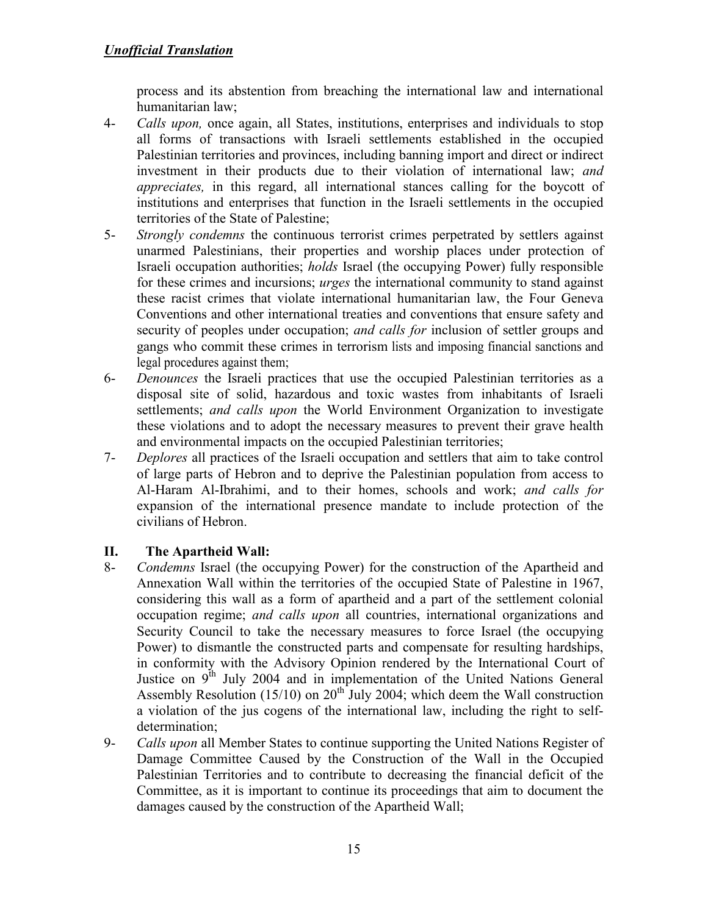*Unofficial Translation*

process and its abstention from breaching the international law and international humanitarian law;

4- *Calls upon,* once again, all States, institutions, enterprises and individuals to stop all forms of transactions with Israeli settlements established in the occupied Palestinian territories and provinces, including banning import and direct or indirect investment in their products due to their violation of international law; *and appreciates,* in this regard, all international stances calling for the boycott of institutions and enterprises that function in the Israeli settlements in the occupied territories of the State of Palestine;

5- *Strongly condemns* the continuous terrorist crimes perpetrated by settlers against unarmed Palestinians, their properties and worship places under protection of Israeli occupation authorities; *holds* Israel (the occupying Power) fully responsible for these crimes and incursions; *urges* the international community to stand against these racist crimes that violate international humanitarian law, the Four Geneva Conventions and other international treaties and conventions that ensure safety and security of peoples under occupation; *and calls for* inclusion of settler groups and gangs who commit these crimes in terrorism lists and imposing financial sanctions and legal procedures against them;

6- *Denounces* the Israeli practices that use the occupied Palestinian territories as a disposal site of solid, hazardous and toxic wastes from inhabitants of Israeli settlements; *and calls upon* the World Environment Organization to investigate these violations and to adopt the necessary measures to prevent their grave health and environmental impacts on the occupied Palestinian territories;

7- *Deplores* all practices of the Israeli occupation and settlers that aim to take control of large parts of Hebron and to deprive the Palestinian population from access to Al-Haram Al-Ibrahimi, and to their homes, schools and work; *and calls for* expansion of the international presence mandate to include protection of the civilians of Hebron.

## II. The Apartheid Wall:

8- *Condemns* Israel (the occupying Power) for the construction of the Apartheid and Annexation Wall within the territories of the occupied State of Palestine in 1967, considering this wall as a form of apartheid and a part of the settlement colonial occupation regime; *and calls upon* all countries, international organizations and Security Council to take the necessary measures to force Israel (the occupying Power) to dismantle the constructed parts and compensate for resulting hardships, in conformity with the Advisory Opinion rendered by the International Court of Justice on 9th July 2004 and in implementation of the United Nations General Assembly Resolution (15/10) on 20th July 2004; which deem the Wall construction a violation of the jus cogens of the international law, including the right to self-determination;

9- *Calls upon* all Member States to continue supporting the United Nations Register of Damage Committee Caused by the Construction of the Wall in the Occupied Palestinian Territories and to contribute to decreasing the financial deficit of the Committee, as it is important to continue its proceedings that aim to document the damages caused by the construction of the Apartheid Wall;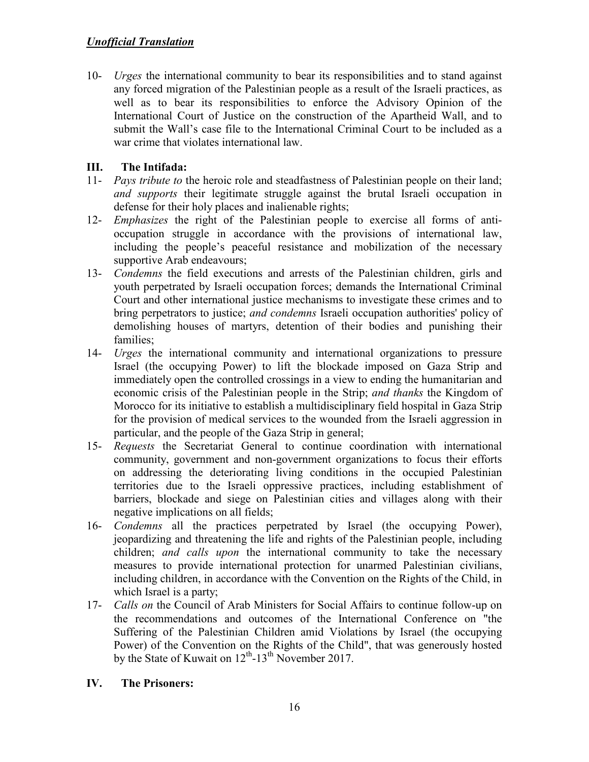*Unofficial Translation*

10- *Urges* the international community to bear its responsibilities and to stand against any forced migration of the Palestinian people as a result of the Israeli practices, as well as to bear its responsibilities to enforce the Advisory Opinion of the International Court of Justice on the construction of the Apartheid Wall, and to submit the Wall's case file to the International Criminal Court to be included as a war crime that violates international law.

## III. The Intifada:

11- *Pays tribute to* the heroic role and steadfastness of Palestinian people on their land; *and supports* their legitimate struggle against the brutal Israeli occupation in defense for their holy places and inalienable rights;

12- *Emphasizes* the right of the Palestinian people to exercise all forms of anti-occupation struggle in accordance with the provisions of international law, including the people's peaceful resistance and mobilization of the necessary supportive Arab endeavours;

13- *Condemns* the field executions and arrests of the Palestinian children, girls and youth perpetrated by Israeli occupation forces; demands the International Criminal Court and other international justice mechanisms to investigate these crimes and to bring perpetrators to justice; *and condemns* Israeli occupation authorities' policy of demolishing houses of martyrs, detention of their bodies and punishing their families;

14- *Urges* the international community and international organizations to pressure Israel (the occupying Power) to lift the blockade imposed on Gaza Strip and immediately open the controlled crossings in a view to ending the humanitarian and economic crisis of the Palestinian people in the Strip; *and thanks* the Kingdom of Morocco for its initiative to establish a multidisciplinary field hospital in Gaza Strip for the provision of medical services to the wounded from the Israeli aggression in particular, and the people of the Gaza Strip in general;

15- *Requests* the Secretariat General to continue coordination with international community, government and non-government organizations to focus their efforts on addressing the deteriorating living conditions in the occupied Palestinian territories due to the Israeli oppressive practices, including establishment of barriers, blockade and siege on Palestinian cities and villages along with their negative implications on all fields;

16- *Condemns* all the practices perpetrated by Israel (the occupying Power), jeopardizing and threatening the life and rights of the Palestinian people, including children; *and calls upon* the international community to take the necessary measures to provide international protection for unarmed Palestinian civilians, including children, in accordance with the Convention on the Rights of the Child, in which Israel is a party;

17- *Calls on* the Council of Arab Ministers for Social Affairs to continue follow-up on the recommendations and outcomes of the International Conference on "the Suffering of the Palestinian Children amid Violations by Israel (the occupying Power) of the Convention on the Rights of the Child", that was generously hosted by the State of Kuwait on 12th-13th November 2017.

## IV. The Prisoners: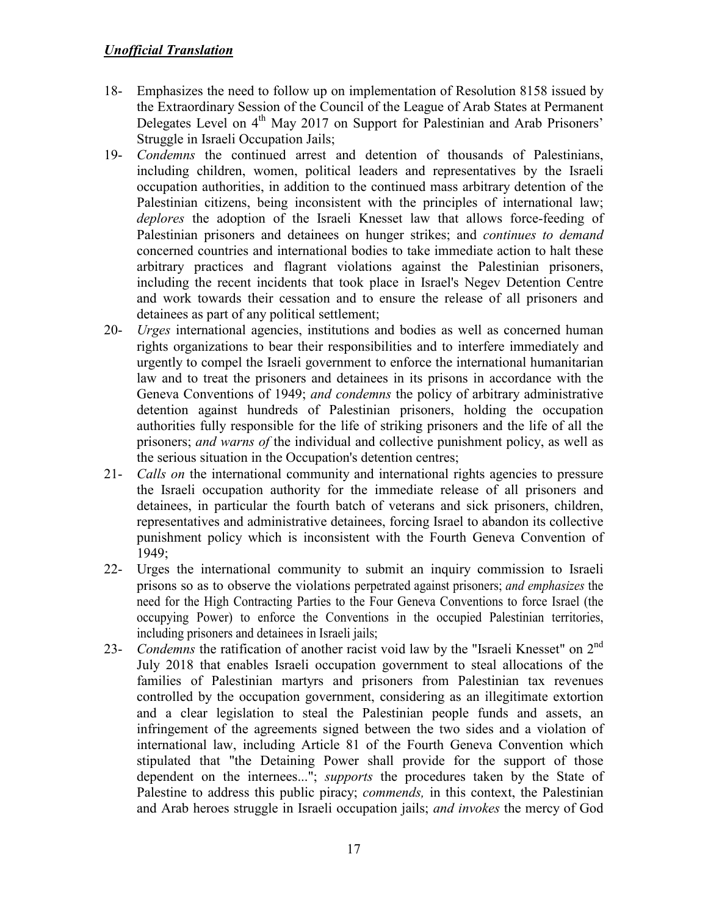***Unofficial Translation***

18- Emphasizes the need to follow up on implementation of Resolution 8158 issued by the Extraordinary Session of the Council of the League of Arab States at Permanent Delegates Level on 4th May 2017 on Support for Palestinian and Arab Prisoners' Struggle in Israeli Occupation Jails;

19- *Condemns* the continued arrest and detention of thousands of Palestinians, including children, women, political leaders and representatives by the Israeli occupation authorities, in addition to the continued mass arbitrary detention of the Palestinian citizens, being inconsistent with the principles of international law; *deplores* the adoption of the Israeli Knesset law that allows force-feeding of Palestinian prisoners and detainees on hunger strikes; and *continues to demand* concerned countries and international bodies to take immediate action to halt these arbitrary practices and flagrant violations against the Palestinian prisoners, including the recent incidents that took place in Israel's Negev Detention Centre and work towards their cessation and to ensure the release of all prisoners and detainees as part of any political settlement;

20- *Urges* international agencies, institutions and bodies as well as concerned human rights organizations to bear their responsibilities and to interfere immediately and urgently to compel the Israeli government to enforce the international humanitarian law and to treat the prisoners and detainees in its prisons in accordance with the Geneva Conventions of 1949; *and condemns* the policy of arbitrary administrative detention against hundreds of Palestinian prisoners, holding the occupation authorities fully responsible for the life of striking prisoners and the life of all the prisoners; *and warns of* the individual and collective punishment policy, as well as the serious situation in the Occupation's detention centres;

21- *Calls on* the international community and international rights agencies to pressure the Israeli occupation authority for the immediate release of all prisoners and detainees, in particular the fourth batch of veterans and sick prisoners, children, representatives and administrative detainees, forcing Israel to abandon its collective punishment policy which is inconsistent with the Fourth Geneva Convention of 1949;

22- Urges the international community to submit an inquiry commission to Israeli prisons so as to observe the violations perpetrated against prisoners; *and emphasizes* the need for the High Contracting Parties to the Four Geneva Conventions to force Israel (the occupying Power) to enforce the Conventions in the occupied Palestinian territories, including prisoners and detainees in Israeli jails;

23- *Condemns* the ratification of another racist void law by the "Israeli Knesset" on 2nd July 2018 that enables Israeli occupation government to steal allocations of the families of Palestinian martyrs and prisoners from Palestinian tax revenues controlled by the occupation government, considering as an illegitimate extortion and a clear legislation to steal the Palestinian people funds and assets, an infringement of the agreements signed between the two sides and a violation of international law, including Article 81 of the Fourth Geneva Convention which stipulated that "the Detaining Power shall provide for the support of those dependent on the internees..."; *supports* the procedures taken by the State of Palestine to address this public piracy; *commends,* in this context, the Palestinian and Arab heroes struggle in Israeli occupation jails; *and invokes* the mercy of God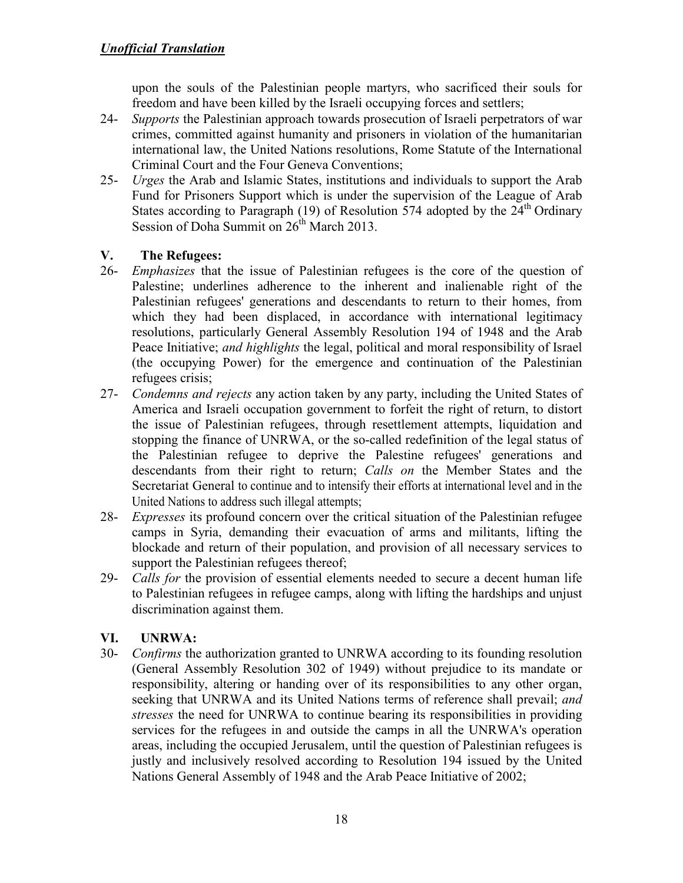upon the souls of the Palestinian people martyrs, who sacrificed their souls for freedom and have been killed by the Israeli occupying forces and settlers;

24- *Supports* the Palestinian approach towards prosecution of Israeli perpetrators of war crimes, committed against humanity and prisoners in violation of the humanitarian international law, the United Nations resolutions, Rome Statute of the International Criminal Court and the Four Geneva Conventions;

25- *Urges* the Arab and Islamic States, institutions and individuals to support the Arab Fund for Prisoners Support which is under the supervision of the League of Arab States according to Paragraph (19) of Resolution 574 adopted by the 24th Ordinary Session of Doha Summit on 26th March 2013.

## V. The Refugees:

26- *Emphasizes* that the issue of Palestinian refugees is the core of the question of Palestine; underlines adherence to the inherent and inalienable right of the Palestinian refugees' generations and descendants to return to their homes, from which they had been displaced, in accordance with international legitimacy resolutions, particularly General Assembly Resolution 194 of 1948 and the Arab Peace Initiative; *and highlights* the legal, political and moral responsibility of Israel (the occupying Power) for the emergence and continuation of the Palestinian refugees crisis;

27- *Condemns and rejects* any action taken by any party, including the United States of America and Israeli occupation government to forfeit the right of return, to distort the issue of Palestinian refugees, through resettlement attempts, liquidation and stopping the finance of UNRWA, or the so-called redefinition of the legal status of the Palestinian refugee to deprive the Palestine refugees' generations and descendants from their right to return; *Calls on* the Member States and the Secretariat General to continue and to intensify their efforts at international level and in the United Nations to address such illegal attempts;

28- *Expresses* its profound concern over the critical situation of the Palestinian refugee camps in Syria, demanding their evacuation of arms and militants, lifting the blockade and return of their population, and provision of all necessary services to support the Palestinian refugees thereof;

29- *Calls for* the provision of essential elements needed to secure a decent human life to Palestinian refugees in refugee camps, along with lifting the hardships and unjust discrimination against them.

## VI. UNRWA:

30- *Confirms* the authorization granted to UNRWA according to its founding resolution (General Assembly Resolution 302 of 1949) without prejudice to its mandate or responsibility, altering or handing over of its responsibilities to any other organ, seeking that UNRWA and its United Nations terms of reference shall prevail; *and stresses* the need for UNRWA to continue bearing its responsibilities in providing services for the refugees in and outside the camps in all the UNRWA's operation areas, including the occupied Jerusalem, until the question of Palestinian refugees is justly and inclusively resolved according to Resolution 194 issued by the United Nations General Assembly of 1948 and the Arab Peace Initiative of 2002;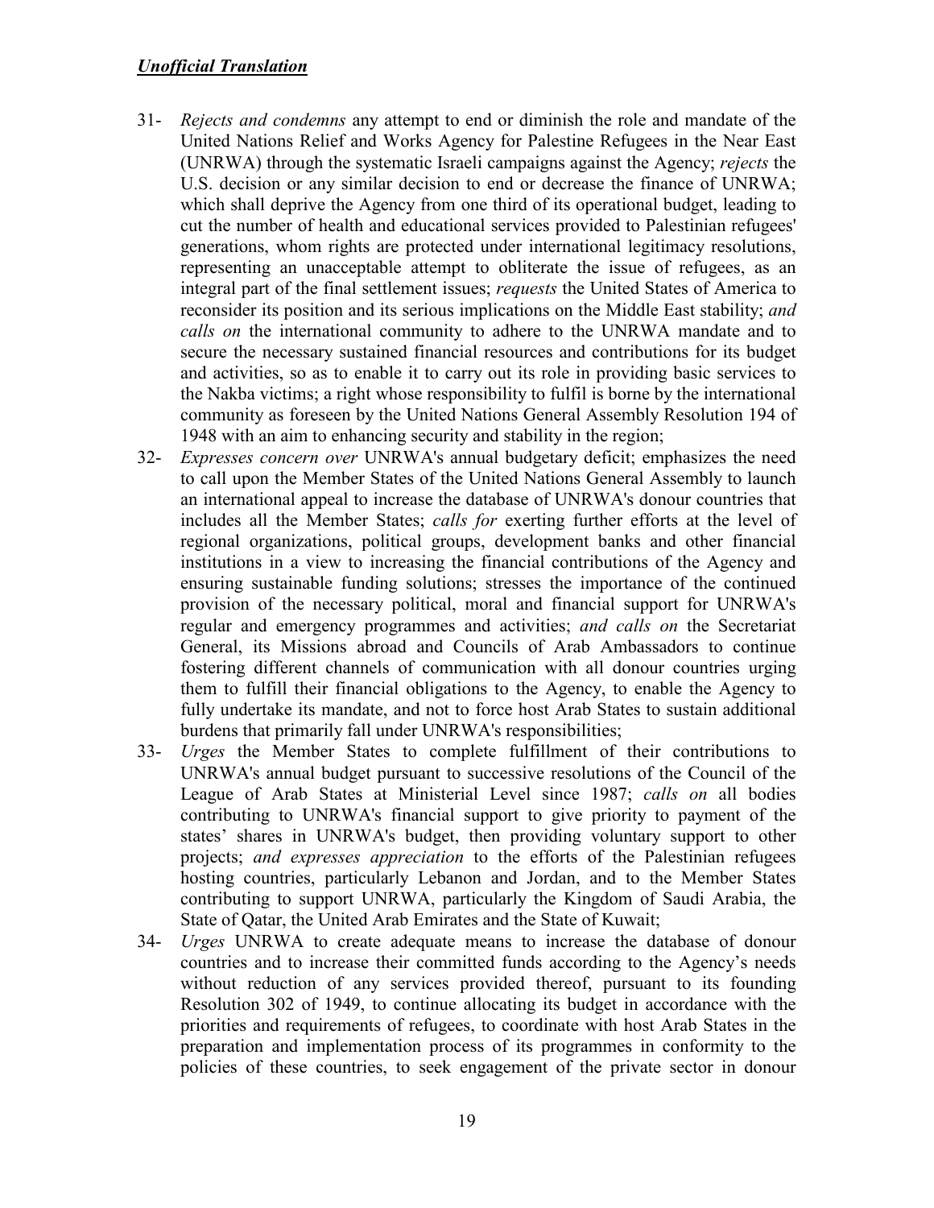***Unofficial Translation***

31- *Rejects and condemns* any attempt to end or diminish the role and mandate of the United Nations Relief and Works Agency for Palestine Refugees in the Near East (UNRWA) through the systematic Israeli campaigns against the Agency; *rejects* the U.S. decision or any similar decision to end or decrease the finance of UNRWA; which shall deprive the Agency from one third of its operational budget, leading to cut the number of health and educational services provided to Palestinian refugees' generations, whom rights are protected under international legitimacy resolutions, representing an unacceptable attempt to obliterate the issue of refugees, as an integral part of the final settlement issues; *requests* the United States of America to reconsider its position and its serious implications on the Middle East stability; *and calls on* the international community to adhere to the UNRWA mandate and to secure the necessary sustained financial resources and contributions for its budget and activities, so as to enable it to carry out its role in providing basic services to the Nakba victims; a right whose responsibility to fulfil is borne by the international community as foreseen by the United Nations General Assembly Resolution 194 of 1948 with an aim to enhancing security and stability in the region;

32- *Expresses concern over* UNRWA's annual budgetary deficit; emphasizes the need to call upon the Member States of the United Nations General Assembly to launch an international appeal to increase the database of UNRWA's donour countries that includes all the Member States; *calls for* exerting further efforts at the level of regional organizations, political groups, development banks and other financial institutions in a view to increasing the financial contributions of the Agency and ensuring sustainable funding solutions; stresses the importance of the continued provision of the necessary political, moral and financial support for UNRWA's regular and emergency programmes and activities; *and calls on* the Secretariat General, its Missions abroad and Councils of Arab Ambassadors to continue fostering different channels of communication with all donour countries urging them to fulfill their financial obligations to the Agency, to enable the Agency to fully undertake its mandate, and not to force host Arab States to sustain additional burdens that primarily fall under UNRWA's responsibilities;

33- *Urges* the Member States to complete fulfillment of their contributions to UNRWA's annual budget pursuant to successive resolutions of the Council of the League of Arab States at Ministerial Level since 1987; *calls on* all bodies contributing to UNRWA's financial support to give priority to payment of the states' shares in UNRWA's budget, then providing voluntary support to other projects; *and expresses appreciation* to the efforts of the Palestinian refugees hosting countries, particularly Lebanon and Jordan, and to the Member States contributing to support UNRWA, particularly the Kingdom of Saudi Arabia, the State of Qatar, the United Arab Emirates and the State of Kuwait;

34- *Urges* UNRWA to create adequate means to increase the database of donour countries and to increase their committed funds according to the Agency's needs without reduction of any services provided thereof, pursuant to its founding Resolution 302 of 1949, to continue allocating its budget in accordance with the priorities and requirements of refugees, to coordinate with host Arab States in the preparation and implementation process of its programmes in conformity to the policies of these countries, to seek engagement of the private sector in donour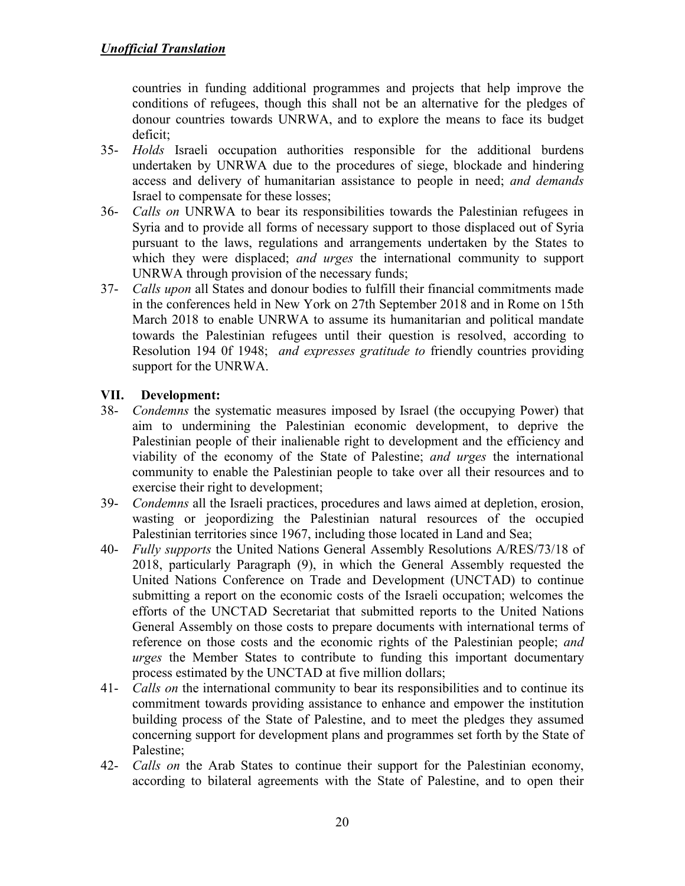***Unofficial Translation***

countries in funding additional programmes and projects that help improve the conditions of refugees, though this shall not be an alternative for the pledges of donour countries towards UNRWA, and to explore the means to face its budget deficit;

35- *Holds* Israeli occupation authorities responsible for the additional burdens undertaken by UNRWA due to the procedures of siege, blockade and hindering access and delivery of humanitarian assistance to people in need; *and demands* Israel to compensate for these losses;

36- *Calls on* UNRWA to bear its responsibilities towards the Palestinian refugees in Syria and to provide all forms of necessary support to those displaced out of Syria pursuant to the laws, regulations and arrangements undertaken by the States to which they were displaced; *and urges* the international community to support UNRWA through provision of the necessary funds;

37- *Calls upon* all States and donour bodies to fulfill their financial commitments made in the conferences held in New York on 27th September 2018 and in Rome on 15th March 2018 to enable UNRWA to assume its humanitarian and political mandate towards the Palestinian refugees until their question is resolved, according to Resolution 194 0f 1948; *and expresses gratitude to* friendly countries providing support for the UNRWA.

## VII. Development:

38- *Condemns* the systematic measures imposed by Israel (the occupying Power) that aim to undermining the Palestinian economic development, to deprive the Palestinian people of their inalienable right to development and the efficiency and viability of the economy of the State of Palestine; *and urges* the international community to enable the Palestinian people to take over all their resources and to exercise their right to development;

39- *Condemns* all the Israeli practices, procedures and laws aimed at depletion, erosion, wasting or jeopordizing the Palestinian natural resources of the occupied Palestinian territories since 1967, including those located in Land and Sea;

40- *Fully supports* the United Nations General Assembly Resolutions A/RES/73/18 of 2018, particularly Paragraph (9), in which the General Assembly requested the United Nations Conference on Trade and Development (UNCTAD) to continue submitting a report on the economic costs of the Israeli occupation; welcomes the efforts of the UNCTAD Secretariat that submitted reports to the United Nations General Assembly on those costs to prepare documents with international terms of reference on those costs and the economic rights of the Palestinian people; *and urges* the Member States to contribute to funding this important documentary process estimated by the UNCTAD at five million dollars;

41- *Calls on* the international community to bear its responsibilities and to continue its commitment towards providing assistance to enhance and empower the institution building process of the State of Palestine, and to meet the pledges they assumed concerning support for development plans and programmes set forth by the State of Palestine;

42- *Calls on* the Arab States to continue their support for the Palestinian economy, according to bilateral agreements with the State of Palestine, and to open their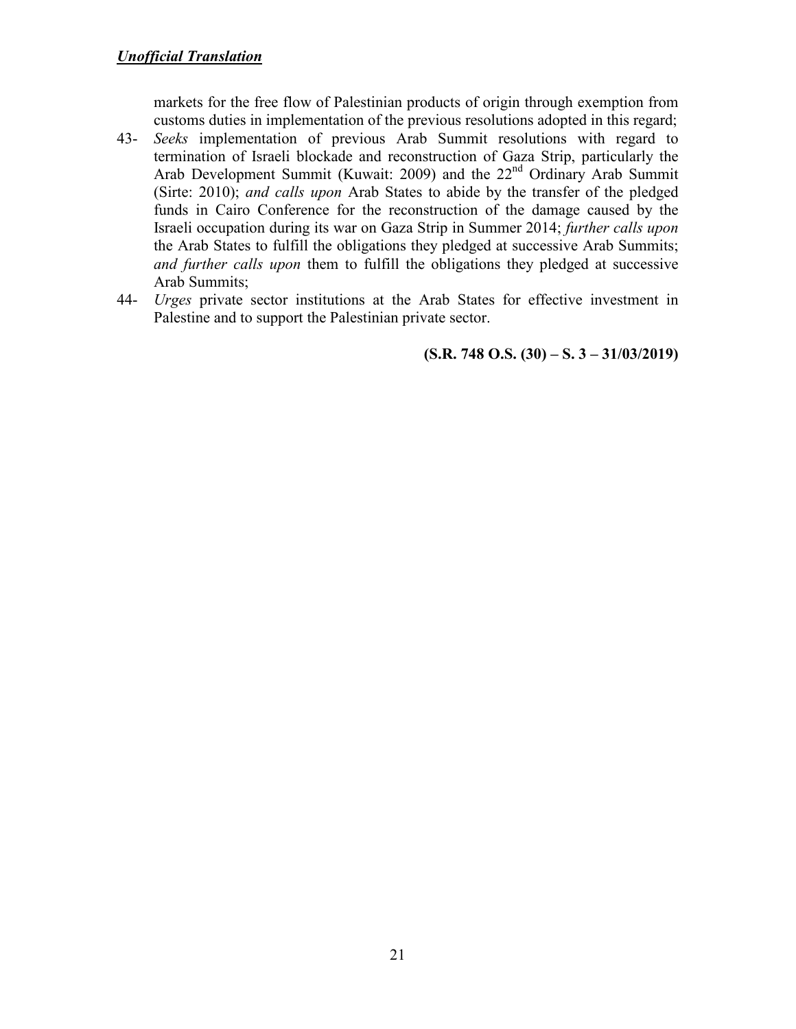markets for the free flow of Palestinian products of origin through exemption from customs duties in implementation of the previous resolutions adopted in this regard;

43- *Seeks* implementation of previous Arab Summit resolutions with regard to termination of Israeli blockade and reconstruction of Gaza Strip, particularly the Arab Development Summit (Kuwait: 2009) and the 22nd Ordinary Arab Summit (Sirte: 2010); *and calls upon* Arab States to abide by the transfer of the pledged funds in Cairo Conference for the reconstruction of the damage caused by the Israeli occupation during its war on Gaza Strip in Summer 2014; *further calls upon* the Arab States to fulfill the obligations they pledged at successive Arab Summits; *and further calls upon* them to fulfill the obligations they pledged at successive Arab Summits;

44- *Urges* private sector institutions at the Arab States for effective investment in Palestine and to support the Palestinian private sector.

**(S.R. 748 O.S. (30) – S. 3 – 31/03/2019)**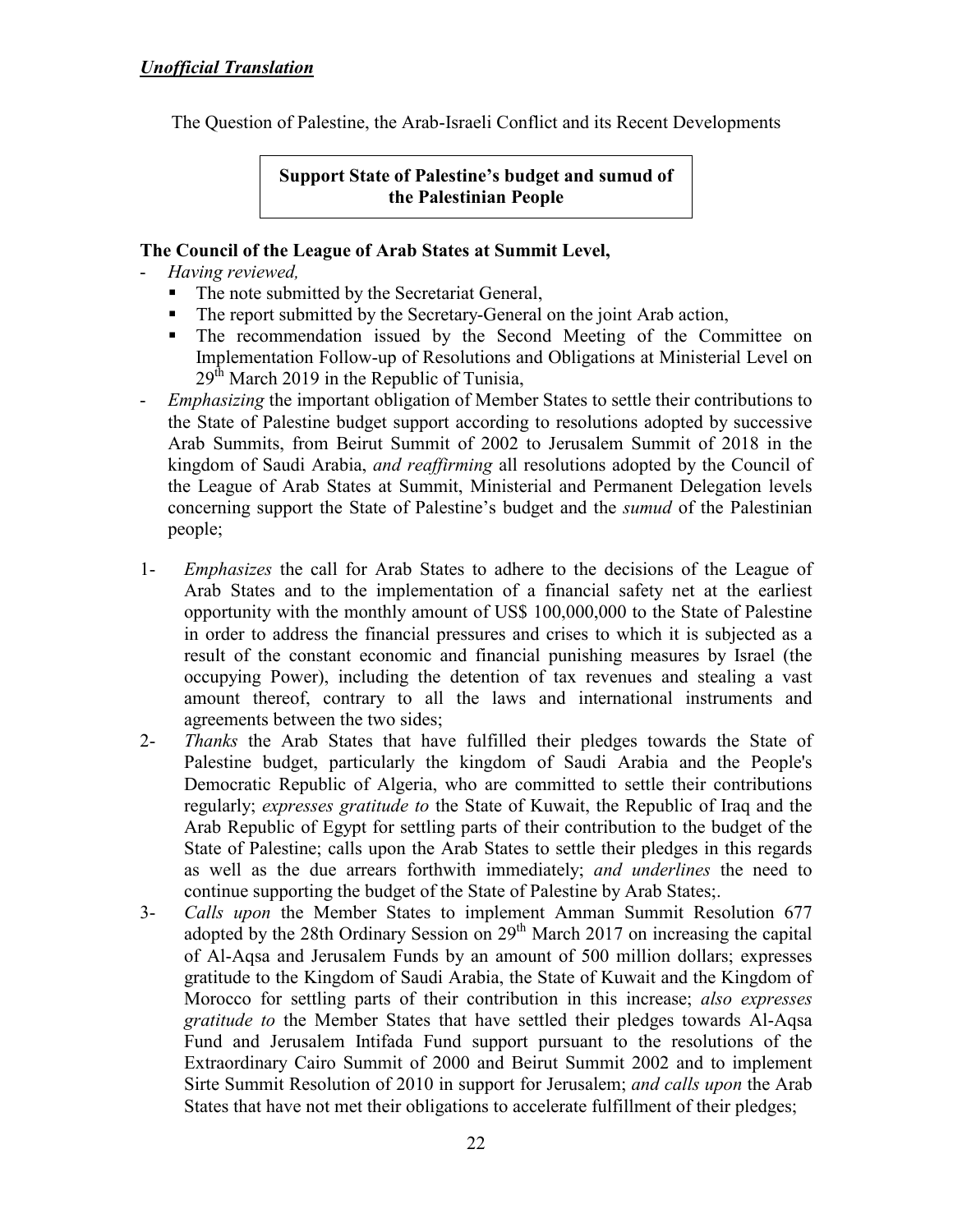***Unofficial Translation***

The Question of Palestine, the Arab-Israeli Conflict and its Recent Developments

**Support State of Palestine's budget and sumud of the Palestinian People**

**The Council of the League of Arab States at Summit Level,**

- *Having reviewed,*
  - The note submitted by the Secretariat General,
  - The report submitted by the Secretary-General on the joint Arab action,
  - The recommendation issued by the Second Meeting of the Committee on Implementation Follow-up of Resolutions and Obligations at Ministerial Level on 29th March 2019 in the Republic of Tunisia,
- *Emphasizing* the important obligation of Member States to settle their contributions to the State of Palestine budget support according to resolutions adopted by successive Arab Summits, from Beirut Summit of 2002 to Jerusalem Summit of 2018 in the kingdom of Saudi Arabia, *and reaffirming* all resolutions adopted by the Council of the League of Arab States at Summit, Ministerial and Permanent Delegation levels concerning support the State of Palestine's budget and the *sumud* of the Palestinian people;

1- *Emphasizes* the call for Arab States to adhere to the decisions of the League of Arab States and to the implementation of a financial safety net at the earliest opportunity with the monthly amount of US$ 100,000,000 to the State of Palestine in order to address the financial pressures and crises to which it is subjected as a result of the constant economic and financial punishing measures by Israel (the occupying Power), including the detention of tax revenues and stealing a vast amount thereof, contrary to all the laws and international instruments and agreements between the two sides;

2- *Thanks* the Arab States that have fulfilled their pledges towards the State of Palestine budget, particularly the kingdom of Saudi Arabia and the People's Democratic Republic of Algeria, who are committed to settle their contributions regularly; *expresses gratitude to* the State of Kuwait, the Republic of Iraq and the Arab Republic of Egypt for settling parts of their contribution to the budget of the State of Palestine; calls upon the Arab States to settle their pledges in this regards as well as the due arrears forthwith immediately; *and underlines* the need to continue supporting the budget of the State of Palestine by Arab States;.

3- *Calls upon* the Member States to implement Amman Summit Resolution 677 adopted by the 28th Ordinary Session on 29th March 2017 on increasing the capital of Al-Aqsa and Jerusalem Funds by an amount of 500 million dollars; expresses gratitude to the Kingdom of Saudi Arabia, the State of Kuwait and the Kingdom of Morocco for settling parts of their contribution in this increase; *also expresses gratitude to* the Member States that have settled their pledges towards Al-Aqsa Fund and Jerusalem Intifada Fund support pursuant to the resolutions of the Extraordinary Cairo Summit of 2000 and Beirut Summit 2002 and to implement Sirte Summit Resolution of 2010 in support for Jerusalem; *and calls upon* the Arab States that have not met their obligations to accelerate fulfillment of their pledges;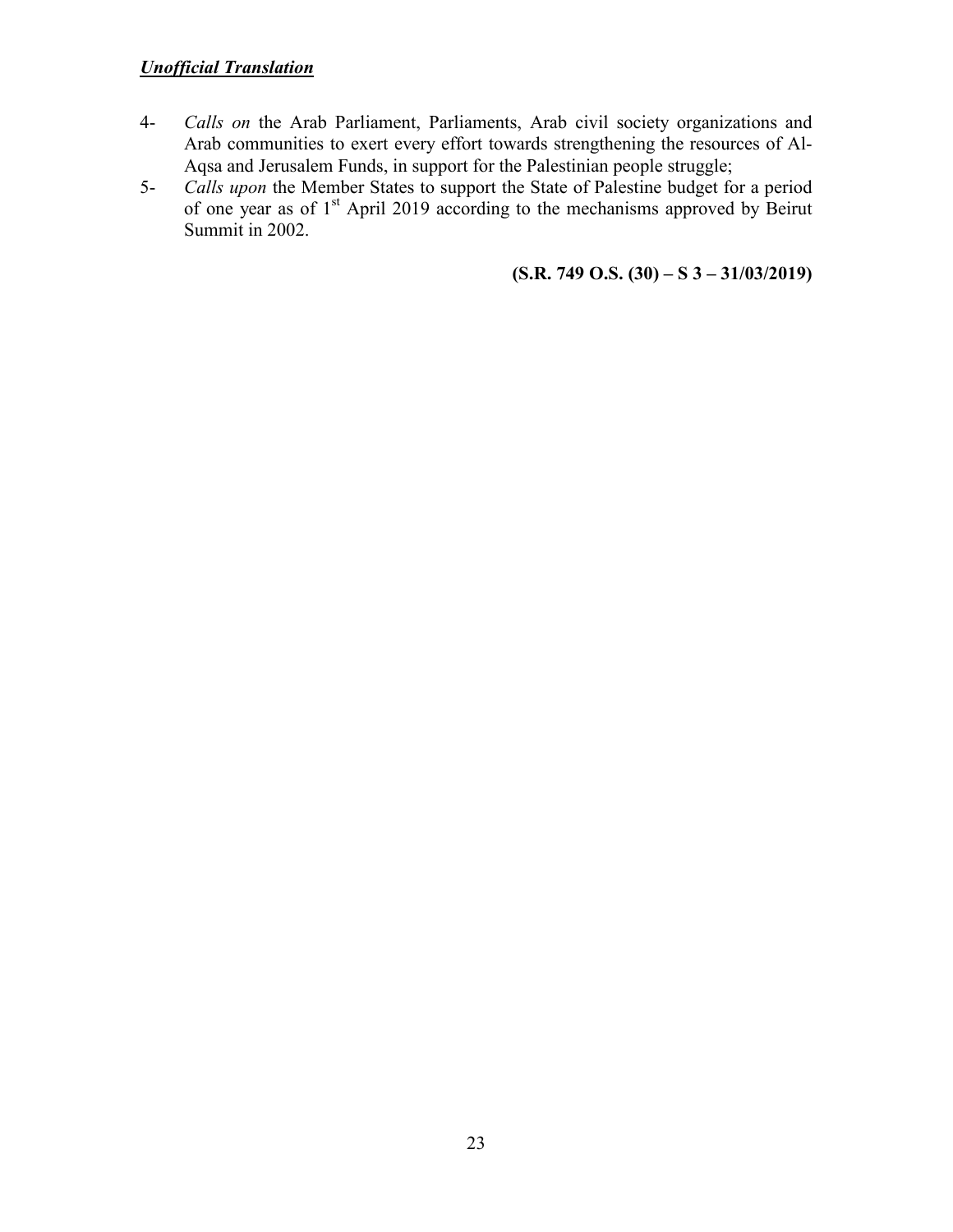***Unofficial Translation***

4- *Calls on* the Arab Parliament, Parliaments, Arab civil society organizations and Arab communities to exert every effort towards strengthening the resources of Al-Aqsa and Jerusalem Funds, in support for the Palestinian people struggle;

5- *Calls upon* the Member States to support the State of Palestine budget for a period of one year as of 1st April 2019 according to the mechanisms approved by Beirut Summit in 2002.

**(S.R. 749 O.S. (30) – S 3 – 31/03/2019)**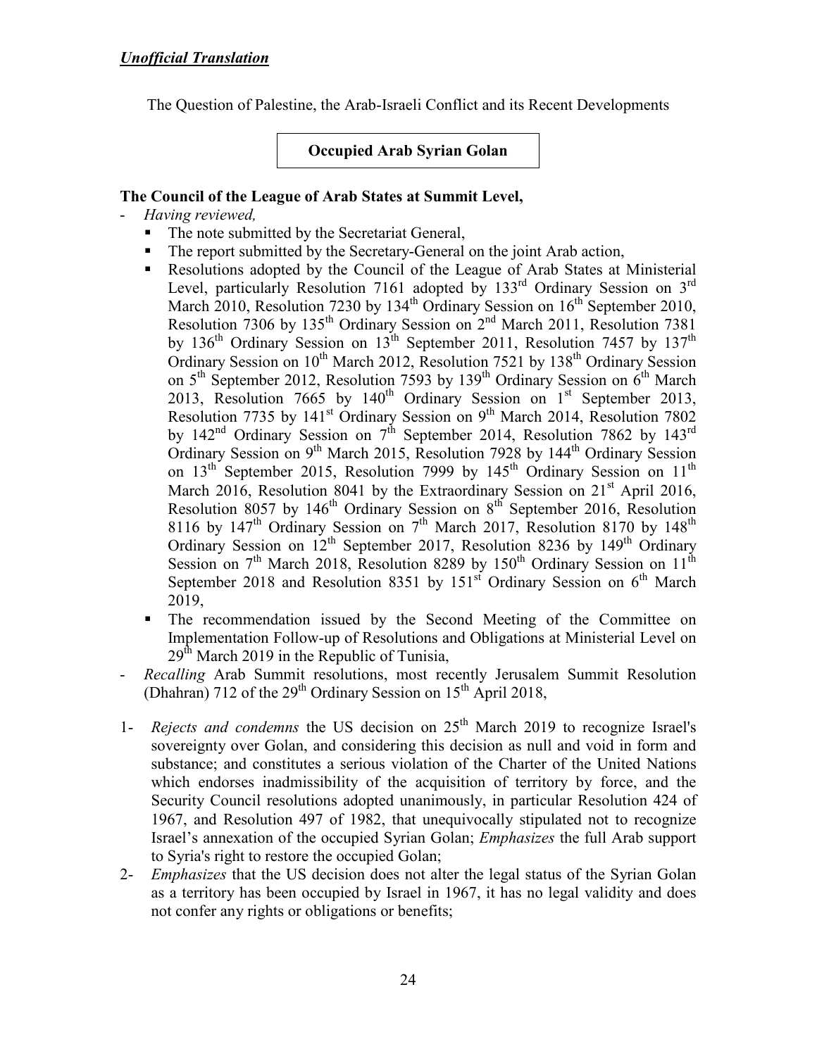***Unofficial Translation***

The Question of Palestine, the Arab-Israeli Conflict and its Recent Developments

**Occupied Arab Syrian Golan**

**The Council of the League of Arab States at Summit Level,**

- *Having reviewed,*
  - The note submitted by the Secretariat General,
  - The report submitted by the Secretary-General on the joint Arab action,
  - Resolutions adopted by the Council of the League of Arab States at Ministerial Level, particularly Resolution 7161 adopted by 133rd Ordinary Session on 3rd March 2010, Resolution 7230 by 134th Ordinary Session on 16th September 2010, Resolution 7306 by 135th Ordinary Session on 2nd March 2011, Resolution 7381 by 136th Ordinary Session on 13th September 2011, Resolution 7457 by 137th Ordinary Session on 10th March 2012, Resolution 7521 by 138th Ordinary Session on 5th September 2012, Resolution 7593 by 139th Ordinary Session on 6th March 2013, Resolution 7665 by 140th Ordinary Session on 1st September 2013, Resolution 7735 by 141st Ordinary Session on 9th March 2014, Resolution 7802 by 142nd Ordinary Session on 7th September 2014, Resolution 7862 by 143rd Ordinary Session on 9th March 2015, Resolution 7928 by 144th Ordinary Session on 13th September 2015, Resolution 7999 by 145th Ordinary Session on 11th March 2016, Resolution 8041 by the Extraordinary Session on 21st April 2016, Resolution 8057 by 146th Ordinary Session on 8th September 2016, Resolution 8116 by 147th Ordinary Session on 7th March 2017, Resolution 8170 by 148th Ordinary Session on 12th September 2017, Resolution 8236 by 149th Ordinary Session on 7th March 2018, Resolution 8289 by 150th Ordinary Session on 11th September 2018 and Resolution 8351 by 151st Ordinary Session on 6th March 2019,
  - The recommendation issued by the Second Meeting of the Committee on Implementation Follow-up of Resolutions and Obligations at Ministerial Level on 29th March 2019 in the Republic of Tunisia,
- *Recalling* Arab Summit resolutions, most recently Jerusalem Summit Resolution (Dhahran) 712 of the 29th Ordinary Session on 15th April 2018,

1- *Rejects and condemns* the US decision on 25th March 2019 to recognize Israel's sovereignty over Golan, and considering this decision as null and void in form and substance; and constitutes a serious violation of the Charter of the United Nations which endorses inadmissibility of the acquisition of territory by force, and the Security Council resolutions adopted unanimously, in particular Resolution 424 of 1967, and Resolution 497 of 1982, that unequivocally stipulated not to recognize Israel's annexation of the occupied Syrian Golan; *Emphasizes* the full Arab support to Syria's right to restore the occupied Golan;

2- *Emphasizes* that the US decision does not alter the legal status of the Syrian Golan as a territory has been occupied by Israel in 1967, it has no legal validity and does not confer any rights or obligations or benefits;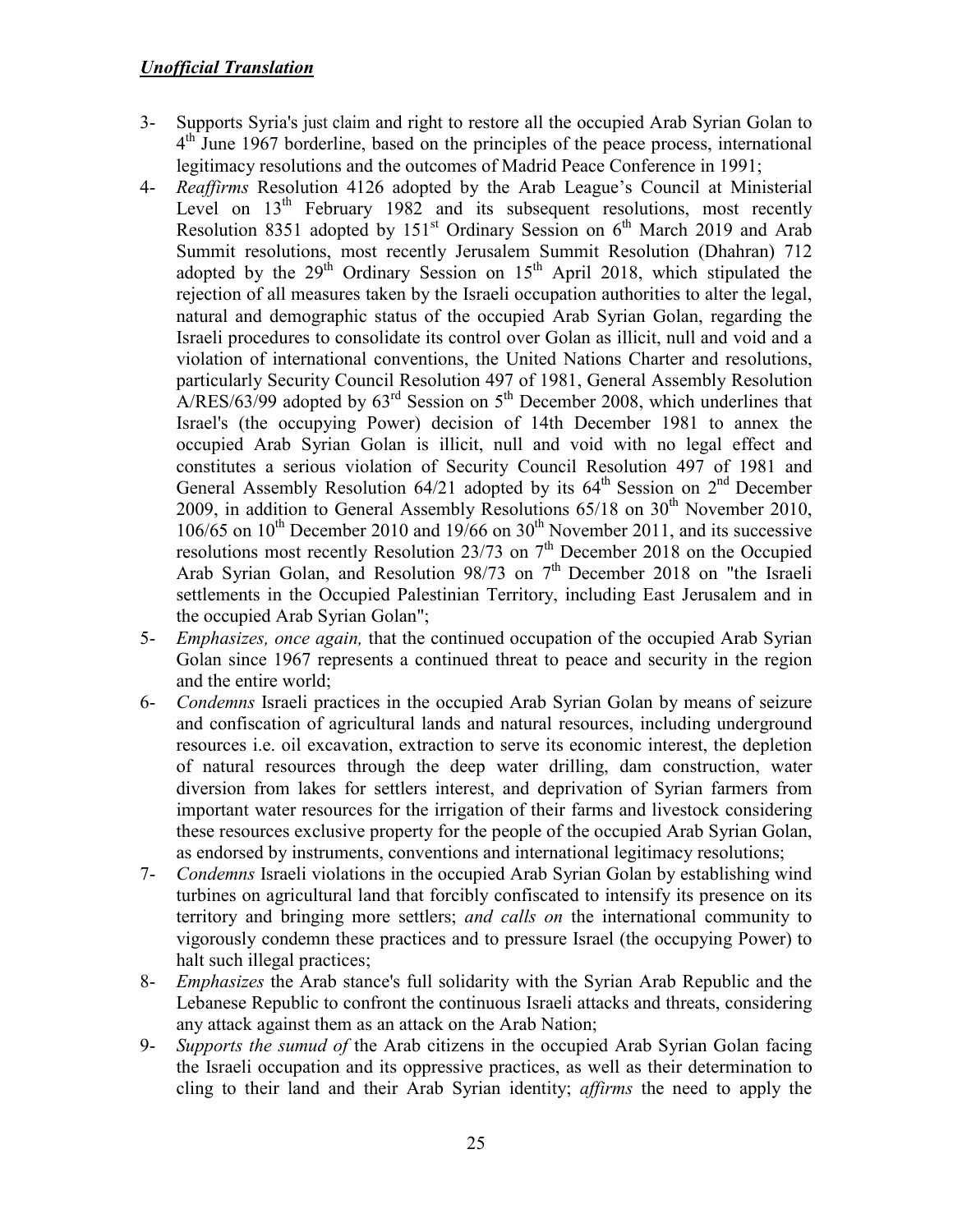***Unofficial Translation***

3- Supports Syria's just claim and right to restore all the occupied Arab Syrian Golan to 4th June 1967 borderline, based on the principles of the peace process, international legitimacy resolutions and the outcomes of Madrid Peace Conference in 1991;

4- *Reaffirms* Resolution 4126 adopted by the Arab League's Council at Ministerial Level on 13th February 1982 and its subsequent resolutions, most recently Resolution 8351 adopted by 151st Ordinary Session on 6th March 2019 and Arab Summit resolutions, most recently Jerusalem Summit Resolution (Dhahran) 712 adopted by the 29th Ordinary Session on 15th April 2018, which stipulated the rejection of all measures taken by the Israeli occupation authorities to alter the legal, natural and demographic status of the occupied Arab Syrian Golan, regarding the Israeli procedures to consolidate its control over Golan as illicit, null and void and a violation of international conventions, the United Nations Charter and resolutions, particularly Security Council Resolution 497 of 1981, General Assembly Resolution A/RES/63/99 adopted by 63rd Session on 5th December 2008, which underlines that Israel's (the occupying Power) decision of 14th December 1981 to annex the occupied Arab Syrian Golan is illicit, null and void with no legal effect and constitutes a serious violation of Security Council Resolution 497 of 1981 and General Assembly Resolution 64/21 adopted by its 64th Session on 2nd December 2009, in addition to General Assembly Resolutions 65/18 on 30th November 2010, 106/65 on 10th December 2010 and 19/66 on 30th November 2011, and its successive resolutions most recently Resolution 23/73 on 7th December 2018 on the Occupied Arab Syrian Golan, and Resolution 98/73 on 7th December 2018 on "the Israeli settlements in the Occupied Palestinian Territory, including East Jerusalem and in the occupied Arab Syrian Golan";

5- *Emphasizes, once again,* that the continued occupation of the occupied Arab Syrian Golan since 1967 represents a continued threat to peace and security in the region and the entire world;

6- *Condemns* Israeli practices in the occupied Arab Syrian Golan by means of seizure and confiscation of agricultural lands and natural resources, including underground resources i.e. oil excavation, extraction to serve its economic interest, the depletion of natural resources through the deep water drilling, dam construction, water diversion from lakes for settlers interest, and deprivation of Syrian farmers from important water resources for the irrigation of their farms and livestock considering these resources exclusive property for the people of the occupied Arab Syrian Golan, as endorsed by instruments, conventions and international legitimacy resolutions;

7- *Condemns* Israeli violations in the occupied Arab Syrian Golan by establishing wind turbines on agricultural land that forcibly confiscated to intensify its presence on its territory and bringing more settlers; *and calls on* the international community to vigorously condemn these practices and to pressure Israel (the occupying Power) to halt such illegal practices;

8- *Emphasizes* the Arab stance's full solidarity with the Syrian Arab Republic and the Lebanese Republic to confront the continuous Israeli attacks and threats, considering any attack against them as an attack on the Arab Nation;

9- *Supports the sumud of* the Arab citizens in the occupied Arab Syrian Golan facing the Israeli occupation and its oppressive practices, as well as their determination to cling to their land and their Arab Syrian identity; *affirms* the need to apply the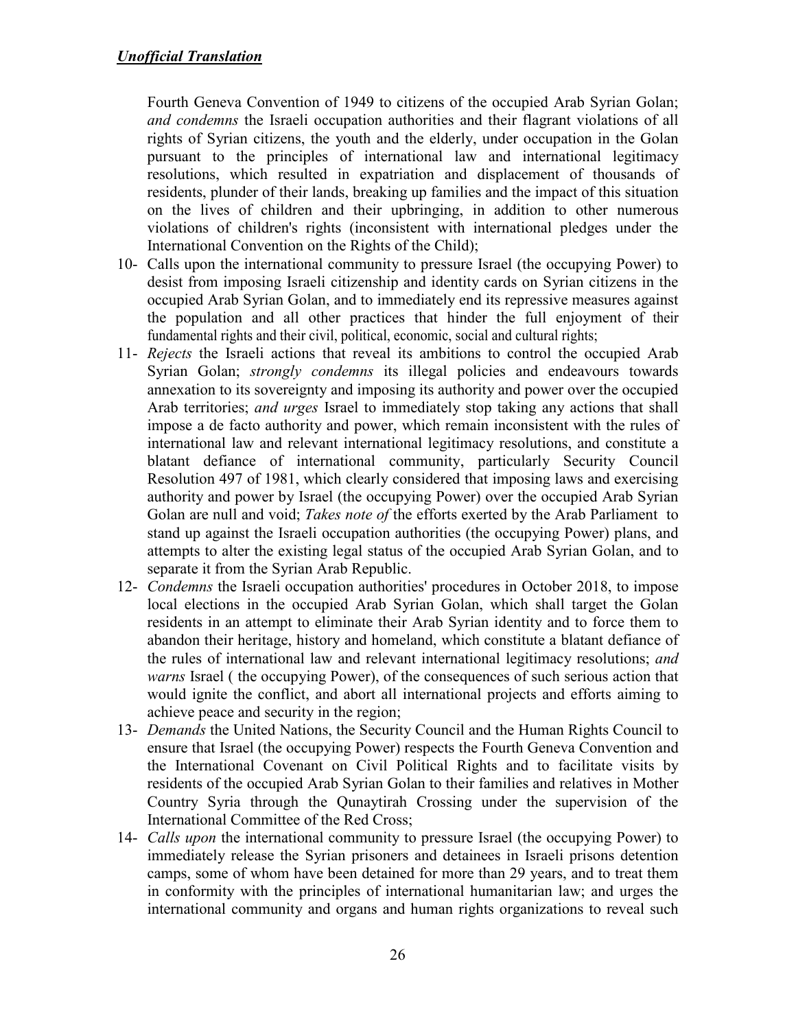***Unofficial Translation***

Fourth Geneva Convention of 1949 to citizens of the occupied Arab Syrian Golan; *and condemns* the Israeli occupation authorities and their flagrant violations of all rights of Syrian citizens, the youth and the elderly, under occupation in the Golan pursuant to the principles of international law and international legitimacy resolutions, which resulted in expatriation and displacement of thousands of residents, plunder of their lands, breaking up families and the impact of this situation on the lives of children and their upbringing, in addition to other numerous violations of children's rights (inconsistent with international pledges under the International Convention on the Rights of the Child);

10- Calls upon the international community to pressure Israel (the occupying Power) to desist from imposing Israeli citizenship and identity cards on Syrian citizens in the occupied Arab Syrian Golan, and to immediately end its repressive measures against the population and all other practices that hinder the full enjoyment of their fundamental rights and their civil, political, economic, social and cultural rights;

11- *Rejects* the Israeli actions that reveal its ambitions to control the occupied Arab Syrian Golan; *strongly condemns* its illegal policies and endeavours towards annexation to its sovereignty and imposing its authority and power over the occupied Arab territories; *and urges* Israel to immediately stop taking any actions that shall impose a de facto authority and power, which remain inconsistent with the rules of international law and relevant international legitimacy resolutions, and constitute a blatant defiance of international community, particularly Security Council Resolution 497 of 1981, which clearly considered that imposing laws and exercising authority and power by Israel (the occupying Power) over the occupied Arab Syrian Golan are null and void; *Takes note of* the efforts exerted by the Arab Parliament to stand up against the Israeli occupation authorities (the occupying Power) plans, and attempts to alter the existing legal status of the occupied Arab Syrian Golan, and to separate it from the Syrian Arab Republic.

12- *Condemns* the Israeli occupation authorities' procedures in October 2018, to impose local elections in the occupied Arab Syrian Golan, which shall target the Golan residents in an attempt to eliminate their Arab Syrian identity and to force them to abandon their heritage, history and homeland, which constitute a blatant defiance of the rules of international law and relevant international legitimacy resolutions; *and warns* Israel ( the occupying Power), of the consequences of such serious action that would ignite the conflict, and abort all international projects and efforts aiming to achieve peace and security in the region;

13- *Demands* the United Nations, the Security Council and the Human Rights Council to ensure that Israel (the occupying Power) respects the Fourth Geneva Convention and the International Covenant on Civil Political Rights and to facilitate visits by residents of the occupied Arab Syrian Golan to their families and relatives in Mother Country Syria through the Qunaytirah Crossing under the supervision of the International Committee of the Red Cross;

14- *Calls upon* the international community to pressure Israel (the occupying Power) to immediately release the Syrian prisoners and detainees in Israeli prisons detention camps, some of whom have been detained for more than 29 years, and to treat them in conformity with the principles of international humanitarian law; and urges the international community and organs and human rights organizations to reveal such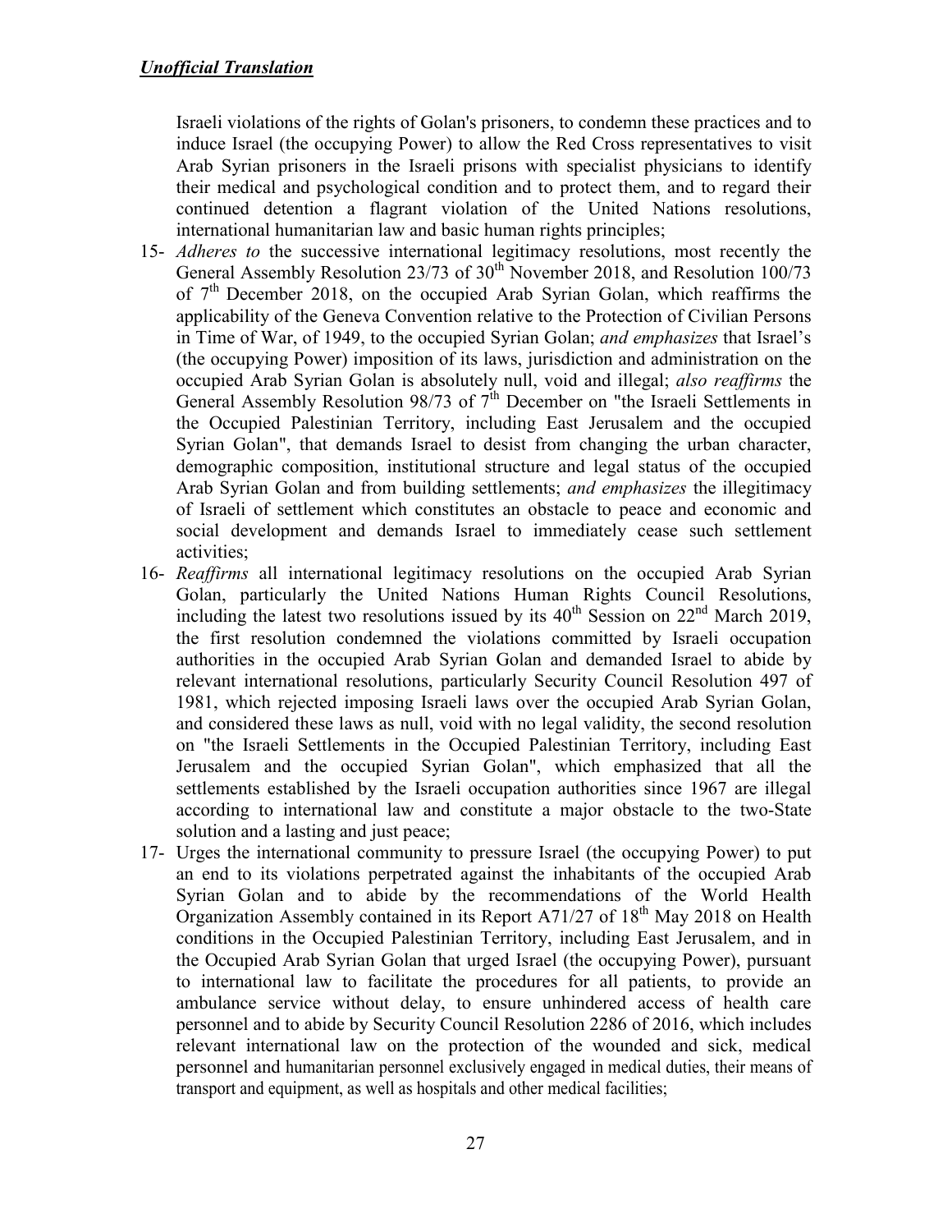***Unofficial Translation***

Israeli violations of the rights of Golan's prisoners, to condemn these practices and to induce Israel (the occupying Power) to allow the Red Cross representatives to visit Arab Syrian prisoners in the Israeli prisons with specialist physicians to identify their medical and psychological condition and to protect them, and to regard their continued detention a flagrant violation of the United Nations resolutions, international humanitarian law and basic human rights principles;

15- *Adheres to* the successive international legitimacy resolutions, most recently the General Assembly Resolution 23/73 of 30th November 2018, and Resolution 100/73 of 7th December 2018, on the occupied Arab Syrian Golan, which reaffirms the applicability of the Geneva Convention relative to the Protection of Civilian Persons in Time of War, of 1949, to the occupied Syrian Golan; *and emphasizes* that Israel's (the occupying Power) imposition of its laws, jurisdiction and administration on the occupied Arab Syrian Golan is absolutely null, void and illegal; *also reaffirms* the General Assembly Resolution 98/73 of 7th December on "the Israeli Settlements in the Occupied Palestinian Territory, including East Jerusalem and the occupied Syrian Golan", that demands Israel to desist from changing the urban character, demographic composition, institutional structure and legal status of the occupied Arab Syrian Golan and from building settlements; *and emphasizes* the illegitimacy of Israeli of settlement which constitutes an obstacle to peace and economic and social development and demands Israel to immediately cease such settlement activities;

16- *Reaffirms* all international legitimacy resolutions on the occupied Arab Syrian Golan, particularly the United Nations Human Rights Council Resolutions, including the latest two resolutions issued by its 40th Session on 22nd March 2019, the first resolution condemned the violations committed by Israeli occupation authorities in the occupied Arab Syrian Golan and demanded Israel to abide by relevant international resolutions, particularly Security Council Resolution 497 of 1981, which rejected imposing Israeli laws over the occupied Arab Syrian Golan, and considered these laws as null, void with no legal validity, the second resolution on "the Israeli Settlements in the Occupied Palestinian Territory, including East Jerusalem and the occupied Syrian Golan", which emphasized that all the settlements established by the Israeli occupation authorities since 1967 are illegal according to international law and constitute a major obstacle to the two-State solution and a lasting and just peace;

17- Urges the international community to pressure Israel (the occupying Power) to put an end to its violations perpetrated against the inhabitants of the occupied Arab Syrian Golan and to abide by the recommendations of the World Health Organization Assembly contained in its Report A71/27 of 18th May 2018 on Health conditions in the Occupied Palestinian Territory, including East Jerusalem, and in the Occupied Arab Syrian Golan that urged Israel (the occupying Power), pursuant to international law to facilitate the procedures for all patients, to provide an ambulance service without delay, to ensure unhindered access of health care personnel and to abide by Security Council Resolution 2286 of 2016, which includes relevant international law on the protection of the wounded and sick, medical personnel and humanitarian personnel exclusively engaged in medical duties, their means of transport and equipment, as well as hospitals and other medical facilities;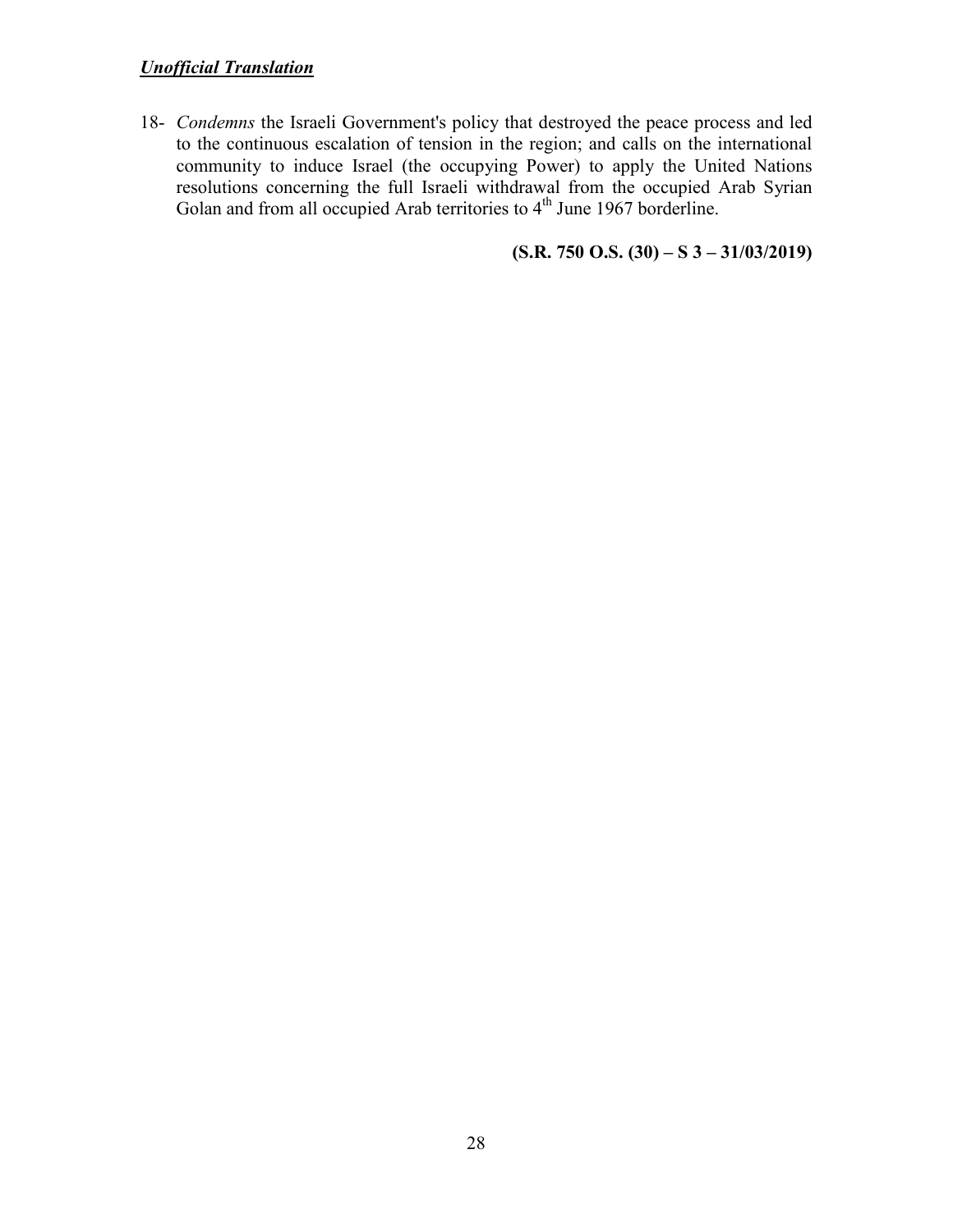***Unofficial Translation***

18- *Condemns* the Israeli Government's policy that destroyed the peace process and led to the continuous escalation of tension in the region; and calls on the international community to induce Israel (the occupying Power) to apply the United Nations resolutions concerning the full Israeli withdrawal from the occupied Arab Syrian Golan and from all occupied Arab territories to 4th June 1967 borderline.

**(S.R. 750 O.S. (30) – S 3 – 31/03/2019)**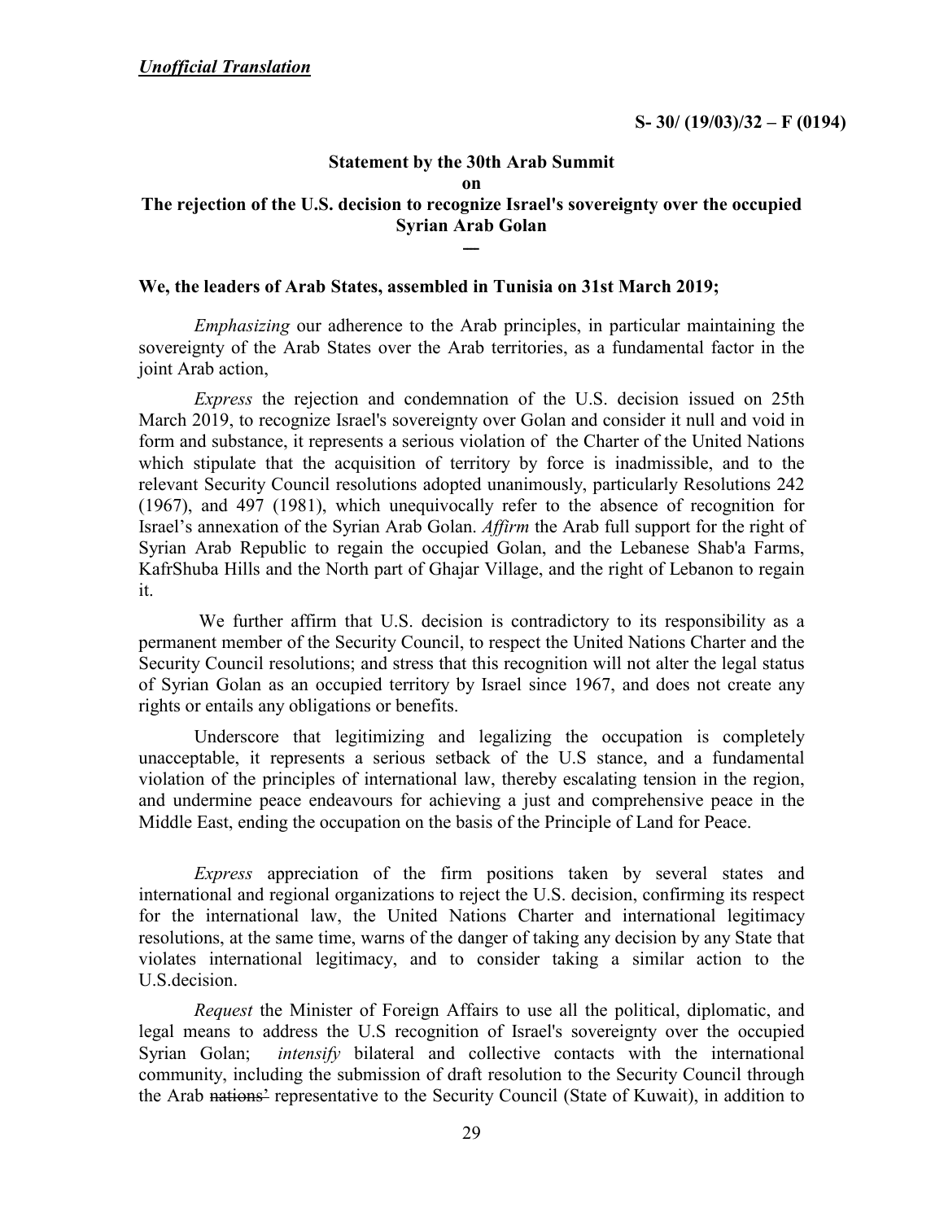***Unofficial Translation***

**S- 30/ (19/03)/32 – F (0194)**

**Statement by the 30th Arab Summit**

**on**

**The rejection of the U.S. decision to recognize Israel's sovereignty over the occupied Syrian Arab Golan**

**—**

**We, the leaders of Arab States, assembled in Tunisia on 31st March 2019;**

*Emphasizing* our adherence to the Arab principles, in particular maintaining the sovereignty of the Arab States over the Arab territories, as a fundamental factor in the joint Arab action,

*Express* the rejection and condemnation of the U.S. decision issued on 25th March 2019, to recognize Israel's sovereignty over Golan and consider it null and void in form and substance, it represents a serious violation of the Charter of the United Nations which stipulate that the acquisition of territory by force is inadmissible, and to the relevant Security Council resolutions adopted unanimously, particularly Resolutions 242 (1967), and 497 (1981), which unequivocally refer to the absence of recognition for Israel's annexation of the Syrian Arab Golan. *Affirm* the Arab full support for the right of Syrian Arab Republic to regain the occupied Golan, and the Lebanese Shab'a Farms, KafrShuba Hills and the North part of Ghajar Village, and the right of Lebanon to regain it.

We further affirm that U.S. decision is contradictory to its responsibility as a permanent member of the Security Council, to respect the United Nations Charter and the Security Council resolutions; and stress that this recognition will not alter the legal status of Syrian Golan as an occupied territory by Israel since 1967, and does not create any rights or entails any obligations or benefits.

Underscore that legitimizing and legalizing the occupation is completely unacceptable, it represents a serious setback of the U.S stance, and a fundamental violation of the principles of international law, thereby escalating tension in the region, and undermine peace endeavours for achieving a just and comprehensive peace in the Middle East, ending the occupation on the basis of the Principle of Land for Peace.

*Express* appreciation of the firm positions taken by several states and international and regional organizations to reject the U.S. decision, confirming its respect for the international law, the United Nations Charter and international legitimacy resolutions, at the same time, warns of the danger of taking any decision by any State that violates international legitimacy, and to consider taking a similar action to the U.S.decision.

*Request* the Minister of Foreign Affairs to use all the political, diplomatic, and legal means to address the U.S recognition of Israel's sovereignty over the occupied Syrian Golan; *intensify* bilateral and collective contacts with the international community, including the submission of draft resolution to the Security Council through the Arab ~~nations'~~ representative to the Security Council (State of Kuwait), in addition to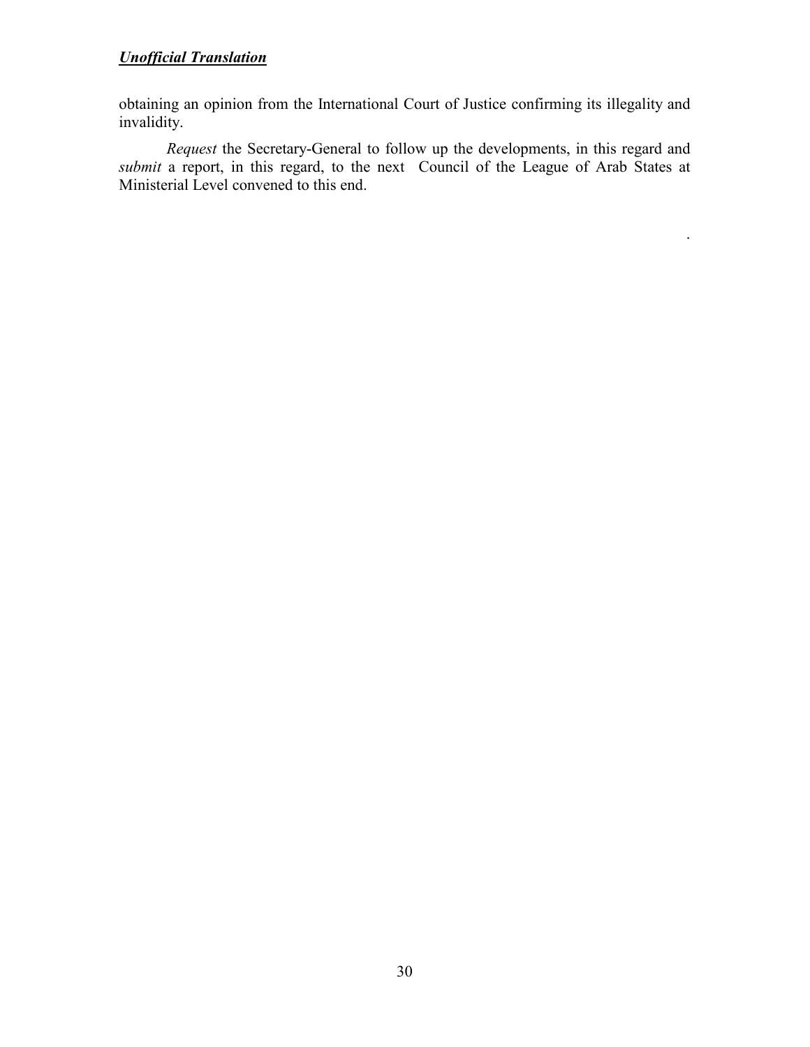***Unofficial Translation***

obtaining an opinion from the International Court of Justice confirming its illegality and invalidity.

*Request* the Secretary-General to follow up the developments, in this regard and *submit* a report, in this regard, to the next Council of the League of Arab States at Ministerial Level convened to this end.

.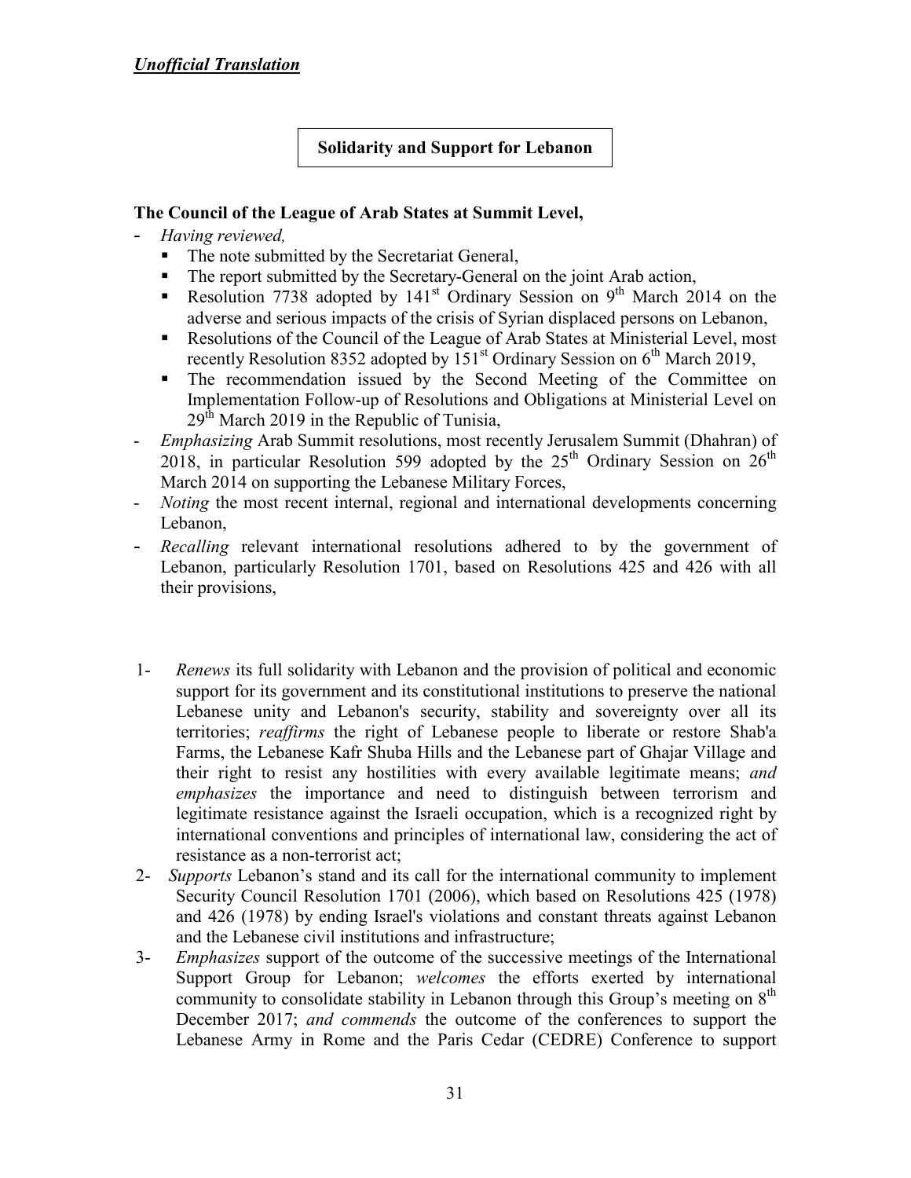***Unofficial Translation***

**Solidarity and Support for Lebanon**

**The Council of the League of Arab States at Summit Level,**

- *Having reviewed,*
  - The note submitted by the Secretariat General,
  - The report submitted by the Secretary-General on the joint Arab action,
  - Resolution 7738 adopted by 141st Ordinary Session on 9th March 2014 on the adverse and serious impacts of the crisis of Syrian displaced persons on Lebanon,
  - Resolutions of the Council of the League of Arab States at Ministerial Level, most recently Resolution 8352 adopted by 151st Ordinary Session on 6th March 2019,
  - The recommendation issued by the Second Meeting of the Committee on Implementation Follow-up of Resolutions and Obligations at Ministerial Level on 29th March 2019 in the Republic of Tunisia,
- *Emphasizing* Arab Summit resolutions, most recently Jerusalem Summit (Dhahran) of 2018, in particular Resolution 599 adopted by the 25th Ordinary Session on 26th March 2014 on supporting the Lebanese Military Forces,
- *Noting* the most recent internal, regional and international developments concerning Lebanon,
- *Recalling* relevant international resolutions adhered to by the government of Lebanon, particularly Resolution 1701, based on Resolutions 425 and 426 with all their provisions,

1- *Renews* its full solidarity with Lebanon and the provision of political and economic support for its government and its constitutional institutions to preserve the national Lebanese unity and Lebanon's security, stability and sovereignty over all its territories; *reaffirms* the right of Lebanese people to liberate or restore Shab'a Farms, the Lebanese Kafr Shuba Hills and the Lebanese part of Ghajar Village and their right to resist any hostilities with every available legitimate means; *and emphasizes* the importance and need to distinguish between terrorism and legitimate resistance against the Israeli occupation, which is a recognized right by international conventions and principles of international law, considering the act of resistance as a non-terrorist act;

2- *Supports* Lebanon's stand and its call for the international community to implement Security Council Resolution 1701 (2006), which based on Resolutions 425 (1978) and 426 (1978) by ending Israel's violations and constant threats against Lebanon and the Lebanese civil institutions and infrastructure;

3- *Emphasizes* support of the outcome of the successive meetings of the International Support Group for Lebanon; *welcomes* the efforts exerted by international community to consolidate stability in Lebanon through this Group's meeting on 8th December 2017; *and commends* the outcome of the conferences to support the Lebanese Army in Rome and the Paris Cedar (CEDRE) Conference to support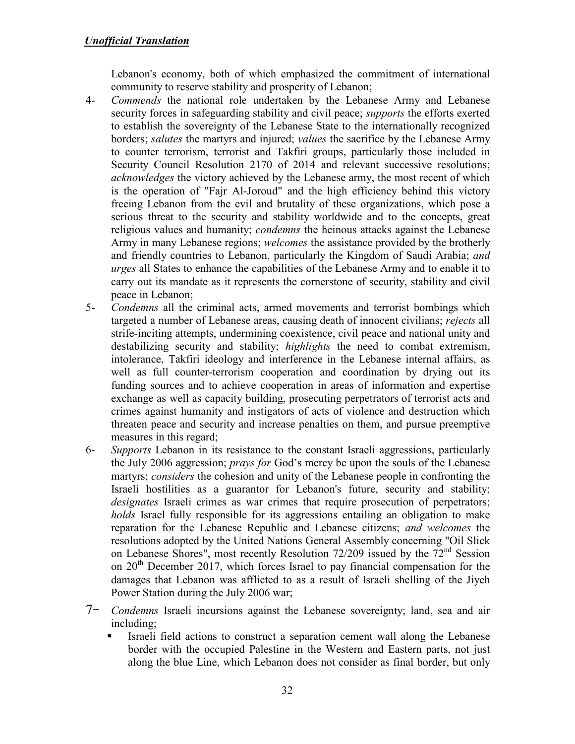*Unofficial Translation*

Lebanon's economy, both of which emphasized the commitment of international community to reserve stability and prosperity of Lebanon;

4- *Commends* the national role undertaken by the Lebanese Army and Lebanese security forces in safeguarding stability and civil peace; *supports* the efforts exerted to establish the sovereignty of the Lebanese State to the internationally recognized borders; *salutes* the martyrs and injured; *values* the sacrifice by the Lebanese Army to counter terrorism, terrorist and Takfiri groups, particularly those included in Security Council Resolution 2170 of 2014 and relevant successive resolutions; *acknowledges* the victory achieved by the Lebanese army, the most recent of which is the operation of "Fajr Al-Joroud" and the high efficiency behind this victory freeing Lebanon from the evil and brutality of these organizations, which pose a serious threat to the security and stability worldwide and to the concepts, great religious values and humanity; *condemns* the heinous attacks against the Lebanese Army in many Lebanese regions; *welcomes* the assistance provided by the brotherly and friendly countries to Lebanon, particularly the Kingdom of Saudi Arabia; *and urges* all States to enhance the capabilities of the Lebanese Army and to enable it to carry out its mandate as it represents the cornerstone of security, stability and civil peace in Lebanon;

5- *Condemns* all the criminal acts, armed movements and terrorist bombings which targeted a number of Lebanese areas, causing death of innocent civilians; *rejects* all strife-inciting attempts, undermining coexistence, civil peace and national unity and destabilizing security and stability; *highlights* the need to combat extremism, intolerance, Takfiri ideology and interference in the Lebanese internal affairs, as well as full counter-terrorism cooperation and coordination by drying out its funding sources and to achieve cooperation in areas of information and expertise exchange as well as capacity building, prosecuting perpetrators of terrorist acts and crimes against humanity and instigators of acts of violence and destruction which threaten peace and security and increase penalties on them, and pursue preemptive measures in this regard;

6- *Supports* Lebanon in its resistance to the constant Israeli aggressions, particularly the July 2006 aggression; *prays for* God's mercy be upon the souls of the Lebanese martyrs; *considers* the cohesion and unity of the Lebanese people in confronting the Israeli hostilities as a guarantor for Lebanon's future, security and stability; *designates* Israeli crimes as war crimes that require prosecution of perpetrators; *holds* Israel fully responsible for its aggressions entailing an obligation to make reparation for the Lebanese Republic and Lebanese citizens; *and welcomes* the resolutions adopted by the United Nations General Assembly concerning "Oil Slick on Lebanese Shores", most recently Resolution 72/209 issued by the 72nd Session on 20th December 2017, which forces Israel to pay financial compensation for the damages that Lebanon was afflicted to as a result of Israeli shelling of the Jiyeh Power Station during the July 2006 war;

7- *Condemns* Israeli incursions against the Lebanese sovereignty; land, sea and air including;

- Israeli field actions to construct a separation cement wall along the Lebanese border with the occupied Palestine in the Western and Eastern parts, not just along the blue Line, which Lebanon does not consider as final border, but only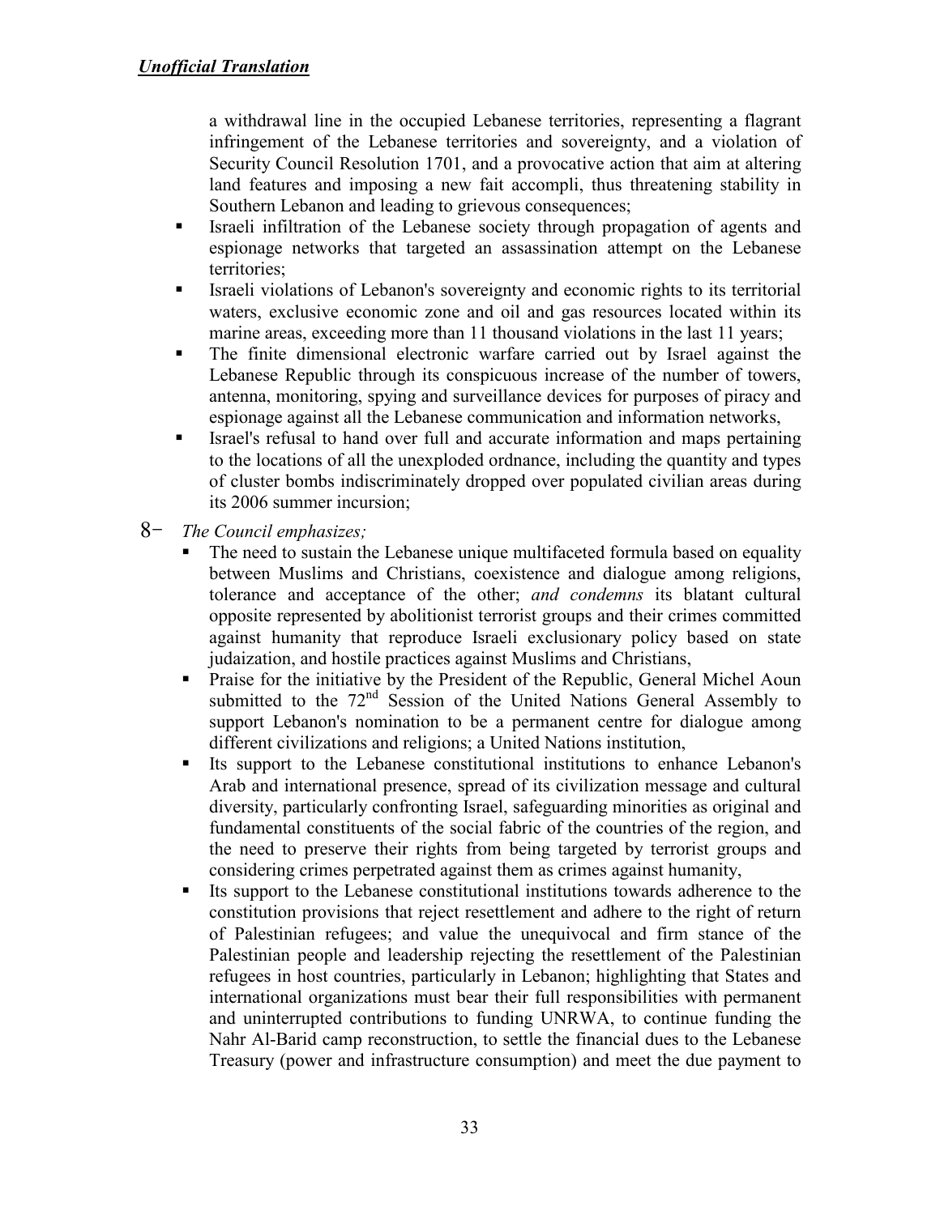*Unofficial Translation*

a withdrawal line in the occupied Lebanese territories, representing a flagrant infringement of the Lebanese territories and sovereignty, and a violation of Security Council Resolution 1701, and a provocative action that aim at altering land features and imposing a new fait accompli, thus threatening stability in Southern Lebanon and leading to grievous consequences;

- Israeli infiltration of the Lebanese society through propagation of agents and espionage networks that targeted an assassination attempt on the Lebanese territories;
- Israeli violations of Lebanon's sovereignty and economic rights to its territorial waters, exclusive economic zone and oil and gas resources located within its marine areas, exceeding more than 11 thousand violations in the last 11 years;
- The finite dimensional electronic warfare carried out by Israel against the Lebanese Republic through its conspicuous increase of the number of towers, antenna, monitoring, spying and surveillance devices for purposes of piracy and espionage against all the Lebanese communication and information networks,
- Israel's refusal to hand over full and accurate information and maps pertaining to the locations of all the unexploded ordnance, including the quantity and types of cluster bombs indiscriminately dropped over populated civilian areas during its 2006 summer incursion;

8- *The Council emphasizes;*

- The need to sustain the Lebanese unique multifaceted formula based on equality between Muslims and Christians, coexistence and dialogue among religions, tolerance and acceptance of the other; *and condemns* its blatant cultural opposite represented by abolitionist terrorist groups and their crimes committed against humanity that reproduce Israeli exclusionary policy based on state judaization, and hostile practices against Muslims and Christians,
- Praise for the initiative by the President of the Republic, General Michel Aoun submitted to the 72nd Session of the United Nations General Assembly to support Lebanon's nomination to be a permanent centre for dialogue among different civilizations and religions; a United Nations institution,
- Its support to the Lebanese constitutional institutions to enhance Lebanon's Arab and international presence, spread of its civilization message and cultural diversity, particularly confronting Israel, safeguarding minorities as original and fundamental constituents of the social fabric of the countries of the region, and the need to preserve their rights from being targeted by terrorist groups and considering crimes perpetrated against them as crimes against humanity,
- Its support to the Lebanese constitutional institutions towards adherence to the constitution provisions that reject resettlement and adhere to the right of return of Palestinian refugees; and value the unequivocal and firm stance of the Palestinian people and leadership rejecting the resettlement of the Palestinian refugees in host countries, particularly in Lebanon; highlighting that States and international organizations must bear their full responsibilities with permanent and uninterrupted contributions to funding UNRWA, to continue funding the Nahr Al-Barid camp reconstruction, to settle the financial dues to the Lebanese Treasury (power and infrastructure consumption) and meet the due payment to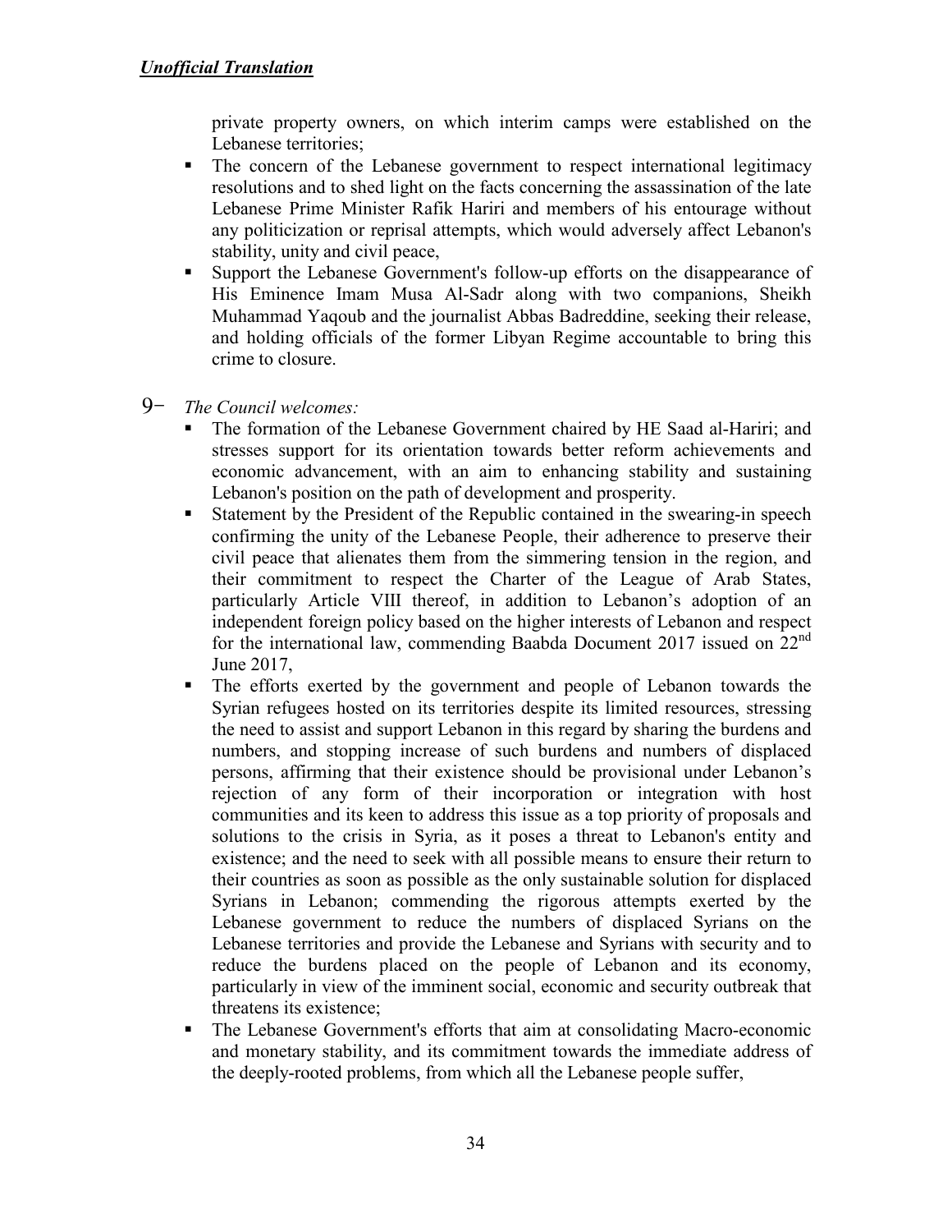*Unofficial Translation*

private property owners, on which interim camps were established on the Lebanese territories;

- The concern of the Lebanese government to respect international legitimacy resolutions and to shed light on the facts concerning the assassination of the late Lebanese Prime Minister Rafik Hariri and members of his entourage without any politicization or reprisal attempts, which would adversely affect Lebanon's stability, unity and civil peace,
- Support the Lebanese Government's follow-up efforts on the disappearance of His Eminence Imam Musa Al-Sadr along with two companions, Sheikh Muhammad Yaqoub and the journalist Abbas Badreddine, seeking their release, and holding officials of the former Libyan Regime accountable to bring this crime to closure.

9- *The Council welcomes:*

- The formation of the Lebanese Government chaired by HE Saad al-Hariri; and stresses support for its orientation towards better reform achievements and economic advancement, with an aim to enhancing stability and sustaining Lebanon's position on the path of development and prosperity.
- Statement by the President of the Republic contained in the swearing-in speech confirming the unity of the Lebanese People, their adherence to preserve their civil peace that alienates them from the simmering tension in the region, and their commitment to respect the Charter of the League of Arab States, particularly Article VIII thereof, in addition to Lebanon's adoption of an independent foreign policy based on the higher interests of Lebanon and respect for the international law, commending Baabda Document 2017 issued on 22nd June 2017,
- The efforts exerted by the government and people of Lebanon towards the Syrian refugees hosted on its territories despite its limited resources, stressing the need to assist and support Lebanon in this regard by sharing the burdens and numbers, and stopping increase of such burdens and numbers of displaced persons, affirming that their existence should be provisional under Lebanon's rejection of any form of their incorporation or integration with host communities and its keen to address this issue as a top priority of proposals and solutions to the crisis in Syria, as it poses a threat to Lebanon's entity and existence; and the need to seek with all possible means to ensure their return to their countries as soon as possible as the only sustainable solution for displaced Syrians in Lebanon; commending the rigorous attempts exerted by the Lebanese government to reduce the numbers of displaced Syrians on the Lebanese territories and provide the Lebanese and Syrians with security and to reduce the burdens placed on the people of Lebanon and its economy, particularly in view of the imminent social, economic and security outbreak that threatens its existence;
- The Lebanese Government's efforts that aim at consolidating Macro-economic and monetary stability, and its commitment towards the immediate address of the deeply-rooted problems, from which all the Lebanese people suffer,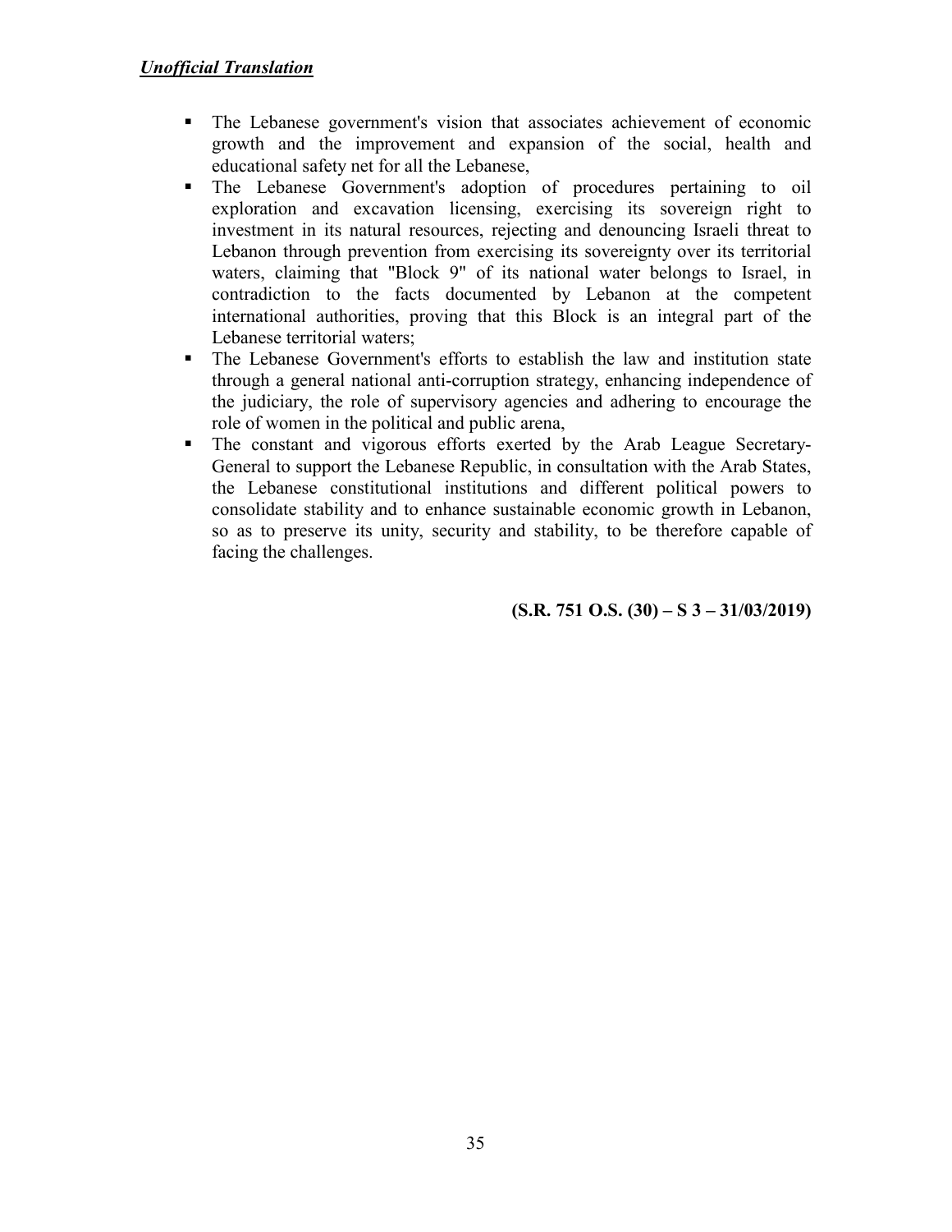***Unofficial Translation***

- The Lebanese government's vision that associates achievement of economic growth and the improvement and expansion of the social, health and educational safety net for all the Lebanese,
- The Lebanese Government's adoption of procedures pertaining to oil exploration and excavation licensing, exercising its sovereign right to investment in its natural resources, rejecting and denouncing Israeli threat to Lebanon through prevention from exercising its sovereignty over its territorial waters, claiming that "Block 9" of its national water belongs to Israel, in contradiction to the facts documented by Lebanon at the competent international authorities, proving that this Block is an integral part of the Lebanese territorial waters;
- The Lebanese Government's efforts to establish the law and institution state through a general national anti-corruption strategy, enhancing independence of the judiciary, the role of supervisory agencies and adhering to encourage the role of women in the political and public arena,
- The constant and vigorous efforts exerted by the Arab League Secretary-General to support the Lebanese Republic, in consultation with the Arab States, the Lebanese constitutional institutions and different political powers to consolidate stability and to enhance sustainable economic growth in Lebanon, so as to preserve its unity, security and stability, to be therefore capable of facing the challenges.

**(S.R. 751 O.S. (30) – S 3 – 31/03/2019)**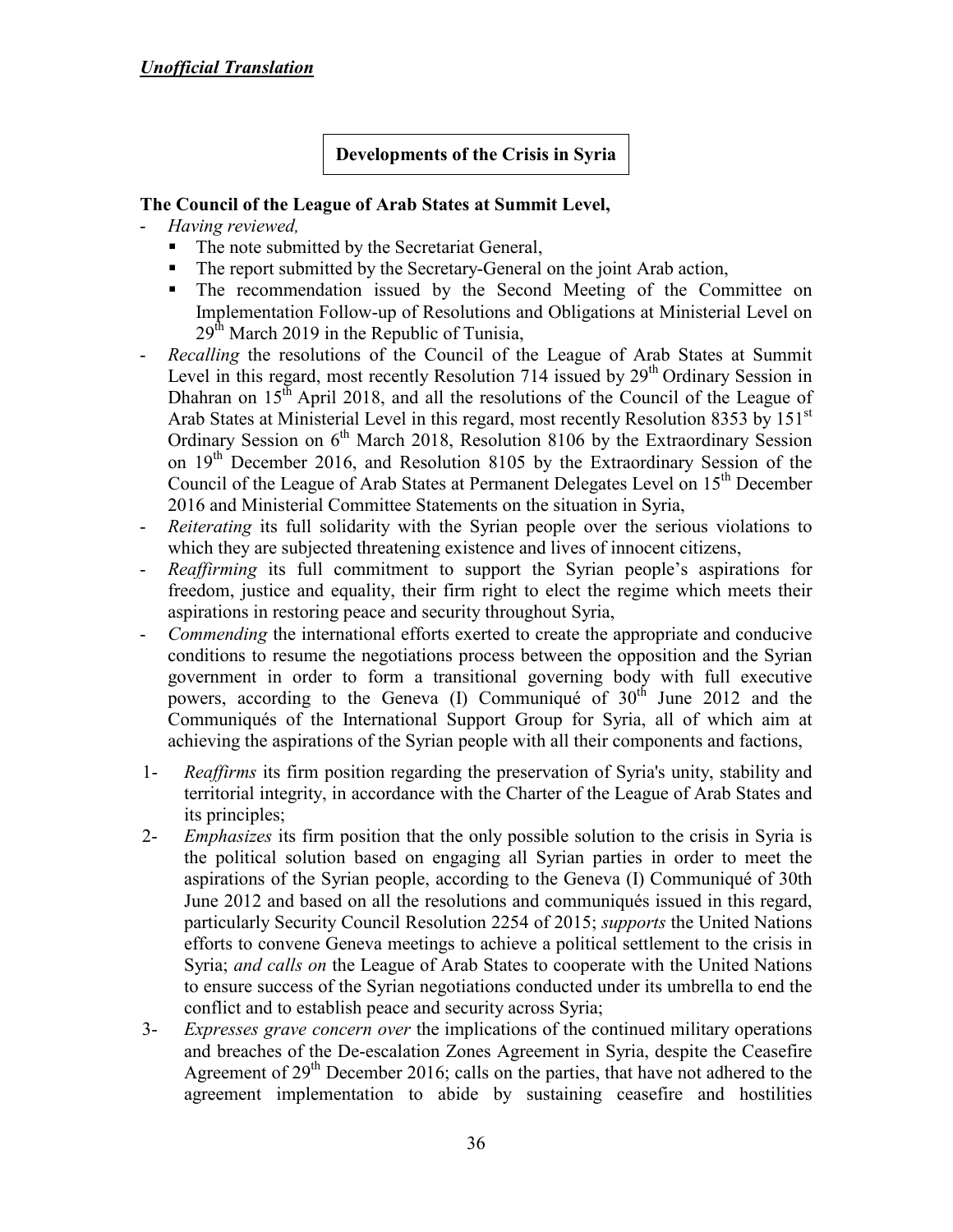***Unofficial Translation***

## Developments of the Crisis in Syria

**The Council of the League of Arab States at Summit Level,**

- *Having reviewed,*
  - The note submitted by the Secretariat General,
  - The report submitted by the Secretary-General on the joint Arab action,
  - The recommendation issued by the Second Meeting of the Committee on Implementation Follow-up of Resolutions and Obligations at Ministerial Level on 29th March 2019 in the Republic of Tunisia,
- *Recalling* the resolutions of the Council of the League of Arab States at Summit Level in this regard, most recently Resolution 714 issued by 29th Ordinary Session in Dhahran on 15th April 2018, and all the resolutions of the Council of the League of Arab States at Ministerial Level in this regard, most recently Resolution 8353 by 151st Ordinary Session on 6th March 2018, Resolution 8106 by the Extraordinary Session on 19th December 2016, and Resolution 8105 by the Extraordinary Session of the Council of the League of Arab States at Permanent Delegates Level on 15th December 2016 and Ministerial Committee Statements on the situation in Syria,
- *Reiterating* its full solidarity with the Syrian people over the serious violations to which they are subjected threatening existence and lives of innocent citizens,
- *Reaffirming* its full commitment to support the Syrian people's aspirations for freedom, justice and equality, their firm right to elect the regime which meets their aspirations in restoring peace and security throughout Syria,
- *Commending* the international efforts exerted to create the appropriate and conducive conditions to resume the negotiations process between the opposition and the Syrian government in order to form a transitional governing body with full executive powers, according to the Geneva (I) Communiqué of 30th June 2012 and the Communiqués of the International Support Group for Syria, all of which aim at achieving the aspirations of the Syrian people with all their components and factions,

1- *Reaffirms* its firm position regarding the preservation of Syria's unity, stability and territorial integrity, in accordance with the Charter of the League of Arab States and its principles;

2- *Emphasizes* its firm position that the only possible solution to the crisis in Syria is the political solution based on engaging all Syrian parties in order to meet the aspirations of the Syrian people, according to the Geneva (I) Communiqué of 30th June 2012 and based on all the resolutions and communiqués issued in this regard, particularly Security Council Resolution 2254 of 2015; *supports* the United Nations efforts to convene Geneva meetings to achieve a political settlement to the crisis in Syria; *and calls on* the League of Arab States to cooperate with the United Nations to ensure success of the Syrian negotiations conducted under its umbrella to end the conflict and to establish peace and security across Syria;

3- *Expresses grave concern over* the implications of the continued military operations and breaches of the De-escalation Zones Agreement in Syria, despite the Ceasefire Agreement of 29th December 2016; calls on the parties, that have not adhered to the agreement implementation to abide by sustaining ceasefire and hostilities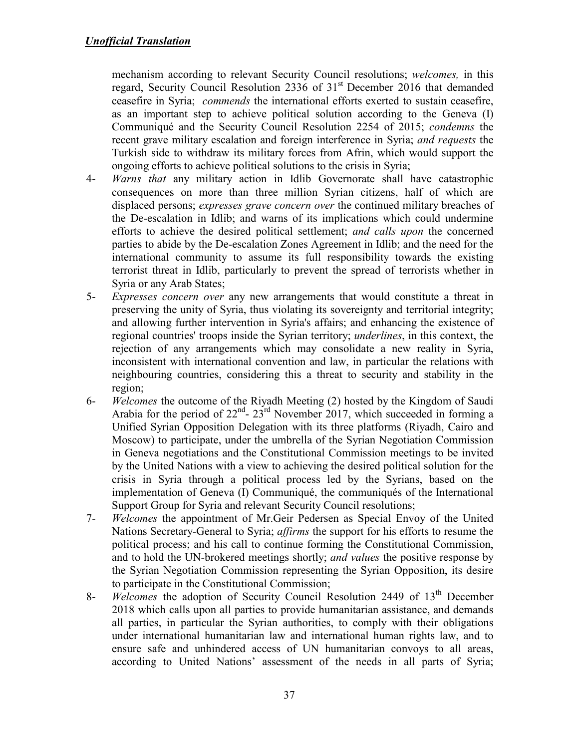***Unofficial Translation***

mechanism according to relevant Security Council resolutions; *welcomes,* in this regard, Security Council Resolution 2336 of 31st December 2016 that demanded ceasefire in Syria; *commends* the international efforts exerted to sustain ceasefire, as an important step to achieve political solution according to the Geneva (I) Communiqué and the Security Council Resolution 2254 of 2015; *condemns* the recent grave military escalation and foreign interference in Syria; *and requests* the Turkish side to withdraw its military forces from Afrin, which would support the ongoing efforts to achieve political solutions to the crisis in Syria;

4- *Warns that* any military action in Idlib Governorate shall have catastrophic consequences on more than three million Syrian citizens, half of which are displaced persons; *expresses grave concern over* the continued military breaches of the De-escalation in Idlib; and warns of its implications which could undermine efforts to achieve the desired political settlement; *and calls upon* the concerned parties to abide by the De-escalation Zones Agreement in Idlib; and the need for the international community to assume its full responsibility towards the existing terrorist threat in Idlib, particularly to prevent the spread of terrorists whether in Syria or any Arab States;

5- *Expresses concern over* any new arrangements that would constitute a threat in preserving the unity of Syria, thus violating its sovereignty and territorial integrity; and allowing further intervention in Syria's affairs; and enhancing the existence of regional countries' troops inside the Syrian territory; *underlines*, in this context, the rejection of any arrangements which may consolidate a new reality in Syria, inconsistent with international convention and law, in particular the relations with neighbouring countries, considering this a threat to security and stability in the region;

6- *Welcomes* the outcome of the Riyadh Meeting (2) hosted by the Kingdom of Saudi Arabia for the period of 22nd- 23rd November 2017, which succeeded in forming a Unified Syrian Opposition Delegation with its three platforms (Riyadh, Cairo and Moscow) to participate, under the umbrella of the Syrian Negotiation Commission in Geneva negotiations and the Constitutional Commission meetings to be invited by the United Nations with a view to achieving the desired political solution for the crisis in Syria through a political process led by the Syrians, based on the implementation of Geneva (I) Communiqué, the communiqués of the International Support Group for Syria and relevant Security Council resolutions;

7- *Welcomes* the appointment of Mr.Geir Pedersen as Special Envoy of the United Nations Secretary-General to Syria; *affirms* the support for his efforts to resume the political process; and his call to continue forming the Constitutional Commission, and to hold the UN-brokered meetings shortly; *and values* the positive response by the Syrian Negotiation Commission representing the Syrian Opposition, its desire to participate in the Constitutional Commission;

8- *Welcomes* the adoption of Security Council Resolution 2449 of 13th December 2018 which calls upon all parties to provide humanitarian assistance, and demands all parties, in particular the Syrian authorities, to comply with their obligations under international humanitarian law and international human rights law, and to ensure safe and unhindered access of UN humanitarian convoys to all areas, according to United Nations' assessment of the needs in all parts of Syria;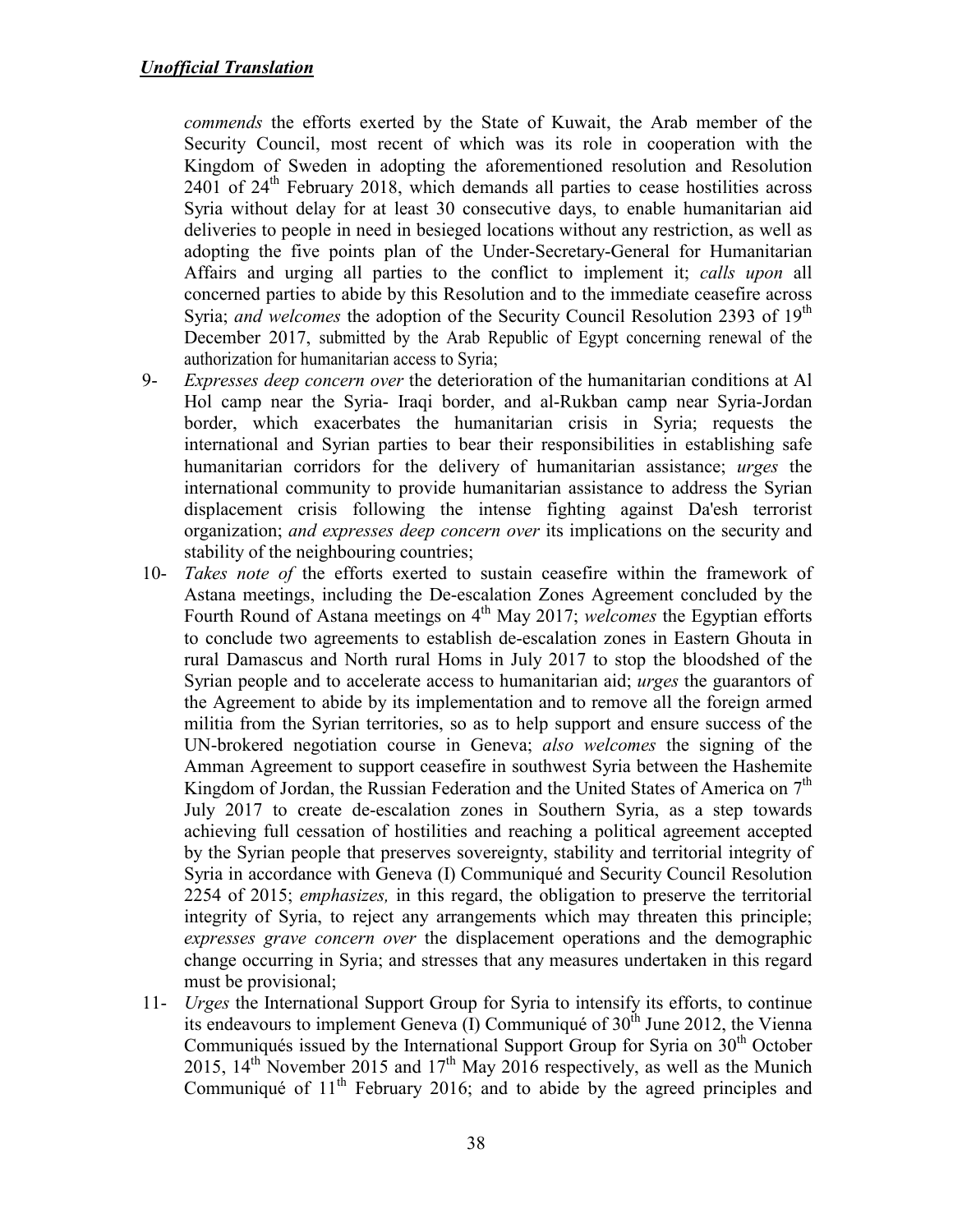***Unofficial Translation***

*commends* the efforts exerted by the State of Kuwait, the Arab member of the Security Council, most recent of which was its role in cooperation with the Kingdom of Sweden in adopting the aforementioned resolution and Resolution 2401 of 24th February 2018, which demands all parties to cease hostilities across Syria without delay for at least 30 consecutive days, to enable humanitarian aid deliveries to people in need in besieged locations without any restriction, as well as adopting the five points plan of the Under-Secretary-General for Humanitarian Affairs and urging all parties to the conflict to implement it; *calls upon* all concerned parties to abide by this Resolution and to the immediate ceasefire across Syria; *and welcomes* the adoption of the Security Council Resolution 2393 of 19th December 2017, submitted by the Arab Republic of Egypt concerning renewal of the authorization for humanitarian access to Syria;

9- *Expresses deep concern over* the deterioration of the humanitarian conditions at Al Hol camp near the Syria- Iraqi border, and al-Rukban camp near Syria-Jordan border, which exacerbates the humanitarian crisis in Syria; requests the international and Syrian parties to bear their responsibilities in establishing safe humanitarian corridors for the delivery of humanitarian assistance; *urges* the international community to provide humanitarian assistance to address the Syrian displacement crisis following the intense fighting against Da'esh terrorist organization; *and expresses deep concern over* its implications on the security and stability of the neighbouring countries;

10- *Takes note of* the efforts exerted to sustain ceasefire within the framework of Astana meetings, including the De-escalation Zones Agreement concluded by the Fourth Round of Astana meetings on 4th May 2017; *welcomes* the Egyptian efforts to conclude two agreements to establish de-escalation zones in Eastern Ghouta in rural Damascus and North rural Homs in July 2017 to stop the bloodshed of the Syrian people and to accelerate access to humanitarian aid; *urges* the guarantors of the Agreement to abide by its implementation and to remove all the foreign armed militia from the Syrian territories, so as to help support and ensure success of the UN-brokered negotiation course in Geneva; *also welcomes* the signing of the Amman Agreement to support ceasefire in southwest Syria between the Hashemite Kingdom of Jordan, the Russian Federation and the United States of America on 7th July 2017 to create de-escalation zones in Southern Syria, as a step towards achieving full cessation of hostilities and reaching a political agreement accepted by the Syrian people that preserves sovereignty, stability and territorial integrity of Syria in accordance with Geneva (I) Communiqué and Security Council Resolution 2254 of 2015; *emphasizes,* in this regard, the obligation to preserve the territorial integrity of Syria, to reject any arrangements which may threaten this principle; *expresses grave concern over* the displacement operations and the demographic change occurring in Syria; and stresses that any measures undertaken in this regard must be provisional;

11- *Urges* the International Support Group for Syria to intensify its efforts, to continue its endeavours to implement Geneva (I) Communiqué of 30th June 2012, the Vienna Communiqués issued by the International Support Group for Syria on 30th October 2015, 14th November 2015 and 17th May 2016 respectively, as well as the Munich Communiqué of 11th February 2016; and to abide by the agreed principles and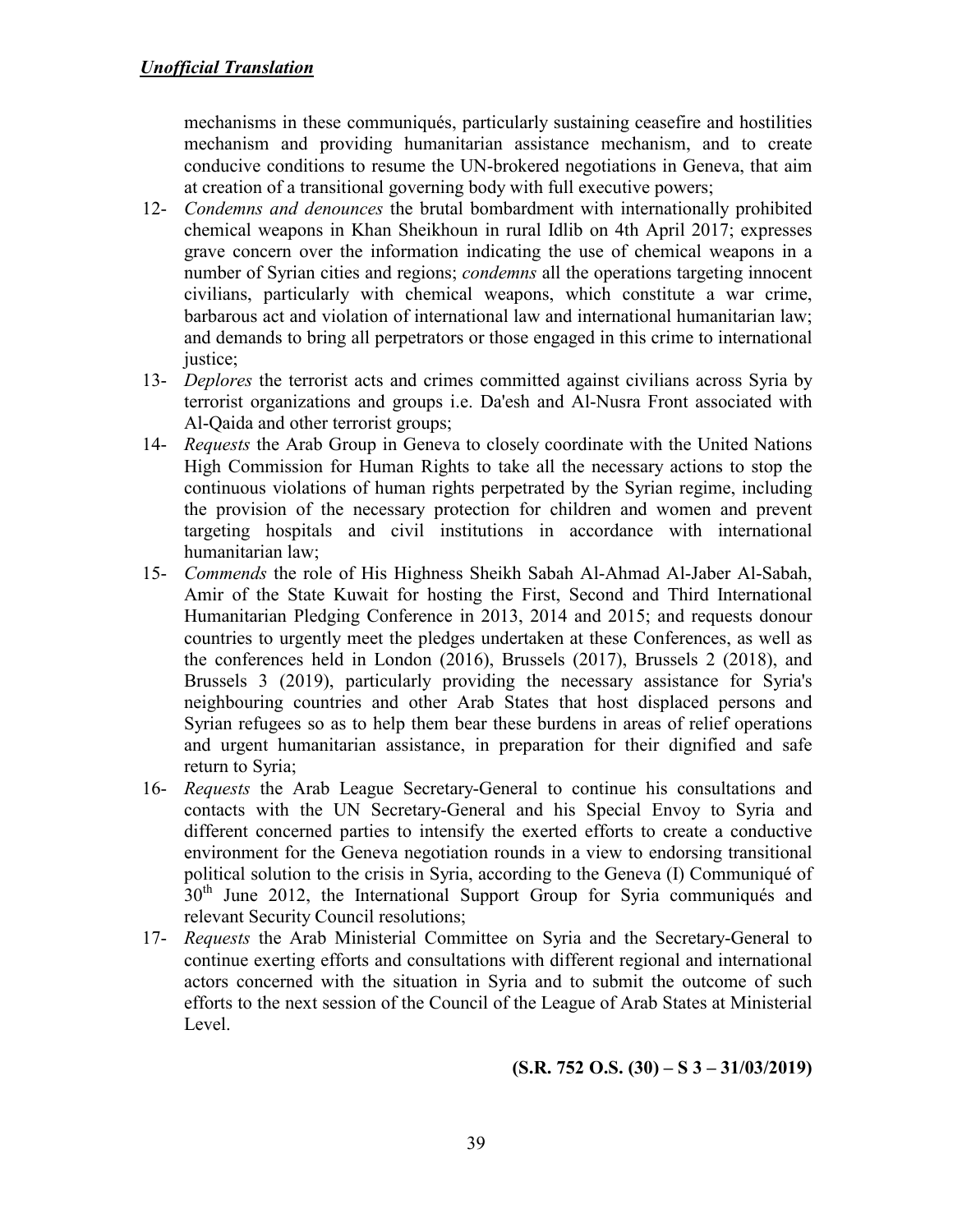mechanisms in these communiqués, particularly sustaining ceasefire and hostilities mechanism and providing humanitarian assistance mechanism, and to create conducive conditions to resume the UN-brokered negotiations in Geneva, that aim at creation of a transitional governing body with full executive powers;

12- *Condemns and denounces* the brutal bombardment with internationally prohibited chemical weapons in Khan Sheikhoun in rural Idlib on 4th April 2017; expresses grave concern over the information indicating the use of chemical weapons in a number of Syrian cities and regions; *condemns* all the operations targeting innocent civilians, particularly with chemical weapons, which constitute a war crime, barbarous act and violation of international law and international humanitarian law; and demands to bring all perpetrators or those engaged in this crime to international justice;

13- *Deplores* the terrorist acts and crimes committed against civilians across Syria by terrorist organizations and groups i.e. Da'esh and Al-Nusra Front associated with Al-Qaida and other terrorist groups;

14- *Requests* the Arab Group in Geneva to closely coordinate with the United Nations High Commission for Human Rights to take all the necessary actions to stop the continuous violations of human rights perpetrated by the Syrian regime, including the provision of the necessary protection for children and women and prevent targeting hospitals and civil institutions in accordance with international humanitarian law;

15- *Commends* the role of His Highness Sheikh Sabah Al-Ahmad Al-Jaber Al-Sabah, Amir of the State Kuwait for hosting the First, Second and Third International Humanitarian Pledging Conference in 2013, 2014 and 2015; and requests donour countries to urgently meet the pledges undertaken at these Conferences, as well as the conferences held in London (2016), Brussels (2017), Brussels 2 (2018), and Brussels 3 (2019), particularly providing the necessary assistance for Syria's neighbouring countries and other Arab States that host displaced persons and Syrian refugees so as to help them bear these burdens in areas of relief operations and urgent humanitarian assistance, in preparation for their dignified and safe return to Syria;

16- *Requests* the Arab League Secretary-General to continue his consultations and contacts with the UN Secretary-General and his Special Envoy to Syria and different concerned parties to intensify the exerted efforts to create a conductive environment for the Geneva negotiation rounds in a view to endorsing transitional political solution to the crisis in Syria, according to the Geneva (I) Communiqué of 30th June 2012, the International Support Group for Syria communiqués and relevant Security Council resolutions;

17- *Requests* the Arab Ministerial Committee on Syria and the Secretary-General to continue exerting efforts and consultations with different regional and international actors concerned with the situation in Syria and to submit the outcome of such efforts to the next session of the Council of the League of Arab States at Ministerial Level.

**(S.R. 752 O.S. (30) – S 3 – 31/03/2019)**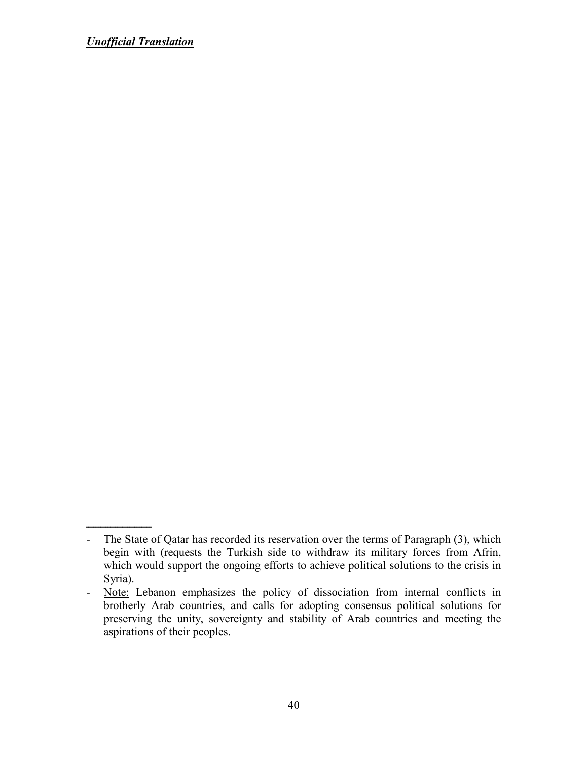***Unofficial Translation***

---

- The State of Qatar has recorded its reservation over the terms of Paragraph (3), which begin with (requests the Turkish side to withdraw its military forces from Afrin, which would support the ongoing efforts to achieve political solutions to the crisis in Syria).
- Note: Lebanon emphasizes the policy of dissociation from internal conflicts in brotherly Arab countries, and calls for adopting consensus political solutions for preserving the unity, sovereignty and stability of Arab countries and meeting the aspirations of their peoples.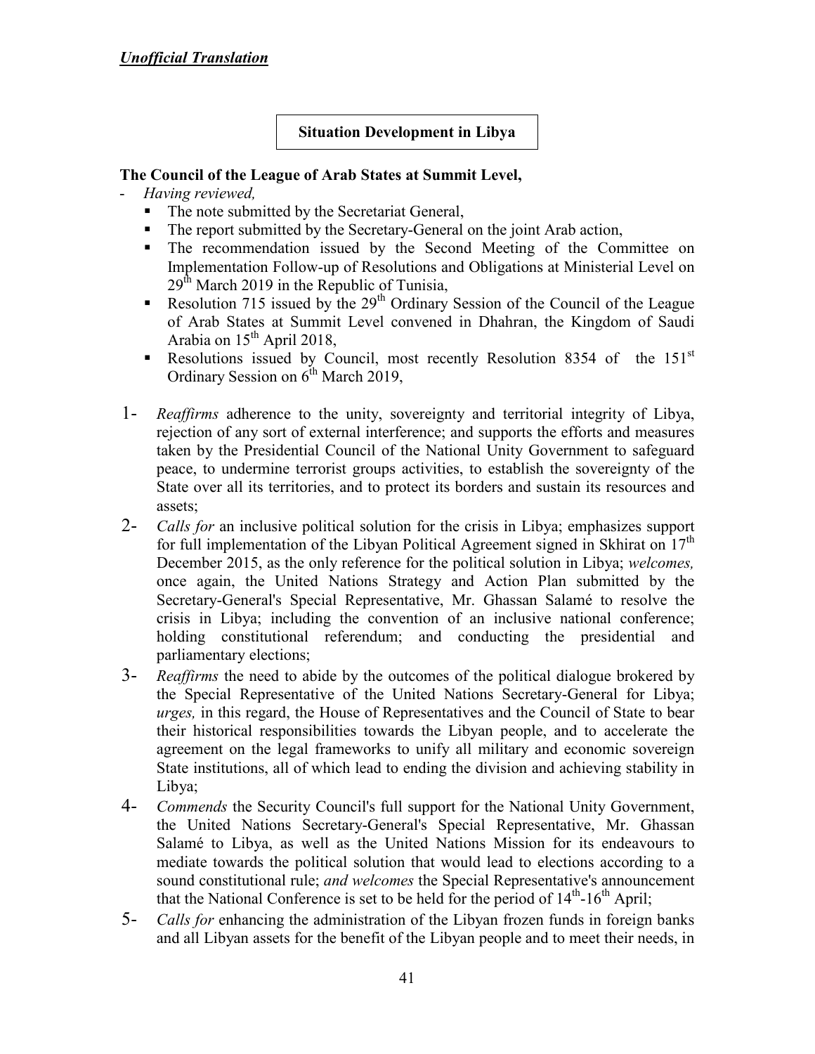***Unofficial Translation***

## Situation Development in Libya

**The Council of the League of Arab States at Summit Level,**

- *Having reviewed,*
  - The note submitted by the Secretariat General,
  - The report submitted by the Secretary-General on the joint Arab action,
  - The recommendation issued by the Second Meeting of the Committee on Implementation Follow-up of Resolutions and Obligations at Ministerial Level on 29th March 2019 in the Republic of Tunisia,
  - Resolution 715 issued by the 29th Ordinary Session of the Council of the League of Arab States at Summit Level convened in Dhahran, the Kingdom of Saudi Arabia on 15th April 2018,
  - Resolutions issued by Council, most recently Resolution 8354 of the 151st Ordinary Session on 6th March 2019,

1- *Reaffirms* adherence to the unity, sovereignty and territorial integrity of Libya, rejection of any sort of external interference; and supports the efforts and measures taken by the Presidential Council of the National Unity Government to safeguard peace, to undermine terrorist groups activities, to establish the sovereignty of the State over all its territories, and to protect its borders and sustain its resources and assets;

2- *Calls for* an inclusive political solution for the crisis in Libya; emphasizes support for full implementation of the Libyan Political Agreement signed in Skhirat on 17th December 2015, as the only reference for the political solution in Libya; *welcomes,* once again, the United Nations Strategy and Action Plan submitted by the Secretary-General's Special Representative, Mr. Ghassan Salamé to resolve the crisis in Libya; including the convention of an inclusive national conference; holding constitutional referendum; and conducting the presidential and parliamentary elections;

3- *Reaffirms* the need to abide by the outcomes of the political dialogue brokered by the Special Representative of the United Nations Secretary-General for Libya; *urges,* in this regard, the House of Representatives and the Council of State to bear their historical responsibilities towards the Libyan people, and to accelerate the agreement on the legal frameworks to unify all military and economic sovereign State institutions, all of which lead to ending the division and achieving stability in Libya;

4- *Commends* the Security Council's full support for the National Unity Government, the United Nations Secretary-General's Special Representative, Mr. Ghassan Salamé to Libya, as well as the United Nations Mission for its endeavours to mediate towards the political solution that would lead to elections according to a sound constitutional rule; *and welcomes* the Special Representative's announcement that the National Conference is set to be held for the period of 14th-16th April;

5- *Calls for* enhancing the administration of the Libyan frozen funds in foreign banks and all Libyan assets for the benefit of the Libyan people and to meet their needs, in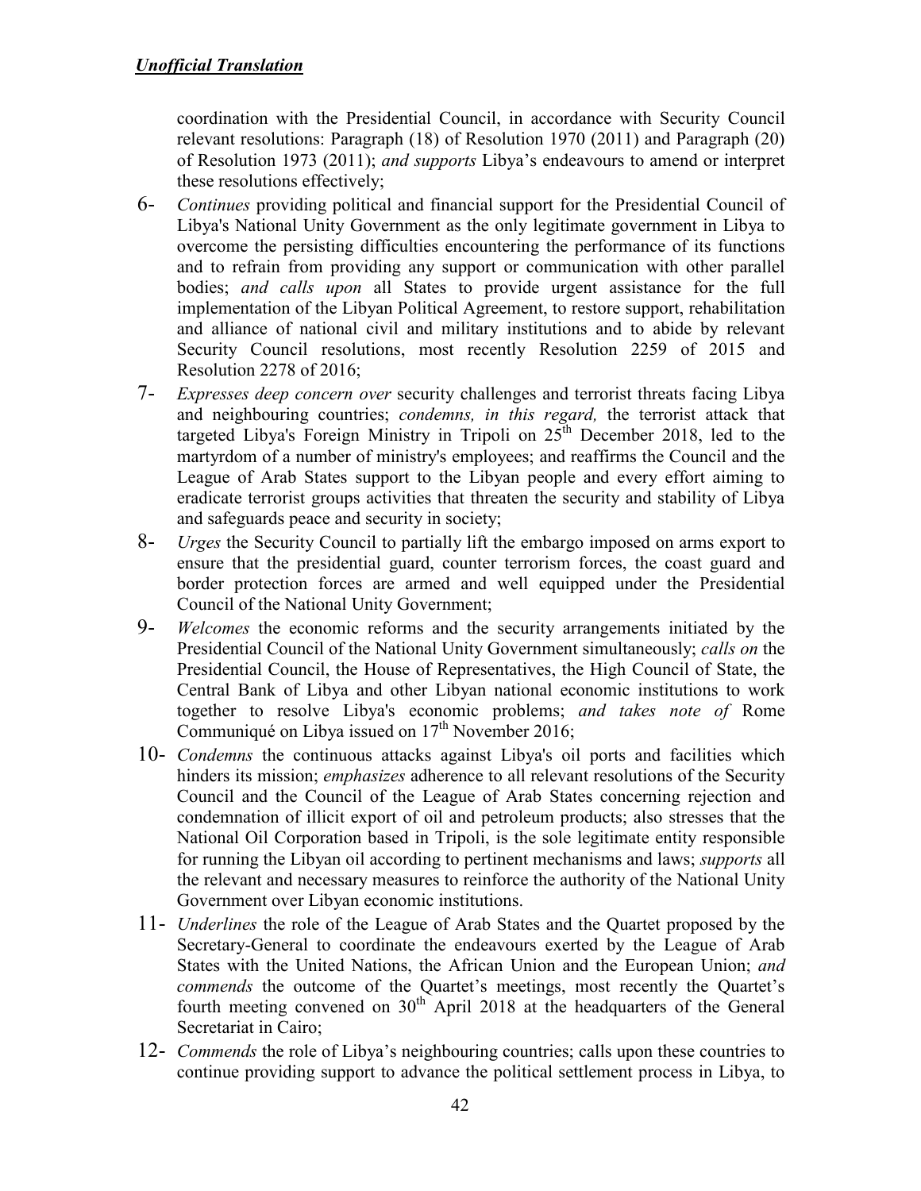*Unofficial Translation*

coordination with the Presidential Council, in accordance with Security Council relevant resolutions: Paragraph (18) of Resolution 1970 (2011) and Paragraph (20) of Resolution 1973 (2011); *and supports* Libya's endeavours to amend or interpret these resolutions effectively;

6- *Continues* providing political and financial support for the Presidential Council of Libya's National Unity Government as the only legitimate government in Libya to overcome the persisting difficulties encountering the performance of its functions and to refrain from providing any support or communication with other parallel bodies; *and calls upon* all States to provide urgent assistance for the full implementation of the Libyan Political Agreement, to restore support, rehabilitation and alliance of national civil and military institutions and to abide by relevant Security Council resolutions, most recently Resolution 2259 of 2015 and Resolution 2278 of 2016;

7- *Expresses deep concern over* security challenges and terrorist threats facing Libya and neighbouring countries; *condemns, in this regard,* the terrorist attack that targeted Libya's Foreign Ministry in Tripoli on 25th December 2018, led to the martyrdom of a number of ministry's employees; and reaffirms the Council and the League of Arab States support to the Libyan people and every effort aiming to eradicate terrorist groups activities that threaten the security and stability of Libya and safeguards peace and security in society;

8- *Urges* the Security Council to partially lift the embargo imposed on arms export to ensure that the presidential guard, counter terrorism forces, the coast guard and border protection forces are armed and well equipped under the Presidential Council of the National Unity Government;

9- *Welcomes* the economic reforms and the security arrangements initiated by the Presidential Council of the National Unity Government simultaneously; *calls on* the Presidential Council, the House of Representatives, the High Council of State, the Central Bank of Libya and other Libyan national economic institutions to work together to resolve Libya's economic problems; *and takes note of* Rome Communiqué on Libya issued on 17th November 2016;

10- *Condemns* the continuous attacks against Libya's oil ports and facilities which hinders its mission; *emphasizes* adherence to all relevant resolutions of the Security Council and the Council of the League of Arab States concerning rejection and condemnation of illicit export of oil and petroleum products; also stresses that the National Oil Corporation based in Tripoli, is the sole legitimate entity responsible for running the Libyan oil according to pertinent mechanisms and laws; *supports* all the relevant and necessary measures to reinforce the authority of the National Unity Government over Libyan economic institutions.

11- *Underlines* the role of the League of Arab States and the Quartet proposed by the Secretary-General to coordinate the endeavours exerted by the League of Arab States with the United Nations, the African Union and the European Union; *and commends* the outcome of the Quartet's meetings, most recently the Quartet's fourth meeting convened on 30th April 2018 at the headquarters of the General Secretariat in Cairo;

12- *Commends* the role of Libya's neighbouring countries; calls upon these countries to continue providing support to advance the political settlement process in Libya, to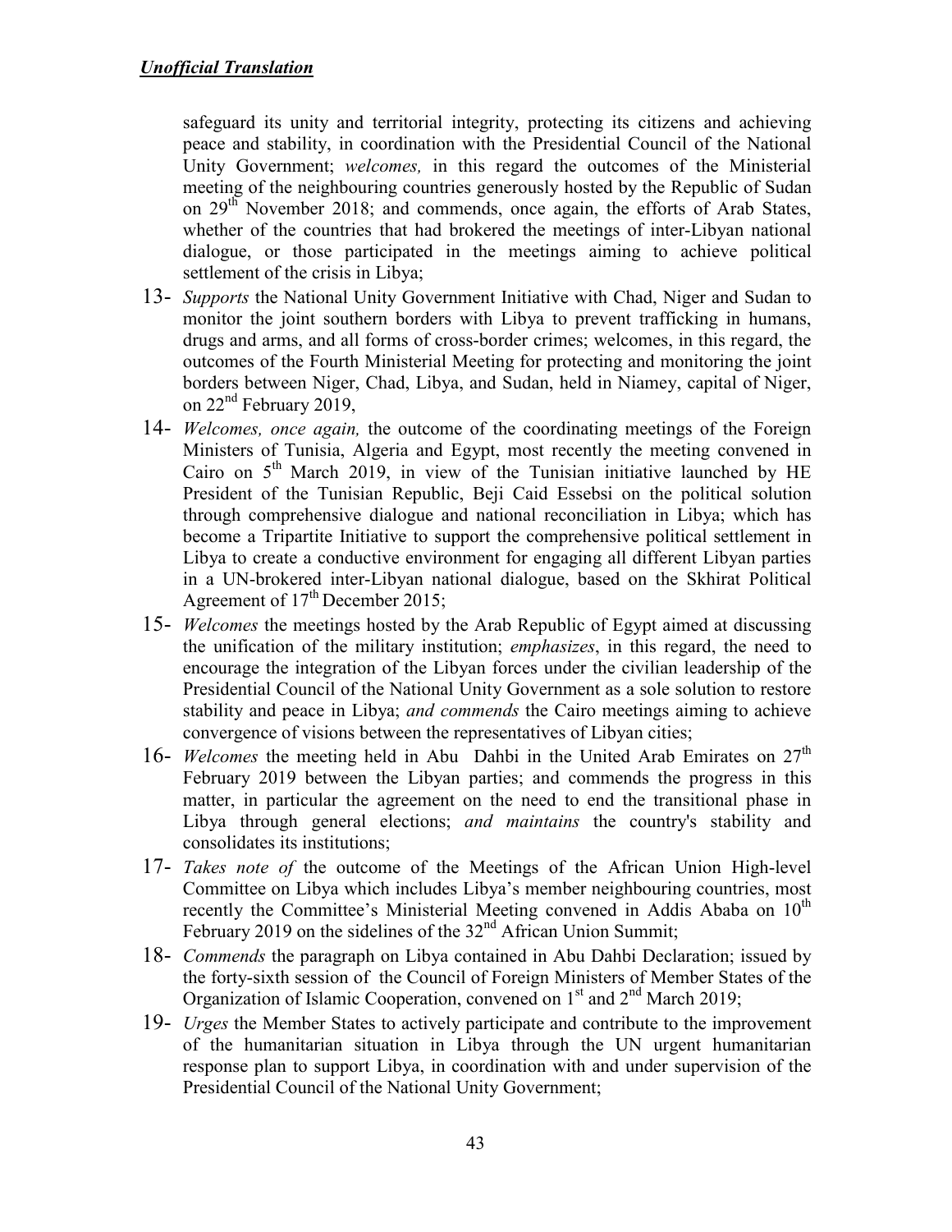safeguard its unity and territorial integrity, protecting its citizens and achieving peace and stability, in coordination with the Presidential Council of the National Unity Government; *welcomes,* in this regard the outcomes of the Ministerial meeting of the neighbouring countries generously hosted by the Republic of Sudan on 29th November 2018; and commends, once again, the efforts of Arab States, whether of the countries that had brokered the meetings of inter-Libyan national dialogue, or those participated in the meetings aiming to achieve political settlement of the crisis in Libya;

13- *Supports* the National Unity Government Initiative with Chad, Niger and Sudan to monitor the joint southern borders with Libya to prevent trafficking in humans, drugs and arms, and all forms of cross-border crimes; welcomes, in this regard, the outcomes of the Fourth Ministerial Meeting for protecting and monitoring the joint borders between Niger, Chad, Libya, and Sudan, held in Niamey, capital of Niger, on 22nd February 2019,

14- *Welcomes, once again,* the outcome of the coordinating meetings of the Foreign Ministers of Tunisia, Algeria and Egypt, most recently the meeting convened in Cairo on 5th March 2019, in view of the Tunisian initiative launched by HE President of the Tunisian Republic, Beji Caid Essebsi on the political solution through comprehensive dialogue and national reconciliation in Libya; which has become a Tripartite Initiative to support the comprehensive political settlement in Libya to create a conductive environment for engaging all different Libyan parties in a UN-brokered inter-Libyan national dialogue, based on the Skhirat Political Agreement of 17th December 2015;

15- *Welcomes* the meetings hosted by the Arab Republic of Egypt aimed at discussing the unification of the military institution; *emphasizes*, in this regard, the need to encourage the integration of the Libyan forces under the civilian leadership of the Presidential Council of the National Unity Government as a sole solution to restore stability and peace in Libya; *and commends* the Cairo meetings aiming to achieve convergence of visions between the representatives of Libyan cities;

16- *Welcomes* the meeting held in Abu Dahbi in the United Arab Emirates on 27th February 2019 between the Libyan parties; and commends the progress in this matter, in particular the agreement on the need to end the transitional phase in Libya through general elections; *and maintains* the country's stability and consolidates its institutions;

17- *Takes note of* the outcome of the Meetings of the African Union High-level Committee on Libya which includes Libya's member neighbouring countries, most recently the Committee's Ministerial Meeting convened in Addis Ababa on 10th February 2019 on the sidelines of the 32nd African Union Summit;

18- *Commends* the paragraph on Libya contained in Abu Dahbi Declaration; issued by the forty-sixth session of the Council of Foreign Ministers of Member States of the Organization of Islamic Cooperation, convened on 1st and 2nd March 2019;

19- *Urges* the Member States to actively participate and contribute to the improvement of the humanitarian situation in Libya through the UN urgent humanitarian response plan to support Libya, in coordination with and under supervision of the Presidential Council of the National Unity Government;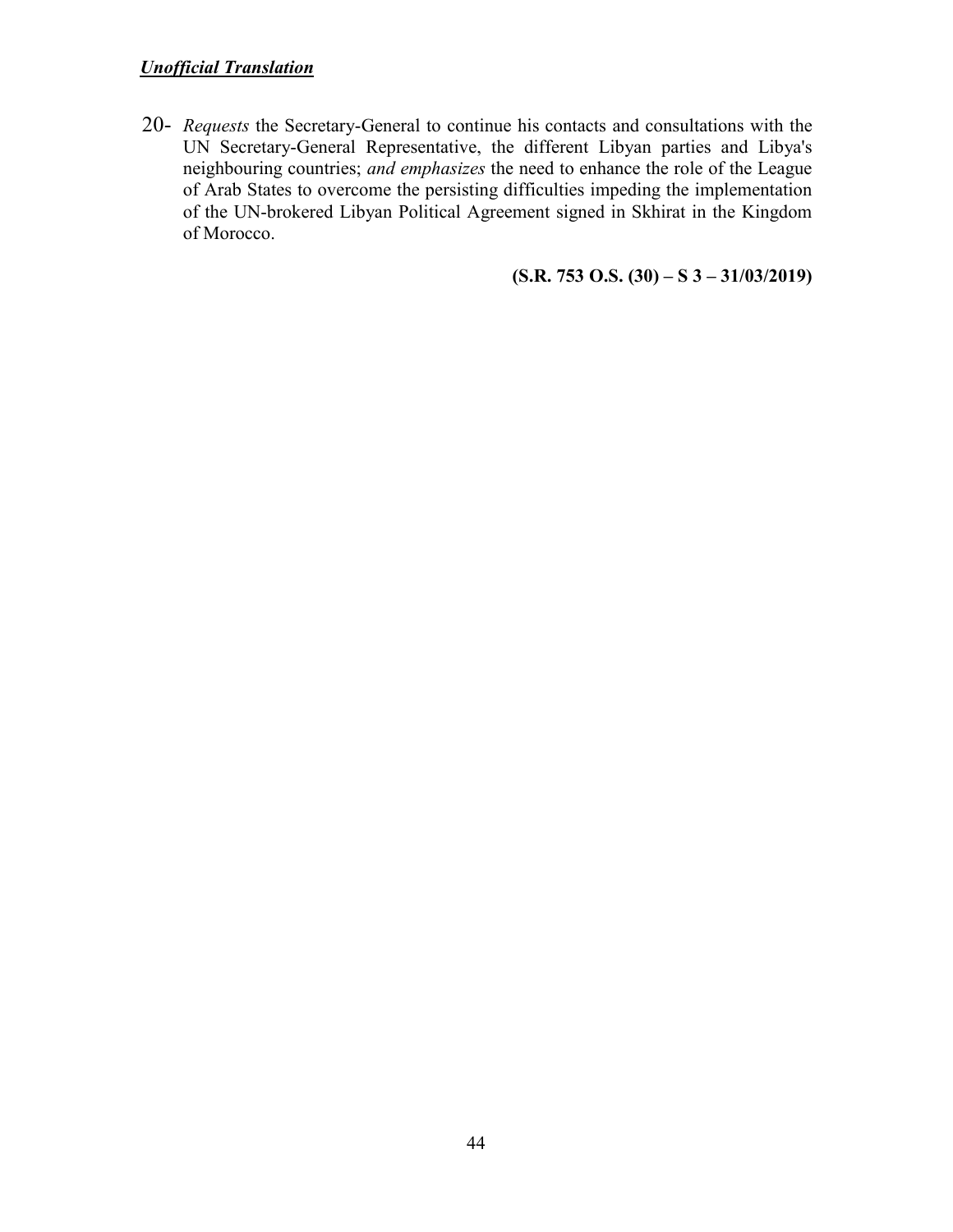***Unofficial Translation***

20- *Requests* the Secretary-General to continue his contacts and consultations with the UN Secretary-General Representative, the different Libyan parties and Libya's neighbouring countries; *and emphasizes* the need to enhance the role of the League of Arab States to overcome the persisting difficulties impeding the implementation of the UN-brokered Libyan Political Agreement signed in Skhirat in the Kingdom of Morocco.

**(S.R. 753 O.S. (30) – S 3 – 31/03/2019)**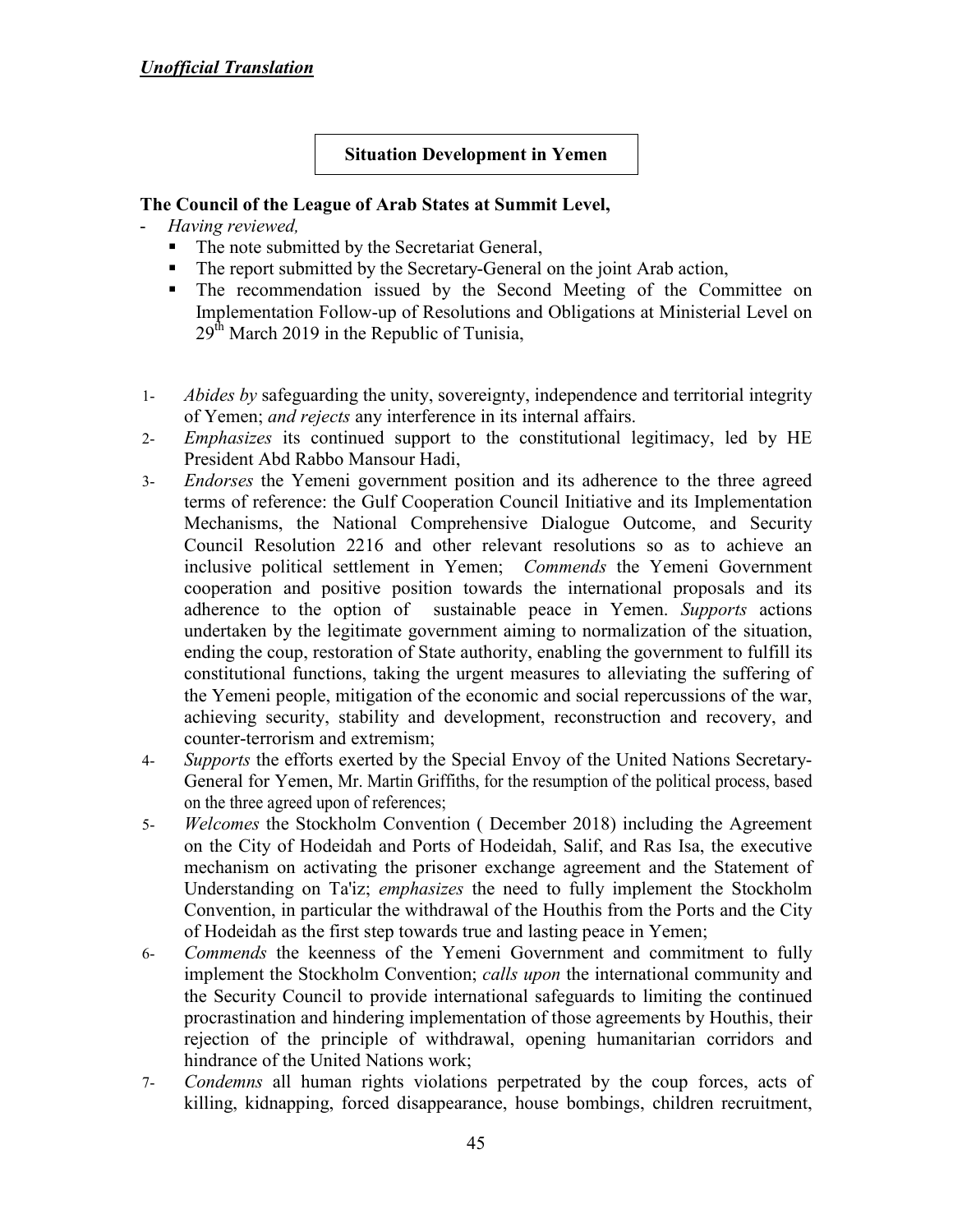***Unofficial Translation***

**Situation Development in Yemen**

**The Council of the League of Arab States at Summit Level,**

- *Having reviewed,*
  - The note submitted by the Secretariat General,
  - The report submitted by the Secretary-General on the joint Arab action,
  - The recommendation issued by the Second Meeting of the Committee on Implementation Follow-up of Resolutions and Obligations at Ministerial Level on 29th March 2019 in the Republic of Tunisia,

1- *Abides by* safeguarding the unity, sovereignty, independence and territorial integrity of Yemen; *and rejects* any interference in its internal affairs.

2- *Emphasizes* its continued support to the constitutional legitimacy, led by HE President Abd Rabbo Mansour Hadi,

3- *Endorses* the Yemeni government position and its adherence to the three agreed terms of reference: the Gulf Cooperation Council Initiative and its Implementation Mechanisms, the National Comprehensive Dialogue Outcome, and Security Council Resolution 2216 and other relevant resolutions so as to achieve an inclusive political settlement in Yemen; *Commends* the Yemeni Government cooperation and positive position towards the international proposals and its adherence to the option of sustainable peace in Yemen. *Supports* actions undertaken by the legitimate government aiming to normalization of the situation, ending the coup, restoration of State authority, enabling the government to fulfill its constitutional functions, taking the urgent measures to alleviating the suffering of the Yemeni people, mitigation of the economic and social repercussions of the war, achieving security, stability and development, reconstruction and recovery, and counter-terrorism and extremism;

4- *Supports* the efforts exerted by the Special Envoy of the United Nations Secretary-General for Yemen, Mr. Martin Griffiths, for the resumption of the political process, based on the three agreed upon of references;

5- *Welcomes* the Stockholm Convention ( December 2018) including the Agreement on the City of Hodeidah and Ports of Hodeidah, Salif, and Ras Isa, the executive mechanism on activating the prisoner exchange agreement and the Statement of Understanding on Ta'iz; *emphasizes* the need to fully implement the Stockholm Convention, in particular the withdrawal of the Houthis from the Ports and the City of Hodeidah as the first step towards true and lasting peace in Yemen;

6- *Commends* the keenness of the Yemeni Government and commitment to fully implement the Stockholm Convention; *calls upon* the international community and the Security Council to provide international safeguards to limiting the continued procrastination and hindering implementation of those agreements by Houthis, their rejection of the principle of withdrawal, opening humanitarian corridors and hindrance of the United Nations work;

7- *Condemns* all human rights violations perpetrated by the coup forces, acts of killing, kidnapping, forced disappearance, house bombings, children recruitment,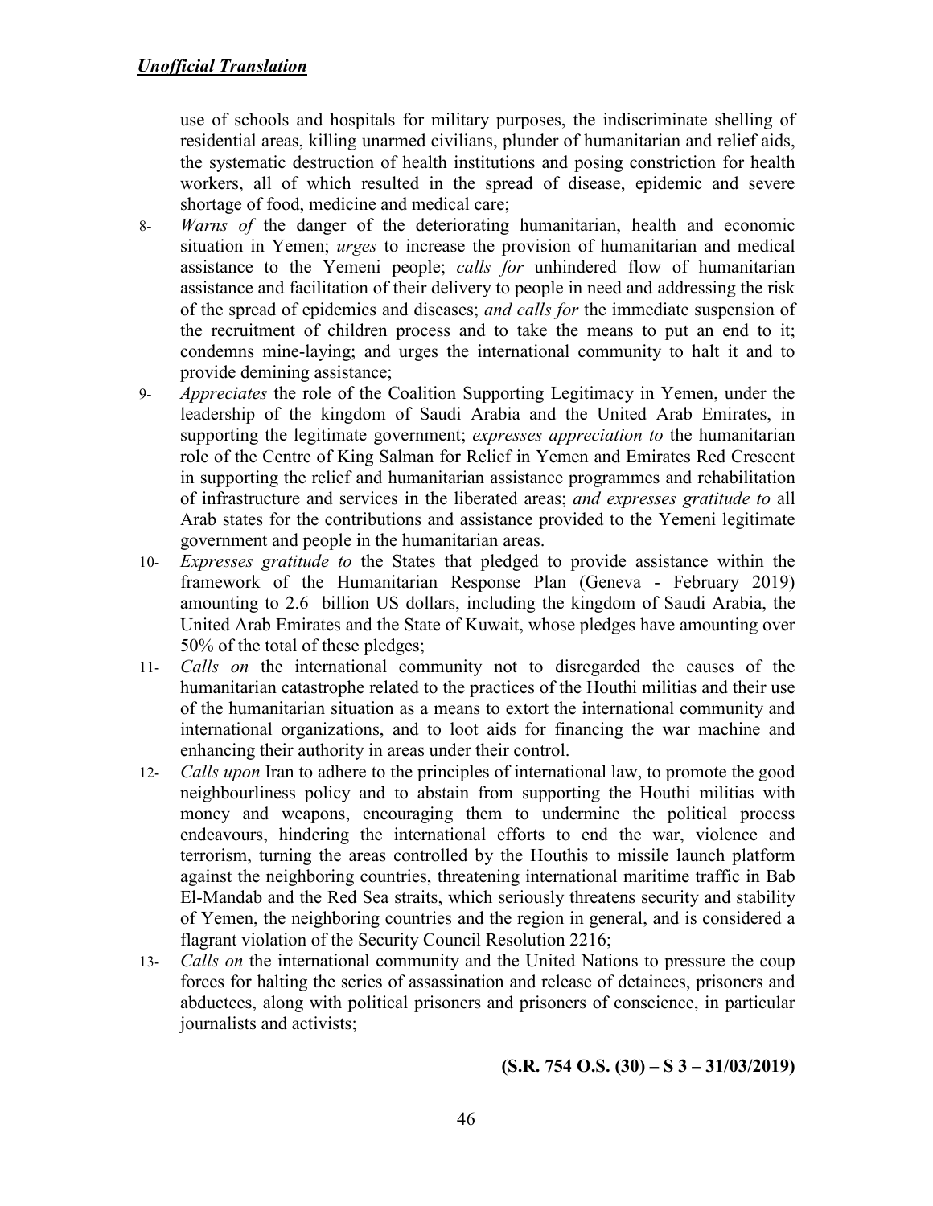use of schools and hospitals for military purposes, the indiscriminate shelling of residential areas, killing unarmed civilians, plunder of humanitarian and relief aids, the systematic destruction of health institutions and posing constriction for health workers, all of which resulted in the spread of disease, epidemic and severe shortage of food, medicine and medical care;

8- *Warns of* the danger of the deteriorating humanitarian, health and economic situation in Yemen; *urges* to increase the provision of humanitarian and medical assistance to the Yemeni people; *calls for* unhindered flow of humanitarian assistance and facilitation of their delivery to people in need and addressing the risk of the spread of epidemics and diseases; *and calls for* the immediate suspension of the recruitment of children process and to take the means to put an end to it; condemns mine-laying; and urges the international community to halt it and to provide demining assistance;

9- *Appreciates* the role of the Coalition Supporting Legitimacy in Yemen, under the leadership of the kingdom of Saudi Arabia and the United Arab Emirates, in supporting the legitimate government; *expresses appreciation to* the humanitarian role of the Centre of King Salman for Relief in Yemen and Emirates Red Crescent in supporting the relief and humanitarian assistance programmes and rehabilitation of infrastructure and services in the liberated areas; *and expresses gratitude to* all Arab states for the contributions and assistance provided to the Yemeni legitimate government and people in the humanitarian areas.

10- *Expresses gratitude to* the States that pledged to provide assistance within the framework of the Humanitarian Response Plan (Geneva - February 2019) amounting to 2.6 billion US dollars, including the kingdom of Saudi Arabia, the United Arab Emirates and the State of Kuwait, whose pledges have amounting over 50% of the total of these pledges;

11- *Calls on* the international community not to disregarded the causes of the humanitarian catastrophe related to the practices of the Houthi militias and their use of the humanitarian situation as a means to extort the international community and international organizations, and to loot aids for financing the war machine and enhancing their authority in areas under their control.

12- *Calls upon* Iran to adhere to the principles of international law, to promote the good neighbourliness policy and to abstain from supporting the Houthi militias with money and weapons, encouraging them to undermine the political process endeavours, hindering the international efforts to end the war, violence and terrorism, turning the areas controlled by the Houthis to missile launch platform against the neighboring countries, threatening international maritime traffic in Bab El-Mandab and the Red Sea straits, which seriously threatens security and stability of Yemen, the neighboring countries and the region in general, and is considered a flagrant violation of the Security Council Resolution 2216;

13- *Calls on* the international community and the United Nations to pressure the coup forces for halting the series of assassination and release of detainees, prisoners and abductees, along with political prisoners and prisoners of conscience, in particular journalists and activists;

**(S.R. 754 O.S. (30) – S 3 – 31/03/2019)**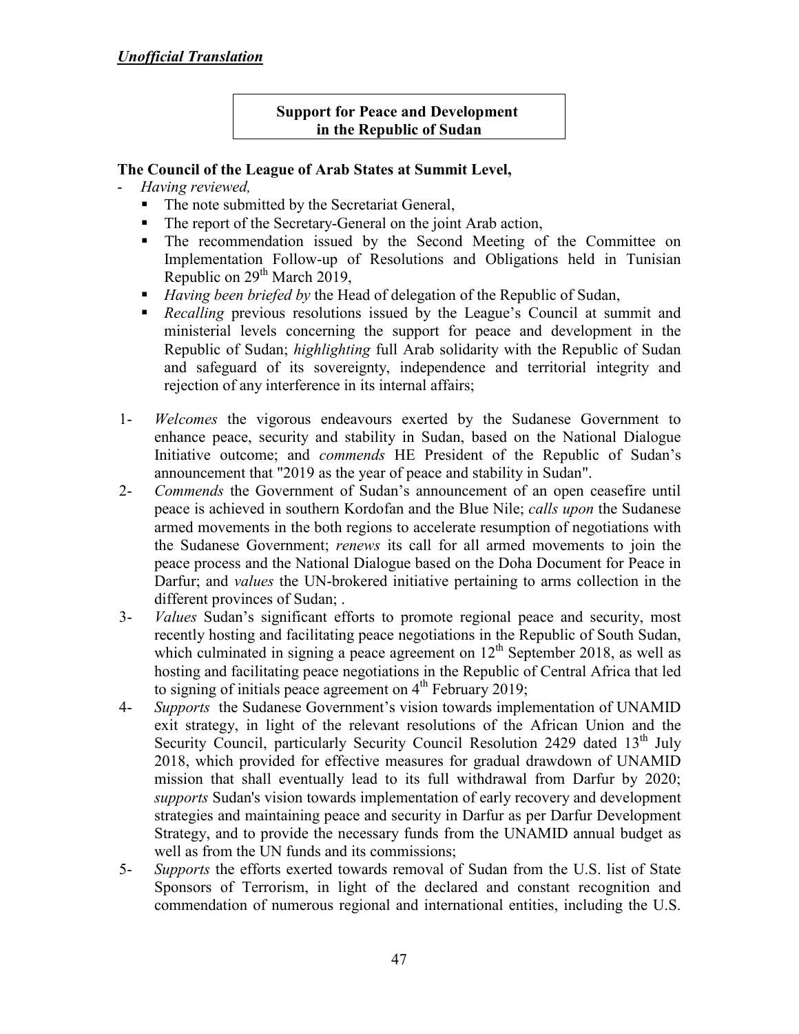***<u>Unofficial Translation</u>***

**Support for Peace and Development in the Republic of Sudan**

**The Council of the League of Arab States at Summit Level,**

- *Having reviewed,*
  - The note submitted by the Secretariat General,
  - The report of the Secretary-General on the joint Arab action,
  - The recommendation issued by the Second Meeting of the Committee on Implementation Follow-up of Resolutions and Obligations held in Tunisian Republic on 29th March 2019,
  - *Having been briefed by* the Head of delegation of the Republic of Sudan,
  - *Recalling* previous resolutions issued by the League's Council at summit and ministerial levels concerning the support for peace and development in the Republic of Sudan; *highlighting* full Arab solidarity with the Republic of Sudan and safeguard of its sovereignty, independence and territorial integrity and rejection of any interference in its internal affairs;

1- *Welcomes* the vigorous endeavours exerted by the Sudanese Government to enhance peace, security and stability in Sudan, based on the National Dialogue Initiative outcome; and *commends* HE President of the Republic of Sudan's announcement that "2019 as the year of peace and stability in Sudan".

2- *Commends* the Government of Sudan's announcement of an open ceasefire until peace is achieved in southern Kordofan and the Blue Nile; *calls upon* the Sudanese armed movements in the both regions to accelerate resumption of negotiations with the Sudanese Government; *renews* its call for all armed movements to join the peace process and the National Dialogue based on the Doha Document for Peace in Darfur; and *values* the UN-brokered initiative pertaining to arms collection in the different provinces of Sudan; .

3- *Values* Sudan's significant efforts to promote regional peace and security, most recently hosting and facilitating peace negotiations in the Republic of South Sudan, which culminated in signing a peace agreement on 12th September 2018, as well as hosting and facilitating peace negotiations in the Republic of Central Africa that led to signing of initials peace agreement on 4th February 2019;

4- *Supports* the Sudanese Government's vision towards implementation of UNAMID exit strategy, in light of the relevant resolutions of the African Union and the Security Council, particularly Security Council Resolution 2429 dated 13th July 2018, which provided for effective measures for gradual drawdown of UNAMID mission that shall eventually lead to its full withdrawal from Darfur by 2020; *supports* Sudan's vision towards implementation of early recovery and development strategies and maintaining peace and security in Darfur as per Darfur Development Strategy, and to provide the necessary funds from the UNAMID annual budget as well as from the UN funds and its commissions;

5- *Supports* the efforts exerted towards removal of Sudan from the U.S. list of State Sponsors of Terrorism, in light of the declared and constant recognition and commendation of numerous regional and international entities, including the U.S.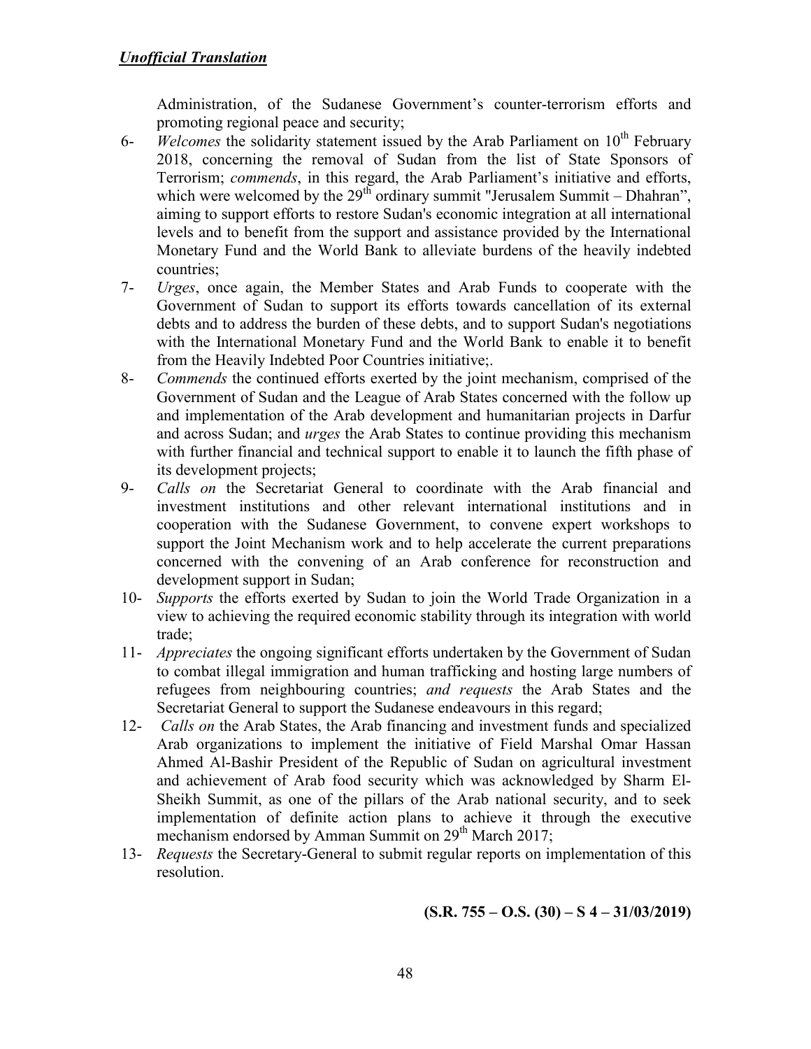***Unofficial Translation***

Administration, of the Sudanese Government's counter-terrorism efforts and promoting regional peace and security;

6- *Welcomes* the solidarity statement issued by the Arab Parliament on 10th February 2018, concerning the removal of Sudan from the list of State Sponsors of Terrorism; *commends*, in this regard, the Arab Parliament's initiative and efforts, which were welcomed by the 29th ordinary summit "Jerusalem Summit – Dhahran", aiming to support efforts to restore Sudan's economic integration at all international levels and to benefit from the support and assistance provided by the International Monetary Fund and the World Bank to alleviate burdens of the heavily indebted countries;

7- *Urges*, once again, the Member States and Arab Funds to cooperate with the Government of Sudan to support its efforts towards cancellation of its external debts and to address the burden of these debts, and to support Sudan's negotiations with the International Monetary Fund and the World Bank to enable it to benefit from the Heavily Indebted Poor Countries initiative;.

8- *Commends* the continued efforts exerted by the joint mechanism, comprised of the Government of Sudan and the League of Arab States concerned with the follow up and implementation of the Arab development and humanitarian projects in Darfur and across Sudan; and *urges* the Arab States to continue providing this mechanism with further financial and technical support to enable it to launch the fifth phase of its development projects;

9- *Calls on* the Secretariat General to coordinate with the Arab financial and investment institutions and other relevant international institutions and in cooperation with the Sudanese Government, to convene expert workshops to support the Joint Mechanism work and to help accelerate the current preparations concerned with the convening of an Arab conference for reconstruction and development support in Sudan;

10- *Supports* the efforts exerted by Sudan to join the World Trade Organization in a view to achieving the required economic stability through its integration with world trade;

11- *Appreciates* the ongoing significant efforts undertaken by the Government of Sudan to combat illegal immigration and human trafficking and hosting large numbers of refugees from neighbouring countries; *and requests* the Arab States and the Secretariat General to support the Sudanese endeavours in this regard;

12- *Calls on* the Arab States, the Arab financing and investment funds and specialized Arab organizations to implement the initiative of Field Marshal Omar Hassan Ahmed Al-Bashir President of the Republic of Sudan on agricultural investment and achievement of Arab food security which was acknowledged by Sharm El-Sheikh Summit, as one of the pillars of the Arab national security, and to seek implementation of definite action plans to achieve it through the executive mechanism endorsed by Amman Summit on 29th March 2017;

13- *Requests* the Secretary-General to submit regular reports on implementation of this resolution.

**(S.R. 755 – O.S. (30) – S 4 – 31/03/2019)**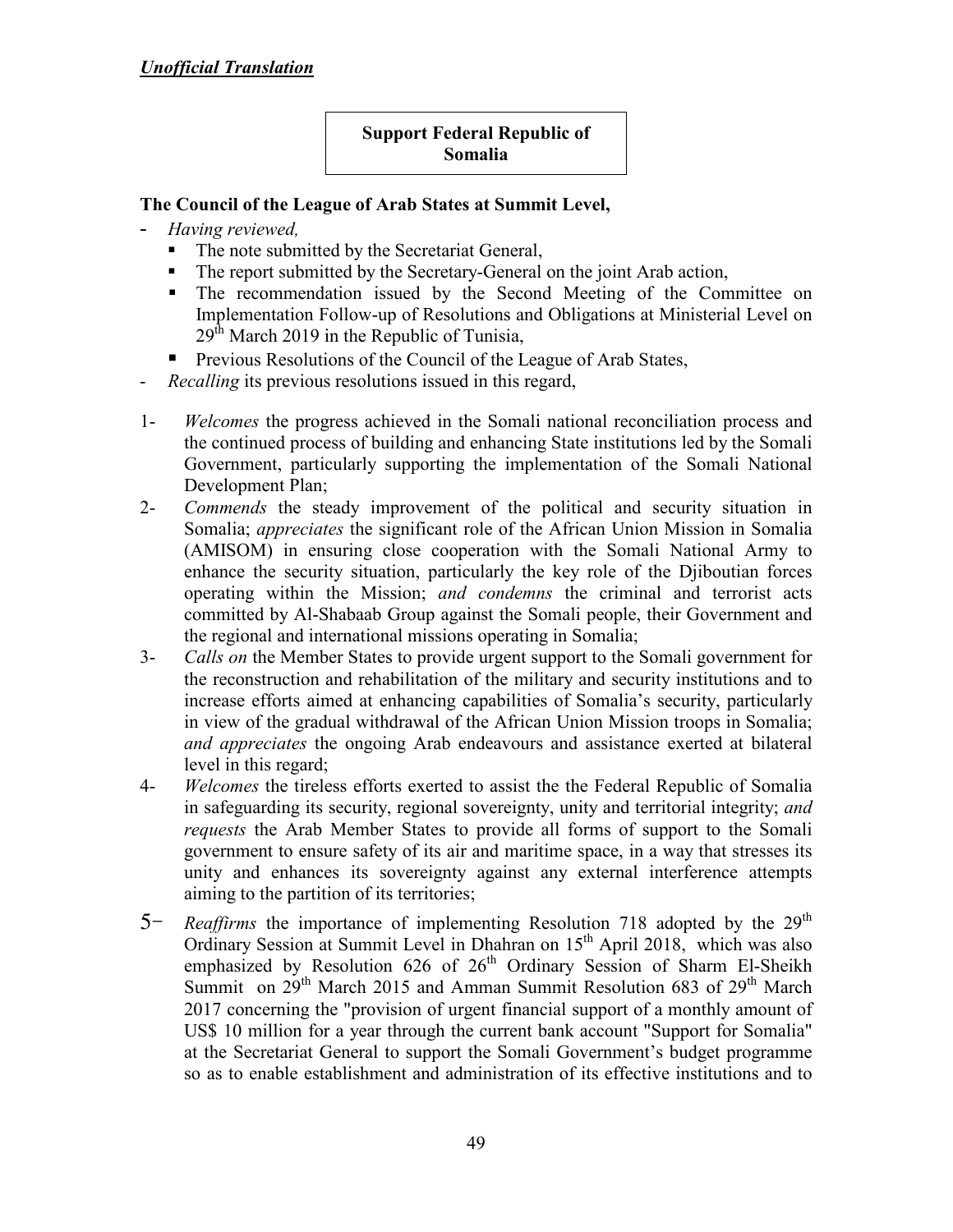***Unofficial Translation***

**Support Federal Republic of Somalia**

**The Council of the League of Arab States at Summit Level,**

- *Having reviewed,*
  - The note submitted by the Secretariat General,
  - The report submitted by the Secretary-General on the joint Arab action,
  - The recommendation issued by the Second Meeting of the Committee on Implementation Follow-up of Resolutions and Obligations at Ministerial Level on 29th March 2019 in the Republic of Tunisia,
  - Previous Resolutions of the Council of the League of Arab States,
- *Recalling* its previous resolutions issued in this regard,

1- *Welcomes* the progress achieved in the Somali national reconciliation process and the continued process of building and enhancing State institutions led by the Somali Government, particularly supporting the implementation of the Somali National Development Plan;

2- *Commends* the steady improvement of the political and security situation in Somalia; *appreciates* the significant role of the African Union Mission in Somalia (AMISOM) in ensuring close cooperation with the Somali National Army to enhance the security situation, particularly the key role of the Djiboutian forces operating within the Mission; *and condemns* the criminal and terrorist acts committed by Al-Shabaab Group against the Somali people, their Government and the regional and international missions operating in Somalia;

3- *Calls on* the Member States to provide urgent support to the Somali government for the reconstruction and rehabilitation of the military and security institutions and to increase efforts aimed at enhancing capabilities of Somalia's security, particularly in view of the gradual withdrawal of the African Union Mission troops in Somalia; *and appreciates* the ongoing Arab endeavours and assistance exerted at bilateral level in this regard;

4- *Welcomes* the tireless efforts exerted to assist the the Federal Republic of Somalia in safeguarding its security, regional sovereignty, unity and territorial integrity; *and requests* the Arab Member States to provide all forms of support to the Somali government to ensure safety of its air and maritime space, in a way that stresses its unity and enhances its sovereignty against any external interference attempts aiming to the partition of its territories;

5- *Reaffirms* the importance of implementing Resolution 718 adopted by the 29th Ordinary Session at Summit Level in Dhahran on 15th April 2018, which was also emphasized by Resolution 626 of 26th Ordinary Session of Sharm El-Sheikh Summit on 29th March 2015 and Amman Summit Resolution 683 of 29th March 2017 concerning the "provision of urgent financial support of a monthly amount of US$ 10 million for a year through the current bank account "Support for Somalia" at the Secretariat General to support the Somali Government's budget programme so as to enable establishment and administration of its effective institutions and to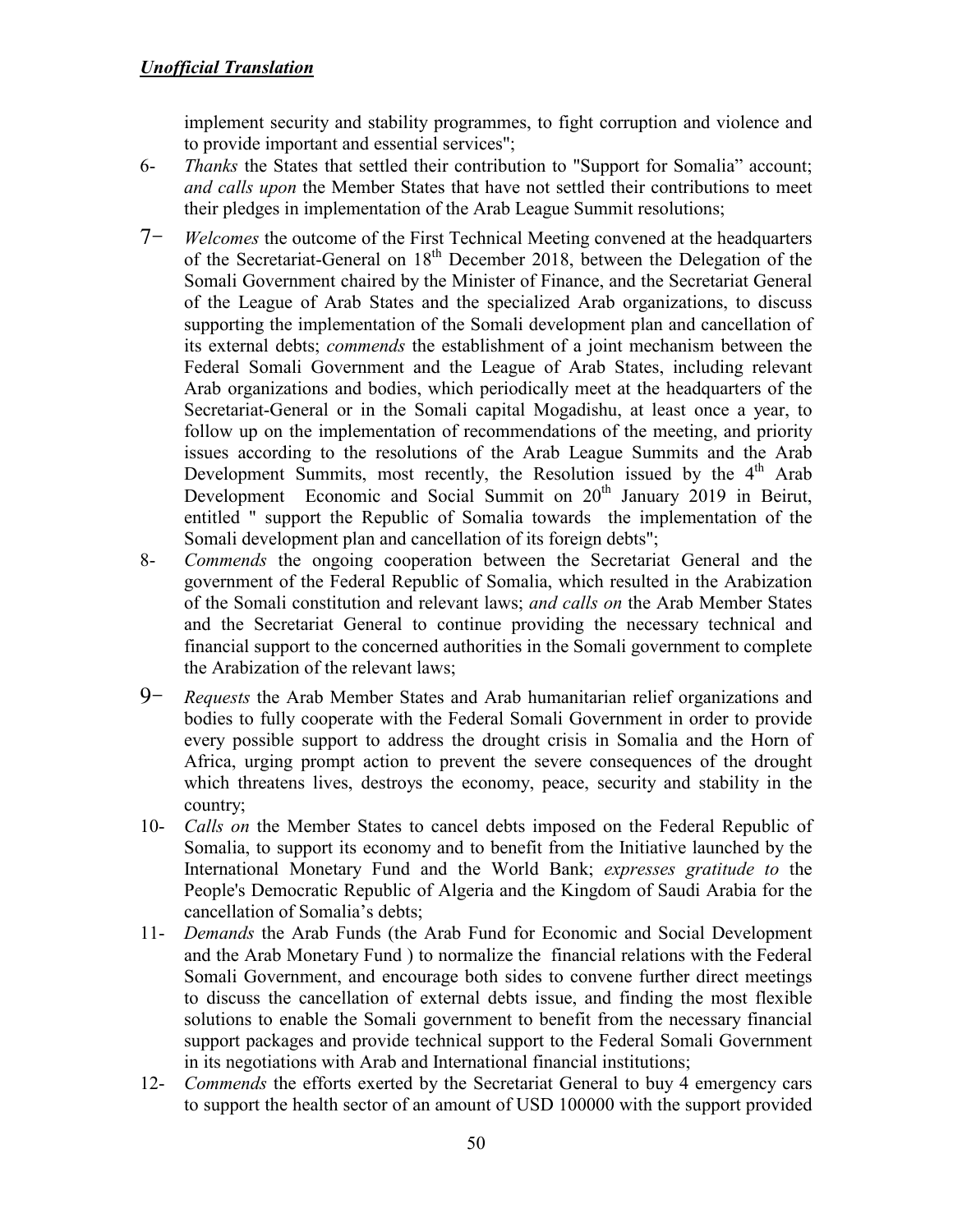*Unofficial Translation*

implement security and stability programmes, to fight corruption and violence and to provide important and essential services";

6- *Thanks* the States that settled their contribution to "Support for Somalia" account; *and calls upon* the Member States that have not settled their contributions to meet their pledges in implementation of the Arab League Summit resolutions;

7- *Welcomes* the outcome of the First Technical Meeting convened at the headquarters of the Secretariat-General on 18th December 2018, between the Delegation of the Somali Government chaired by the Minister of Finance, and the Secretariat General of the League of Arab States and the specialized Arab organizations, to discuss supporting the implementation of the Somali development plan and cancellation of its external debts; *commends* the establishment of a joint mechanism between the Federal Somali Government and the League of Arab States, including relevant Arab organizations and bodies, which periodically meet at the headquarters of the Secretariat-General or in the Somali capital Mogadishu, at least once a year, to follow up on the implementation of recommendations of the meeting, and priority issues according to the resolutions of the Arab League Summits and the Arab Development Summits, most recently, the Resolution issued by the 4th Arab Development Economic and Social Summit on 20th January 2019 in Beirut, entitled " support the Republic of Somalia towards the implementation of the Somali development plan and cancellation of its foreign debts";

8- *Commends* the ongoing cooperation between the Secretariat General and the government of the Federal Republic of Somalia, which resulted in the Arabization of the Somali constitution and relevant laws; *and calls on* the Arab Member States and the Secretariat General to continue providing the necessary technical and financial support to the concerned authorities in the Somali government to complete the Arabization of the relevant laws;

9- *Requests* the Arab Member States and Arab humanitarian relief organizations and bodies to fully cooperate with the Federal Somali Government in order to provide every possible support to address the drought crisis in Somalia and the Horn of Africa, urging prompt action to prevent the severe consequences of the drought which threatens lives, destroys the economy, peace, security and stability in the country;

10- *Calls on* the Member States to cancel debts imposed on the Federal Republic of Somalia, to support its economy and to benefit from the Initiative launched by the International Monetary Fund and the World Bank; *expresses gratitude to* the People's Democratic Republic of Algeria and the Kingdom of Saudi Arabia for the cancellation of Somalia's debts;

11- *Demands* the Arab Funds (the Arab Fund for Economic and Social Development and the Arab Monetary Fund ) to normalize the financial relations with the Federal Somali Government, and encourage both sides to convene further direct meetings to discuss the cancellation of external debts issue, and finding the most flexible solutions to enable the Somali government to benefit from the necessary financial support packages and provide technical support to the Federal Somali Government in its negotiations with Arab and International financial institutions;

12- *Commends* the efforts exerted by the Secretariat General to buy 4 emergency cars to support the health sector of an amount of USD 100000 with the support provided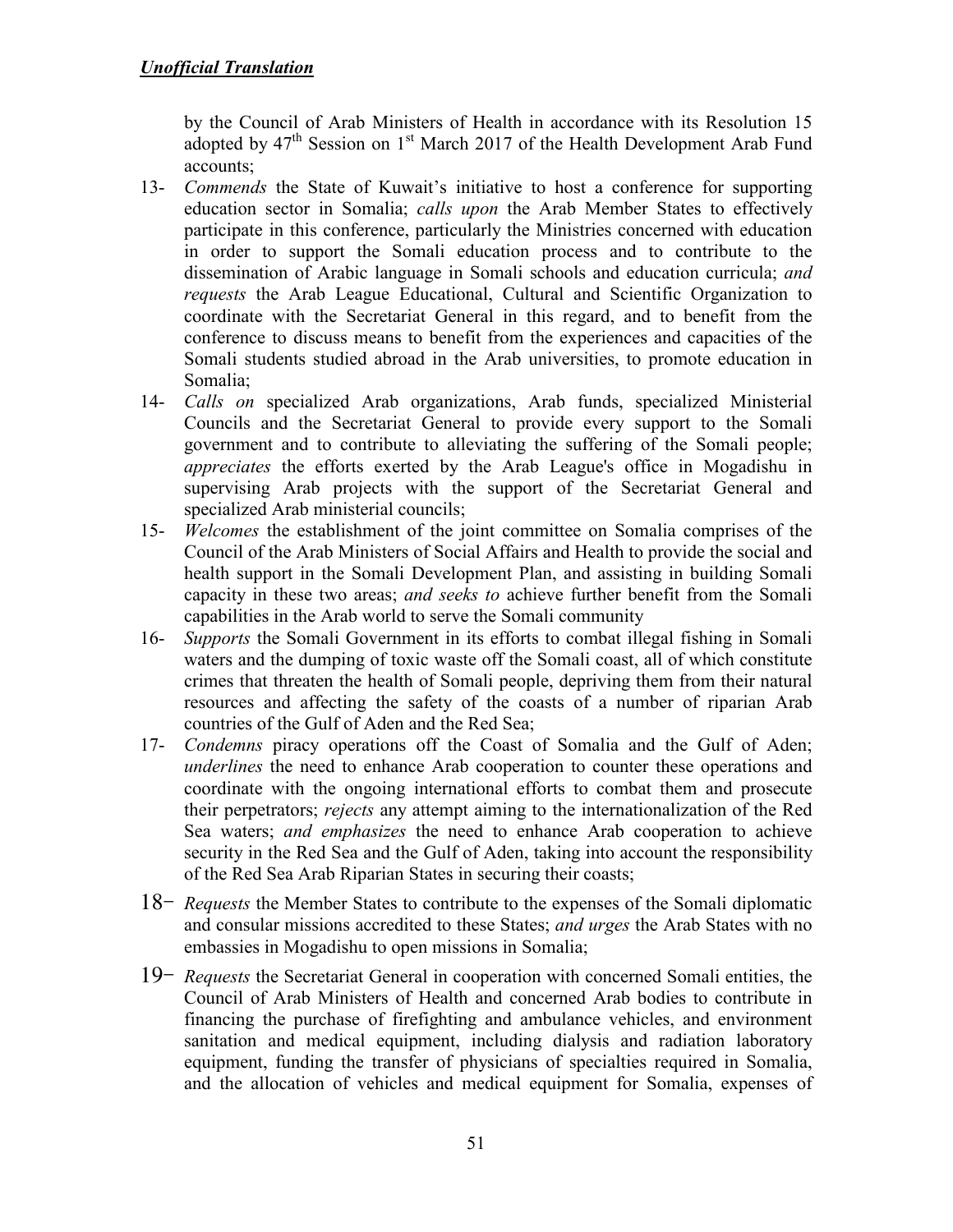*Unofficial Translation*

by the Council of Arab Ministers of Health in accordance with its Resolution 15 adopted by 47th Session on 1st March 2017 of the Health Development Arab Fund accounts;

13- *Commends* the State of Kuwait's initiative to host a conference for supporting education sector in Somalia; *calls upon* the Arab Member States to effectively participate in this conference, particularly the Ministries concerned with education in order to support the Somali education process and to contribute to the dissemination of Arabic language in Somali schools and education curricula; *and requests* the Arab League Educational, Cultural and Scientific Organization to coordinate with the Secretariat General in this regard, and to benefit from the conference to discuss means to benefit from the experiences and capacities of the Somali students studied abroad in the Arab universities, to promote education in Somalia;

14- *Calls on* specialized Arab organizations, Arab funds, specialized Ministerial Councils and the Secretariat General to provide every support to the Somali government and to contribute to alleviating the suffering of the Somali people; *appreciates* the efforts exerted by the Arab League's office in Mogadishu in supervising Arab projects with the support of the Secretariat General and specialized Arab ministerial councils;

15- *Welcomes* the establishment of the joint committee on Somalia comprises of the Council of the Arab Ministers of Social Affairs and Health to provide the social and health support in the Somali Development Plan, and assisting in building Somali capacity in these two areas; *and seeks to* achieve further benefit from the Somali capabilities in the Arab world to serve the Somali community

16- *Supports* the Somali Government in its efforts to combat illegal fishing in Somali waters and the dumping of toxic waste off the Somali coast, all of which constitute crimes that threaten the health of Somali people, depriving them from their natural resources and affecting the safety of the coasts of a number of riparian Arab countries of the Gulf of Aden and the Red Sea;

17- *Condemns* piracy operations off the Coast of Somalia and the Gulf of Aden; *underlines* the need to enhance Arab cooperation to counter these operations and coordinate with the ongoing international efforts to combat them and prosecute their perpetrators; *rejects* any attempt aiming to the internationalization of the Red Sea waters; *and emphasizes* the need to enhance Arab cooperation to achieve security in the Red Sea and the Gulf of Aden, taking into account the responsibility of the Red Sea Arab Riparian States in securing their coasts;

18- *Requests* the Member States to contribute to the expenses of the Somali diplomatic and consular missions accredited to these States; *and urges* the Arab States with no embassies in Mogadishu to open missions in Somalia;

19- *Requests* the Secretariat General in cooperation with concerned Somali entities, the Council of Arab Ministers of Health and concerned Arab bodies to contribute in financing the purchase of firefighting and ambulance vehicles, and environment sanitation and medical equipment, including dialysis and radiation laboratory equipment, funding the transfer of physicians of specialties required in Somalia, and the allocation of vehicles and medical equipment for Somalia, expenses of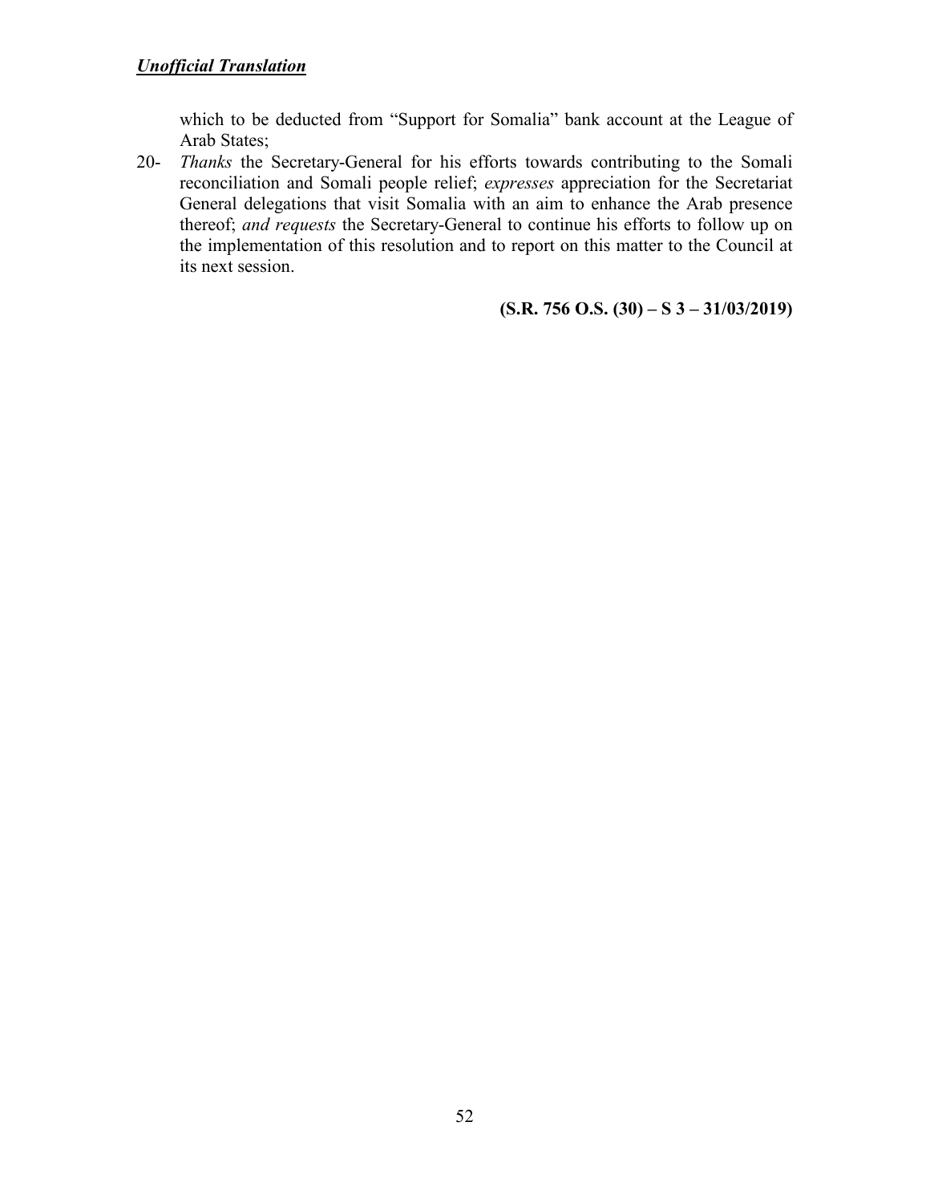which to be deducted from “Support for Somalia” bank account at the League of Arab States;

20- *Thanks* the Secretary-General for his efforts towards contributing to the Somali reconciliation and Somali people relief; *expresses* appreciation for the Secretariat General delegations that visit Somalia with an aim to enhance the Arab presence thereof; *and requests* the Secretary-General to continue his efforts to follow up on the implementation of this resolution and to report on this matter to the Council at its next session.

**(S.R. 756 O.S. (30) – S 3 – 31/03/2019)**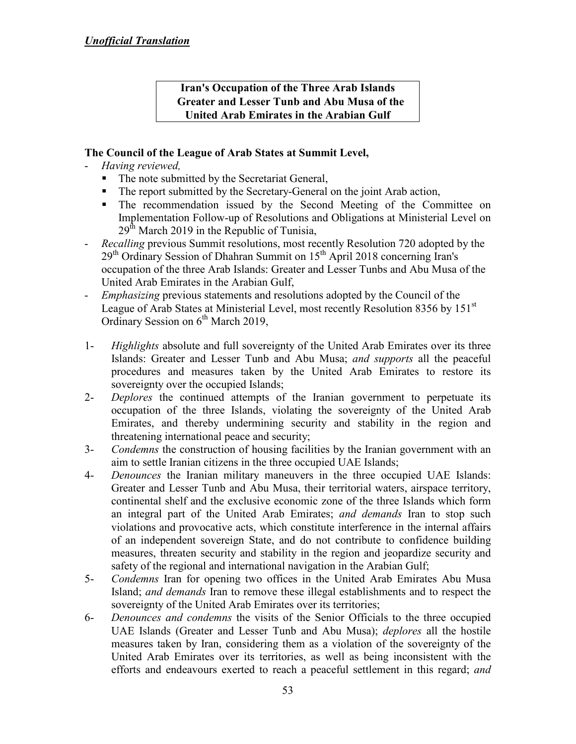***Unofficial Translation***

**Iran's Occupation of the Three Arab Islands Greater and Lesser Tunb and Abu Musa of the United Arab Emirates in the Arabian Gulf**

**The Council of the League of Arab States at Summit Level,**

- *Having reviewed,*
  - The note submitted by the Secretariat General,
  - The report submitted by the Secretary-General on the joint Arab action,
  - The recommendation issued by the Second Meeting of the Committee on Implementation Follow-up of Resolutions and Obligations at Ministerial Level on 29th March 2019 in the Republic of Tunisia,
- *Recalling* previous Summit resolutions, most recently Resolution 720 adopted by the 29th Ordinary Session of Dhahran Summit on 15th April 2018 concerning Iran's occupation of the three Arab Islands: Greater and Lesser Tunbs and Abu Musa of the United Arab Emirates in the Arabian Gulf,
- *Emphasizing* previous statements and resolutions adopted by the Council of the League of Arab States at Ministerial Level, most recently Resolution 8356 by 151st Ordinary Session on 6th March 2019,

1- *Highlights* absolute and full sovereignty of the United Arab Emirates over its three Islands: Greater and Lesser Tunb and Abu Musa; *and supports* all the peaceful procedures and measures taken by the United Arab Emirates to restore its sovereignty over the occupied Islands;

2- *Deplores* the continued attempts of the Iranian government to perpetuate its occupation of the three Islands, violating the sovereignty of the United Arab Emirates, and thereby undermining security and stability in the region and threatening international peace and security;

3- *Condemns* the construction of housing facilities by the Iranian government with an aim to settle Iranian citizens in the three occupied UAE Islands;

4- *Denounces* the Iranian military maneuvers in the three occupied UAE Islands: Greater and Lesser Tunb and Abu Musa, their territorial waters, airspace territory, continental shelf and the exclusive economic zone of the three Islands which form an integral part of the United Arab Emirates; *and demands* Iran to stop such violations and provocative acts, which constitute interference in the internal affairs of an independent sovereign State, and do not contribute to confidence building measures, threaten security and stability in the region and jeopardize security and safety of the regional and international navigation in the Arabian Gulf;

5- *Condemns* Iran for opening two offices in the United Arab Emirates Abu Musa Island; *and demands* Iran to remove these illegal establishments and to respect the sovereignty of the United Arab Emirates over its territories;

6- *Denounces and condemns* the visits of the Senior Officials to the three occupied UAE Islands (Greater and Lesser Tunb and Abu Musa); *deplores* all the hostile measures taken by Iran, considering them as a violation of the sovereignty of the United Arab Emirates over its territories, as well as being inconsistent with the efforts and endeavours exerted to reach a peaceful settlement in this regard; *and*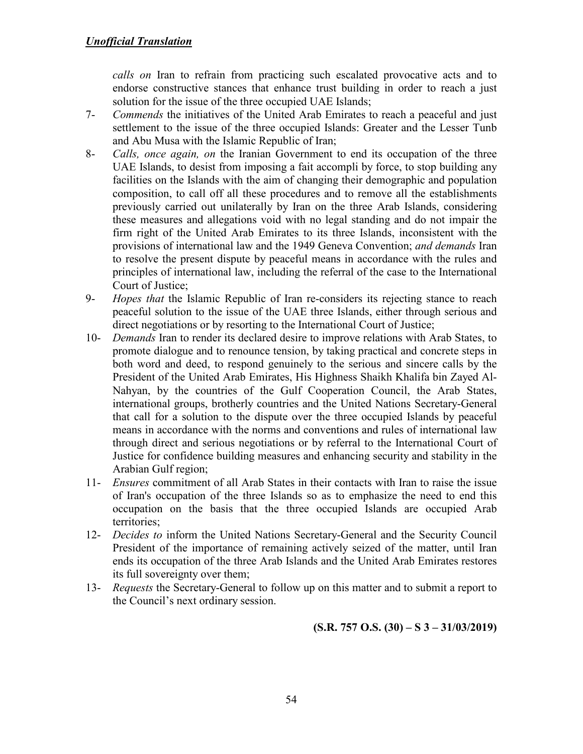*calls on* Iran to refrain from practicing such escalated provocative acts and to endorse constructive stances that enhance trust building in order to reach a just solution for the issue of the three occupied UAE Islands;

7- *Commends* the initiatives of the United Arab Emirates to reach a peaceful and just settlement to the issue of the three occupied Islands: Greater and the Lesser Tunb and Abu Musa with the Islamic Republic of Iran;

8- *Calls, once again, on* the Iranian Government to end its occupation of the three UAE Islands, to desist from imposing a fait accompli by force, to stop building any facilities on the Islands with the aim of changing their demographic and population composition, to call off all these procedures and to remove all the establishments previously carried out unilaterally by Iran on the three Arab Islands, considering these measures and allegations void with no legal standing and do not impair the firm right of the United Arab Emirates to its three Islands, inconsistent with the provisions of international law and the 1949 Geneva Convention; *and demands* Iran to resolve the present dispute by peaceful means in accordance with the rules and principles of international law, including the referral of the case to the International Court of Justice;

9- *Hopes that* the Islamic Republic of Iran re-considers its rejecting stance to reach peaceful solution to the issue of the UAE three Islands, either through serious and direct negotiations or by resorting to the International Court of Justice;

10- *Demands* Iran to render its declared desire to improve relations with Arab States, to promote dialogue and to renounce tension, by taking practical and concrete steps in both word and deed, to respond genuinely to the serious and sincere calls by the President of the United Arab Emirates, His Highness Shaikh Khalifa bin Zayed Al-Nahyan, by the countries of the Gulf Cooperation Council, the Arab States, international groups, brotherly countries and the United Nations Secretary-General that call for a solution to the dispute over the three occupied Islands by peaceful means in accordance with the norms and conventions and rules of international law through direct and serious negotiations or by referral to the International Court of Justice for confidence building measures and enhancing security and stability in the Arabian Gulf region;

11- *Ensures* commitment of all Arab States in their contacts with Iran to raise the issue of Iran's occupation of the three Islands so as to emphasize the need to end this occupation on the basis that the three occupied Islands are occupied Arab territories;

12- *Decides to* inform the United Nations Secretary-General and the Security Council President of the importance of remaining actively seized of the matter, until Iran ends its occupation of the three Arab Islands and the United Arab Emirates restores its full sovereignty over them;

13- *Requests* the Secretary-General to follow up on this matter and to submit a report to the Council's next ordinary session.

**(S.R. 757 O.S. (30) – S 3 – 31/03/2019)**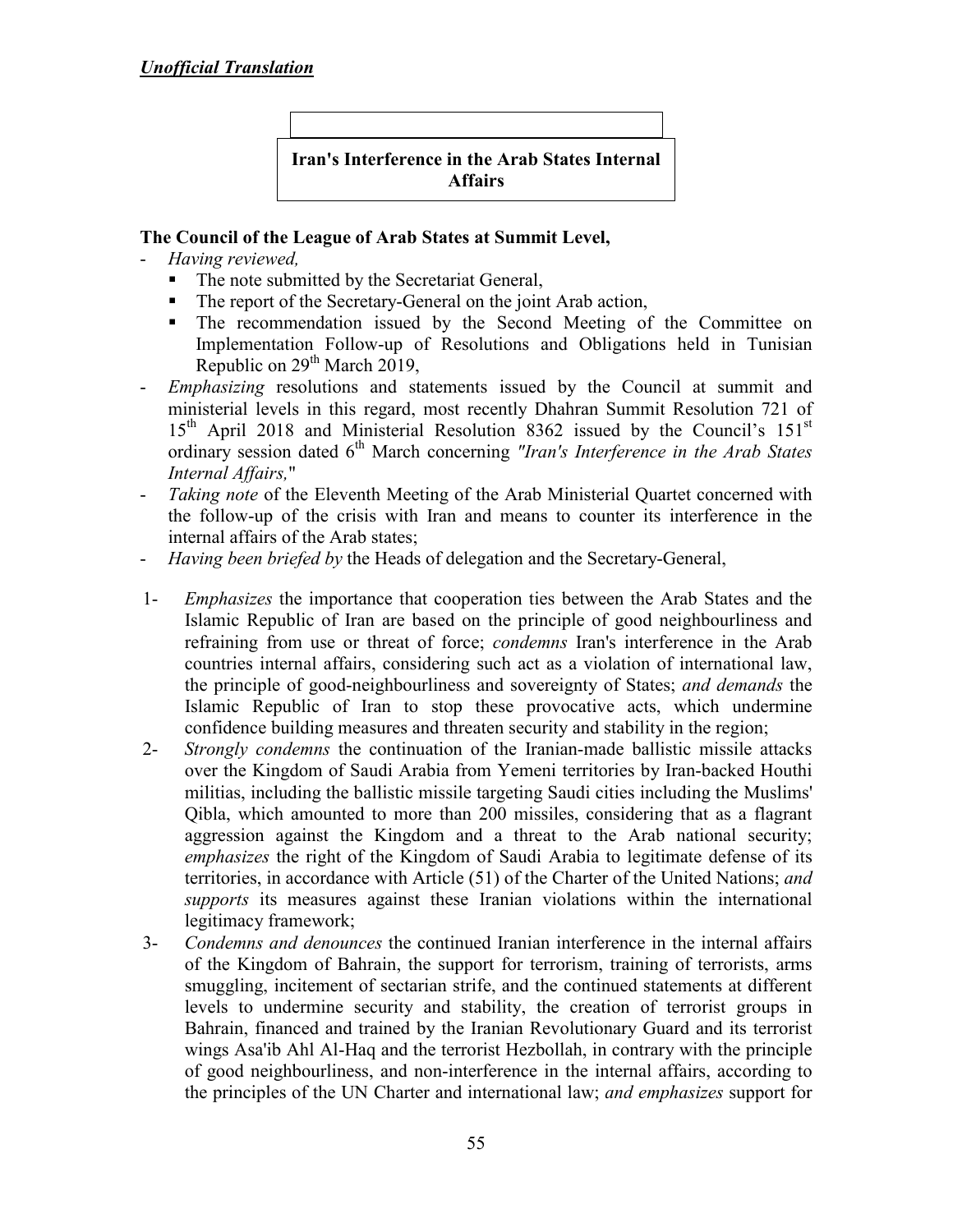***Unofficial Translation***

**Iran's Interference in the Arab States Internal Affairs**

**The Council of the League of Arab States at Summit Level,**

- *Having reviewed,*
  - The note submitted by the Secretariat General,
  - The report of the Secretary-General on the joint Arab action,
  - The recommendation issued by the Second Meeting of the Committee on Implementation Follow-up of Resolutions and Obligations held in Tunisian Republic on 29th March 2019,
- *Emphasizing* resolutions and statements issued by the Council at summit and ministerial levels in this regard, most recently Dhahran Summit Resolution 721 of 15th April 2018 and Ministerial Resolution 8362 issued by the Council's 151st ordinary session dated 6th March concerning *"Iran's Interference in the Arab States Internal Affairs,"*
- *Taking note* of the Eleventh Meeting of the Arab Ministerial Quartet concerned with the follow-up of the crisis with Iran and means to counter its interference in the internal affairs of the Arab states;
- *Having been briefed by* the Heads of delegation and the Secretary-General,

1- *Emphasizes* the importance that cooperation ties between the Arab States and the Islamic Republic of Iran are based on the principle of good neighbourliness and refraining from use or threat of force; *condemns* Iran's interference in the Arab countries internal affairs, considering such act as a violation of international law, the principle of good-neighbourliness and sovereignty of States; *and demands* the Islamic Republic of Iran to stop these provocative acts, which undermine confidence building measures and threaten security and stability in the region;

2- *Strongly condemns* the continuation of the Iranian-made ballistic missile attacks over the Kingdom of Saudi Arabia from Yemeni territories by Iran-backed Houthi militias, including the ballistic missile targeting Saudi cities including the Muslims' Qibla, which amounted to more than 200 missiles, considering that as a flagrant aggression against the Kingdom and a threat to the Arab national security; *emphasizes* the right of the Kingdom of Saudi Arabia to legitimate defense of its territories, in accordance with Article (51) of the Charter of the United Nations; *and supports* its measures against these Iranian violations within the international legitimacy framework;

3- *Condemns and denounces* the continued Iranian interference in the internal affairs of the Kingdom of Bahrain, the support for terrorism, training of terrorists, arms smuggling, incitement of sectarian strife, and the continued statements at different levels to undermine security and stability, the creation of terrorist groups in Bahrain, financed and trained by the Iranian Revolutionary Guard and its terrorist wings Asa'ib Ahl Al-Haq and the terrorist Hezbollah, in contrary with the principle of good neighbourliness, and non-interference in the internal affairs, according to the principles of the UN Charter and international law; *and emphasizes* support for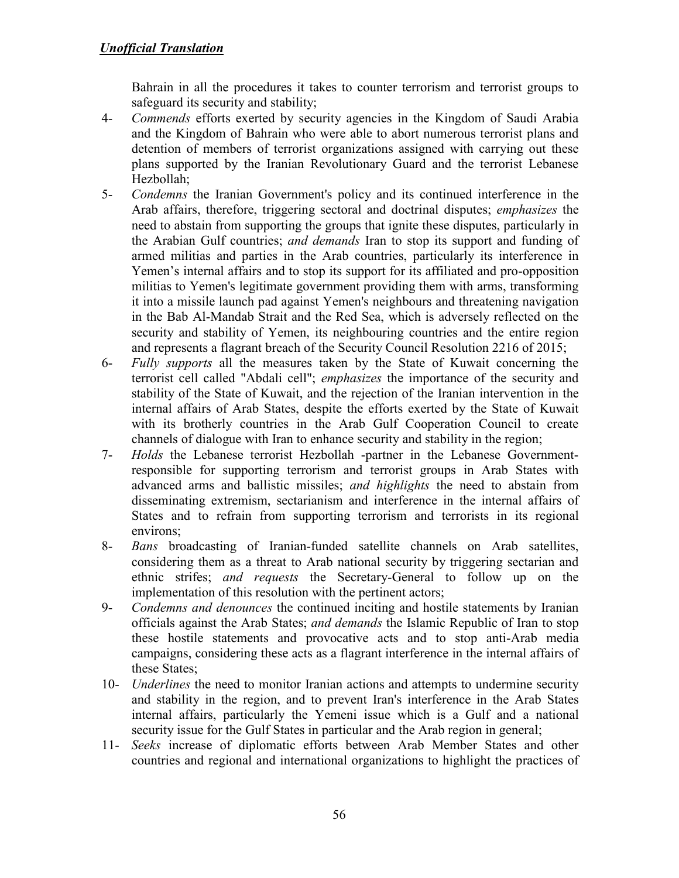***Unofficial Translation***

Bahrain in all the procedures it takes to counter terrorism and terrorist groups to safeguard its security and stability;

4- *Commends* efforts exerted by security agencies in the Kingdom of Saudi Arabia and the Kingdom of Bahrain who were able to abort numerous terrorist plans and detention of members of terrorist organizations assigned with carrying out these plans supported by the Iranian Revolutionary Guard and the terrorist Lebanese Hezbollah;

5- *Condemns* the Iranian Government's policy and its continued interference in the Arab affairs, therefore, triggering sectoral and doctrinal disputes; *emphasizes* the need to abstain from supporting the groups that ignite these disputes, particularly in the Arabian Gulf countries; *and demands* Iran to stop its support and funding of armed militias and parties in the Arab countries, particularly its interference in Yemen's internal affairs and to stop its support for its affiliated and pro-opposition militias to Yemen's legitimate government providing them with arms, transforming it into a missile launch pad against Yemen's neighbours and threatening navigation in the Bab Al-Mandab Strait and the Red Sea, which is adversely reflected on the security and stability of Yemen, its neighbouring countries and the entire region and represents a flagrant breach of the Security Council Resolution 2216 of 2015;

6- *Fully supports* all the measures taken by the State of Kuwait concerning the terrorist cell called "Abdali cell"; *emphasizes* the importance of the security and stability of the State of Kuwait, and the rejection of the Iranian intervention in the internal affairs of Arab States, despite the efforts exerted by the State of Kuwait with its brotherly countries in the Arab Gulf Cooperation Council to create channels of dialogue with Iran to enhance security and stability in the region;

7- *Holds* the Lebanese terrorist Hezbollah -partner in the Lebanese Government- responsible for supporting terrorism and terrorist groups in Arab States with advanced arms and ballistic missiles; *and highlights* the need to abstain from disseminating extremism, sectarianism and interference in the internal affairs of States and to refrain from supporting terrorism and terrorists in its regional environs;

8- *Bans* broadcasting of Iranian-funded satellite channels on Arab satellites, considering them as a threat to Arab national security by triggering sectarian and ethnic strifes; *and requests* the Secretary-General to follow up on the implementation of this resolution with the pertinent actors;

9- *Condemns and denounces* the continued inciting and hostile statements by Iranian officials against the Arab States; *and demands* the Islamic Republic of Iran to stop these hostile statements and provocative acts and to stop anti-Arab media campaigns, considering these acts as a flagrant interference in the internal affairs of these States;

10- *Underlines* the need to monitor Iranian actions and attempts to undermine security and stability in the region, and to prevent Iran's interference in the Arab States internal affairs, particularly the Yemeni issue which is a Gulf and a national security issue for the Gulf States in particular and the Arab region in general;

11- *Seeks* increase of diplomatic efforts between Arab Member States and other countries and regional and international organizations to highlight the practices of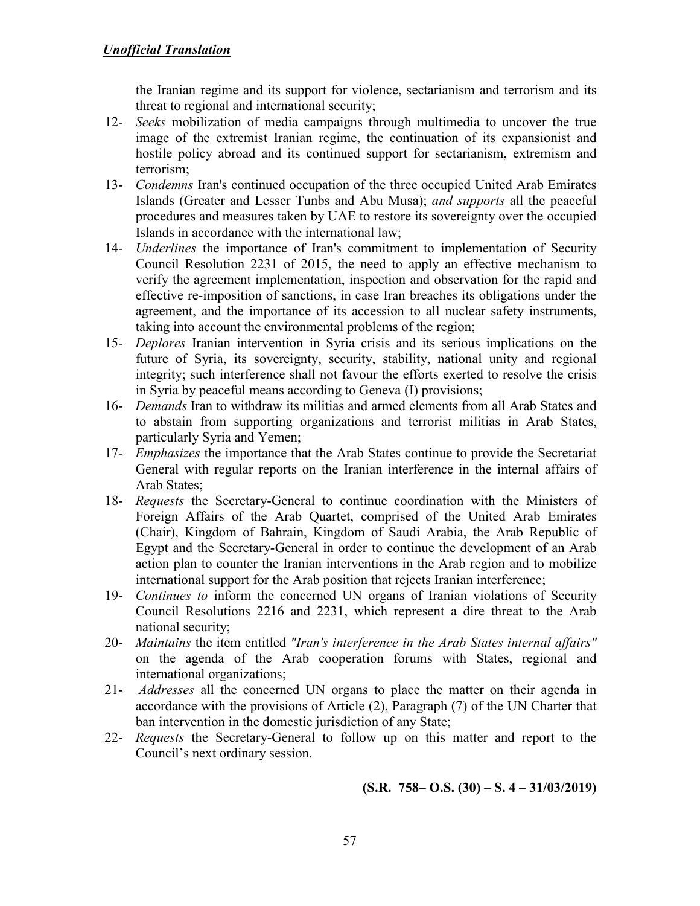the Iranian regime and its support for violence, sectarianism and terrorism and its threat to regional and international security;

12- *Seeks* mobilization of media campaigns through multimedia to uncover the true image of the extremist Iranian regime, the continuation of its expansionist and hostile policy abroad and its continued support for sectarianism, extremism and terrorism;

13- *Condemns* Iran's continued occupation of the three occupied United Arab Emirates Islands (Greater and Lesser Tunbs and Abu Musa); *and supports* all the peaceful procedures and measures taken by UAE to restore its sovereignty over the occupied Islands in accordance with the international law;

14- *Underlines* the importance of Iran's commitment to implementation of Security Council Resolution 2231 of 2015, the need to apply an effective mechanism to verify the agreement implementation, inspection and observation for the rapid and effective re-imposition of sanctions, in case Iran breaches its obligations under the agreement, and the importance of its accession to all nuclear safety instruments, taking into account the environmental problems of the region;

15- *Deplores* Iranian intervention in Syria crisis and its serious implications on the future of Syria, its sovereignty, security, stability, national unity and regional integrity; such interference shall not favour the efforts exerted to resolve the crisis in Syria by peaceful means according to Geneva (I) provisions;

16- *Demands* Iran to withdraw its militias and armed elements from all Arab States and to abstain from supporting organizations and terrorist militias in Arab States, particularly Syria and Yemen;

17- *Emphasizes* the importance that the Arab States continue to provide the Secretariat General with regular reports on the Iranian interference in the internal affairs of Arab States;

18- *Requests* the Secretary-General to continue coordination with the Ministers of Foreign Affairs of the Arab Quartet, comprised of the United Arab Emirates (Chair), Kingdom of Bahrain, Kingdom of Saudi Arabia, the Arab Republic of Egypt and the Secretary-General in order to continue the development of an Arab action plan to counter the Iranian interventions in the Arab region and to mobilize international support for the Arab position that rejects Iranian interference;

19- *Continues to* inform the concerned UN organs of Iranian violations of Security Council Resolutions 2216 and 2231, which represent a dire threat to the Arab national security;

20- *Maintains* the item entitled *"Iran's interference in the Arab States internal affairs"* on the agenda of the Arab cooperation forums with States, regional and international organizations;

21- *Addresses* all the concerned UN organs to place the matter on their agenda in accordance with the provisions of Article (2), Paragraph (7) of the UN Charter that ban intervention in the domestic jurisdiction of any State;

22- *Requests* the Secretary-General to follow up on this matter and report to the Council's next ordinary session.

**(S.R. 758– O.S. (30) – S. 4 – 31/03/2019)**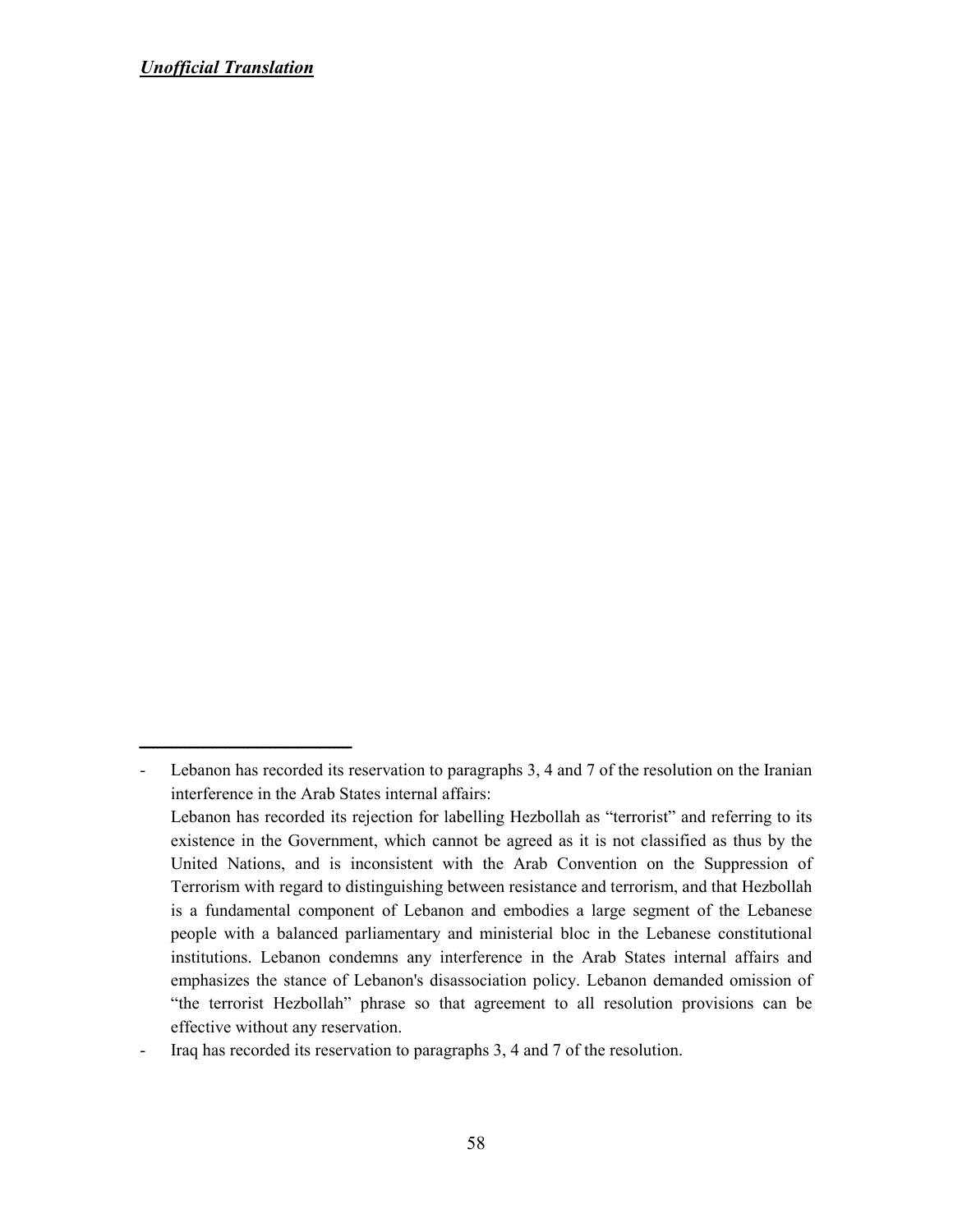***Unofficial Translation***

---

- Lebanon has recorded its reservation to paragraphs 3, 4 and 7 of the resolution on the Iranian interference in the Arab States internal affairs:

  Lebanon has recorded its rejection for labelling Hezbollah as "terrorist" and referring to its existence in the Government, which cannot be agreed as it is not classified as thus by the United Nations, and is inconsistent with the Arab Convention on the Suppression of Terrorism with regard to distinguishing between resistance and terrorism, and that Hezbollah is a fundamental component of Lebanon and embodies a large segment of the Lebanese people with a balanced parliamentary and ministerial bloc in the Lebanese constitutional institutions. Lebanon condemns any interference in the Arab States internal affairs and emphasizes the stance of Lebanon's disassociation policy. Lebanon demanded omission of "the terrorist Hezbollah" phrase so that agreement to all resolution provisions can be effective without any reservation.
- Iraq has recorded its reservation to paragraphs 3, 4 and 7 of the resolution.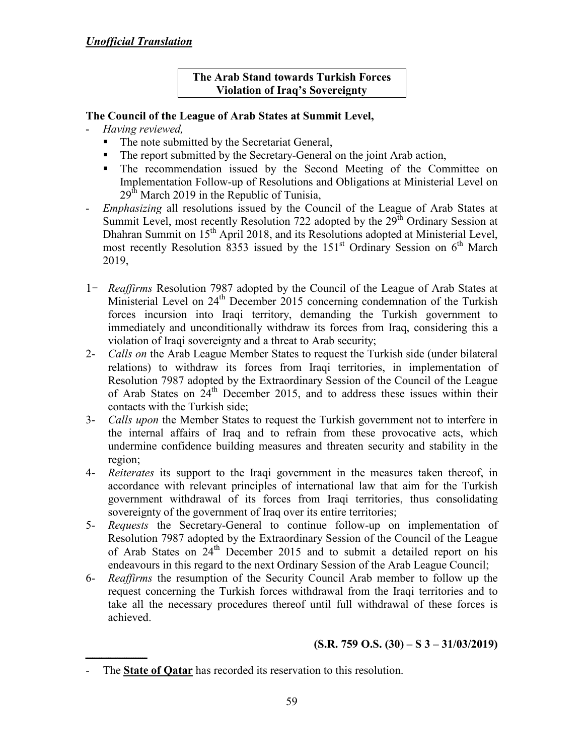***Unofficial Translation***

**The Arab Stand towards Turkish Forces Violation of Iraq's Sovereignty**

**The Council of the League of Arab States at Summit Level,**

- *Having reviewed,*
  - The note submitted by the Secretariat General,
  - The report submitted by the Secretary-General on the joint Arab action,
  - The recommendation issued by the Second Meeting of the Committee on Implementation Follow-up of Resolutions and Obligations at Ministerial Level on 29th March 2019 in the Republic of Tunisia,
- *Emphasizing* all resolutions issued by the Council of the League of Arab States at Summit Level, most recently Resolution 722 adopted by the 29th Ordinary Session at Dhahran Summit on 15th April 2018, and its Resolutions adopted at Ministerial Level, most recently Resolution 8353 issued by the 151st Ordinary Session on 6th March 2019,

1- *Reaffirms* Resolution 7987 adopted by the Council of the League of Arab States at Ministerial Level on 24th December 2015 concerning condemnation of the Turkish forces incursion into Iraqi territory, demanding the Turkish government to immediately and unconditionally withdraw its forces from Iraq, considering this a violation of Iraqi sovereignty and a threat to Arab security;

2- *Calls on* the Arab League Member States to request the Turkish side (under bilateral relations) to withdraw its forces from Iraqi territories, in implementation of Resolution 7987 adopted by the Extraordinary Session of the Council of the League of Arab States on 24th December 2015, and to address these issues within their contacts with the Turkish side;

3- *Calls upon* the Member States to request the Turkish government not to interfere in the internal affairs of Iraq and to refrain from these provocative acts, which undermine confidence building measures and threaten security and stability in the region;

4- *Reiterates* its support to the Iraqi government in the measures taken thereof, in accordance with relevant principles of international law that aim for the Turkish government withdrawal of its forces from Iraqi territories, thus consolidating sovereignty of the government of Iraq over its entire territories;

5- *Requests* the Secretary-General to continue follow-up on implementation of Resolution 7987 adopted by the Extraordinary Session of the Council of the League of Arab States on 24th December 2015 and to submit a detailed report on his endeavours in this regard to the next Ordinary Session of the Arab League Council;

6- *Reaffirms* the resumption of the Security Council Arab member to follow up the request concerning the Turkish forces withdrawal from the Iraqi territories and to take all the necessary procedures thereof until full withdrawal of these forces is achieved.

**(S.R. 759 O.S. (30) – S 3 – 31/03/2019)**

---

- The **State of Qatar** has recorded its reservation to this resolution.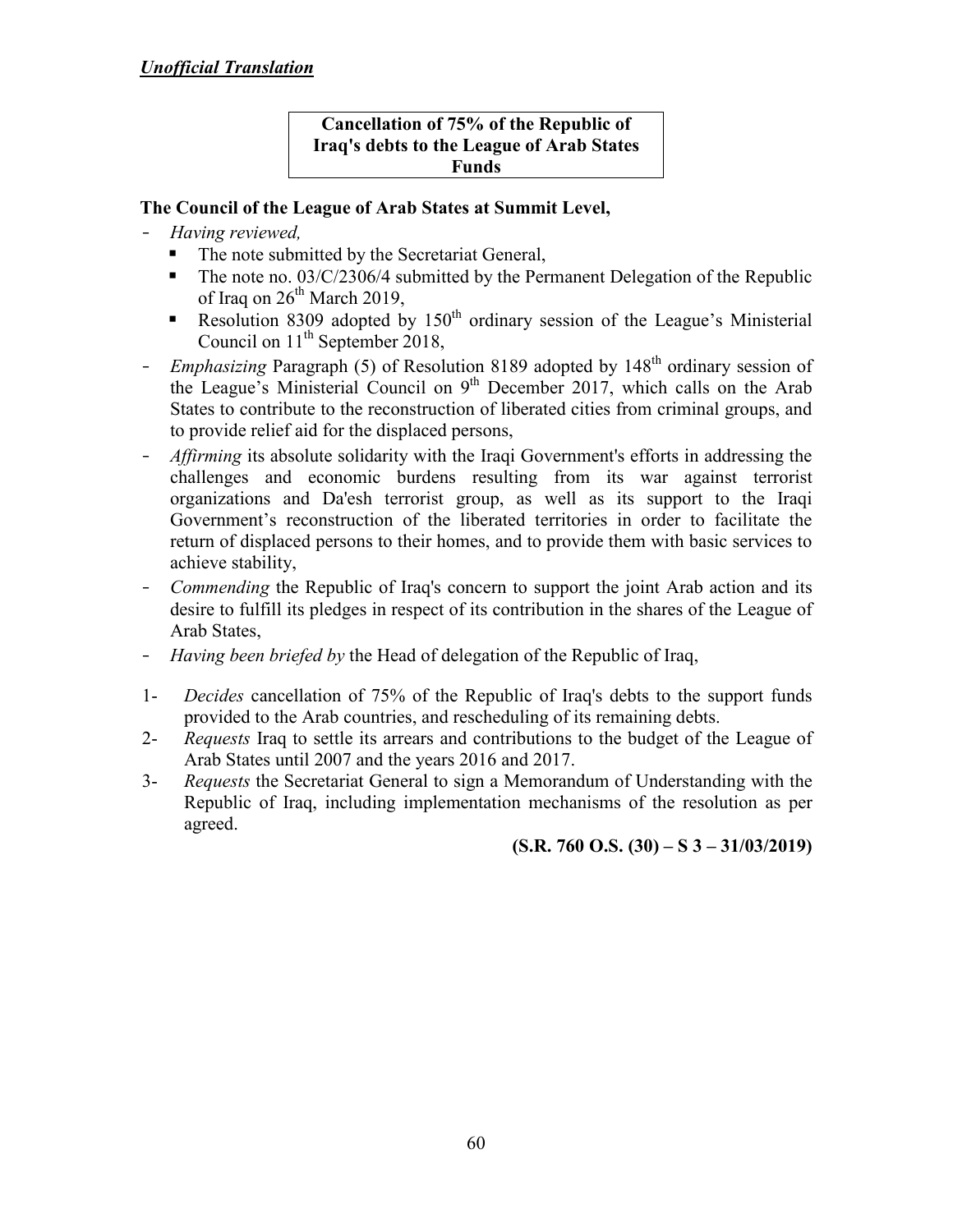***Unofficial Translation***

**Cancellation of 75% of the Republic of Iraq's debts to the League of Arab States Funds**

**The Council of the League of Arab States at Summit Level,**

- *Having reviewed,*
  - The note submitted by the Secretariat General,
  - The note no. 03/C/2306/4 submitted by the Permanent Delegation of the Republic of Iraq on 26th March 2019,
  - Resolution 8309 adopted by 150th ordinary session of the League's Ministerial Council on 11th September 2018,
- *Emphasizing* Paragraph (5) of Resolution 8189 adopted by 148th ordinary session of the League's Ministerial Council on 9th December 2017, which calls on the Arab States to contribute to the reconstruction of liberated cities from criminal groups, and to provide relief aid for the displaced persons,
- *Affirming* its absolute solidarity with the Iraqi Government's efforts in addressing the challenges and economic burdens resulting from its war against terrorist organizations and Da'esh terrorist group, as well as its support to the Iraqi Government's reconstruction of the liberated territories in order to facilitate the return of displaced persons to their homes, and to provide them with basic services to achieve stability,
- *Commending* the Republic of Iraq's concern to support the joint Arab action and its desire to fulfill its pledges in respect of its contribution in the shares of the League of Arab States,
- *Having been briefed by* the Head of delegation of the Republic of Iraq,

1- *Decides* cancellation of 75% of the Republic of Iraq's debts to the support funds provided to the Arab countries, and rescheduling of its remaining debts.

2- *Requests* Iraq to settle its arrears and contributions to the budget of the League of Arab States until 2007 and the years 2016 and 2017.

3- *Requests* the Secretariat General to sign a Memorandum of Understanding with the Republic of Iraq, including implementation mechanisms of the resolution as per agreed.

**(S.R. 760 O.S. (30) – S 3 – 31/03/2019)**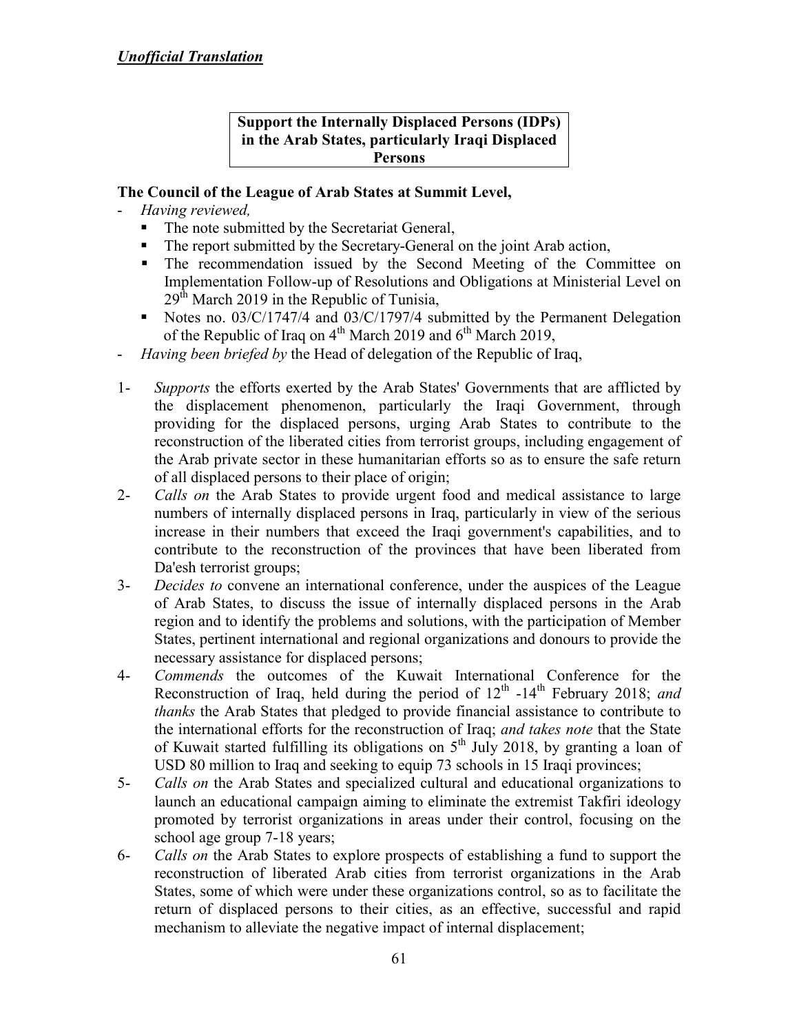***Unofficial Translation***

**Support the Internally Displaced Persons (IDPs) in the Arab States, particularly Iraqi Displaced Persons**

**The Council of the League of Arab States at Summit Level,**

- *Having reviewed,*
  - The note submitted by the Secretariat General,
  - The report submitted by the Secretary-General on the joint Arab action,
  - The recommendation issued by the Second Meeting of the Committee on Implementation Follow-up of Resolutions and Obligations at Ministerial Level on 29th March 2019 in the Republic of Tunisia,
  - Notes no. 03/C/1747/4 and 03/C/1797/4 submitted by the Permanent Delegation of the Republic of Iraq on 4th March 2019 and 6th March 2019,
- *Having been briefed by* the Head of delegation of the Republic of Iraq,

1- *Supports* the efforts exerted by the Arab States' Governments that are afflicted by the displacement phenomenon, particularly the Iraqi Government, through providing for the displaced persons, urging Arab States to contribute to the reconstruction of the liberated cities from terrorist groups, including engagement of the Arab private sector in these humanitarian efforts so as to ensure the safe return of all displaced persons to their place of origin;

2- *Calls on* the Arab States to provide urgent food and medical assistance to large numbers of internally displaced persons in Iraq, particularly in view of the serious increase in their numbers that exceed the Iraqi government's capabilities, and to contribute to the reconstruction of the provinces that have been liberated from Da'esh terrorist groups;

3- *Decides to* convene an international conference, under the auspices of the League of Arab States, to discuss the issue of internally displaced persons in the Arab region and to identify the problems and solutions, with the participation of Member States, pertinent international and regional organizations and donours to provide the necessary assistance for displaced persons;

4- *Commends* the outcomes of the Kuwait International Conference for the Reconstruction of Iraq, held during the period of 12th -14th February 2018; *and thanks* the Arab States that pledged to provide financial assistance to contribute to the international efforts for the reconstruction of Iraq; *and takes note* that the State of Kuwait started fulfilling its obligations on 5th July 2018, by granting a loan of USD 80 million to Iraq and seeking to equip 73 schools in 15 Iraqi provinces;

5- *Calls on* the Arab States and specialized cultural and educational organizations to launch an educational campaign aiming to eliminate the extremist Takfiri ideology promoted by terrorist organizations in areas under their control, focusing on the school age group 7-18 years;

6- *Calls on* the Arab States to explore prospects of establishing a fund to support the reconstruction of liberated Arab cities from terrorist organizations in the Arab States, some of which were under these organizations control, so as to facilitate the return of displaced persons to their cities, as an effective, successful and rapid mechanism to alleviate the negative impact of internal displacement;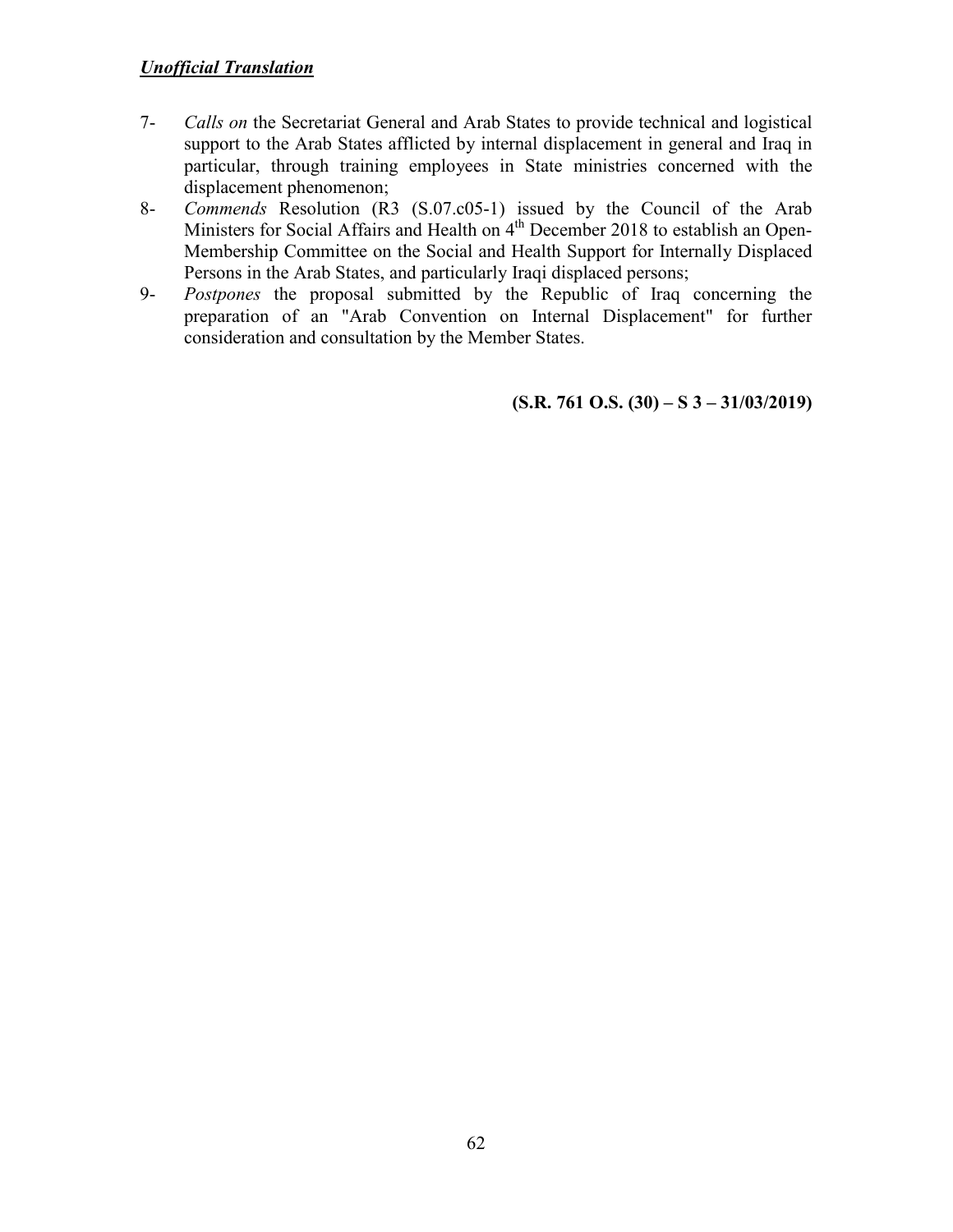***Unofficial Translation***

7- *Calls on* the Secretariat General and Arab States to provide technical and logistical support to the Arab States afflicted by internal displacement in general and Iraq in particular, through training employees in State ministries concerned with the displacement phenomenon;

8- *Commends* Resolution (R3 (S.07.c05-1) issued by the Council of the Arab Ministers for Social Affairs and Health on 4th December 2018 to establish an Open-Membership Committee on the Social and Health Support for Internally Displaced Persons in the Arab States, and particularly Iraqi displaced persons;

9- *Postpones* the proposal submitted by the Republic of Iraq concerning the preparation of an "Arab Convention on Internal Displacement" for further consideration and consultation by the Member States.

**(S.R. 761 O.S. (30) – S 3 – 31/03/2019)**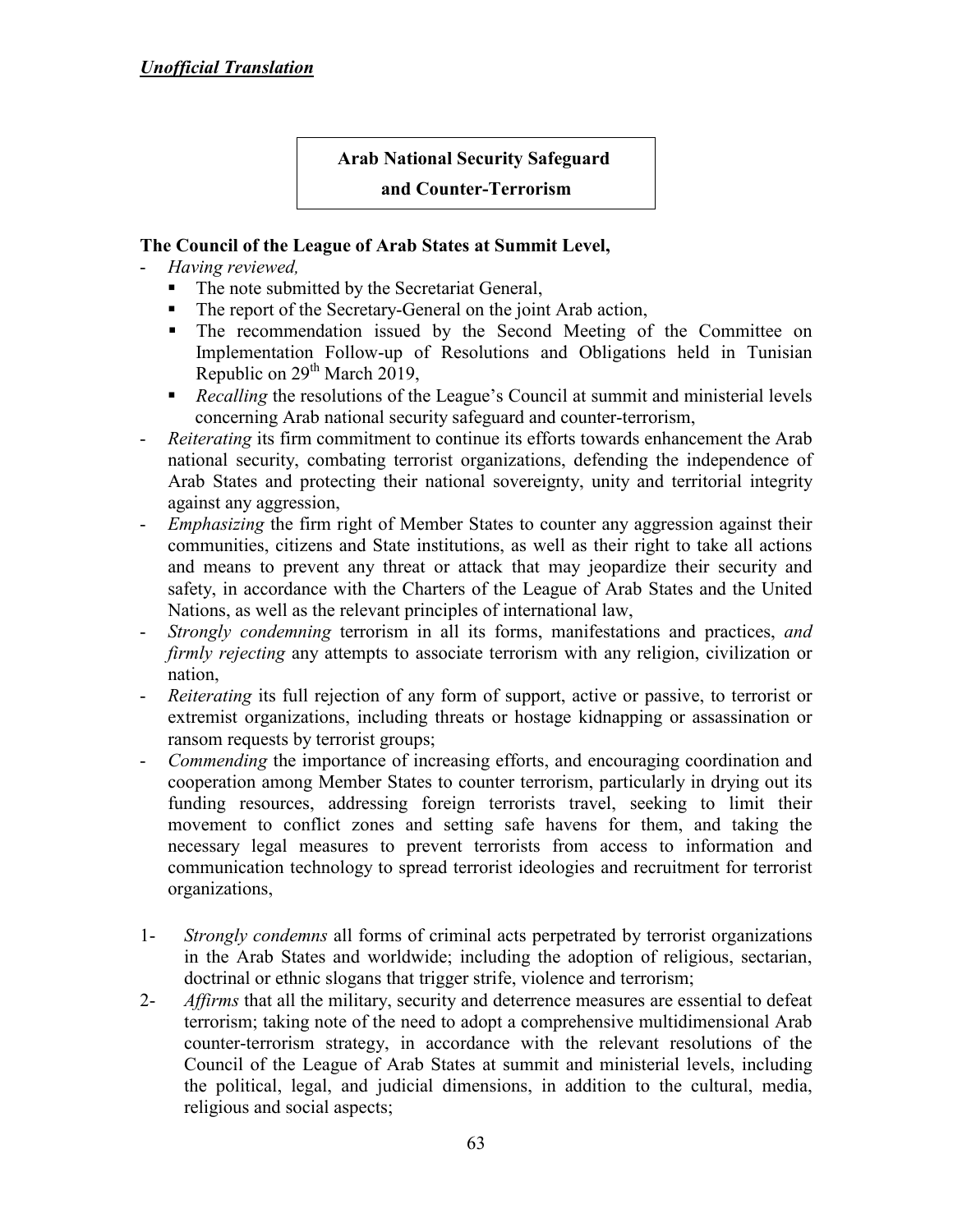***Unofficial Translation***

**Arab National Security Safeguard and Counter-Terrorism**

**The Council of the League of Arab States at Summit Level,**

- *Having reviewed,*
  - The note submitted by the Secretariat General,
  - The report of the Secretary-General on the joint Arab action,
  - The recommendation issued by the Second Meeting of the Committee on Implementation Follow-up of Resolutions and Obligations held in Tunisian Republic on 29th March 2019,
  - *Recalling* the resolutions of the League's Council at summit and ministerial levels concerning Arab national security safeguard and counter-terrorism,
- *Reiterating* its firm commitment to continue its efforts towards enhancement the Arab national security, combating terrorist organizations, defending the independence of Arab States and protecting their national sovereignty, unity and territorial integrity against any aggression,
- *Emphasizing* the firm right of Member States to counter any aggression against their communities, citizens and State institutions, as well as their right to take all actions and means to prevent any threat or attack that may jeopardize their security and safety, in accordance with the Charters of the League of Arab States and the United Nations, as well as the relevant principles of international law,
- *Strongly condemning* terrorism in all its forms, manifestations and practices, *and firmly rejecting* any attempts to associate terrorism with any religion, civilization or nation,
- *Reiterating* its full rejection of any form of support, active or passive, to terrorist or extremist organizations, including threats or hostage kidnapping or assassination or ransom requests by terrorist groups;
- *Commending* the importance of increasing efforts, and encouraging coordination and cooperation among Member States to counter terrorism, particularly in drying out its funding resources, addressing foreign terrorists travel, seeking to limit their movement to conflict zones and setting safe havens for them, and taking the necessary legal measures to prevent terrorists from access to information and communication technology to spread terrorist ideologies and recruitment for terrorist organizations,

1- *Strongly condemns* all forms of criminal acts perpetrated by terrorist organizations in the Arab States and worldwide; including the adoption of religious, sectarian, doctrinal or ethnic slogans that trigger strife, violence and terrorism;

2- *Affirms* that all the military, security and deterrence measures are essential to defeat terrorism; taking note of the need to adopt a comprehensive multidimensional Arab counter-terrorism strategy, in accordance with the relevant resolutions of the Council of the League of Arab States at summit and ministerial levels, including the political, legal, and judicial dimensions, in addition to the cultural, media, religious and social aspects;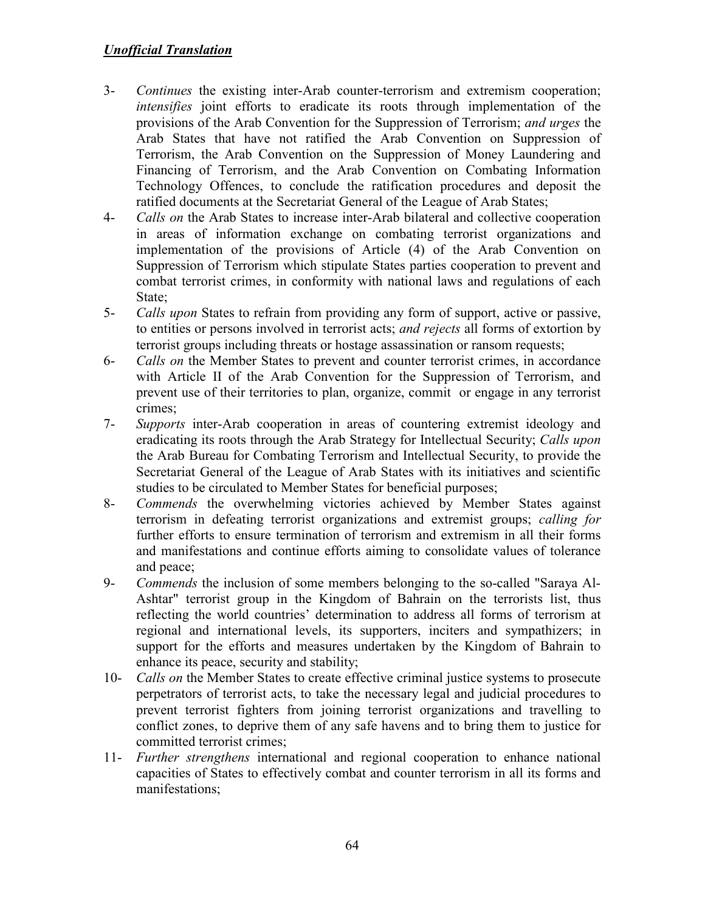***Unofficial Translation***

3- *Continues* the existing inter-Arab counter-terrorism and extremism cooperation; *intensifies* joint efforts to eradicate its roots through implementation of the provisions of the Arab Convention for the Suppression of Terrorism; *and urges* the Arab States that have not ratified the Arab Convention on Suppression of Terrorism, the Arab Convention on the Suppression of Money Laundering and Financing of Terrorism, and the Arab Convention on Combating Information Technology Offences, to conclude the ratification procedures and deposit the ratified documents at the Secretariat General of the League of Arab States;

4- *Calls on* the Arab States to increase inter-Arab bilateral and collective cooperation in areas of information exchange on combating terrorist organizations and implementation of the provisions of Article (4) of the Arab Convention on Suppression of Terrorism which stipulate States parties cooperation to prevent and combat terrorist crimes, in conformity with national laws and regulations of each State;

5- *Calls upon* States to refrain from providing any form of support, active or passive, to entities or persons involved in terrorist acts; *and rejects* all forms of extortion by terrorist groups including threats or hostage assassination or ransom requests;

6- *Calls on* the Member States to prevent and counter terrorist crimes, in accordance with Article II of the Arab Convention for the Suppression of Terrorism, and prevent use of their territories to plan, organize, commit or engage in any terrorist crimes;

7- *Supports* inter-Arab cooperation in areas of countering extremist ideology and eradicating its roots through the Arab Strategy for Intellectual Security; *Calls upon* the Arab Bureau for Combating Terrorism and Intellectual Security, to provide the Secretariat General of the League of Arab States with its initiatives and scientific studies to be circulated to Member States for beneficial purposes;

8- *Commends* the overwhelming victories achieved by Member States against terrorism in defeating terrorist organizations and extremist groups; *calling for* further efforts to ensure termination of terrorism and extremism in all their forms and manifestations and continue efforts aiming to consolidate values of tolerance and peace;

9- *Commends* the inclusion of some members belonging to the so-called "Saraya Al-Ashtar" terrorist group in the Kingdom of Bahrain on the terrorists list, thus reflecting the world countries' determination to address all forms of terrorism at regional and international levels, its supporters, inciters and sympathizers; in support for the efforts and measures undertaken by the Kingdom of Bahrain to enhance its peace, security and stability;

10- *Calls on* the Member States to create effective criminal justice systems to prosecute perpetrators of terrorist acts, to take the necessary legal and judicial procedures to prevent terrorist fighters from joining terrorist organizations and travelling to conflict zones, to deprive them of any safe havens and to bring them to justice for committed terrorist crimes;

11- *Further strengthens* international and regional cooperation to enhance national capacities of States to effectively combat and counter terrorism in all its forms and manifestations;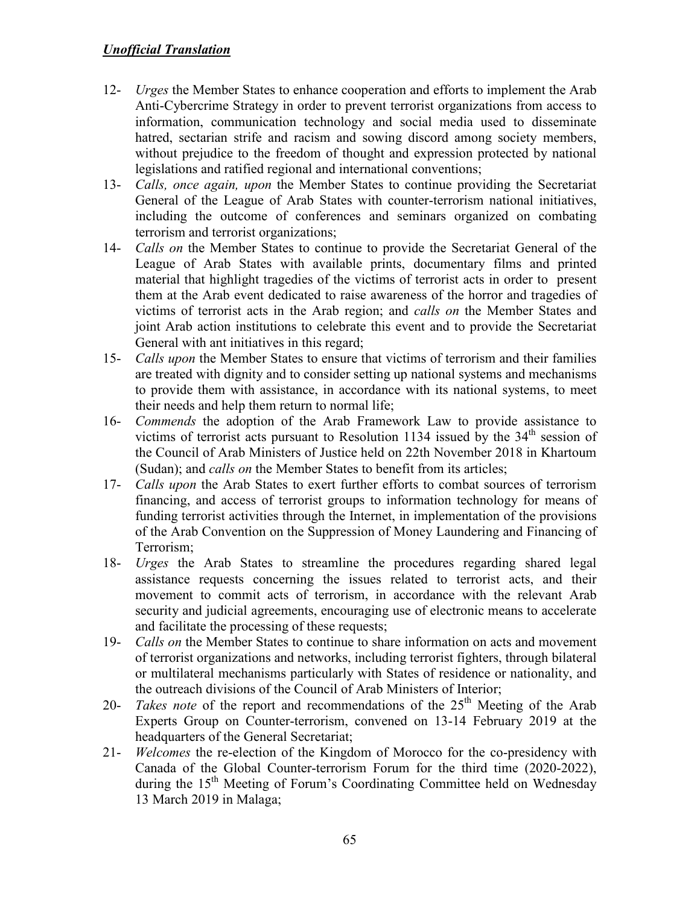***Unofficial Translation***

12- *Urges* the Member States to enhance cooperation and efforts to implement the Arab Anti-Cybercrime Strategy in order to prevent terrorist organizations from access to information, communication technology and social media used to disseminate hatred, sectarian strife and racism and sowing discord among society members, without prejudice to the freedom of thought and expression protected by national legislations and ratified regional and international conventions;

13- *Calls, once again, upon* the Member States to continue providing the Secretariat General of the League of Arab States with counter-terrorism national initiatives, including the outcome of conferences and seminars organized on combating terrorism and terrorist organizations;

14- *Calls on* the Member States to continue to provide the Secretariat General of the League of Arab States with available prints, documentary films and printed material that highlight tragedies of the victims of terrorist acts in order to present them at the Arab event dedicated to raise awareness of the horror and tragedies of victims of terrorist acts in the Arab region; and *calls on* the Member States and joint Arab action institutions to celebrate this event and to provide the Secretariat General with ant initiatives in this regard;

15- *Calls upon* the Member States to ensure that victims of terrorism and their families are treated with dignity and to consider setting up national systems and mechanisms to provide them with assistance, in accordance with its national systems, to meet their needs and help them return to normal life;

16- *Commends* the adoption of the Arab Framework Law to provide assistance to victims of terrorist acts pursuant to Resolution 1134 issued by the 34th session of the Council of Arab Ministers of Justice held on 22th November 2018 in Khartoum (Sudan); and *calls on* the Member States to benefit from its articles;

17- *Calls upon* the Arab States to exert further efforts to combat sources of terrorism financing, and access of terrorist groups to information technology for means of funding terrorist activities through the Internet, in implementation of the provisions of the Arab Convention on the Suppression of Money Laundering and Financing of Terrorism;

18- *Urges* the Arab States to streamline the procedures regarding shared legal assistance requests concerning the issues related to terrorist acts, and their movement to commit acts of terrorism, in accordance with the relevant Arab security and judicial agreements, encouraging use of electronic means to accelerate and facilitate the processing of these requests;

19- *Calls on* the Member States to continue to share information on acts and movement of terrorist organizations and networks, including terrorist fighters, through bilateral or multilateral mechanisms particularly with States of residence or nationality, and the outreach divisions of the Council of Arab Ministers of Interior;

20- *Takes note* of the report and recommendations of the 25th Meeting of the Arab Experts Group on Counter-terrorism, convened on 13-14 February 2019 at the headquarters of the General Secretariat;

21- *Welcomes* the re-election of the Kingdom of Morocco for the co-presidency with Canada of the Global Counter-terrorism Forum for the third time (2020-2022), during the 15th Meeting of Forum's Coordinating Committee held on Wednesday 13 March 2019 in Malaga;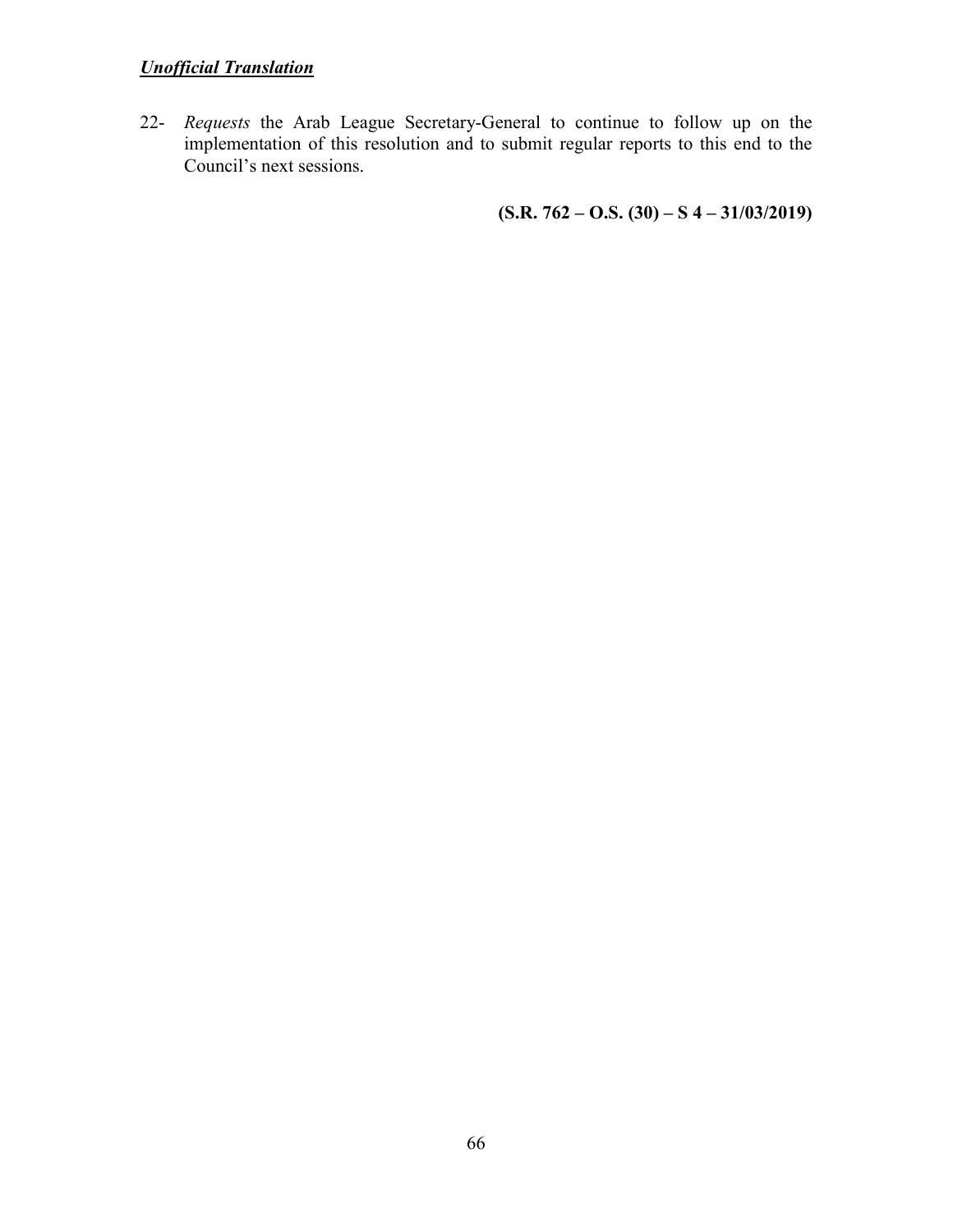***Unofficial Translation***

22- *Requests* the Arab League Secretary-General to continue to follow up on the implementation of this resolution and to submit regular reports to this end to the Council's next sessions.

**(S.R. 762 – O.S. (30) – S 4 – 31/03/2019)**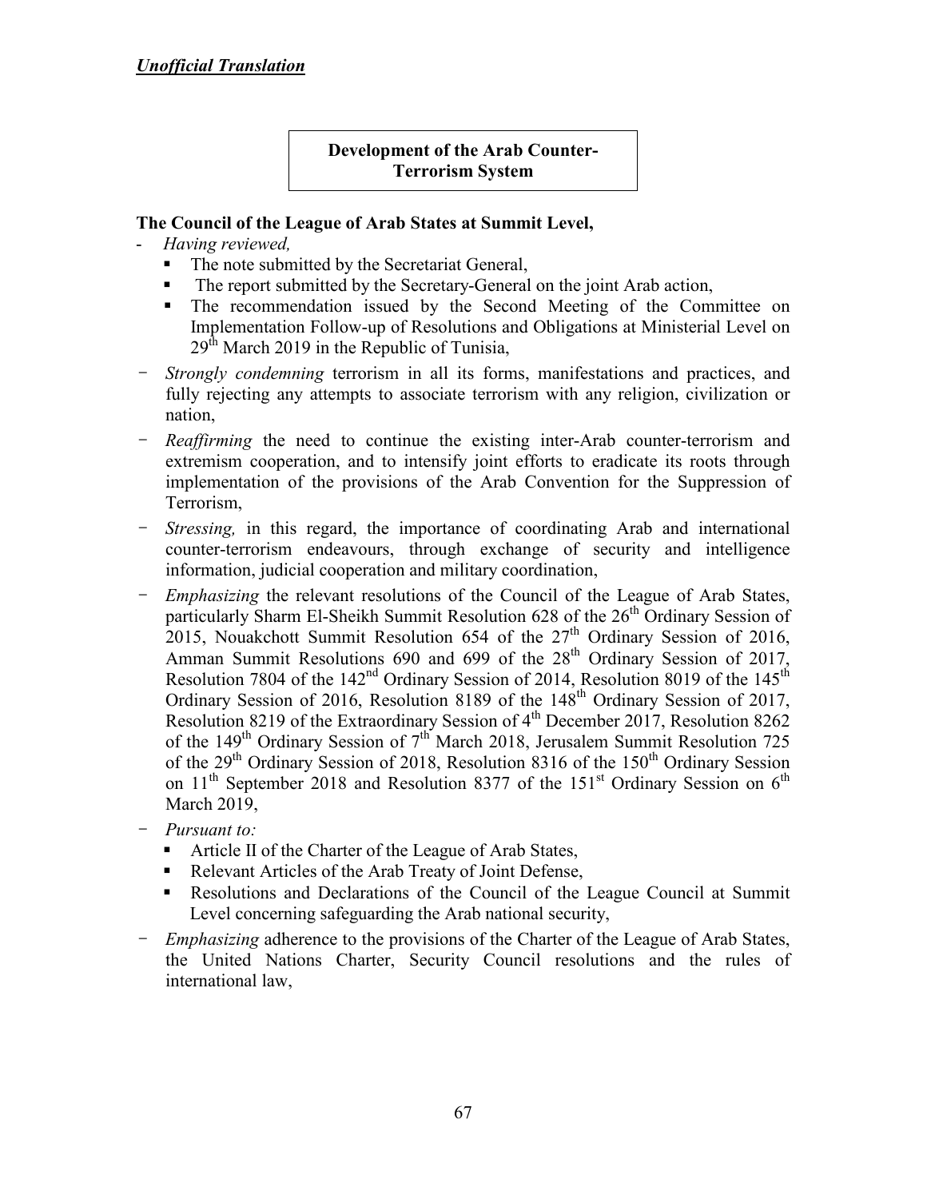***Unofficial Translation***

## Development of the Arab Counter-Terrorism System

**The Council of the League of Arab States at Summit Level,**

- *Having reviewed,*
  - The note submitted by the Secretariat General,
  - The report submitted by the Secretary-General on the joint Arab action,
  - The recommendation issued by the Second Meeting of the Committee on Implementation Follow-up of Resolutions and Obligations at Ministerial Level on 29th March 2019 in the Republic of Tunisia,
- *Strongly condemning* terrorism in all its forms, manifestations and practices, and fully rejecting any attempts to associate terrorism with any religion, civilization or nation,
- *Reaffirming* the need to continue the existing inter-Arab counter-terrorism and extremism cooperation, and to intensify joint efforts to eradicate its roots through implementation of the provisions of the Arab Convention for the Suppression of Terrorism,
- *Stressing,* in this regard, the importance of coordinating Arab and international counter-terrorism endeavours, through exchange of security and intelligence information, judicial cooperation and military coordination,
- *Emphasizing* the relevant resolutions of the Council of the League of Arab States, particularly Sharm El-Sheikh Summit Resolution 628 of the 26th Ordinary Session of 2015, Nouakchott Summit Resolution 654 of the 27th Ordinary Session of 2016, Amman Summit Resolutions 690 and 699 of the 28th Ordinary Session of 2017, Resolution 7804 of the 142nd Ordinary Session of 2014, Resolution 8019 of the 145th Ordinary Session of 2016, Resolution 8189 of the 148th Ordinary Session of 2017, Resolution 8219 of the Extraordinary Session of 4th December 2017, Resolution 8262 of the 149th Ordinary Session of 7th March 2018, Jerusalem Summit Resolution 725 of the 29th Ordinary Session of 2018, Resolution 8316 of the 150th Ordinary Session on 11th September 2018 and Resolution 8377 of the 151st Ordinary Session on 6th March 2019,
- *Pursuant to:*
  - Article II of the Charter of the League of Arab States,
  - Relevant Articles of the Arab Treaty of Joint Defense,
  - Resolutions and Declarations of the Council of the League Council at Summit Level concerning safeguarding the Arab national security,
- *Emphasizing* adherence to the provisions of the Charter of the League of Arab States, the United Nations Charter, Security Council resolutions and the rules of international law,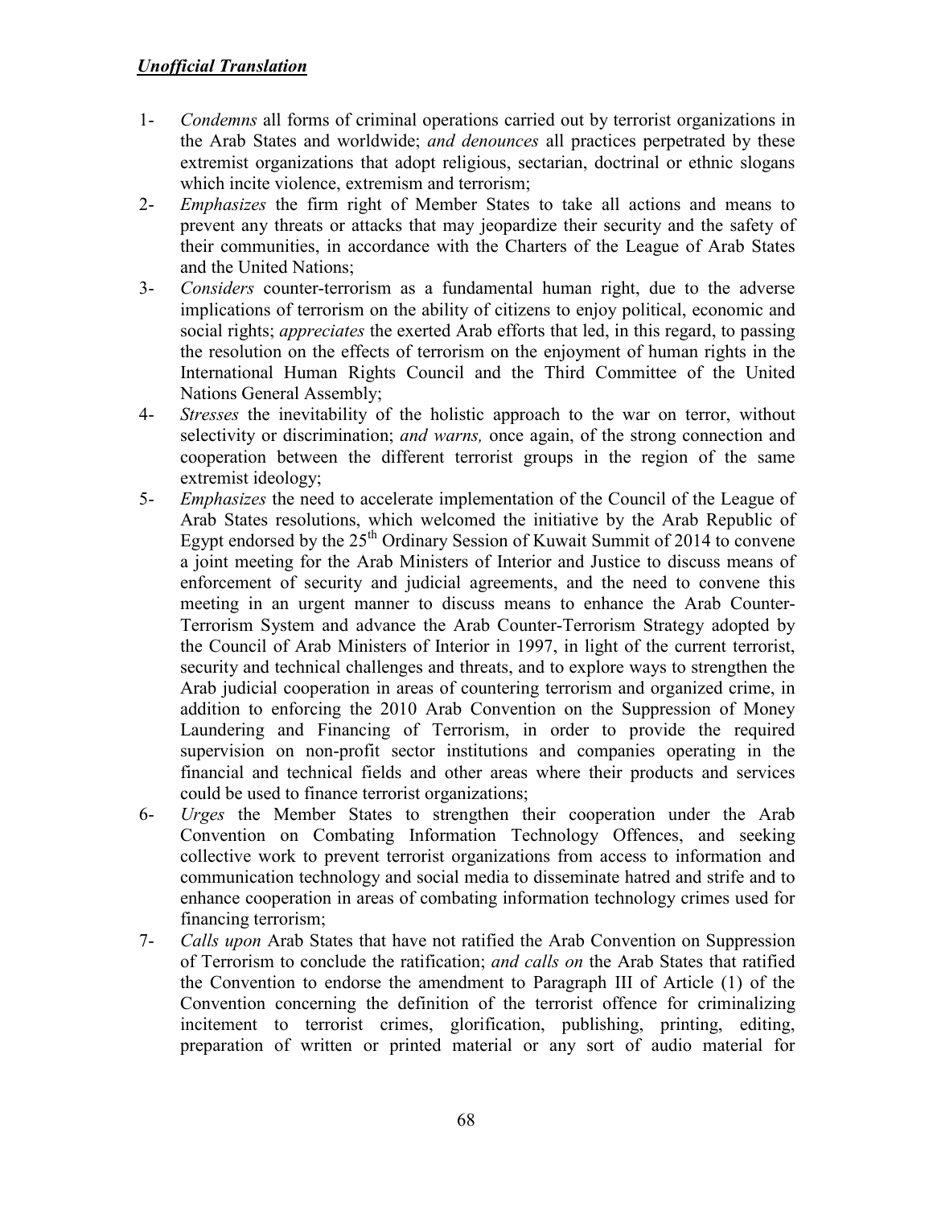***Unofficial Translation***

1- *Condemns* all forms of criminal operations carried out by terrorist organizations in the Arab States and worldwide; *and denounces* all practices perpetrated by these extremist organizations that adopt religious, sectarian, doctrinal or ethnic slogans which incite violence, extremism and terrorism;

2- *Emphasizes* the firm right of Member States to take all actions and means to prevent any threats or attacks that may jeopardize their security and the safety of their communities, in accordance with the Charters of the League of Arab States and the United Nations;

3- *Considers* counter-terrorism as a fundamental human right, due to the adverse implications of terrorism on the ability of citizens to enjoy political, economic and social rights; *appreciates* the exerted Arab efforts that led, in this regard, to passing the resolution on the effects of terrorism on the enjoyment of human rights in the International Human Rights Council and the Third Committee of the United Nations General Assembly;

4- *Stresses* the inevitability of the holistic approach to the war on terror, without selectivity or discrimination; *and warns,* once again, of the strong connection and cooperation between the different terrorist groups in the region of the same extremist ideology;

5- *Emphasizes* the need to accelerate implementation of the Council of the League of Arab States resolutions, which welcomed the initiative by the Arab Republic of Egypt endorsed by the 25th Ordinary Session of Kuwait Summit of 2014 to convene a joint meeting for the Arab Ministers of Interior and Justice to discuss means of enforcement of security and judicial agreements, and the need to convene this meeting in an urgent manner to discuss means to enhance the Arab Counter-Terrorism System and advance the Arab Counter-Terrorism Strategy adopted by the Council of Arab Ministers of Interior in 1997, in light of the current terrorist, security and technical challenges and threats, and to explore ways to strengthen the Arab judicial cooperation in areas of countering terrorism and organized crime, in addition to enforcing the 2010 Arab Convention on the Suppression of Money Laundering and Financing of Terrorism, in order to provide the required supervision on non-profit sector institutions and companies operating in the financial and technical fields and other areas where their products and services could be used to finance terrorist organizations;

6- *Urges* the Member States to strengthen their cooperation under the Arab Convention on Combating Information Technology Offences, and seeking collective work to prevent terrorist organizations from access to information and communication technology and social media to disseminate hatred and strife and to enhance cooperation in areas of combating information technology crimes used for financing terrorism;

7- *Calls upon* Arab States that have not ratified the Arab Convention on Suppression of Terrorism to conclude the ratification; *and calls on* the Arab States that ratified the Convention to endorse the amendment to Paragraph III of Article (1) of the Convention concerning the definition of the terrorist offence for criminalizing incitement to terrorist crimes, glorification, publishing, printing, editing, preparation of written or printed material or any sort of audio material for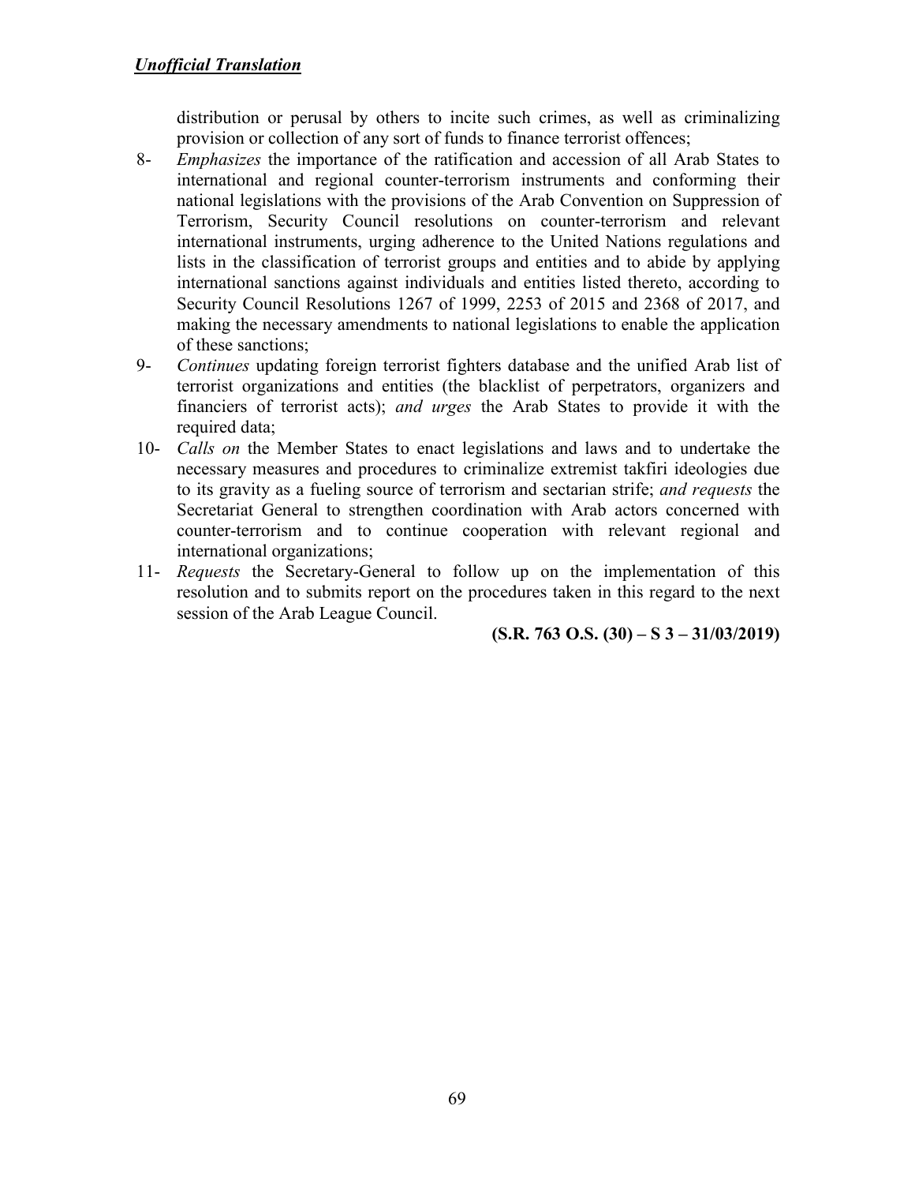distribution or perusal by others to incite such crimes, as well as criminalizing provision or collection of any sort of funds to finance terrorist offences;

8- *Emphasizes* the importance of the ratification and accession of all Arab States to international and regional counter-terrorism instruments and conforming their national legislations with the provisions of the Arab Convention on Suppression of Terrorism, Security Council resolutions on counter-terrorism and relevant international instruments, urging adherence to the United Nations regulations and lists in the classification of terrorist groups and entities and to abide by applying international sanctions against individuals and entities listed thereto, according to Security Council Resolutions 1267 of 1999, 2253 of 2015 and 2368 of 2017, and making the necessary amendments to national legislations to enable the application of these sanctions;

9- *Continues* updating foreign terrorist fighters database and the unified Arab list of terrorist organizations and entities (the blacklist of perpetrators, organizers and financiers of terrorist acts); *and urges* the Arab States to provide it with the required data;

10- *Calls on* the Member States to enact legislations and laws and to undertake the necessary measures and procedures to criminalize extremist takfiri ideologies due to its gravity as a fueling source of terrorism and sectarian strife; *and requests* the Secretariat General to strengthen coordination with Arab actors concerned with counter-terrorism and to continue cooperation with relevant regional and international organizations;

11- *Requests* the Secretary-General to follow up on the implementation of this resolution and to submits report on the procedures taken in this regard to the next session of the Arab League Council.

**(S.R. 763 O.S. (30) – S 3 – 31/03/2019)**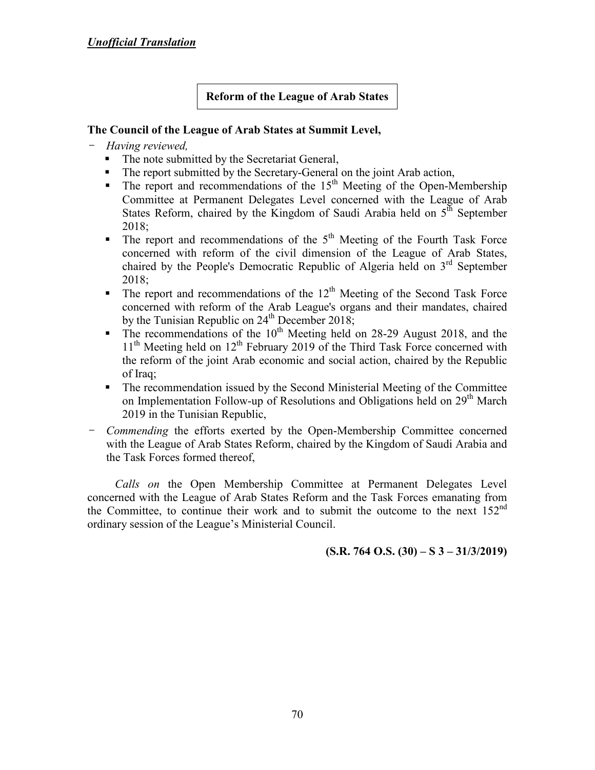*Unofficial Translation*

## Reform of the League of Arab States

**The Council of the League of Arab States at Summit Level,**

- *Having reviewed,*
  - The note submitted by the Secretariat General,
  - The report submitted by the Secretary-General on the joint Arab action,
  - The report and recommendations of the 15th Meeting of the Open-Membership Committee at Permanent Delegates Level concerned with the League of Arab States Reform, chaired by the Kingdom of Saudi Arabia held on 5th September 2018;
  - The report and recommendations of the 5th Meeting of the Fourth Task Force concerned with reform of the civil dimension of the League of Arab States, chaired by the People's Democratic Republic of Algeria held on 3rd September 2018;
  - The report and recommendations of the 12th Meeting of the Second Task Force concerned with reform of the Arab League's organs and their mandates, chaired by the Tunisian Republic on 24th December 2018;
  - The recommendations of the 10th Meeting held on 28-29 August 2018, and the 11th Meeting held on 12th February 2019 of the Third Task Force concerned with the reform of the joint Arab economic and social action, chaired by the Republic of Iraq;
  - The recommendation issued by the Second Ministerial Meeting of the Committee on Implementation Follow-up of Resolutions and Obligations held on 29th March 2019 in the Tunisian Republic,
- *Commending* the efforts exerted by the Open-Membership Committee concerned with the League of Arab States Reform, chaired by the Kingdom of Saudi Arabia and the Task Forces formed thereof,

*Calls on* the Open Membership Committee at Permanent Delegates Level concerned with the League of Arab States Reform and the Task Forces emanating from the Committee, to continue their work and to submit the outcome to the next 152nd ordinary session of the League's Ministerial Council.

**(S.R. 764 O.S. (30) – S 3 – 31/3/2019)**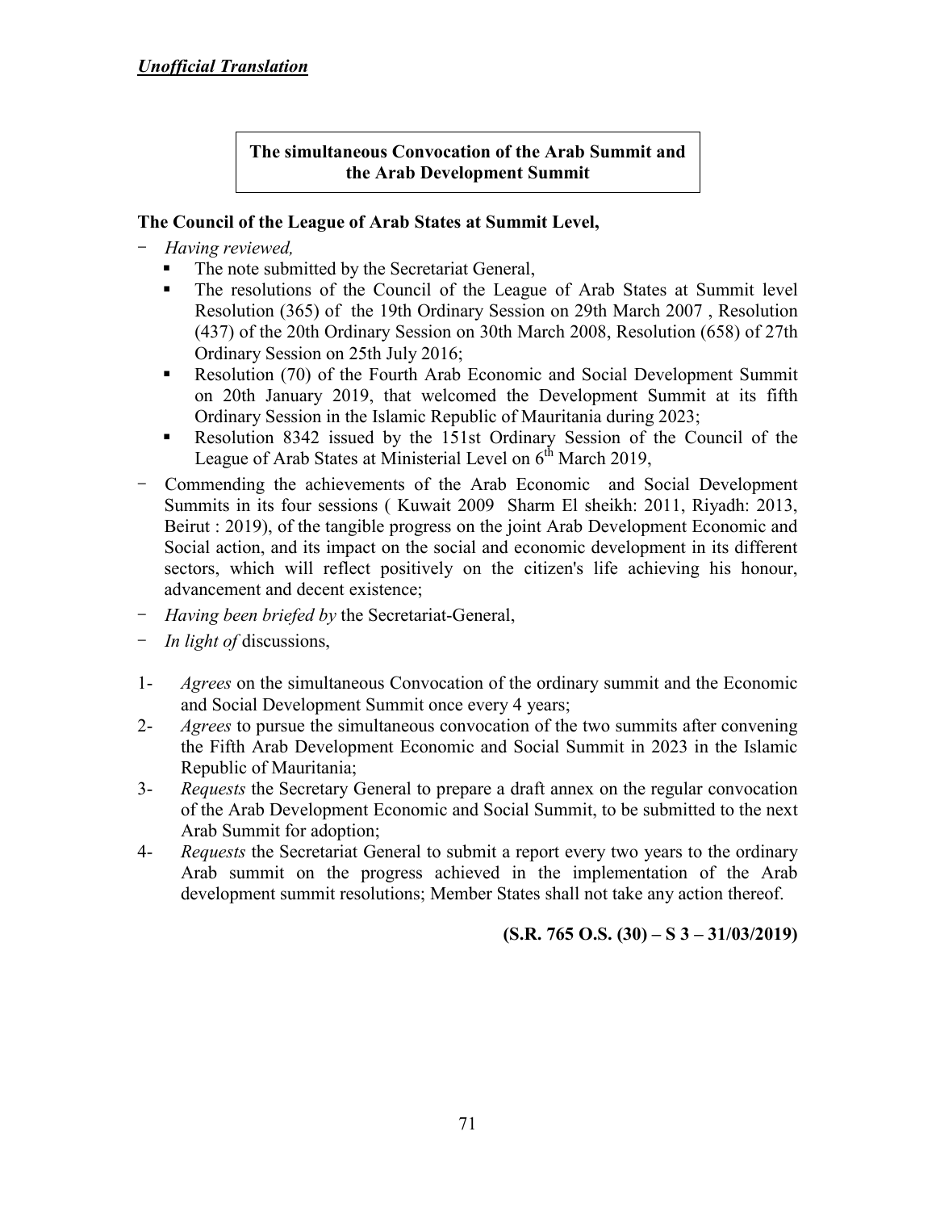***Unofficial Translation***

**The simultaneous Convocation of the Arab Summit and the Arab Development Summit**

**The Council of the League of Arab States at Summit Level,**

- *Having reviewed,*
  - The note submitted by the Secretariat General,
  - The resolutions of the Council of the League of Arab States at Summit level Resolution (365) of the 19th Ordinary Session on 29th March 2007 , Resolution (437) of the 20th Ordinary Session on 30th March 2008, Resolution (658) of 27th Ordinary Session on 25th July 2016;
  - Resolution (70) of the Fourth Arab Economic and Social Development Summit on 20th January 2019, that welcomed the Development Summit at its fifth Ordinary Session in the Islamic Republic of Mauritania during 2023;
  - Resolution 8342 issued by the 151st Ordinary Session of the Council of the League of Arab States at Ministerial Level on 6th March 2019,
- Commending the achievements of the Arab Economic and Social Development Summits in its four sessions ( Kuwait 2009 Sharm El sheikh: 2011, Riyadh: 2013, Beirut : 2019), of the tangible progress on the joint Arab Development Economic and Social action, and its impact on the social and economic development in its different sectors, which will reflect positively on the citizen's life achieving his honour, advancement and decent existence;
- *Having been briefed by* the Secretariat-General,
- *In light of* discussions,

1- *Agrees* on the simultaneous Convocation of the ordinary summit and the Economic and Social Development Summit once every 4 years;

2- *Agrees* to pursue the simultaneous convocation of the two summits after convening the Fifth Arab Development Economic and Social Summit in 2023 in the Islamic Republic of Mauritania;

3- *Requests* the Secretary General to prepare a draft annex on the regular convocation of the Arab Development Economic and Social Summit, to be submitted to the next Arab Summit for adoption;

4- *Requests* the Secretariat General to submit a report every two years to the ordinary Arab summit on the progress achieved in the implementation of the Arab development summit resolutions; Member States shall not take any action thereof.

**(S.R. 765 O.S. (30) – S 3 – 31/03/2019)**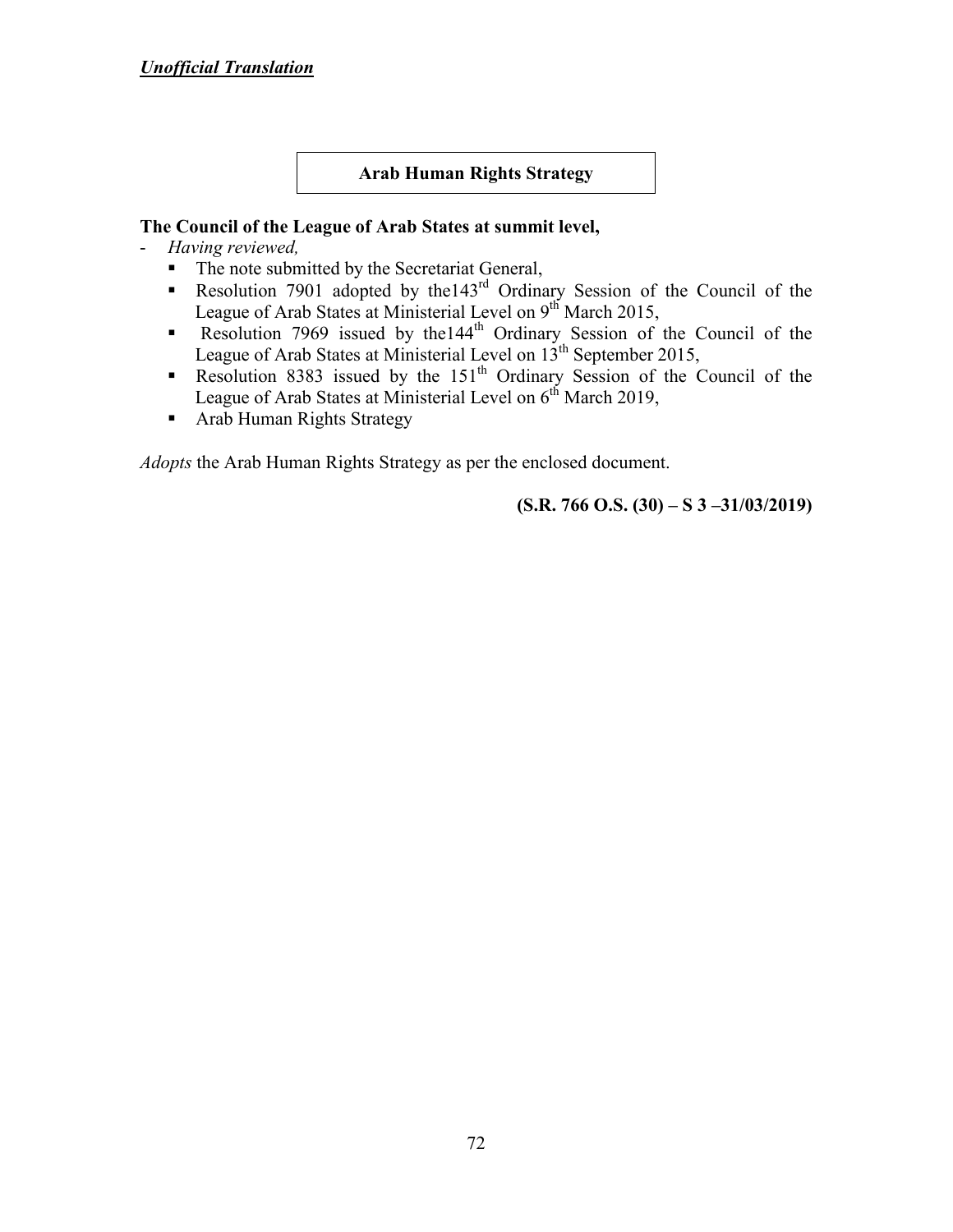***Unofficial Translation***

## Arab Human Rights Strategy

**The Council of the League of Arab States at summit level,**

- *Having reviewed,*
  - The note submitted by the Secretariat General,
  - Resolution 7901 adopted by the143rd Ordinary Session of the Council of the League of Arab States at Ministerial Level on 9th March 2015,
  - Resolution 7969 issued by the144th Ordinary Session of the Council of the League of Arab States at Ministerial Level on 13th September 2015,
  - Resolution 8383 issued by the 151th Ordinary Session of the Council of the League of Arab States at Ministerial Level on 6th March 2019,
  - Arab Human Rights Strategy

*Adopts* the Arab Human Rights Strategy as per the enclosed document.

**(S.R. 766 O.S. (30) – S 3 –31/03/2019)**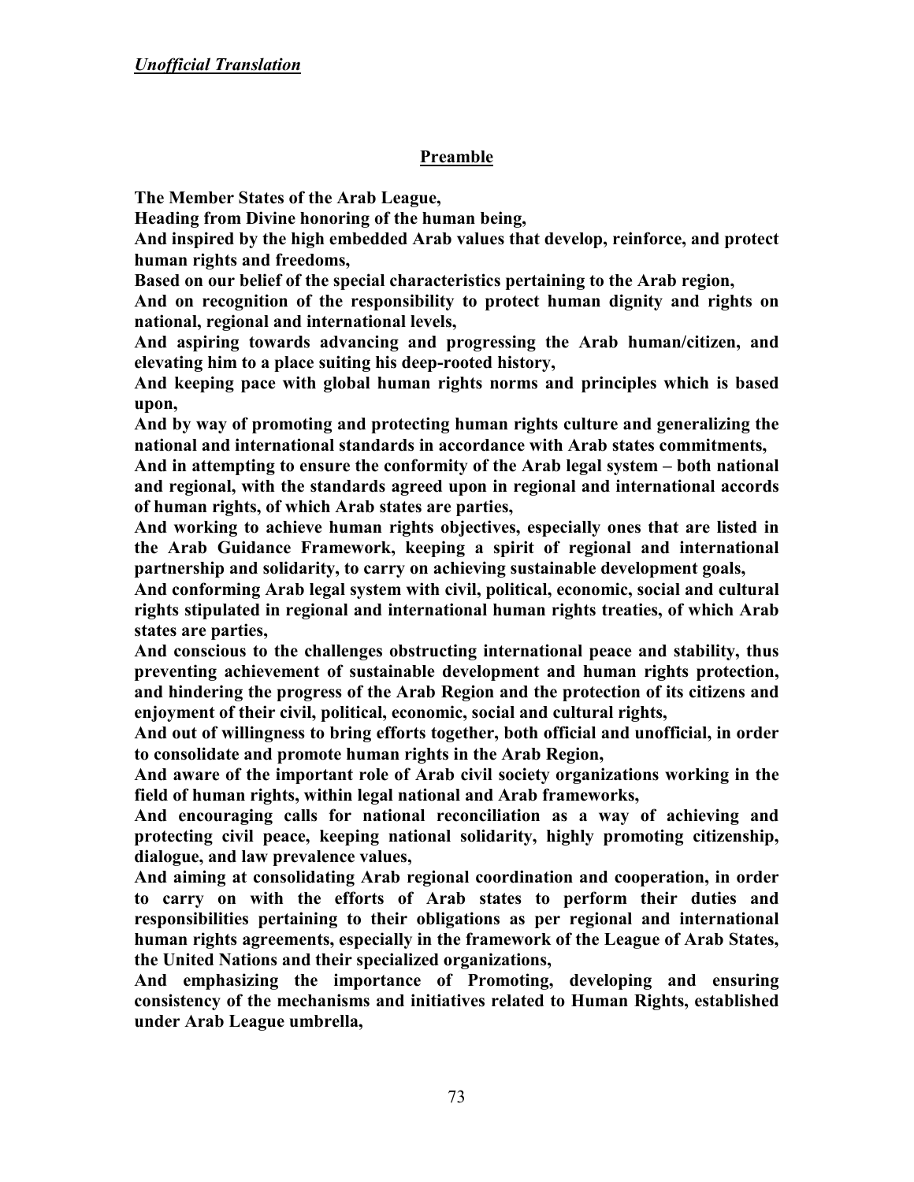*__Unofficial Translation__*

## Preamble

**The Member States of the Arab League,**

**Heading from Divine honoring of the human being,**

**And inspired by the high embedded Arab values that develop, reinforce, and protect human rights and freedoms,**

**Based on our belief of the special characteristics pertaining to the Arab region,**

**And on recognition of the responsibility to protect human dignity and rights on national, regional and international levels,**

**And aspiring towards advancing and progressing the Arab human/citizen, and elevating him to a place suiting his deep-rooted history,**

**And keeping pace with global human rights norms and principles which is based upon,**

**And by way of promoting and protecting human rights culture and generalizing the national and international standards in accordance with Arab states commitments,**

**And in attempting to ensure the conformity of the Arab legal system – both national and regional, with the standards agreed upon in regional and international accords of human rights, of which Arab states are parties,**

**And working to achieve human rights objectives, especially ones that are listed in the Arab Guidance Framework, keeping a spirit of regional and international partnership and solidarity, to carry on achieving sustainable development goals,**

**And conforming Arab legal system with civil, political, economic, social and cultural rights stipulated in regional and international human rights treaties, of which Arab states are parties,**

**And conscious to the challenges obstructing international peace and stability, thus preventing achievement of sustainable development and human rights protection, and hindering the progress of the Arab Region and the protection of its citizens and enjoyment of their civil, political, economic, social and cultural rights,**

**And out of willingness to bring efforts together, both official and unofficial, in order to consolidate and promote human rights in the Arab Region,**

**And aware of the important role of Arab civil society organizations working in the field of human rights, within legal national and Arab frameworks,**

**And encouraging calls for national reconciliation as a way of achieving and protecting civil peace, keeping national solidarity, highly promoting citizenship, dialogue, and law prevalence values,**

**And aiming at consolidating Arab regional coordination and cooperation, in order to carry on with the efforts of Arab states to perform their duties and responsibilities pertaining to their obligations as per regional and international human rights agreements, especially in the framework of the League of Arab States, the United Nations and their specialized organizations,**

**And emphasizing the importance of Promoting, developing and ensuring consistency of the mechanisms and initiatives related to Human Rights, established under Arab League umbrella,**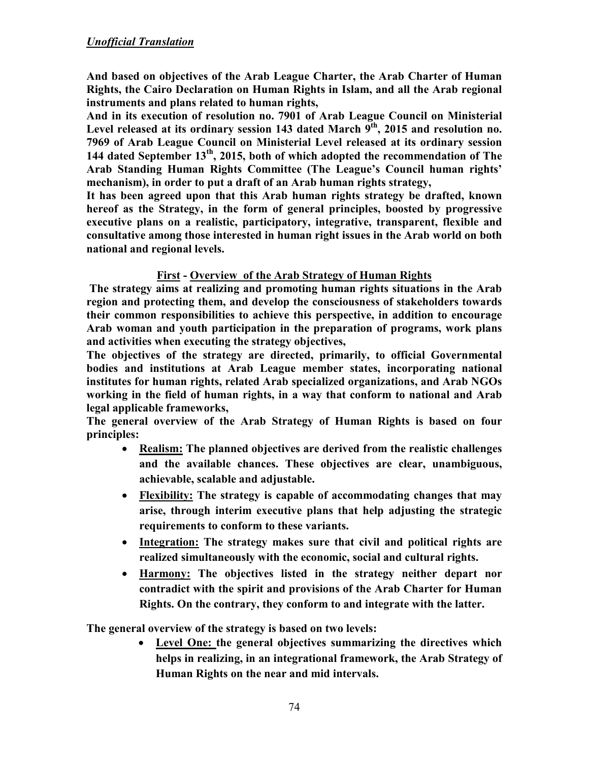***Unofficial Translation***

**And based on objectives of the Arab League Charter, the Arab Charter of Human Rights, the Cairo Declaration on Human Rights in Islam, and all the Arab regional instruments and plans related to human rights,**

**And in its execution of resolution no. 7901 of Arab League Council on Ministerial Level released at its ordinary session 143 dated March 9th, 2015 and resolution no. 7969 of Arab League Council on Ministerial Level released at its ordinary session 144 dated September 13th, 2015, both of which adopted the recommendation of The Arab Standing Human Rights Committee (The League's Council human rights' mechanism), in order to put a draft of an Arab human rights strategy,**

**It has been agreed upon that this Arab human rights strategy be drafted, known hereof as the Strategy, in the form of general principles, boosted by progressive executive plans on a realistic, participatory, integrative, transparent, flexible and consultative among those interested in human right issues in the Arab world on both national and regional levels.**

## <u>First</u> - <u>Overview of the Arab Strategy of Human Rights</u>

**The strategy aims at realizing and promoting human rights situations in the Arab region and protecting them, and develop the consciousness of stakeholders towards their common responsibilities to achieve this perspective, in addition to encourage Arab woman and youth participation in the preparation of programs, work plans and activities when executing the strategy objectives,**

**The objectives of the strategy are directed, primarily, to official Governmental bodies and institutions at Arab League member states, incorporating national institutes for human rights, related Arab specialized organizations, and Arab NGOs working in the field of human rights, in a way that conform to national and Arab legal applicable frameworks,**

**The general overview of the Arab Strategy of Human Rights is based on four principles:**

- **<u>Realism:</u> The planned objectives are derived from the realistic challenges and the available chances. These objectives are clear, unambiguous, achievable, scalable and adjustable.**
- **<u>Flexibility:</u> The strategy is capable of accommodating changes that may arise, through interim executive plans that help adjusting the strategic requirements to conform to these variants.**
- **<u>Integration:</u> The strategy makes sure that civil and political rights are realized simultaneously with the economic, social and cultural rights.**
- **<u>Harmony:</u> The objectives listed in the strategy neither depart nor contradict with the spirit and provisions of the Arab Charter for Human Rights. On the contrary, they conform to and integrate with the latter.**

**The general overview of the strategy is based on two levels:**

- **<u>Level One:</u> the general objectives summarizing the directives which helps in realizing, in an integrational framework, the Arab Strategy of Human Rights on the near and mid intervals.**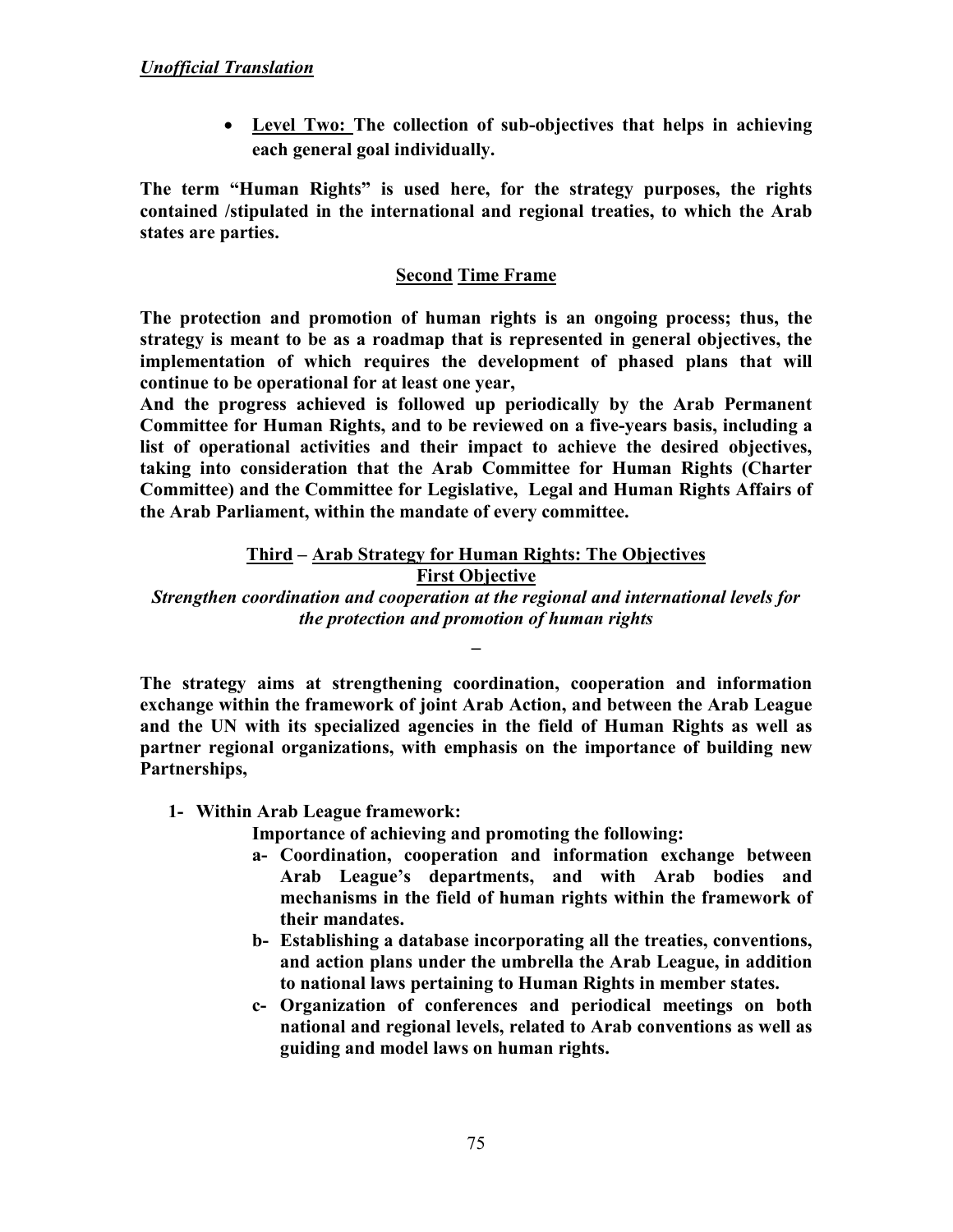*__Unofficial Translation__*

- **__Level Two:__ The collection of sub-objectives that helps in achieving each general goal individually.**

**The term "Human Rights" is used here, for the strategy purposes, the rights contained /stipulated in the international and regional treaties, to which the Arab states are parties.**

## __Second__ __Time Frame__

**The protection and promotion of human rights is an ongoing process; thus, the strategy is meant to be as a roadmap that is represented in general objectives, the implementation of which requires the development of phased plans that will continue to be operational for at least one year,**

**And the progress achieved is followed up periodically by the Arab Permanent Committee for Human Rights, and to be reviewed on a five-years basis, including a list of operational activities and their impact to achieve the desired objectives, taking into consideration that the Arab Committee for Human Rights (Charter Committee) and the Committee for Legislative, Legal and Human Rights Affairs of the Arab Parliament, within the mandate of every committee.**

## __Third__ – __Arab Strategy for Human Rights: The Objectives__

### __First Objective__

***Strengthen coordination and cooperation at the regional and international levels for the protection and promotion of human rights***

**–**

**The strategy aims at strengthening coordination, cooperation and information exchange within the framework of joint Arab Action, and between the Arab League and the UN with its specialized agencies in the field of Human Rights as well as partner regional organizations, with emphasis on the importance of building new Partnerships,**

**1- Within Arab League framework:**

**Importance of achieving and promoting the following:**

**a- Coordination, cooperation and information exchange between Arab League's departments, and with Arab bodies and mechanisms in the field of human rights within the framework of their mandates.**

**b- Establishing a database incorporating all the treaties, conventions, and action plans under the umbrella the Arab League, in addition to national laws pertaining to Human Rights in member states.**

**c- Organization of conferences and periodical meetings on both national and regional levels, related to Arab conventions as well as guiding and model laws on human rights.**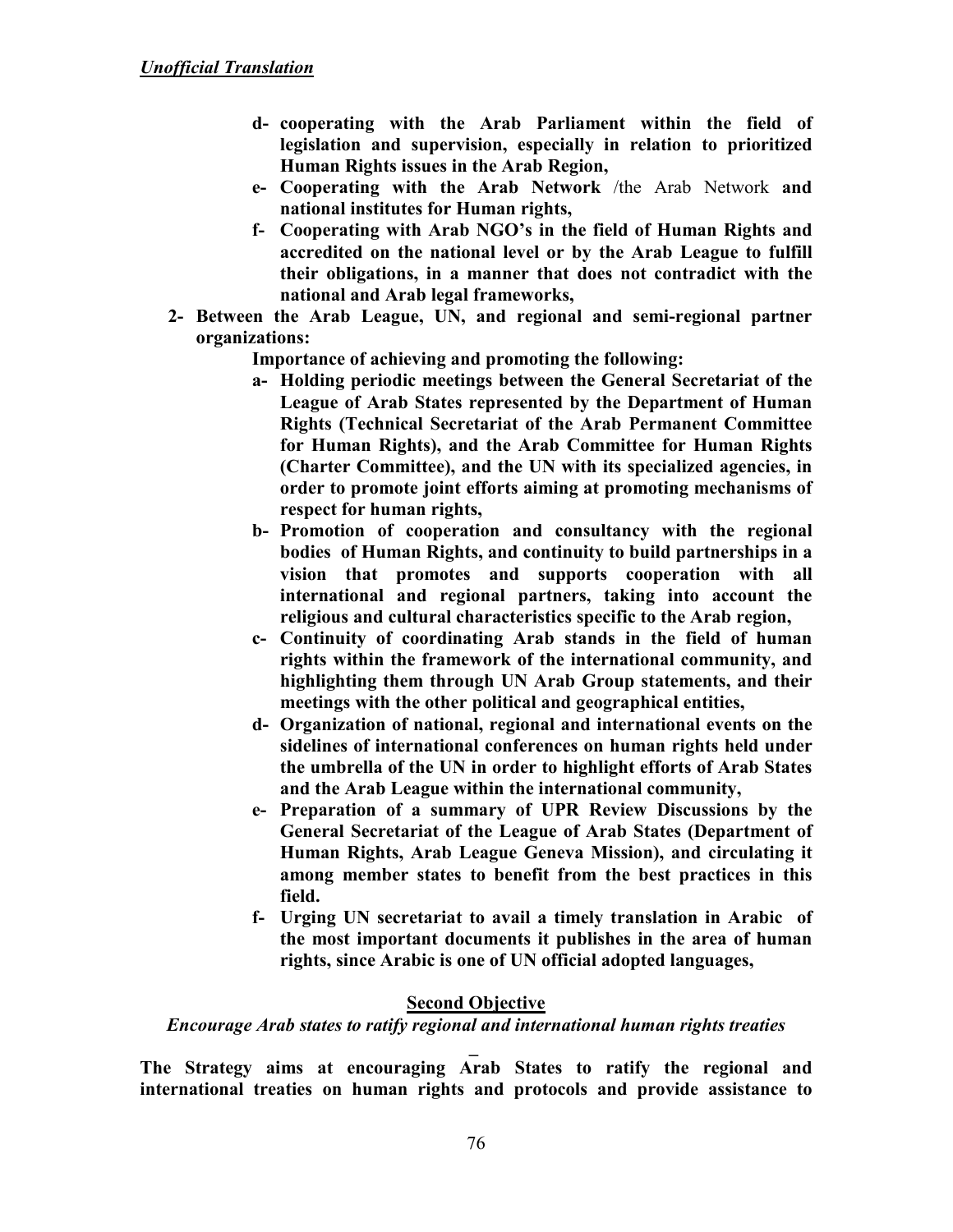*Unofficial Translation*

- **d- cooperating with the Arab Parliament within the field of legislation and supervision, especially in relation to prioritized Human Rights issues in the Arab Region,**
- **e- Cooperating with the Arab Network** /the Arab Network **and national institutes for Human rights,**
- **f- Cooperating with Arab NGO's in the field of Human Rights and accredited on the national level or by the Arab League to fulfill their obligations, in a manner that does not contradict with the national and Arab legal frameworks,**

**2- Between the Arab League, UN, and regional and semi-regional partner organizations:**

**Importance of achieving and promoting the following:**

- **a- Holding periodic meetings between the General Secretariat of the League of Arab States represented by the Department of Human Rights (Technical Secretariat of the Arab Permanent Committee for Human Rights), and the Arab Committee for Human Rights (Charter Committee), and the UN with its specialized agencies, in order to promote joint efforts aiming at promoting mechanisms of respect for human rights,**
- **b- Promotion of cooperation and consultancy with the regional bodies of Human Rights, and continuity to build partnerships in a vision that promotes and supports cooperation with all international and regional partners, taking into account the religious and cultural characteristics specific to the Arab region,**
- **c- Continuity of coordinating Arab stands in the field of human rights within the framework of the international community, and highlighting them through UN Arab Group statements, and their meetings with the other political and geographical entities,**
- **d- Organization of national, regional and international events on the sidelines of international conferences on human rights held under the umbrella of the UN in order to highlight efforts of Arab States and the Arab League within the international community,**
- **e- Preparation of a summary of UPR Review Discussions by the General Secretariat of the League of Arab States (Department of Human Rights, Arab League Geneva Mission), and circulating it among member states to benefit from the best practices in this field.**
- **f- Urging UN secretariat to avail a timely translation in Arabic of the most important documents it publishes in the area of human rights, since Arabic is one of UN official adopted languages,**

**Second Objective**

*Encourage Arab states to ratify regional and international human rights treaties*

**The Strategy aims at encouraging Arab States to ratify the regional and international treaties on human rights and protocols and provide assistance to**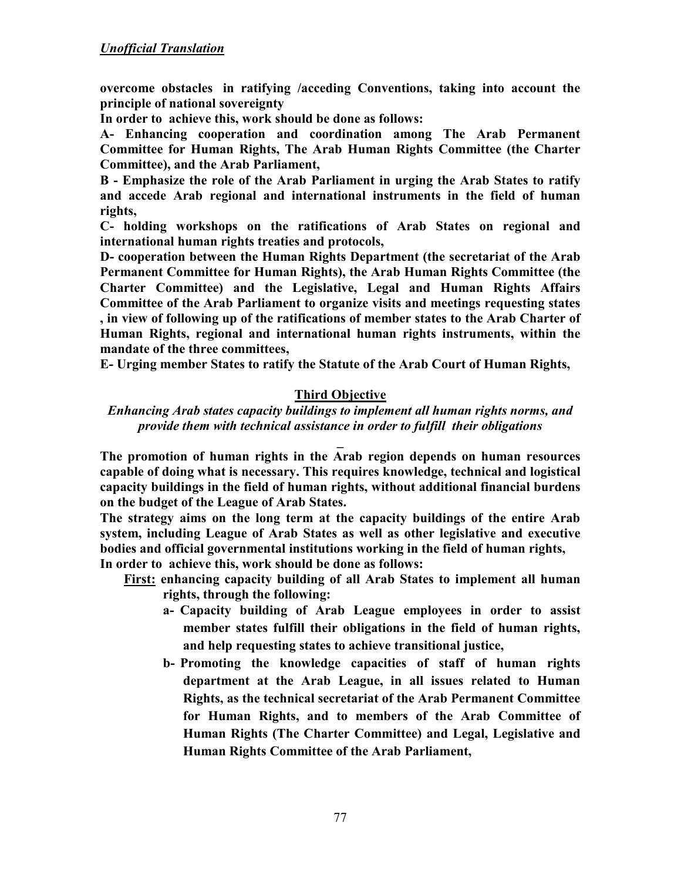***Unofficial Translation***

**overcome obstacles in ratifying /acceding Conventions, taking into account the principle of national sovereignty**

**In order to achieve this, work should be done as follows:**

**A- Enhancing cooperation and coordination among The Arab Permanent Committee for Human Rights, The Arab Human Rights Committee (the Charter Committee), and the Arab Parliament,**

**B - Emphasize the role of the Arab Parliament in urging the Arab States to ratify and accede Arab regional and international instruments in the field of human rights,**

**C- holding workshops on the ratifications of Arab States on regional and international human rights treaties and protocols,**

**D- cooperation between the Human Rights Department (the secretariat of the Arab Permanent Committee for Human Rights), the Arab Human Rights Committee (the Charter Committee) and the Legislative, Legal and Human Rights Affairs Committee of the Arab Parliament to organize visits and meetings requesting states , in view of following up of the ratifications of member states to the Arab Charter of Human Rights, regional and international human rights instruments, within the mandate of the three committees,**

**E- Urging member States to ratify the Statute of the Arab Court of Human Rights,**

## Third Objective

***Enhancing Arab states capacity buildings to implement all human rights norms, and provide them with technical assistance in order to fulfill their obligations***

**The promotion of human rights in the Arab region depends on human resources capable of doing what is necessary. This requires knowledge, technical and logistical capacity buildings in the field of human rights, without additional financial burdens on the budget of the League of Arab States.**

**The strategy aims on the long term at the capacity buildings of the entire Arab system, including League of Arab States as well as other legislative and executive bodies and official governmental institutions working in the field of human rights,**

**In order to achieve this, work should be done as follows:**

- **First: enhancing capacity building of all Arab States to implement all human rights, through the following:**
  - **a- Capacity building of Arab League employees in order to assist member states fulfill their obligations in the field of human rights, and help requesting states to achieve transitional justice,**
  - **b- Promoting the knowledge capacities of staff of human rights department at the Arab League, in all issues related to Human Rights, as the technical secretariat of the Arab Permanent Committee for Human Rights, and to members of the Arab Committee of Human Rights (The Charter Committee) and Legal, Legislative and Human Rights Committee of the Arab Parliament,**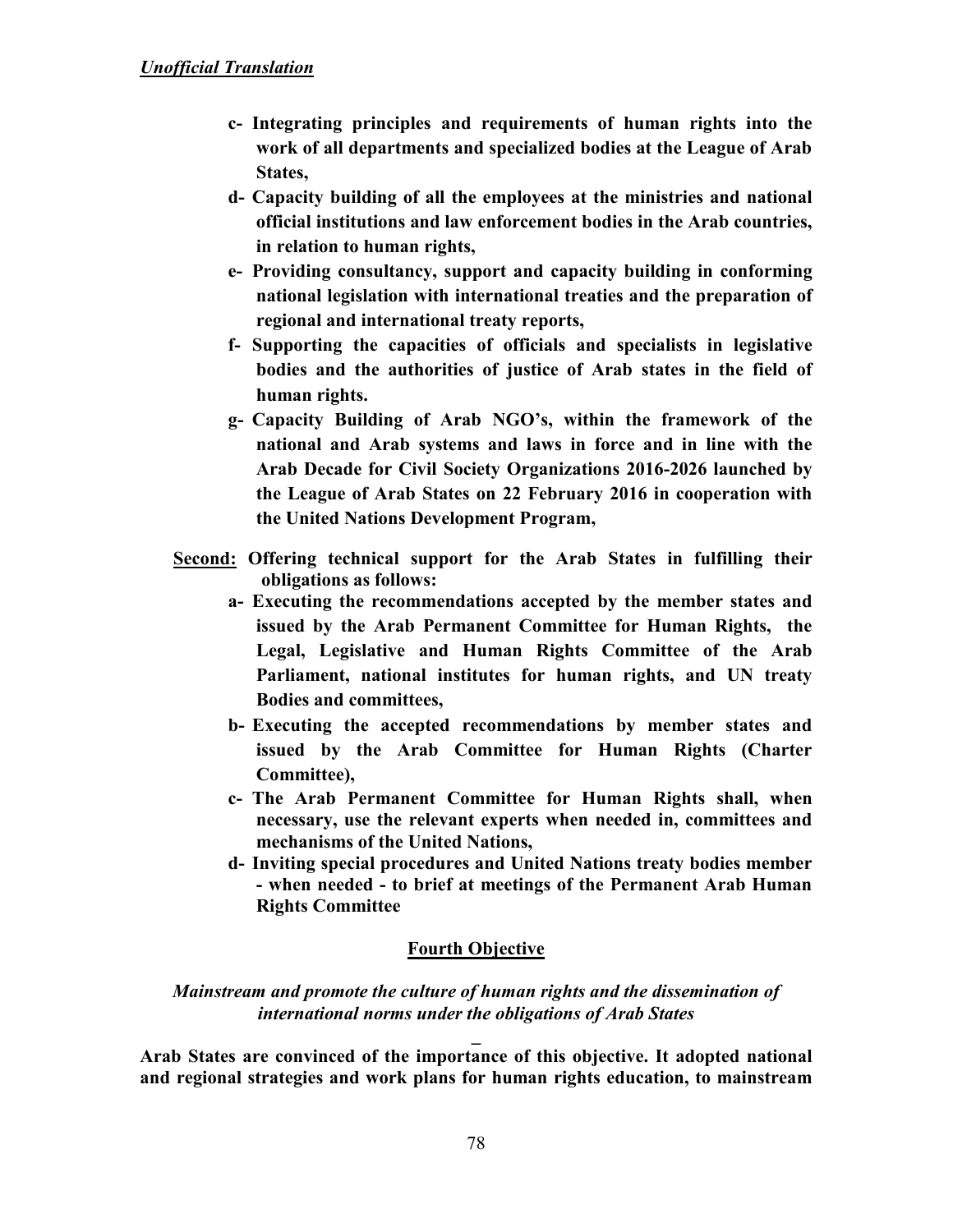*Unofficial Translation*

- **c- Integrating principles and requirements of human rights into the work of all departments and specialized bodies at the League of Arab States,**
- **d- Capacity building of all the employees at the ministries and national official institutions and law enforcement bodies in the Arab countries, in relation to human rights,**
- **e- Providing consultancy, support and capacity building in conforming national legislation with international treaties and the preparation of regional and international treaty reports,**
- **f- Supporting the capacities of officials and specialists in legislative bodies and the authorities of justice of Arab states in the field of human rights.**
- **g- Capacity Building of Arab NGO's, within the framework of the national and Arab systems and laws in force and in line with the Arab Decade for Civil Society Organizations 2016-2026 launched by the League of Arab States on 22 February 2016 in cooperation with the United Nations Development Program,**

**<u>Second:</u> Offering technical support for the Arab States in fulfilling their obligations as follows:**

- **a- Executing the recommendations accepted by the member states and issued by the Arab Permanent Committee for Human Rights, the Legal, Legislative and Human Rights Committee of the Arab Parliament, national institutes for human rights, and UN treaty Bodies and committees,**
- **b- Executing the accepted recommendations by member states and issued by the Arab Committee for Human Rights (Charter Committee),**
- **c- The Arab Permanent Committee for Human Rights shall, when necessary, use the relevant experts when needed in, committees and mechanisms of the United Nations,**
- **d- Inviting special procedures and United Nations treaty bodies member - when needed - to brief at meetings of the Permanent Arab Human Rights Committee**

## Fourth Objective

***Mainstream and promote the culture of human rights and the dissemination of international norms under the obligations of Arab States***

**Arab States are convinced of the importance of this objective. It adopted national and regional strategies and work plans for human rights education, to mainstream**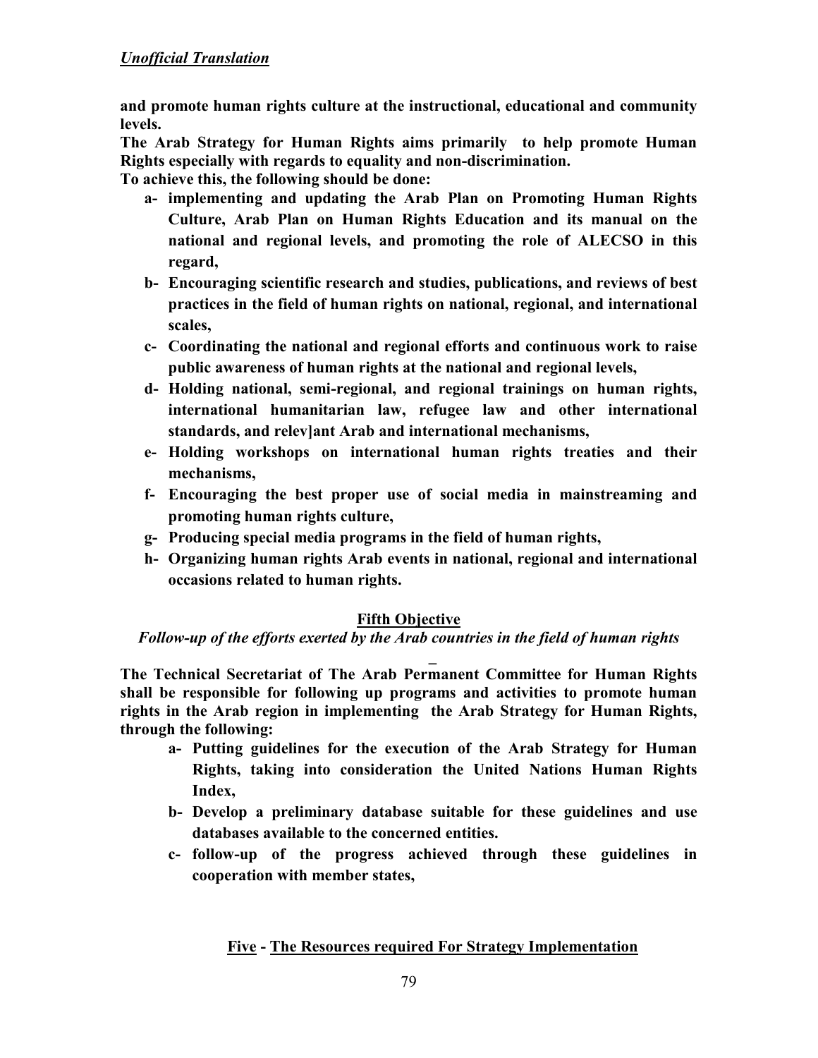*Unofficial Translation*

**and promote human rights culture at the instructional, educational and community levels.**

**The Arab Strategy for Human Rights aims primarily to help promote Human Rights especially with regards to equality and non-discrimination.**

**To achieve this, the following should be done:**

- **a- implementing and updating the Arab Plan on Promoting Human Rights Culture, Arab Plan on Human Rights Education and its manual on the national and regional levels, and promoting the role of ALECSO in this regard,**
- **b- Encouraging scientific research and studies, publications, and reviews of best practices in the field of human rights on national, regional, and international scales,**
- **c- Coordinating the national and regional efforts and continuous work to raise public awareness of human rights at the national and regional levels,**
- **d- Holding national, semi-regional, and regional trainings on human rights, international humanitarian law, refugee law and other international standards, and relev]ant Arab and international mechanisms,**
- **e- Holding workshops on international human rights treaties and their mechanisms,**
- **f- Encouraging the best proper use of social media in mainstreaming and promoting human rights culture,**
- **g- Producing special media programs in the field of human rights,**
- **h- Organizing human rights Arab events in national, regional and international occasions related to human rights.**

## Fifth Objective

***Follow-up of the efforts exerted by the Arab countries in the field of human rights***

**The Technical Secretariat of The Arab Permanent Committee for Human Rights shall be responsible for following up programs and activities to promote human rights in the Arab region in implementing the Arab Strategy for Human Rights, through the following:**

- **a- Putting guidelines for the execution of the Arab Strategy for Human Rights, taking into consideration the United Nations Human Rights Index,**
- **b- Develop a preliminary database suitable for these guidelines and use databases available to the concerned entities.**
- **c- follow-up of the progress achieved through these guidelines in cooperation with member states,**

## Five - The Resources required For Strategy Implementation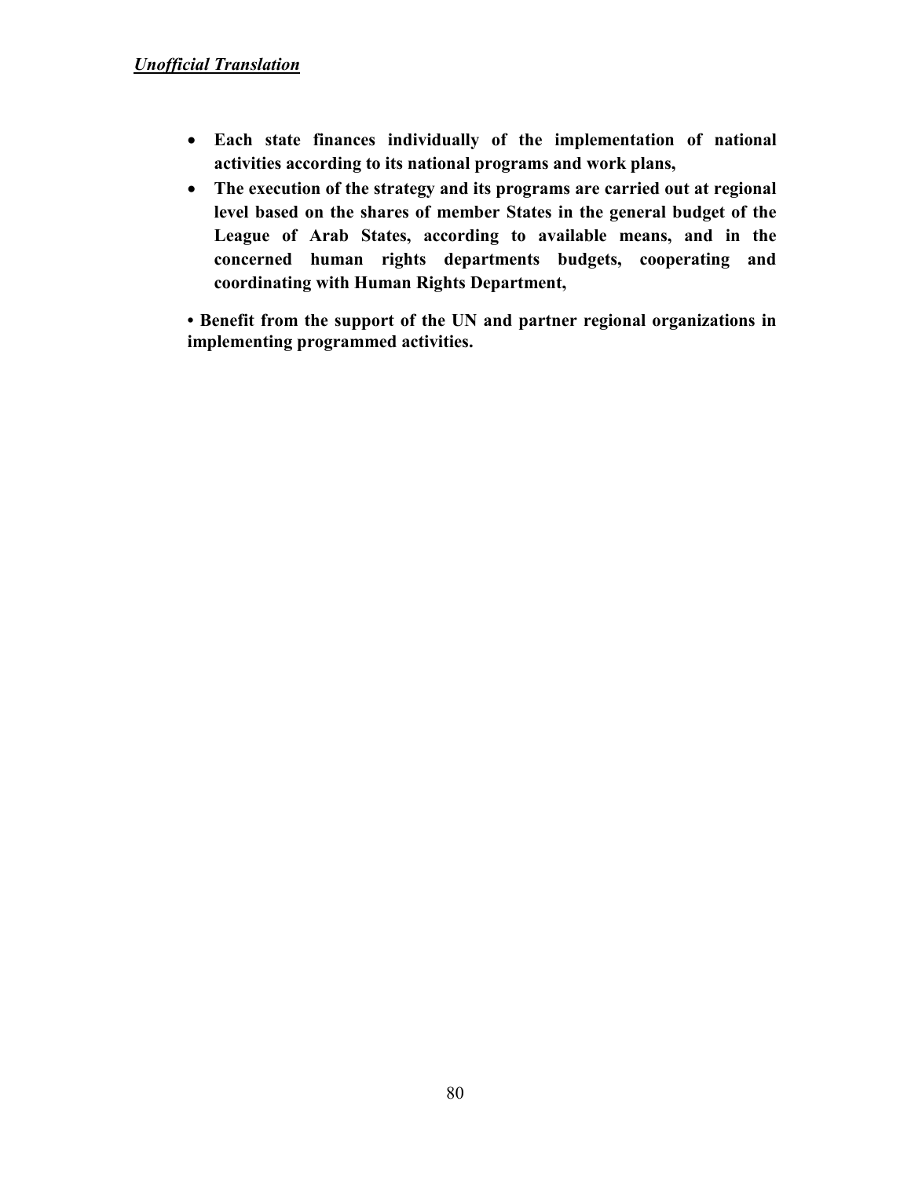***Unofficial Translation***

- **Each state finances individually of the implementation of national activities according to its national programs and work plans,**
- **The execution of the strategy and its programs are carried out at regional level based on the shares of member States in the general budget of the League of Arab States, according to available means, and in the concerned human rights departments budgets, cooperating and coordinating with Human Rights Department,**

**• Benefit from the support of the UN and partner regional organizations in implementing programmed activities.**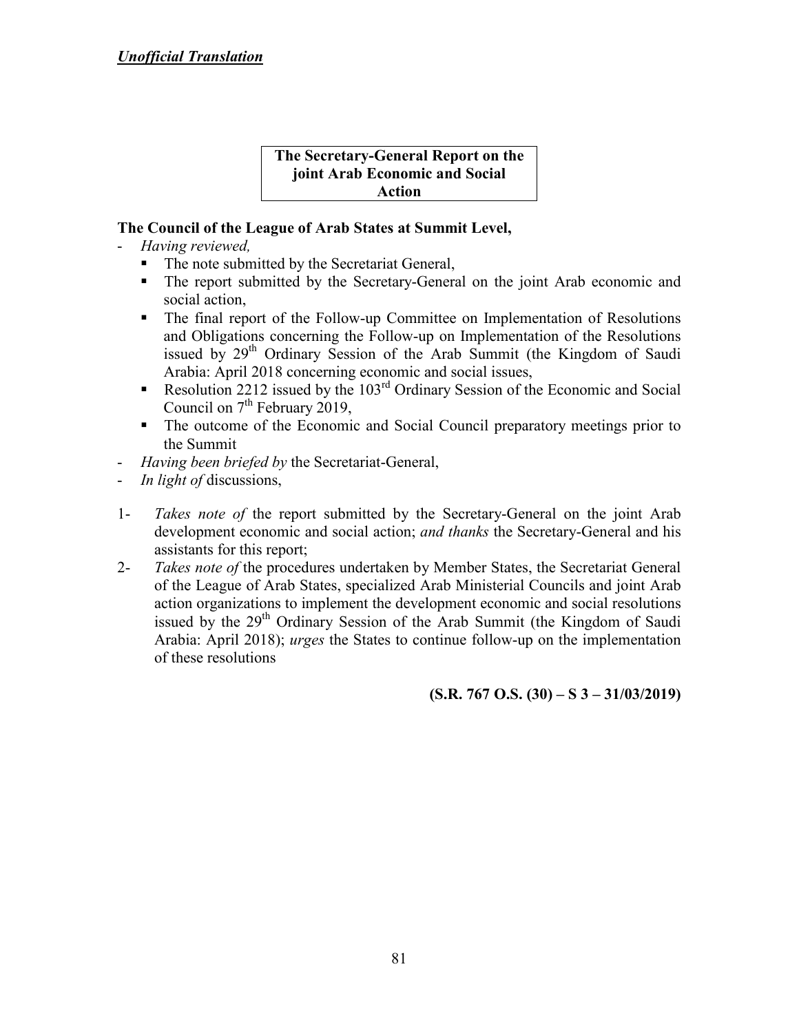***Unofficial Translation***

**The Secretary-General Report on the joint Arab Economic and Social Action**

**The Council of the League of Arab States at Summit Level,**

- *Having reviewed,*
  - The note submitted by the Secretariat General,
  - The report submitted by the Secretary-General on the joint Arab economic and social action,
  - The final report of the Follow-up Committee on Implementation of Resolutions and Obligations concerning the Follow-up on Implementation of the Resolutions issued by 29th Ordinary Session of the Arab Summit (the Kingdom of Saudi Arabia: April 2018 concerning economic and social issues,
  - Resolution 2212 issued by the 103rd Ordinary Session of the Economic and Social Council on 7th February 2019,
  - The outcome of the Economic and Social Council preparatory meetings prior to the Summit
- *Having been briefed by* the Secretariat-General,
- *In light of* discussions,

1- *Takes note of* the report submitted by the Secretary-General on the joint Arab development economic and social action; *and thanks* the Secretary-General and his assistants for this report;

2- *Takes note of* the procedures undertaken by Member States, the Secretariat General of the League of Arab States, specialized Arab Ministerial Councils and joint Arab action organizations to implement the development economic and social resolutions issued by the 29th Ordinary Session of the Arab Summit (the Kingdom of Saudi Arabia: April 2018); *urges* the States to continue follow-up on the implementation of these resolutions

**(S.R. 767 O.S. (30) – S 3 – 31/03/2019)**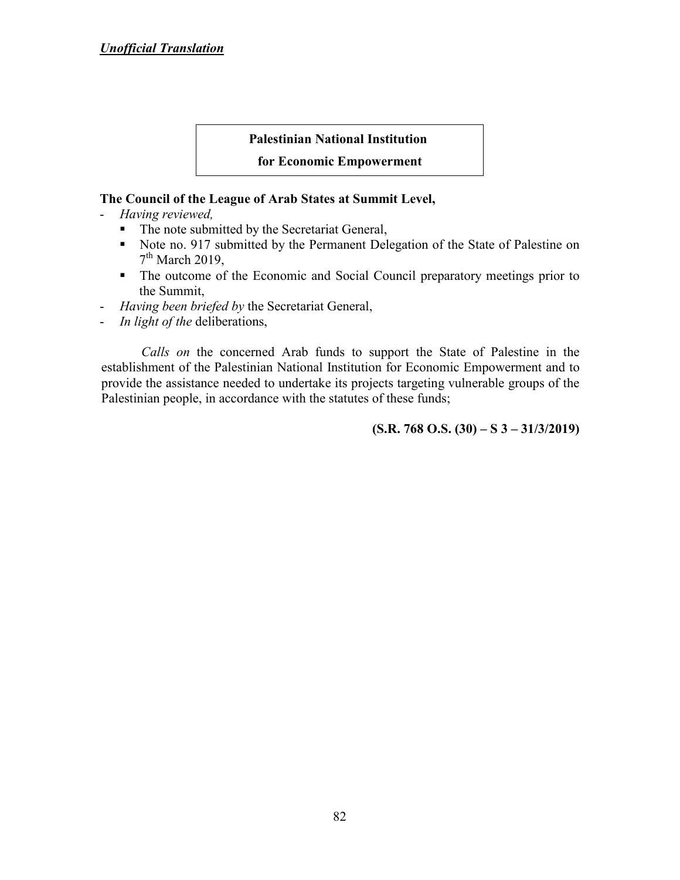***Unofficial Translation***

## Palestinian National Institution for Economic Empowerment

**The Council of the League of Arab States at Summit Level,**

- *Having reviewed,*
  - The note submitted by the Secretariat General,
  - Note no. 917 submitted by the Permanent Delegation of the State of Palestine on 7th March 2019,
  - The outcome of the Economic and Social Council preparatory meetings prior to the Summit,
- *Having been briefed by* the Secretariat General,
- *In light of the* deliberations,

*Calls on* the concerned Arab funds to support the State of Palestine in the establishment of the Palestinian National Institution for Economic Empowerment and to provide the assistance needed to undertake its projects targeting vulnerable groups of the Palestinian people, in accordance with the statutes of these funds;

**(S.R. 768 O.S. (30) – S 3 – 31/3/2019)**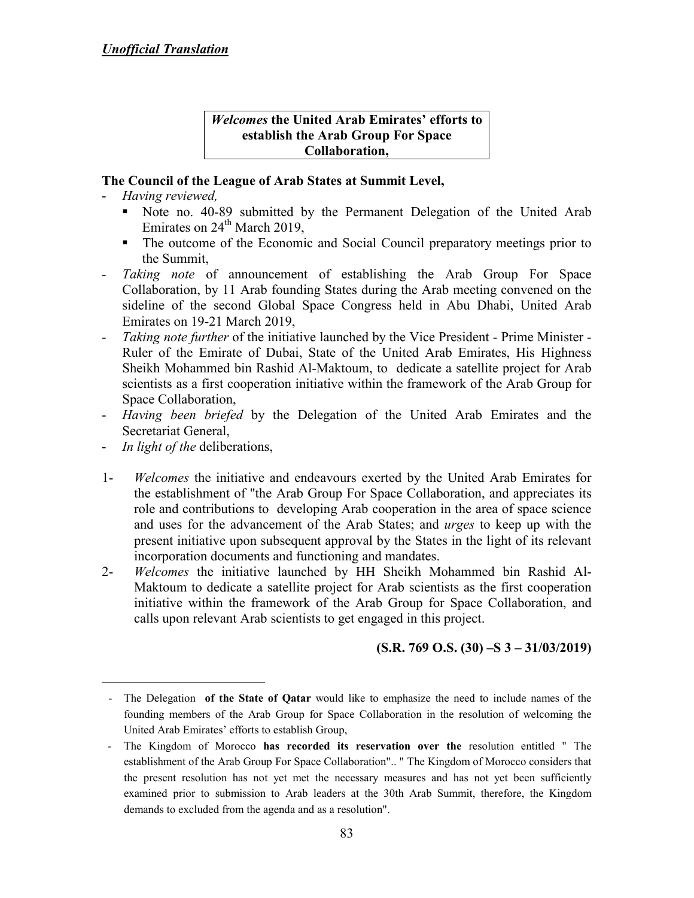*Unofficial Translation*

***Welcomes* the United Arab Emirates' efforts to establish the Arab Group For Space Collaboration,**

**The Council of the League of Arab States at Summit Level,**

- *Having reviewed,*
  - Note no. 40-89 submitted by the Permanent Delegation of the United Arab Emirates on 24th March 2019,
  - The outcome of the Economic and Social Council preparatory meetings prior to the Summit,
- *Taking note* of announcement of establishing the Arab Group For Space Collaboration, by 11 Arab founding States during the Arab meeting convened on the sideline of the second Global Space Congress held in Abu Dhabi, United Arab Emirates on 19-21 March 2019,
- *Taking note further* of the initiative launched by the Vice President - Prime Minister - Ruler of the Emirate of Dubai, State of the United Arab Emirates, His Highness Sheikh Mohammed bin Rashid Al-Maktoum, to dedicate a satellite project for Arab scientists as a first cooperation initiative within the framework of the Arab Group for Space Collaboration,
- *Having been briefed* by the Delegation of the United Arab Emirates and the Secretariat General,
- *In light of the* deliberations,

1- *Welcomes* the initiative and endeavours exerted by the United Arab Emirates for the establishment of "the Arab Group For Space Collaboration, and appreciates its role and contributions to developing Arab cooperation in the area of space science and uses for the advancement of the Arab States; and *urges* to keep up with the present initiative upon subsequent approval by the States in the light of its relevant incorporation documents and functioning and mandates.

2- *Welcomes* the initiative launched by HH Sheikh Mohammed bin Rashid Al-Maktoum to dedicate a satellite project for Arab scientists as the first cooperation initiative within the framework of the Arab Group for Space Collaboration, and calls upon relevant Arab scientists to get engaged in this project.

**(S.R. 769 O.S. (30) –S 3 – 31/03/2019)**

---

- The Delegation **of the State of Qatar** would like to emphasize the need to include names of the founding members of the Arab Group for Space Collaboration in the resolution of welcoming the United Arab Emirates' efforts to establish Group,
- The Kingdom of Morocco **has recorded its reservation over the** resolution entitled " The establishment of the Arab Group For Space Collaboration".. " The Kingdom of Morocco considers that the present resolution has not yet met the necessary measures and has not yet been sufficiently examined prior to submission to Arab leaders at the 30th Arab Summit, therefore, the Kingdom demands to excluded from the agenda and as a resolution".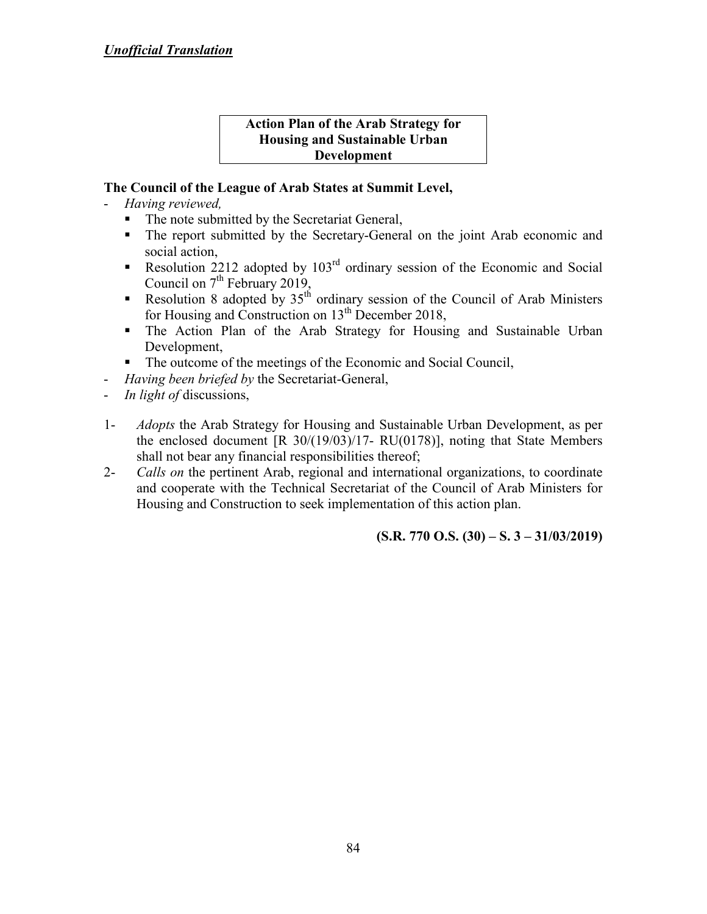***Unofficial Translation***

**Action Plan of the Arab Strategy for Housing and Sustainable Urban Development**

**The Council of the League of Arab States at Summit Level,**

- *Having reviewed,*
  - The note submitted by the Secretariat General,
  - The report submitted by the Secretary-General on the joint Arab economic and social action,
  - Resolution 2212 adopted by 103rd ordinary session of the Economic and Social Council on 7th February 2019,
  - Resolution 8 adopted by 35th ordinary session of the Council of Arab Ministers for Housing and Construction on 13th December 2018,
  - The Action Plan of the Arab Strategy for Housing and Sustainable Urban Development,
  - The outcome of the meetings of the Economic and Social Council,
- *Having been briefed by* the Secretariat-General,
- *In light of* discussions,

1- *Adopts* the Arab Strategy for Housing and Sustainable Urban Development, as per the enclosed document [R 30/(19/03)/17- RU(0178)], noting that State Members shall not bear any financial responsibilities thereof;

2- *Calls on* the pertinent Arab, regional and international organizations, to coordinate and cooperate with the Technical Secretariat of the Council of Arab Ministers for Housing and Construction to seek implementation of this action plan.

**(S.R. 770 O.S. (30) – S. 3 – 31/03/2019)**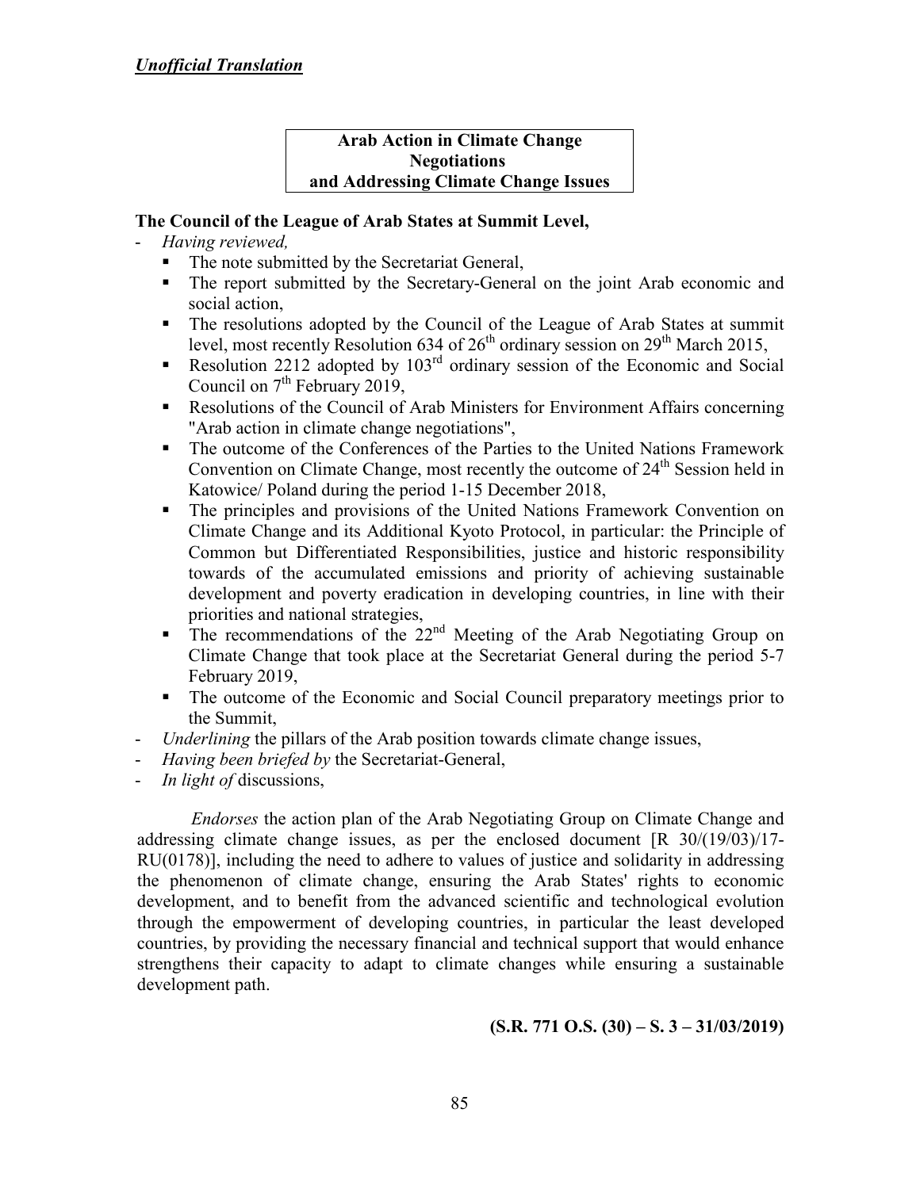***Unofficial Translation***

**Arab Action in Climate Change Negotiations and Addressing Climate Change Issues**

**The Council of the League of Arab States at Summit Level,**

- *Having reviewed,*
  - The note submitted by the Secretariat General,
  - The report submitted by the Secretary-General on the joint Arab economic and social action,
  - The resolutions adopted by the Council of the League of Arab States at summit level, most recently Resolution 634 of 26th ordinary session on 29th March 2015,
  - Resolution 2212 adopted by 103rd ordinary session of the Economic and Social Council on 7th February 2019,
  - Resolutions of the Council of Arab Ministers for Environment Affairs concerning "Arab action in climate change negotiations",
  - The outcome of the Conferences of the Parties to the United Nations Framework Convention on Climate Change, most recently the outcome of 24th Session held in Katowice/ Poland during the period 1-15 December 2018,
  - The principles and provisions of the United Nations Framework Convention on Climate Change and its Additional Kyoto Protocol, in particular: the Principle of Common but Differentiated Responsibilities, justice and historic responsibility towards of the accumulated emissions and priority of achieving sustainable development and poverty eradication in developing countries, in line with their priorities and national strategies,
  - The recommendations of the 22nd Meeting of the Arab Negotiating Group on Climate Change that took place at the Secretariat General during the period 5-7 February 2019,
  - The outcome of the Economic and Social Council preparatory meetings prior to the Summit,
- *Underlining* the pillars of the Arab position towards climate change issues,
- *Having been briefed by* the Secretariat-General,
- *In light of* discussions,

*Endorses* the action plan of the Arab Negotiating Group on Climate Change and addressing climate change issues, as per the enclosed document [R 30/(19/03)/17-RU(0178)], including the need to adhere to values of justice and solidarity in addressing the phenomenon of climate change, ensuring the Arab States' rights to economic development, and to benefit from the advanced scientific and technological evolution through the empowerment of developing countries, in particular the least developed countries, by providing the necessary financial and technical support that would enhance strengthens their capacity to adapt to climate changes while ensuring a sustainable development path.

**(S.R. 771 O.S. (30) – S. 3 – 31/03/2019)**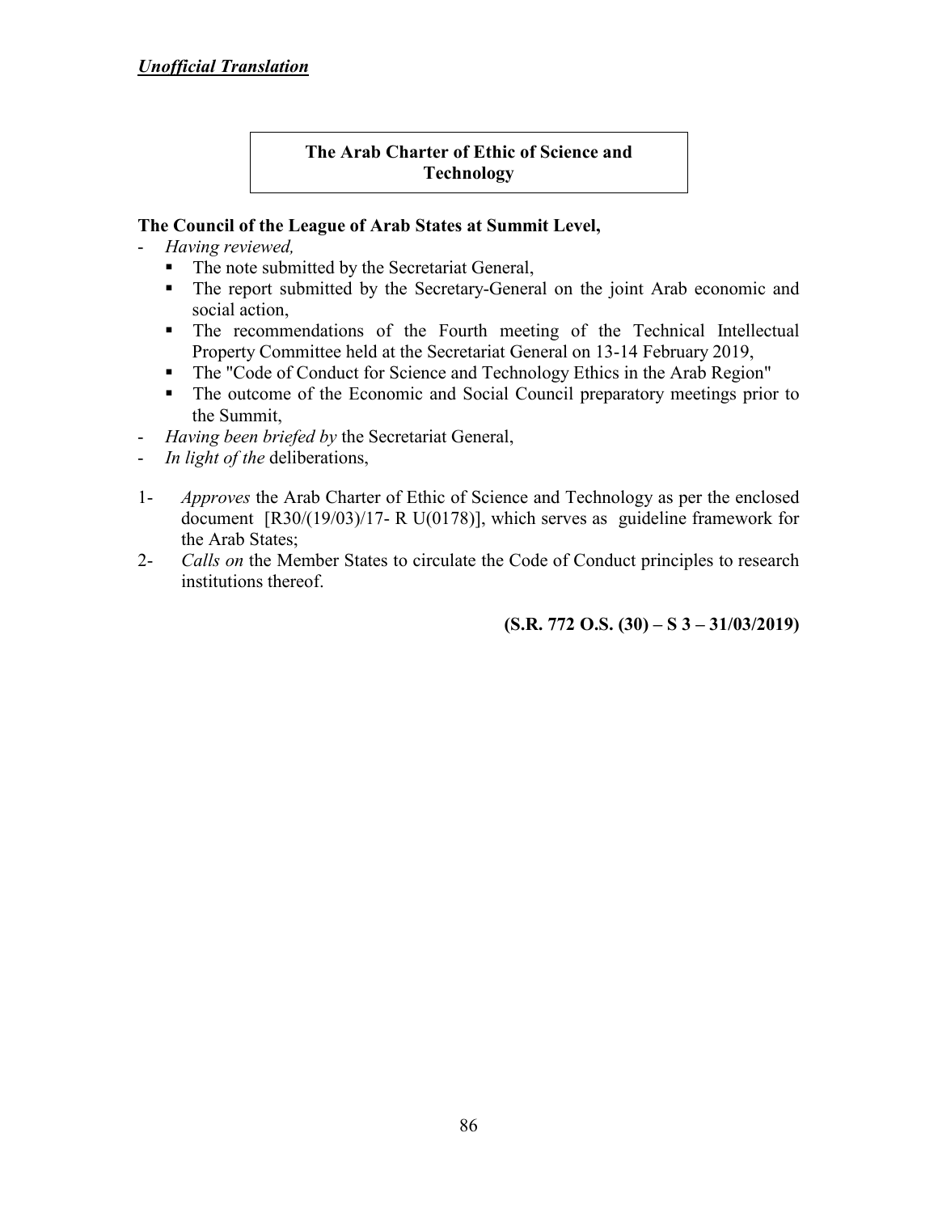***Unofficial Translation***

## The Arab Charter of Ethic of Science and Technology

**The Council of the League of Arab States at Summit Level,**

- *Having reviewed,*
  - The note submitted by the Secretariat General,
  - The report submitted by the Secretary-General on the joint Arab economic and social action,
  - The recommendations of the Fourth meeting of the Technical Intellectual Property Committee held at the Secretariat General on 13-14 February 2019,
  - The "Code of Conduct for Science and Technology Ethics in the Arab Region"
  - The outcome of the Economic and Social Council preparatory meetings prior to the Summit,
- *Having been briefed by* the Secretariat General,
- *In light of the* deliberations,

1- *Approves* the Arab Charter of Ethic of Science and Technology as per the enclosed document [R30/(19/03)/17- R U(0178)], which serves as guideline framework for the Arab States;

2- *Calls on* the Member States to circulate the Code of Conduct principles to research institutions thereof.

**(S.R. 772 O.S. (30) – S 3 – 31/03/2019)**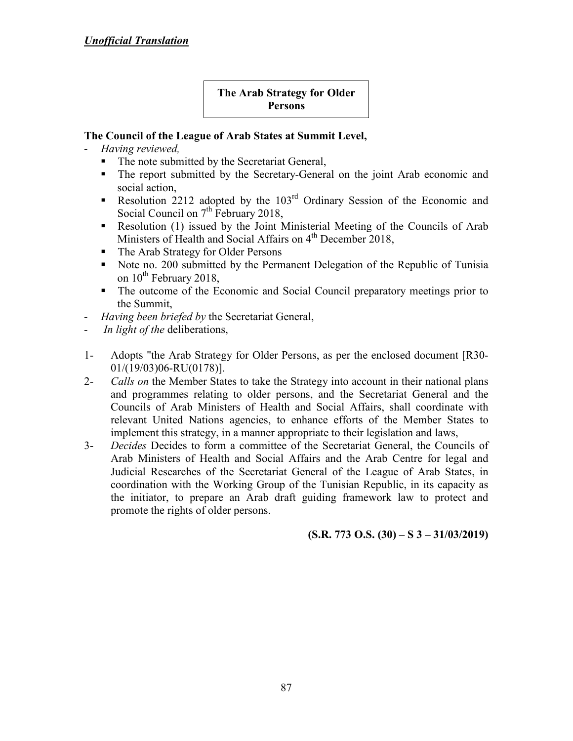***Unofficial Translation***

## The Arab Strategy for Older Persons

**The Council of the League of Arab States at Summit Level,**

- *Having reviewed,*
  - The note submitted by the Secretariat General,
  - The report submitted by the Secretary-General on the joint Arab economic and social action,
  - Resolution 2212 adopted by the 103rd Ordinary Session of the Economic and Social Council on 7th February 2018,
  - Resolution (1) issued by the Joint Ministerial Meeting of the Councils of Arab Ministers of Health and Social Affairs on 4th December 2018,
  - The Arab Strategy for Older Persons
  - Note no. 200 submitted by the Permanent Delegation of the Republic of Tunisia on 10th February 2018,
  - The outcome of the Economic and Social Council preparatory meetings prior to the Summit,
- *Having been briefed by* the Secretariat General,
- *In light of the* deliberations,

1- Adopts "the Arab Strategy for Older Persons, as per the enclosed document [R30-01/(19/03)06-RU(0178)].

2- *Calls on* the Member States to take the Strategy into account in their national plans and programmes relating to older persons, and the Secretariat General and the Councils of Arab Ministers of Health and Social Affairs, shall coordinate with relevant United Nations agencies, to enhance efforts of the Member States to implement this strategy, in a manner appropriate to their legislation and laws,

3- *Decides* Decides to form a committee of the Secretariat General, the Councils of Arab Ministers of Health and Social Affairs and the Arab Centre for legal and Judicial Researches of the Secretariat General of the League of Arab States, in coordination with the Working Group of the Tunisian Republic, in its capacity as the initiator, to prepare an Arab draft guiding framework law to protect and promote the rights of older persons.

**(S.R. 773 O.S. (30) – S 3 – 31/03/2019)**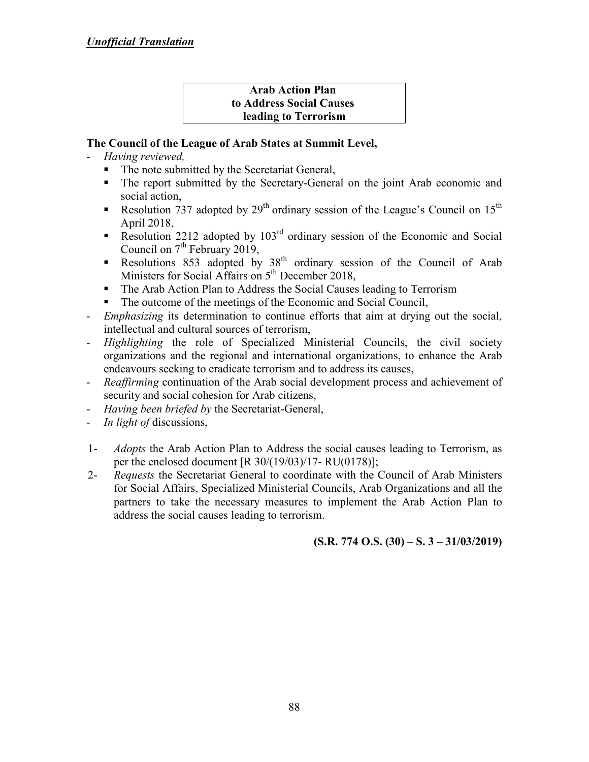***Unofficial Translation***

**Arab Action Plan**
**to Address Social Causes**
**leading to Terrorism**

**The Council of the League of Arab States at Summit Level,**

- *Having reviewed,*
  - The note submitted by the Secretariat General,
  - The report submitted by the Secretary-General on the joint Arab economic and social action,
  - Resolution 737 adopted by 29th ordinary session of the League's Council on 15th April 2018,
  - Resolution 2212 adopted by 103rd ordinary session of the Economic and Social Council on 7th February 2019,
  - Resolutions 853 adopted by 38th ordinary session of the Council of Arab Ministers for Social Affairs on 5th December 2018,
  - The Arab Action Plan to Address the Social Causes leading to Terrorism
  - The outcome of the meetings of the Economic and Social Council,
- *Emphasizing* its determination to continue efforts that aim at drying out the social, intellectual and cultural sources of terrorism,
- *Highlighting* the role of Specialized Ministerial Councils, the civil society organizations and the regional and international organizations, to enhance the Arab endeavours seeking to eradicate terrorism and to address its causes,
- *Reaffirming* continuation of the Arab social development process and achievement of security and social cohesion for Arab citizens,
- *Having been briefed by* the Secretariat-General,
- *In light of* discussions,

1- *Adopts* the Arab Action Plan to Address the social causes leading to Terrorism, as per the enclosed document [R 30/(19/03)/17- RU(0178)];
2- *Requests* the Secretariat General to coordinate with the Council of Arab Ministers for Social Affairs, Specialized Ministerial Councils, Arab Organizations and all the partners to take the necessary measures to implement the Arab Action Plan to address the social causes leading to terrorism.

**(S.R. 774 O.S. (30) – S. 3 – 31/03/2019)**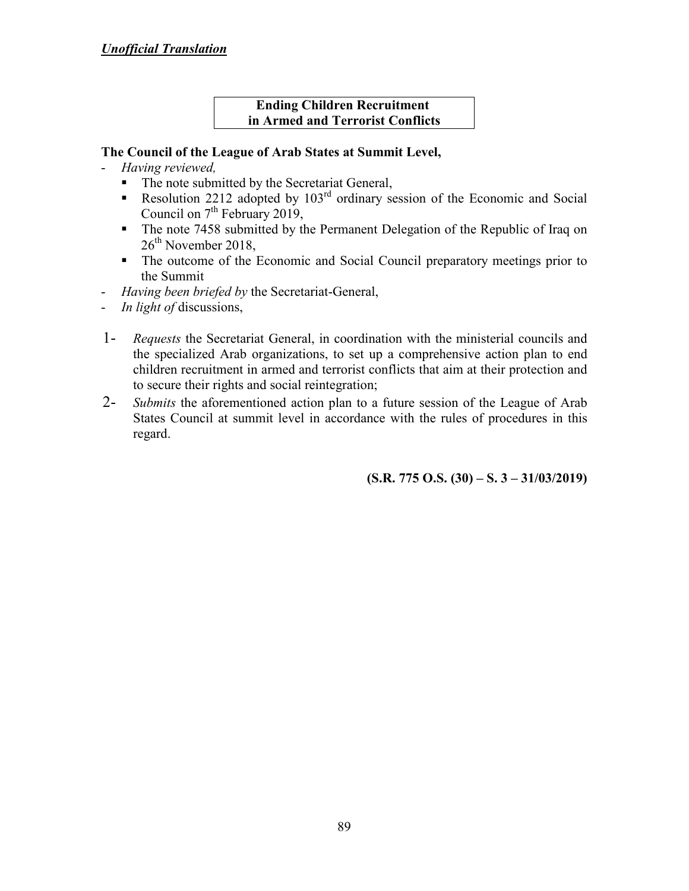***Unofficial Translation***

**Ending Children Recruitment in Armed and Terrorist Conflicts**

**The Council of the League of Arab States at Summit Level,**

- *Having reviewed,*
  - The note submitted by the Secretariat General,
  - Resolution 2212 adopted by 103rd ordinary session of the Economic and Social Council on 7th February 2019,
  - The note 7458 submitted by the Permanent Delegation of the Republic of Iraq on 26th November 2018,
  - The outcome of the Economic and Social Council preparatory meetings prior to the Summit
- *Having been briefed by* the Secretariat-General,
- *In light of* discussions,

1- *Requests* the Secretariat General, in coordination with the ministerial councils and the specialized Arab organizations, to set up a comprehensive action plan to end children recruitment in armed and terrorist conflicts that aim at their protection and to secure their rights and social reintegration;

2- *Submits* the aforementioned action plan to a future session of the League of Arab States Council at summit level in accordance with the rules of procedures in this regard.

**(S.R. 775 O.S. (30) – S. 3 – 31/03/2019)**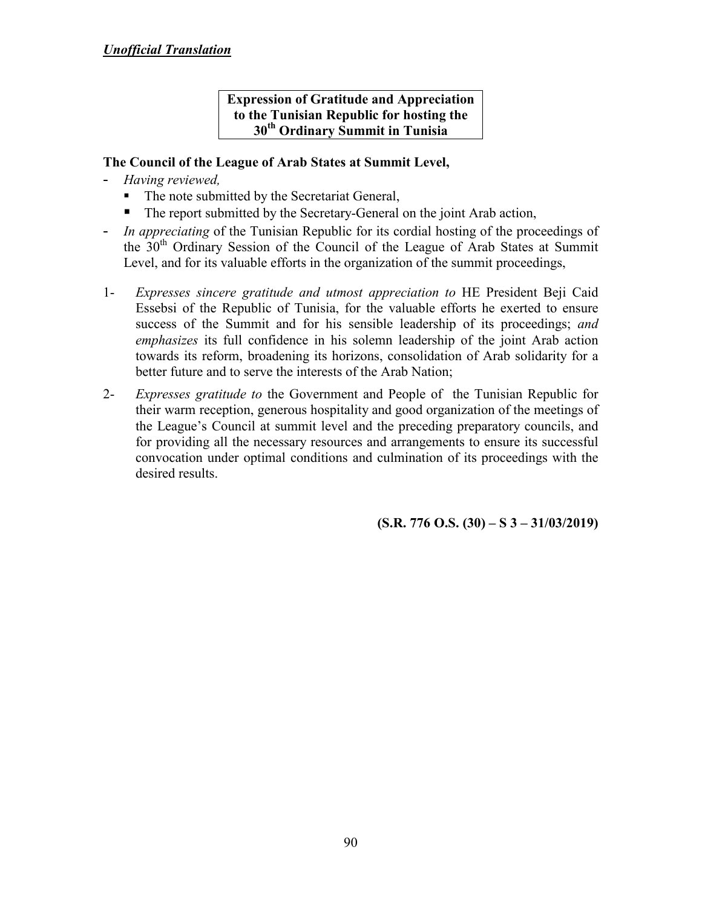***Unofficial Translation***

**Expression of Gratitude and Appreciation to the Tunisian Republic for hosting the 30th Ordinary Summit in Tunisia**

**The Council of the League of Arab States at Summit Level,**

- *Having reviewed,*
  - The note submitted by the Secretariat General,
  - The report submitted by the Secretary-General on the joint Arab action,
- *In appreciating* of the Tunisian Republic for its cordial hosting of the proceedings of the 30th Ordinary Session of the Council of the League of Arab States at Summit Level, and for its valuable efforts in the organization of the summit proceedings,

1- *Expresses sincere gratitude and utmost appreciation to* HE President Beji Caid Essebsi of the Republic of Tunisia, for the valuable efforts he exerted to ensure success of the Summit and for his sensible leadership of its proceedings; *and emphasizes* its full confidence in his solemn leadership of the joint Arab action towards its reform, broadening its horizons, consolidation of Arab solidarity for a better future and to serve the interests of the Arab Nation;

2- *Expresses gratitude to* the Government and People of the Tunisian Republic for their warm reception, generous hospitality and good organization of the meetings of the League's Council at summit level and the preceding preparatory councils, and for providing all the necessary resources and arrangements to ensure its successful convocation under optimal conditions and culmination of its proceedings with the desired results.

**(S.R. 776 O.S. (30) – S 3 – 31/03/2019)**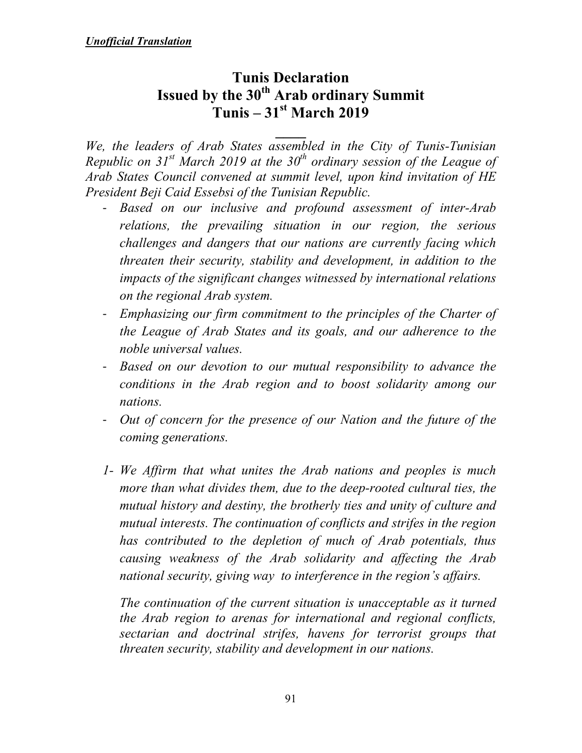***Unofficial Translation***

# Tunis Declaration
# Issued by the 30th Arab ordinary Summit
# Tunis – 31st March 2019

*We, the leaders of Arab States assembled in the City of Tunis-Tunisian Republic on 31st March 2019 at the 30th ordinary session of the League of Arab States Council convened at summit level, upon kind invitation of HE President Beji Caid Essebsi of the Tunisian Republic.*

- *Based on our inclusive and profound assessment of inter-Arab relations, the prevailing situation in our region, the serious challenges and dangers that our nations are currently facing which threaten their security, stability and development, in addition to the impacts of the significant changes witnessed by international relations on the regional Arab system.*
- *Emphasizing our firm commitment to the principles of the Charter of the League of Arab States and its goals, and our adherence to the noble universal values.*
- *Based on our devotion to our mutual responsibility to advance the conditions in the Arab region and to boost solidarity among our nations.*
- *Out of concern for the presence of our Nation and the future of the coming generations.*

1- *We Affirm that what unites the Arab nations and peoples is much more than what divides them, due to the deep-rooted cultural ties, the mutual history and destiny, the brotherly ties and unity of culture and mutual interests. The continuation of conflicts and strifes in the region has contributed to the depletion of much of Arab potentials, thus causing weakness of the Arab solidarity and affecting the Arab national security, giving way to interference in the region's affairs.*

*The continuation of the current situation is unacceptable as it turned the Arab region to arenas for international and regional conflicts, sectarian and doctrinal strifes, havens for terrorist groups that threaten security, stability and development in our nations.*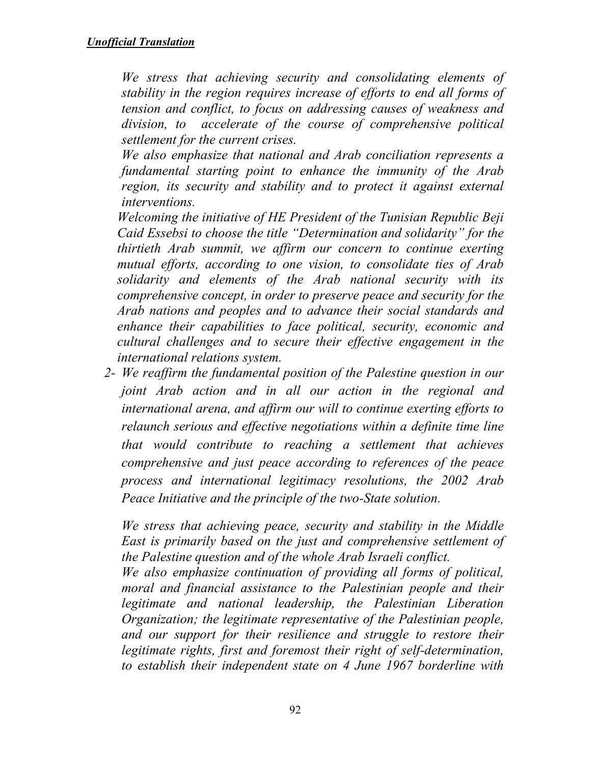***Unofficial Translation***

*We stress that achieving security and consolidating elements of stability in the region requires increase of efforts to end all forms of tension and conflict, to focus on addressing causes of weakness and division, to accelerate of the course of comprehensive political settlement for the current crises.*

*We also emphasize that national and Arab conciliation represents a fundamental starting point to enhance the immunity of the Arab region, its security and stability and to protect it against external interventions.*

*Welcoming the initiative of HE President of the Tunisian Republic Beji Caid Essebsi to choose the title "Determination and solidarity" for the thirtieth Arab summit, we affirm our concern to continue exerting mutual efforts, according to one vision, to consolidate ties of Arab solidarity and elements of the Arab national security with its comprehensive concept, in order to preserve peace and security for the Arab nations and peoples and to advance their social standards and enhance their capabilities to face political, security, economic and cultural challenges and to secure their effective engagement in the international relations system.*

2- *We reaffirm the fundamental position of the Palestine question in our joint Arab action and in all our action in the regional and international arena, and affirm our will to continue exerting efforts to relaunch serious and effective negotiations within a definite time line that would contribute to reaching a settlement that achieves comprehensive and just peace according to references of the peace process and international legitimacy resolutions, the 2002 Arab Peace Initiative and the principle of the two-State solution.*

*We stress that achieving peace, security and stability in the Middle East is primarily based on the just and comprehensive settlement of the Palestine question and of the whole Arab Israeli conflict.*

*We also emphasize continuation of providing all forms of political, moral and financial assistance to the Palestinian people and their legitimate and national leadership, the Palestinian Liberation Organization; the legitimate representative of the Palestinian people, and our support for their resilience and struggle to restore their legitimate rights, first and foremost their right of self-determination, to establish their independent state on 4 June 1967 borderline with*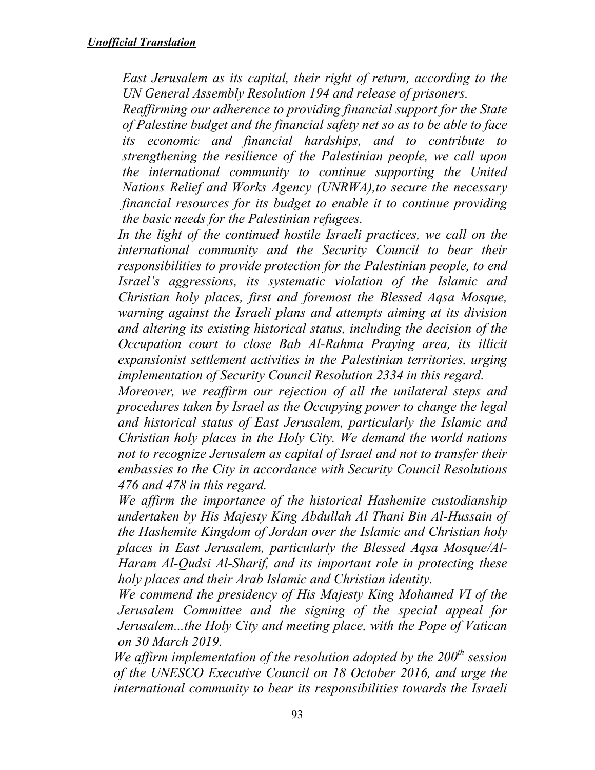***Unofficial Translation***

*East Jerusalem as its capital, their right of return, according to the UN General Assembly Resolution 194 and release of prisoners.*

*Reaffirming our adherence to providing financial support for the State of Palestine budget and the financial safety net so as to be able to face its economic and financial hardships, and to contribute to strengthening the resilience of the Palestinian people, we call upon the international community to continue supporting the United Nations Relief and Works Agency (UNRWA),to secure the necessary financial resources for its budget to enable it to continue providing the basic needs for the Palestinian refugees.*

*In the light of the continued hostile Israeli practices, we call on the international community and the Security Council to bear their responsibilities to provide protection for the Palestinian people, to end Israel's aggressions, its systematic violation of the Islamic and Christian holy places, first and foremost the Blessed Aqsa Mosque, warning against the Israeli plans and attempts aiming at its division and altering its existing historical status, including the decision of the Occupation court to close Bab Al-Rahma Praying area, its illicit expansionist settlement activities in the Palestinian territories, urging implementation of Security Council Resolution 2334 in this regard.*

*Moreover, we reaffirm our rejection of all the unilateral steps and procedures taken by Israel as the Occupying power to change the legal and historical status of East Jerusalem, particularly the Islamic and Christian holy places in the Holy City. We demand the world nations not to recognize Jerusalem as capital of Israel and not to transfer their embassies to the City in accordance with Security Council Resolutions 476 and 478 in this regard.*

*We affirm the importance of the historical Hashemite custodianship undertaken by His Majesty King Abdullah Al Thani Bin Al-Hussain of the Hashemite Kingdom of Jordan over the Islamic and Christian holy places in East Jerusalem, particularly the Blessed Aqsa Mosque/Al-Haram Al-Qudsi Al-Sharif, and its important role in protecting these holy places and their Arab Islamic and Christian identity.*

*We commend the presidency of His Majesty King Mohamed VI of the Jerusalem Committee and the signing of the special appeal for Jerusalem...the Holy City and meeting place, with the Pope of Vatican on 30 March 2019.*

*We affirm implementation of the resolution adopted by the 200th session of the UNESCO Executive Council on 18 October 2016, and urge the international community to bear its responsibilities towards the Israeli*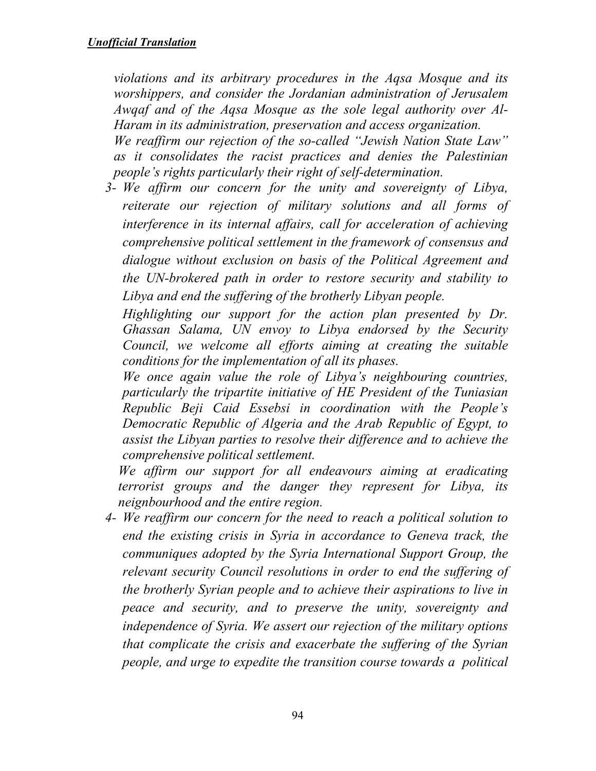***Unofficial Translation***

*violations and its arbitrary procedures in the Aqsa Mosque and its worshippers, and consider the Jordanian administration of Jerusalem Awqaf and of the Aqsa Mosque as the sole legal authority over Al-Haram in its administration, preservation and access organization.*

*We reaffirm our rejection of the so-called "Jewish Nation State Law" as it consolidates the racist practices and denies the Palestinian people's rights particularly their right of self-determination.*

3- *We affirm our concern for the unity and sovereignty of Libya, reiterate our rejection of military solutions and all forms of interference in its internal affairs, call for acceleration of achieving comprehensive political settlement in the framework of consensus and dialogue without exclusion on basis of the Political Agreement and the UN-brokered path in order to restore security and stability to Libya and end the suffering of the brotherly Libyan people.*

   *Highlighting our support for the action plan presented by Dr. Ghassan Salama, UN envoy to Libya endorsed by the Security Council, we welcome all efforts aiming at creating the suitable conditions for the implementation of all its phases.*

   *We once again value the role of Libya's neighbouring countries, particularly the tripartite initiative of HE President of the Tuniasian Republic Beji Caid Essebsi in coordination with the People's Democratic Republic of Algeria and the Arab Republic of Egypt, to assist the Libyan parties to resolve their difference and to achieve the comprehensive political settlement.*

   *We affirm our support for all endeavours aiming at eradicating terrorist groups and the danger they represent for Libya, its neignbourhood and the entire region.*

4- *We reaffirm our concern for the need to reach a political solution to end the existing crisis in Syria in accordance to Geneva track, the communiques adopted by the Syria International Support Group, the relevant security Council resolutions in order to end the suffering of the brotherly Syrian people and to achieve their aspirations to live in peace and security, and to preserve the unity, sovereignty and independence of Syria. We assert our rejection of the military options that complicate the crisis and exacerbate the suffering of the Syrian people, and urge to expedite the transition course towards a political*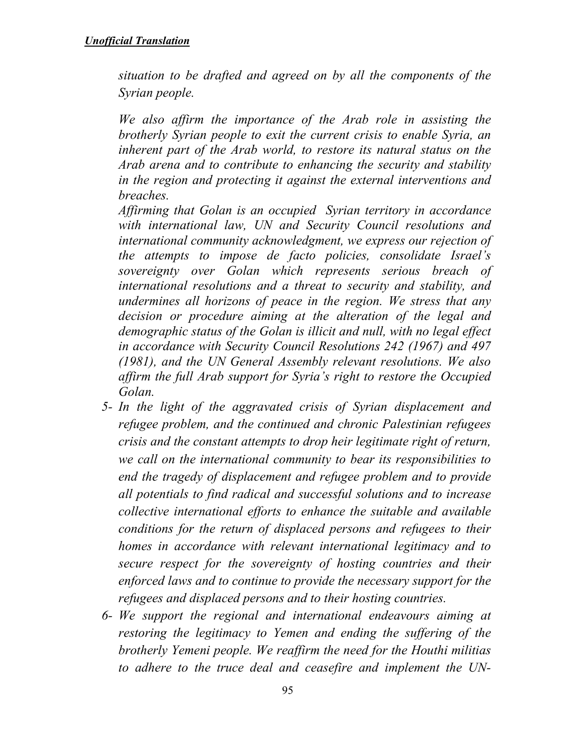*situation to be drafted and agreed on by all the components of the Syrian people.*

*We also affirm the importance of the Arab role in assisting the brotherly Syrian people to exit the current crisis to enable Syria, an inherent part of the Arab world, to restore its natural status on the Arab arena and to contribute to enhancing the security and stability in the region and protecting it against the external interventions and breaches.*

*Affirming that Golan is an occupied Syrian territory in accordance with international law, UN and Security Council resolutions and international community acknowledgment, we express our rejection of the attempts to impose de facto policies, consolidate Israel's sovereignty over Golan which represents serious breach of international resolutions and a threat to security and stability, and undermines all horizons of peace in the region. We stress that any decision or procedure aiming at the alteration of the legal and demographic status of the Golan is illicit and null, with no legal effect in accordance with Security Council Resolutions 242 (1967) and 497 (1981), and the UN General Assembly relevant resolutions. We also affirm the full Arab support for Syria's right to restore the Occupied Golan.*

5- *In the light of the aggravated crisis of Syrian displacement and refugee problem, and the continued and chronic Palestinian refugees crisis and the constant attempts to drop heir legitimate right of return, we call on the international community to bear its responsibilities to end the tragedy of displacement and refugee problem and to provide all potentials to find radical and successful solutions and to increase collective international efforts to enhance the suitable and available conditions for the return of displaced persons and refugees to their homes in accordance with relevant international legitimacy and to secure respect for the sovereignty of hosting countries and their enforced laws and to continue to provide the necessary support for the refugees and displaced persons and to their hosting countries.*

6- *We support the regional and international endeavours aiming at restoring the legitimacy to Yemen and ending the suffering of the brotherly Yemeni people. We reaffirm the need for the Houthi militias to adhere to the truce deal and ceasefire and implement the UN-*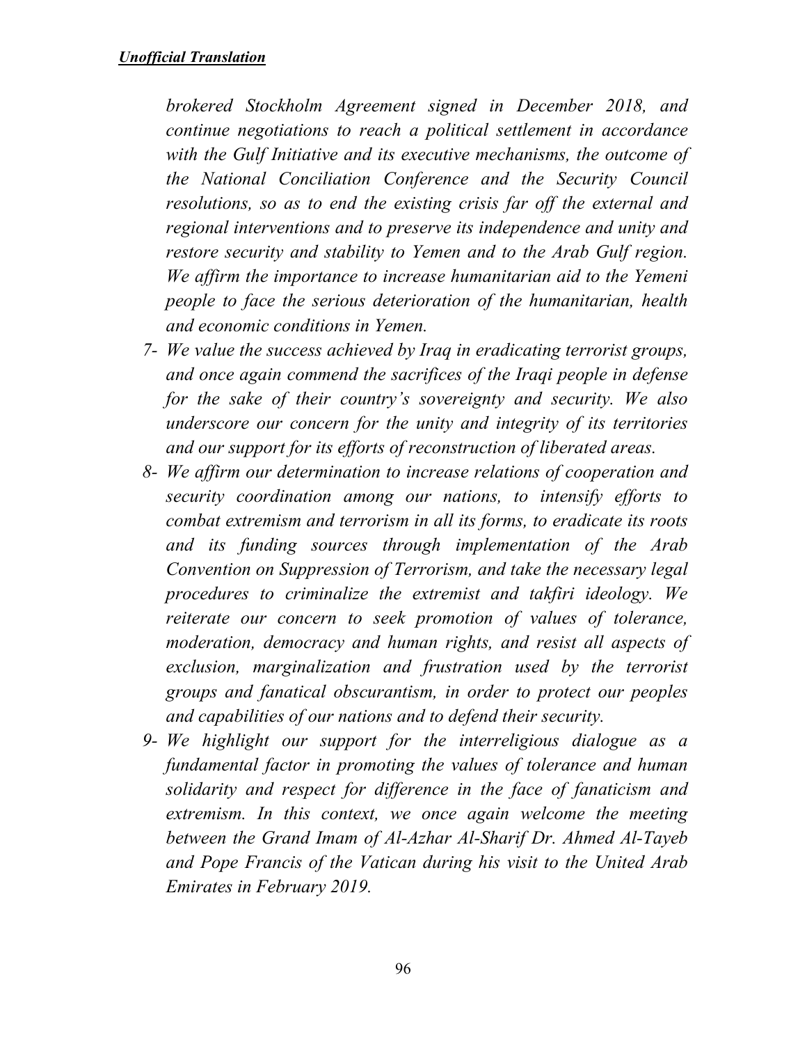***Unofficial Translation***

*brokered Stockholm Agreement signed in December 2018, and continue negotiations to reach a political settlement in accordance with the Gulf Initiative and its executive mechanisms, the outcome of the National Conciliation Conference and the Security Council resolutions, so as to end the existing crisis far off the external and regional interventions and to preserve its independence and unity and restore security and stability to Yemen and to the Arab Gulf region. We affirm the importance to increase humanitarian aid to the Yemeni people to face the serious deterioration of the humanitarian, health and economic conditions in Yemen.*

7- *We value the success achieved by Iraq in eradicating terrorist groups, and once again commend the sacrifices of the Iraqi people in defense for the sake of their country's sovereignty and security. We also underscore our concern for the unity and integrity of its territories and our support for its efforts of reconstruction of liberated areas.*

8- *We affirm our determination to increase relations of cooperation and security coordination among our nations, to intensify efforts to combat extremism and terrorism in all its forms, to eradicate its roots and its funding sources through implementation of the Arab Convention on Suppression of Terrorism, and take the necessary legal procedures to criminalize the extremist and takfiri ideology. We reiterate our concern to seek promotion of values of tolerance, moderation, democracy and human rights, and resist all aspects of exclusion, marginalization and frustration used by the terrorist groups and fanatical obscurantism, in order to protect our peoples and capabilities of our nations and to defend their security.*

9- *We highlight our support for the interreligious dialogue as a fundamental factor in promoting the values of tolerance and human solidarity and respect for difference in the face of fanaticism and extremism. In this context, we once again welcome the meeting between the Grand Imam of Al-Azhar Al-Sharif Dr. Ahmed Al-Tayeb and Pope Francis of the Vatican during his visit to the United Arab Emirates in February 2019.*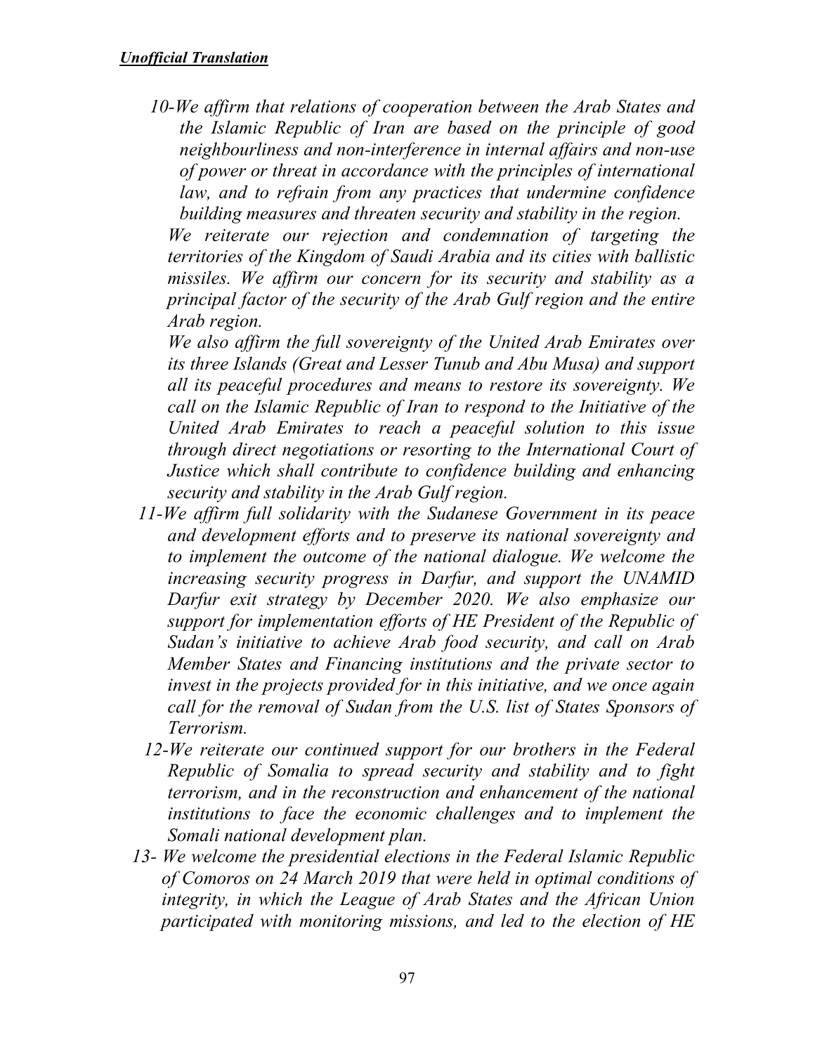***Unofficial Translation***

*10-We affirm that relations of cooperation between the Arab States and the Islamic Republic of Iran are based on the principle of good neighbourliness and non-interference in internal affairs and non-use of power or threat in accordance with the principles of international law, and to refrain from any practices that undermine confidence building measures and threaten security and stability in the region.*

*We reiterate our rejection and condemnation of targeting the territories of the Kingdom of Saudi Arabia and its cities with ballistic missiles. We affirm our concern for its security and stability as a principal factor of the security of the Arab Gulf region and the entire Arab region.*

*We also affirm the full sovereignty of the United Arab Emirates over its three Islands (Great and Lesser Tunub and Abu Musa) and support all its peaceful procedures and means to restore its sovereignty. We call on the Islamic Republic of Iran to respond to the Initiative of the United Arab Emirates to reach a peaceful solution to this issue through direct negotiations or resorting to the International Court of Justice which shall contribute to confidence building and enhancing security and stability in the Arab Gulf region.*

*11-We affirm full solidarity with the Sudanese Government in its peace and development efforts and to preserve its national sovereignty and to implement the outcome of the national dialogue. We welcome the increasing security progress in Darfur, and support the UNAMID Darfur exit strategy by December 2020. We also emphasize our support for implementation efforts of HE President of the Republic of Sudan's initiative to achieve Arab food security, and call on Arab Member States and Financing institutions and the private sector to invest in the projects provided for in this initiative, and we once again call for the removal of Sudan from the U.S. list of States Sponsors of Terrorism.*

*12-We reiterate our continued support for our brothers in the Federal Republic of Somalia to spread security and stability and to fight terrorism, and in the reconstruction and enhancement of the national institutions to face the economic challenges and to implement the Somali national development plan.*

*13- We welcome the presidential elections in the Federal Islamic Republic of Comoros on 24 March 2019 that were held in optimal conditions of integrity, in which the League of Arab States and the African Union participated with monitoring missions, and led to the election of HE*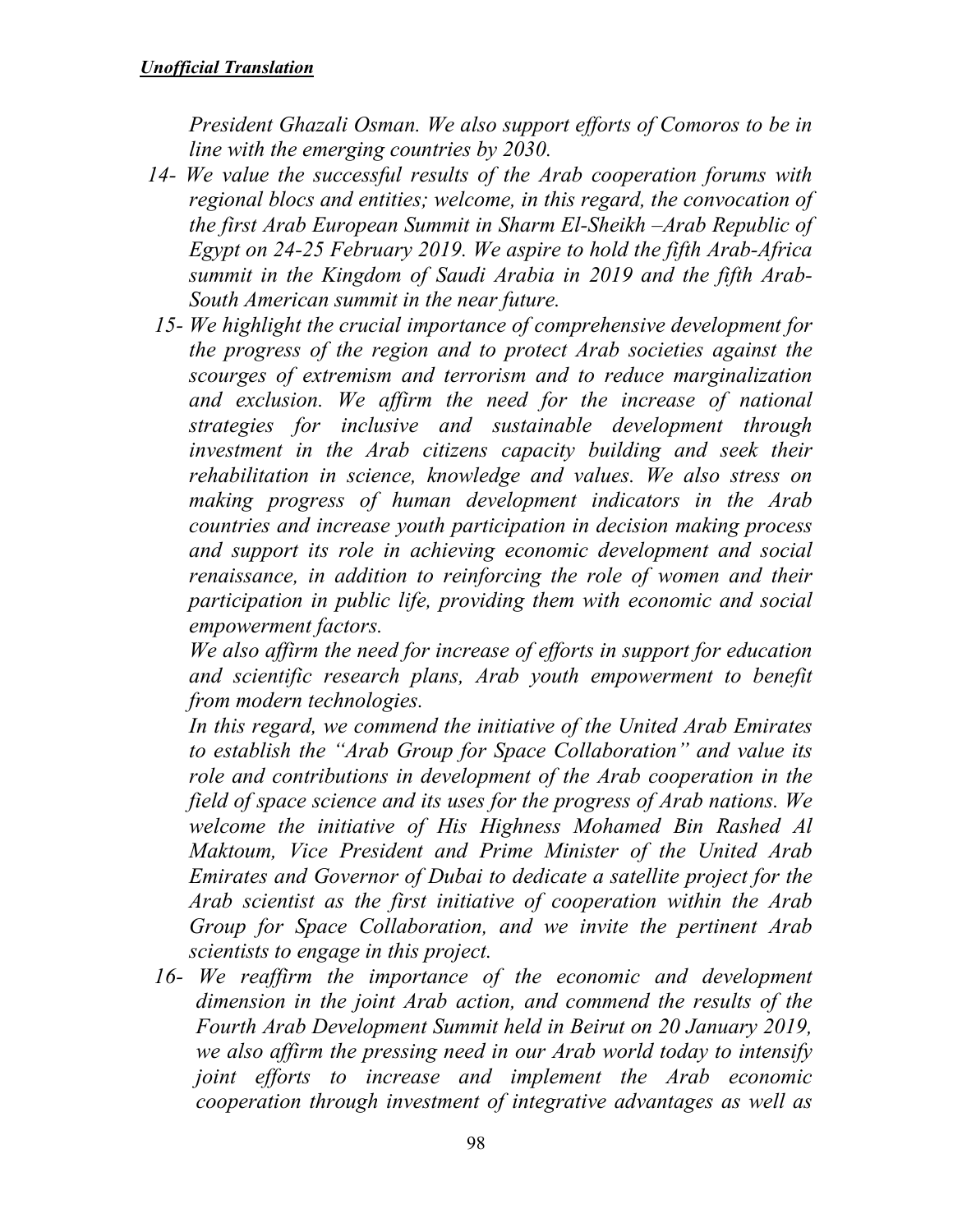***Unofficial Translation***

*President Ghazali Osman. We also support efforts of Comoros to be in line with the emerging countries by 2030.*

*14- We value the successful results of the Arab cooperation forums with regional blocs and entities; welcome, in this regard, the convocation of the first Arab European Summit in Sharm El-Sheikh –Arab Republic of Egypt on 24-25 February 2019. We aspire to hold the fifth Arab-Africa summit in the Kingdom of Saudi Arabia in 2019 and the fifth Arab-South American summit in the near future.*

*15- We highlight the crucial importance of comprehensive development for the progress of the region and to protect Arab societies against the scourges of extremism and terrorism and to reduce marginalization and exclusion. We affirm the need for the increase of national strategies for inclusive and sustainable development through investment in the Arab citizens capacity building and seek their rehabilitation in science, knowledge and values. We also stress on making progress of human development indicators in the Arab countries and increase youth participation in decision making process and support its role in achieving economic development and social renaissance, in addition to reinforcing the role of women and their participation in public life, providing them with economic and social empowerment factors.*

*We also affirm the need for increase of efforts in support for education and scientific research plans, Arab youth empowerment to benefit from modern technologies.*

*In this regard, we commend the initiative of the United Arab Emirates to establish the "Arab Group for Space Collaboration" and value its role and contributions in development of the Arab cooperation in the field of space science and its uses for the progress of Arab nations. We welcome the initiative of His Highness Mohamed Bin Rashed Al Maktoum, Vice President and Prime Minister of the United Arab Emirates and Governor of Dubai to dedicate a satellite project for the Arab scientist as the first initiative of cooperation within the Arab Group for Space Collaboration, and we invite the pertinent Arab scientists to engage in this project.*

*16- We reaffirm the importance of the economic and development dimension in the joint Arab action, and commend the results of the Fourth Arab Development Summit held in Beirut on 20 January 2019, we also affirm the pressing need in our Arab world today to intensify joint efforts to increase and implement the Arab economic cooperation through investment of integrative advantages as well as*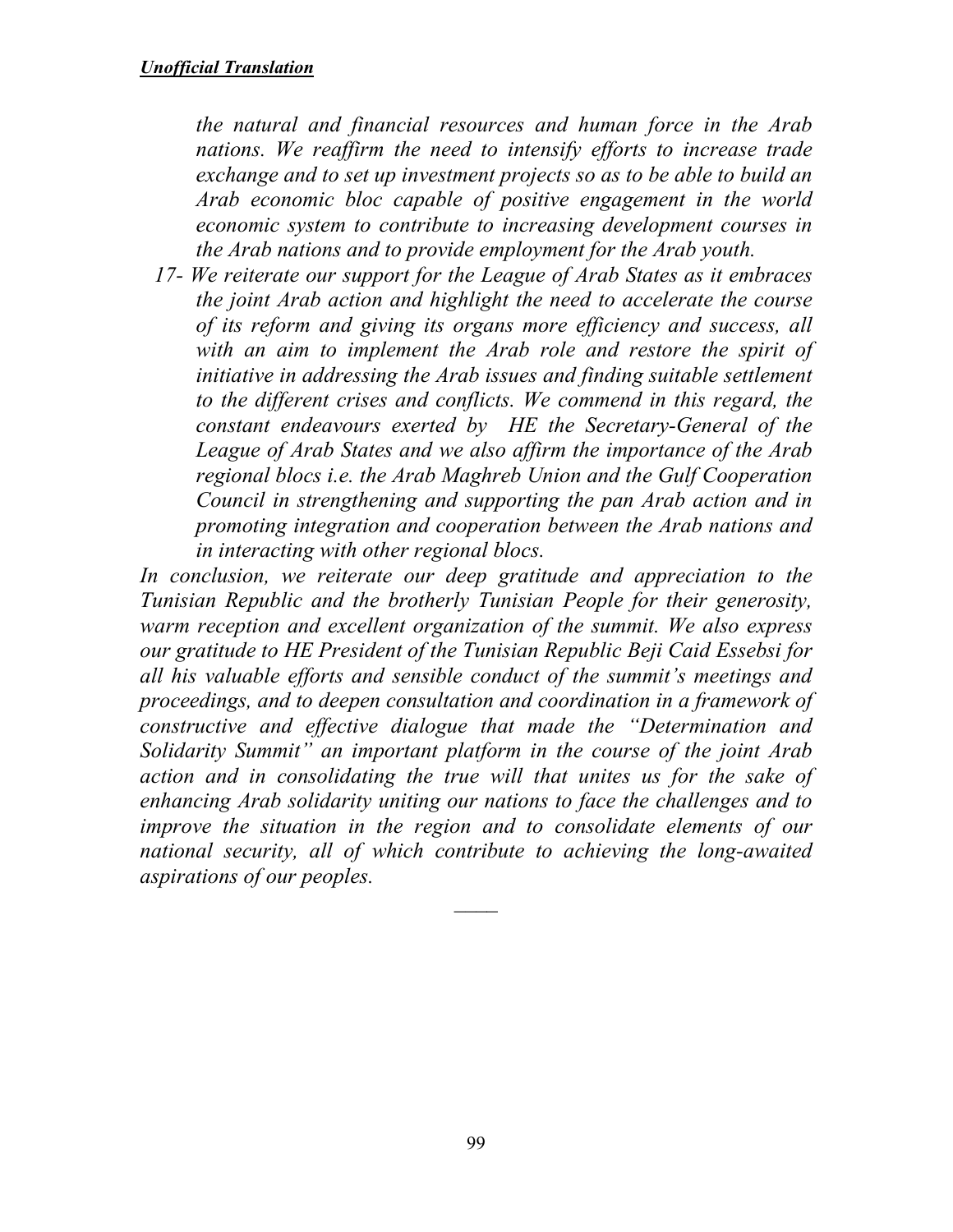*the natural and financial resources and human force in the Arab nations. We reaffirm the need to intensify efforts to increase trade exchange and to set up investment projects so as to be able to build an Arab economic bloc capable of positive engagement in the world economic system to contribute to increasing development courses in the Arab nations and to provide employment for the Arab youth.*

*17- We reiterate our support for the League of Arab States as it embraces the joint Arab action and highlight the need to accelerate the course of its reform and giving its organs more efficiency and success, all with an aim to implement the Arab role and restore the spirit of initiative in addressing the Arab issues and finding suitable settlement to the different crises and conflicts. We commend in this regard, the constant endeavours exerted by HE the Secretary-General of the League of Arab States and we also affirm the importance of the Arab regional blocs i.e. the Arab Maghreb Union and the Gulf Cooperation Council in strengthening and supporting the pan Arab action and in promoting integration and cooperation between the Arab nations and in interacting with other regional blocs.*

*In conclusion, we reiterate our deep gratitude and appreciation to the Tunisian Republic and the brotherly Tunisian People for their generosity, warm reception and excellent organization of the summit. We also express our gratitude to HE President of the Tunisian Republic Beji Caid Essebsi for all his valuable efforts and sensible conduct of the summit's meetings and proceedings, and to deepen consultation and coordination in a framework of constructive and effective dialogue that made the "Determination and Solidarity Summit" an important platform in the course of the joint Arab action and in consolidating the true will that unites us for the sake of enhancing Arab solidarity uniting our nations to face the challenges and to improve the situation in the region and to consolidate elements of our national security, all of which contribute to achieving the long-awaited aspirations of our peoples.*

____